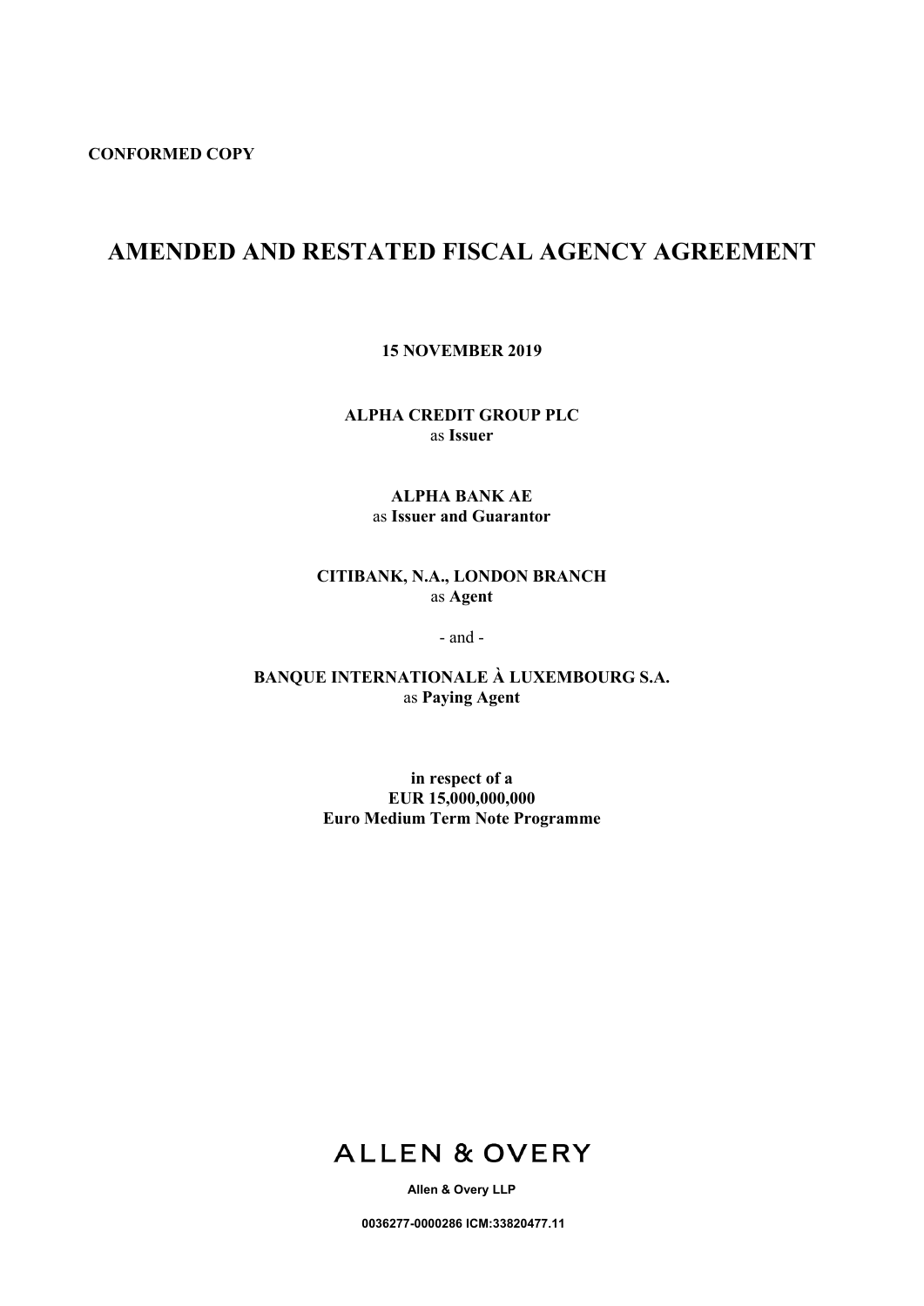**CONFORMED COPY**

# AMENDED AND RESTATED FISCAL AGENCY AGREEMENT

**15 NOVEMBER 2019**

**ALPHA CREDIT GROUP PLC**
as **Issuer**

**ALPHA BANK AE**
as **Issuer and Guarantor**

**CITIBANK, N.A., LONDON BRANCH**
as **Agent**

\- and -

**BANQUE INTERNATIONALE À LUXEMBOURG S.A.**
as **Paying Agent**

**in respect of a**
**EUR 15,000,000,000**
**Euro Medium Term Note Programme**

ALLEN & OVERY

**Allen & Overy LLP**

**0036277-0000286 ICM:33820477.11**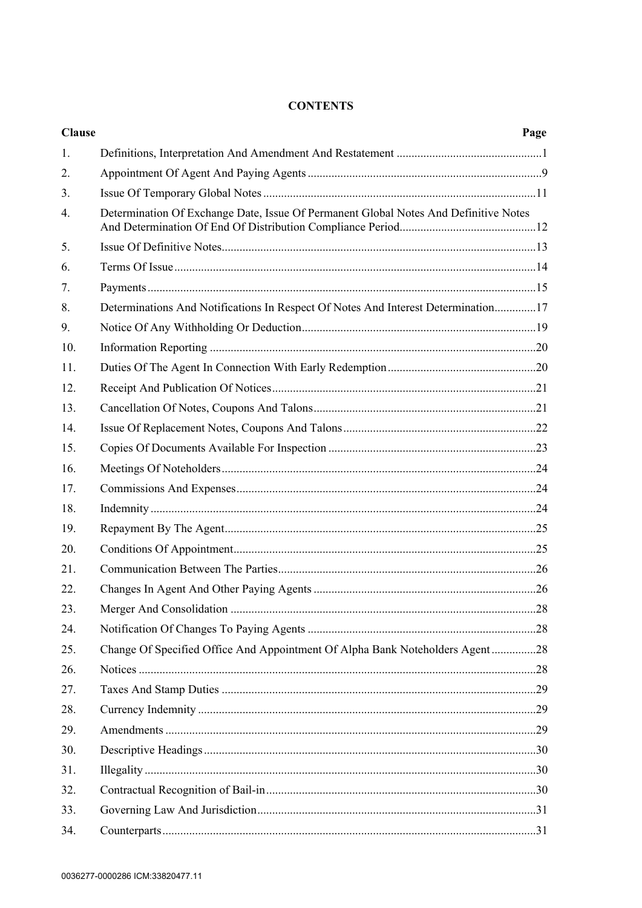## CONTENTS

| Clause | | Page |
|---|---|---|
| 1. | Definitions, Interpretation And Amendment And Restatement | 1 |
| 2. | Appointment Of Agent And Paying Agents | 9 |
| 3. | Issue Of Temporary Global Notes | 11 |
| 4. | Determination Of Exchange Date, Issue Of Permanent Global Notes And Definitive Notes And Determination Of End Of Distribution Compliance Period | 12 |
| 5. | Issue Of Definitive Notes | 13 |
| 6. | Terms Of Issue | 14 |
| 7. | Payments | 15 |
| 8. | Determinations And Notifications In Respect Of Notes And Interest Determination | 17 |
| 9. | Notice Of Any Withholding Or Deduction | 19 |
| 10. | Information Reporting | 20 |
| 11. | Duties Of The Agent In Connection With Early Redemption | 20 |
| 12. | Receipt And Publication Of Notices | 21 |
| 13. | Cancellation Of Notes, Coupons And Talons | 21 |
| 14. | Issue Of Replacement Notes, Coupons And Talons | 22 |
| 15. | Copies Of Documents Available For Inspection | 23 |
| 16. | Meetings Of Noteholders | 24 |
| 17. | Commissions And Expenses | 24 |
| 18. | Indemnity | 24 |
| 19. | Repayment By The Agent | 25 |
| 20. | Conditions Of Appointment | 25 |
| 21. | Communication Between The Parties | 26 |
| 22. | Changes In Agent And Other Paying Agents | 26 |
| 23. | Merger And Consolidation | 28 |
| 24. | Notification Of Changes To Paying Agents | 28 |
| 25. | Change Of Specified Office And Appointment Of Alpha Bank Noteholders Agent | 28 |
| 26. | Notices | 28 |
| 27. | Taxes And Stamp Duties | 29 |
| 28. | Currency Indemnity | 29 |
| 29. | Amendments | 29 |
| 30. | Descriptive Headings | 30 |
| 31. | Illegality | 30 |
| 32. | Contractual Recognition of Bail-in | 30 |
| 33. | Governing Law And Jurisdiction | 31 |
| 34. | Counterparts | 31 |

0036277-0000286 ICM:33820477.11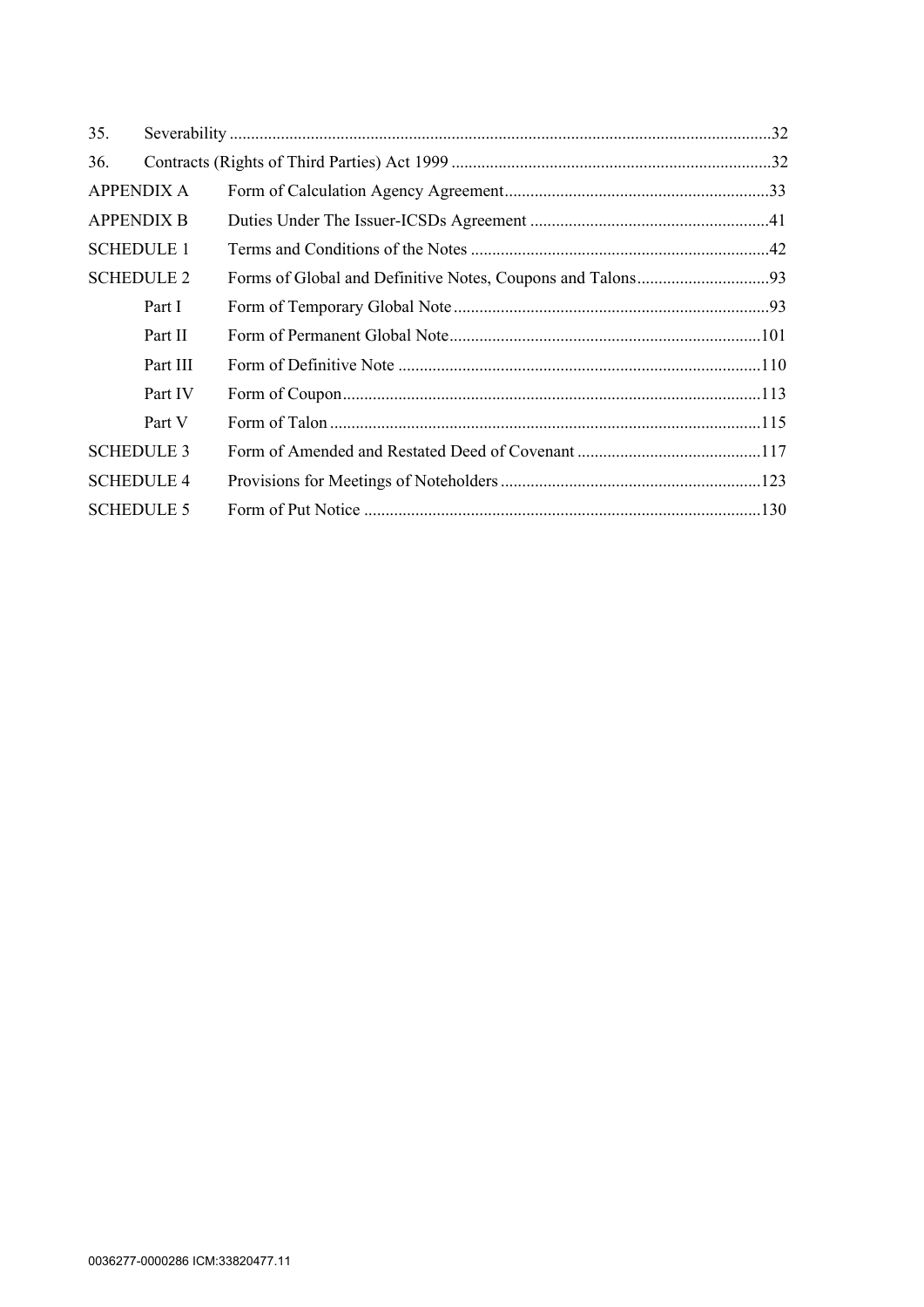| | | |
|---|---|---|
| 35. | Severability | 32 |
| 36. | Contracts (Rights of Third Parties) Act 1999 | 32 |
| APPENDIX A | Form of Calculation Agency Agreement | 33 |
| APPENDIX B | Duties Under The Issuer-ICSDs Agreement | 41 |
| SCHEDULE 1 | Terms and Conditions of the Notes | 42 |
| SCHEDULE 2 | Forms of Global and Definitive Notes, Coupons and Talons | 93 |
| Part I | Form of Temporary Global Note | 93 |
| Part II | Form of Permanent Global Note | 101 |
| Part III | Form of Definitive Note | 110 |
| Part IV | Form of Coupon | 113 |
| Part V | Form of Talon | 115 |
| SCHEDULE 3 | Form of Amended and Restated Deed of Covenant | 117 |
| SCHEDULE 4 | Provisions for Meetings of Noteholders | 123 |
| SCHEDULE 5 | Form of Put Notice | 130 |

0036277-0000286 ICM:33820477.11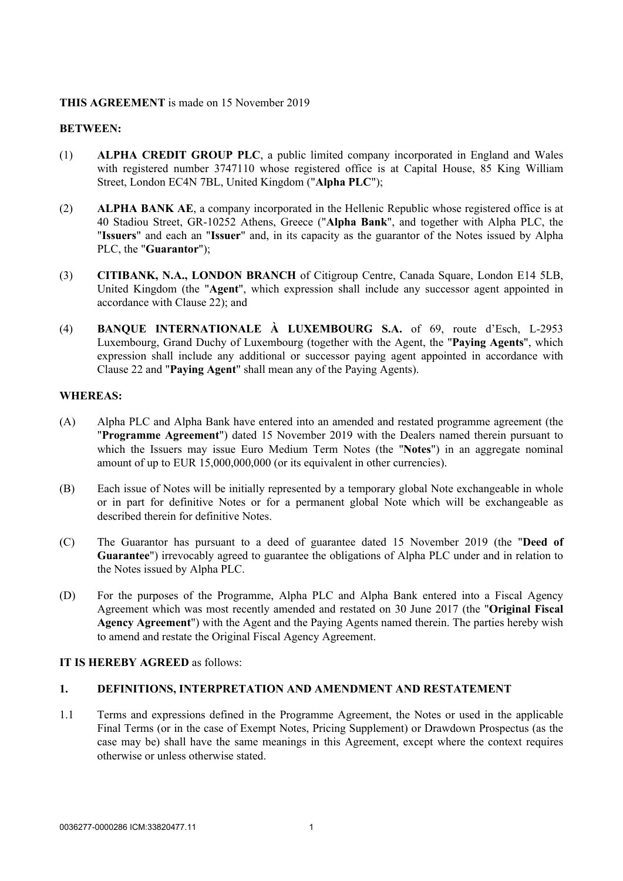**THIS AGREEMENT** is made on 15 November 2019

**BETWEEN:**

(1) **ALPHA CREDIT GROUP PLC**, a public limited company incorporated in England and Wales with registered number 3747110 whose registered office is at Capital House, 85 King William Street, London EC4N 7BL, United Kingdom ("**Alpha PLC**");

(2) **ALPHA BANK AE**, a company incorporated in the Hellenic Republic whose registered office is at 40 Stadiou Street, GR-10252 Athens, Greece ("**Alpha Bank**", and together with Alpha PLC, the "**Issuers**" and each an "**Issuer**" and, in its capacity as the guarantor of the Notes issued by Alpha PLC, the "**Guarantor**");

(3) **CITIBANK, N.A., LONDON BRANCH** of Citigroup Centre, Canada Square, London E14 5LB, United Kingdom (the "**Agent**", which expression shall include any successor agent appointed in accordance with Clause 22); and

(4) **BANQUE INTERNATIONALE À LUXEMBOURG S.A.** of 69, route d'Esch, L-2953 Luxembourg, Grand Duchy of Luxembourg (together with the Agent, the "**Paying Agents**", which expression shall include any additional or successor paying agent appointed in accordance with Clause 22 and "**Paying Agent**" shall mean any of the Paying Agents).

**WHEREAS:**

(A) Alpha PLC and Alpha Bank have entered into an amended and restated programme agreement (the "**Programme Agreement**") dated 15 November 2019 with the Dealers named therein pursuant to which the Issuers may issue Euro Medium Term Notes (the "**Notes**") in an aggregate nominal amount of up to EUR 15,000,000,000 (or its equivalent in other currencies).

(B) Each issue of Notes will be initially represented by a temporary global Note exchangeable in whole or in part for definitive Notes or for a permanent global Note which will be exchangeable as described therein for definitive Notes.

(C) The Guarantor has pursuant to a deed of guarantee dated 15 November 2019 (the "**Deed of Guarantee**") irrevocably agreed to guarantee the obligations of Alpha PLC under and in relation to the Notes issued by Alpha PLC.

(D) For the purposes of the Programme, Alpha PLC and Alpha Bank entered into a Fiscal Agency Agreement which was most recently amended and restated on 30 June 2017 (the "**Original Fiscal Agency Agreement**") with the Agent and the Paying Agents named therein. The parties hereby wish to amend and restate the Original Fiscal Agency Agreement.

**IT IS HEREBY AGREED** as follows:

## 1. DEFINITIONS, INTERPRETATION AND AMENDMENT AND RESTATEMENT

1.1 Terms and expressions defined in the Programme Agreement, the Notes or used in the applicable Final Terms (or in the case of Exempt Notes, Pricing Supplement) or Drawdown Prospectus (as the case may be) shall have the same meanings in this Agreement, except where the context requires otherwise or unless otherwise stated.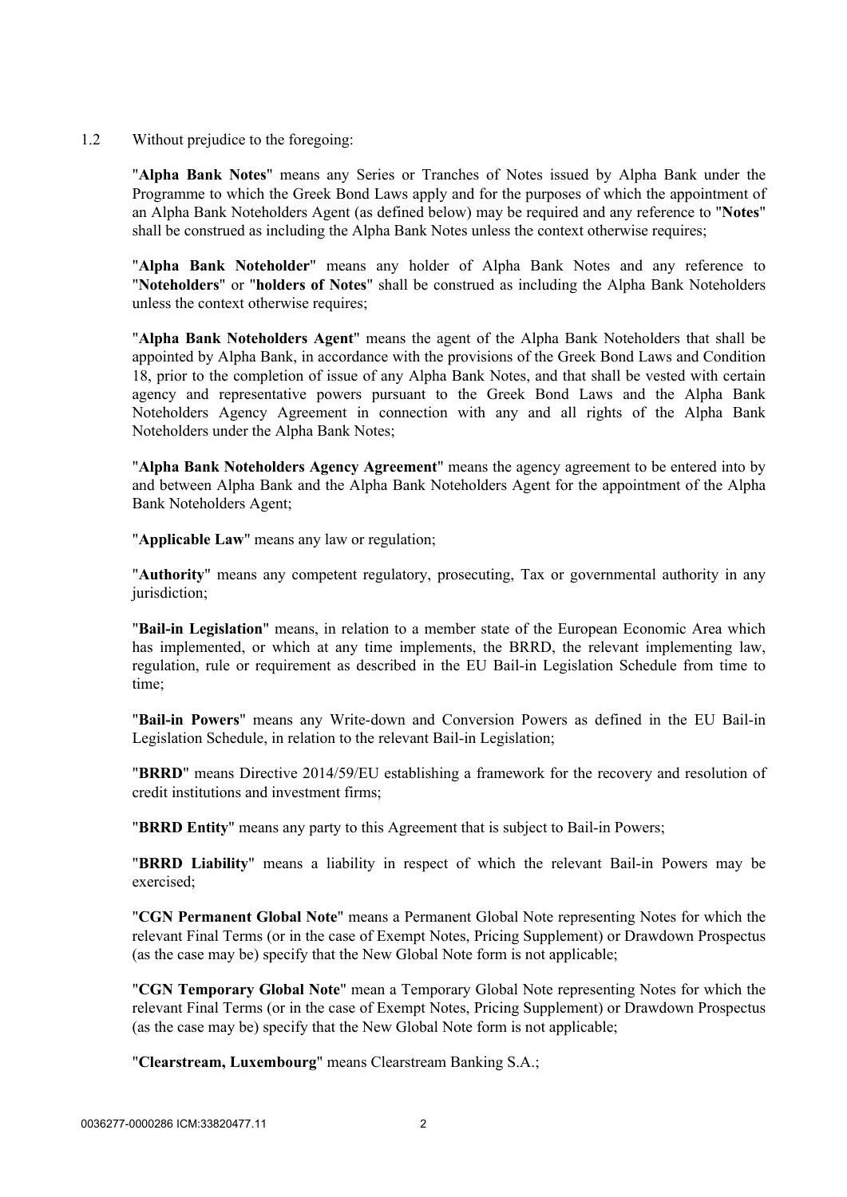1.2 Without prejudice to the foregoing:

"**Alpha Bank Notes**" means any Series or Tranches of Notes issued by Alpha Bank under the Programme to which the Greek Bond Laws apply and for the purposes of which the appointment of an Alpha Bank Noteholders Agent (as defined below) may be required and any reference to "**Notes**" shall be construed as including the Alpha Bank Notes unless the context otherwise requires;

"**Alpha Bank Noteholder**" means any holder of Alpha Bank Notes and any reference to "**Noteholders**" or "**holders of Notes**" shall be construed as including the Alpha Bank Noteholders unless the context otherwise requires;

"**Alpha Bank Noteholders Agent**" means the agent of the Alpha Bank Noteholders that shall be appointed by Alpha Bank, in accordance with the provisions of the Greek Bond Laws and Condition 18, prior to the completion of issue of any Alpha Bank Notes, and that shall be vested with certain agency and representative powers pursuant to the Greek Bond Laws and the Alpha Bank Noteholders Agency Agreement in connection with any and all rights of the Alpha Bank Noteholders under the Alpha Bank Notes;

"**Alpha Bank Noteholders Agency Agreement**" means the agency agreement to be entered into by and between Alpha Bank and the Alpha Bank Noteholders Agent for the appointment of the Alpha Bank Noteholders Agent;

"**Applicable Law**" means any law or regulation;

"**Authority**" means any competent regulatory, prosecuting, Tax or governmental authority in any jurisdiction;

"**Bail-in Legislation**" means, in relation to a member state of the European Economic Area which has implemented, or which at any time implements, the BRRD, the relevant implementing law, regulation, rule or requirement as described in the EU Bail-in Legislation Schedule from time to time;

"**Bail-in Powers**" means any Write-down and Conversion Powers as defined in the EU Bail-in Legislation Schedule, in relation to the relevant Bail-in Legislation;

"**BRRD**" means Directive 2014/59/EU establishing a framework for the recovery and resolution of credit institutions and investment firms;

"**BRRD Entity**" means any party to this Agreement that is subject to Bail-in Powers;

"**BRRD Liability**" means a liability in respect of which the relevant Bail-in Powers may be exercised;

"**CGN Permanent Global Note**" means a Permanent Global Note representing Notes for which the relevant Final Terms (or in the case of Exempt Notes, Pricing Supplement) or Drawdown Prospectus (as the case may be) specify that the New Global Note form is not applicable;

"**CGN Temporary Global Note**" mean a Temporary Global Note representing Notes for which the relevant Final Terms (or in the case of Exempt Notes, Pricing Supplement) or Drawdown Prospectus (as the case may be) specify that the New Global Note form is not applicable;

"**Clearstream, Luxembourg**" means Clearstream Banking S.A.;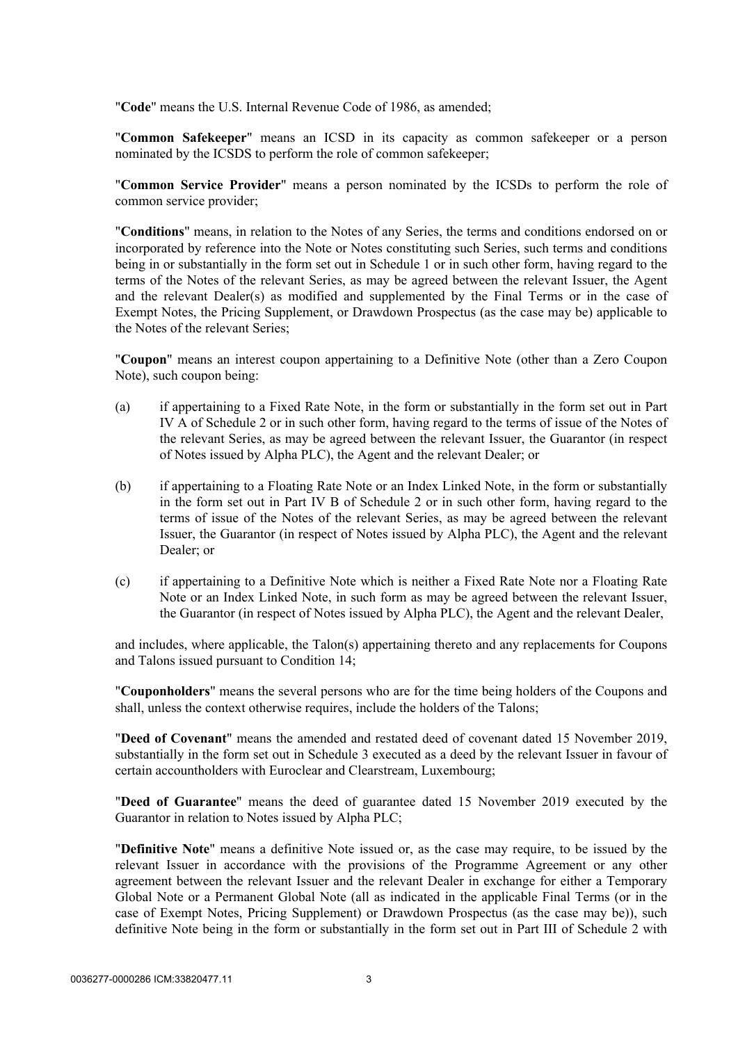"**Code**" means the U.S. Internal Revenue Code of 1986, as amended;

"**Common Safekeeper**" means an ICSD in its capacity as common safekeeper or a person nominated by the ICSDS to perform the role of common safekeeper;

"**Common Service Provider**" means a person nominated by the ICSDs to perform the role of common service provider;

"**Conditions**" means, in relation to the Notes of any Series, the terms and conditions endorsed on or incorporated by reference into the Note or Notes constituting such Series, such terms and conditions being in or substantially in the form set out in Schedule 1 or in such other form, having regard to the terms of the Notes of the relevant Series, as may be agreed between the relevant Issuer, the Agent and the relevant Dealer(s) as modified and supplemented by the Final Terms or in the case of Exempt Notes, the Pricing Supplement, or Drawdown Prospectus (as the case may be) applicable to the Notes of the relevant Series;

"**Coupon**" means an interest coupon appertaining to a Definitive Note (other than a Zero Coupon Note), such coupon being:

(a) if appertaining to a Fixed Rate Note, in the form or substantially in the form set out in Part IV A of Schedule 2 or in such other form, having regard to the terms of issue of the Notes of the relevant Series, as may be agreed between the relevant Issuer, the Guarantor (in respect of Notes issued by Alpha PLC), the Agent and the relevant Dealer; or

(b) if appertaining to a Floating Rate Note or an Index Linked Note, in the form or substantially in the form set out in Part IV B of Schedule 2 or in such other form, having regard to the terms of issue of the Notes of the relevant Series, as may be agreed between the relevant Issuer, the Guarantor (in respect of Notes issued by Alpha PLC), the Agent and the relevant Dealer; or

(c) if appertaining to a Definitive Note which is neither a Fixed Rate Note nor a Floating Rate Note or an Index Linked Note, in such form as may be agreed between the relevant Issuer, the Guarantor (in respect of Notes issued by Alpha PLC), the Agent and the relevant Dealer,

and includes, where applicable, the Talon(s) appertaining thereto and any replacements for Coupons and Talons issued pursuant to Condition 14;

"**Couponholders**" means the several persons who are for the time being holders of the Coupons and shall, unless the context otherwise requires, include the holders of the Talons;

"**Deed of Covenant**" means the amended and restated deed of covenant dated 15 November 2019, substantially in the form set out in Schedule 3 executed as a deed by the relevant Issuer in favour of certain accountholders with Euroclear and Clearstream, Luxembourg;

"**Deed of Guarantee**" means the deed of guarantee dated 15 November 2019 executed by the Guarantor in relation to Notes issued by Alpha PLC;

"**Definitive Note**" means a definitive Note issued or, as the case may require, to be issued by the relevant Issuer in accordance with the provisions of the Programme Agreement or any other agreement between the relevant Issuer and the relevant Dealer in exchange for either a Temporary Global Note or a Permanent Global Note (all as indicated in the applicable Final Terms (or in the case of Exempt Notes, Pricing Supplement) or Drawdown Prospectus (as the case may be)), such definitive Note being in the form or substantially in the form set out in Part III of Schedule 2 with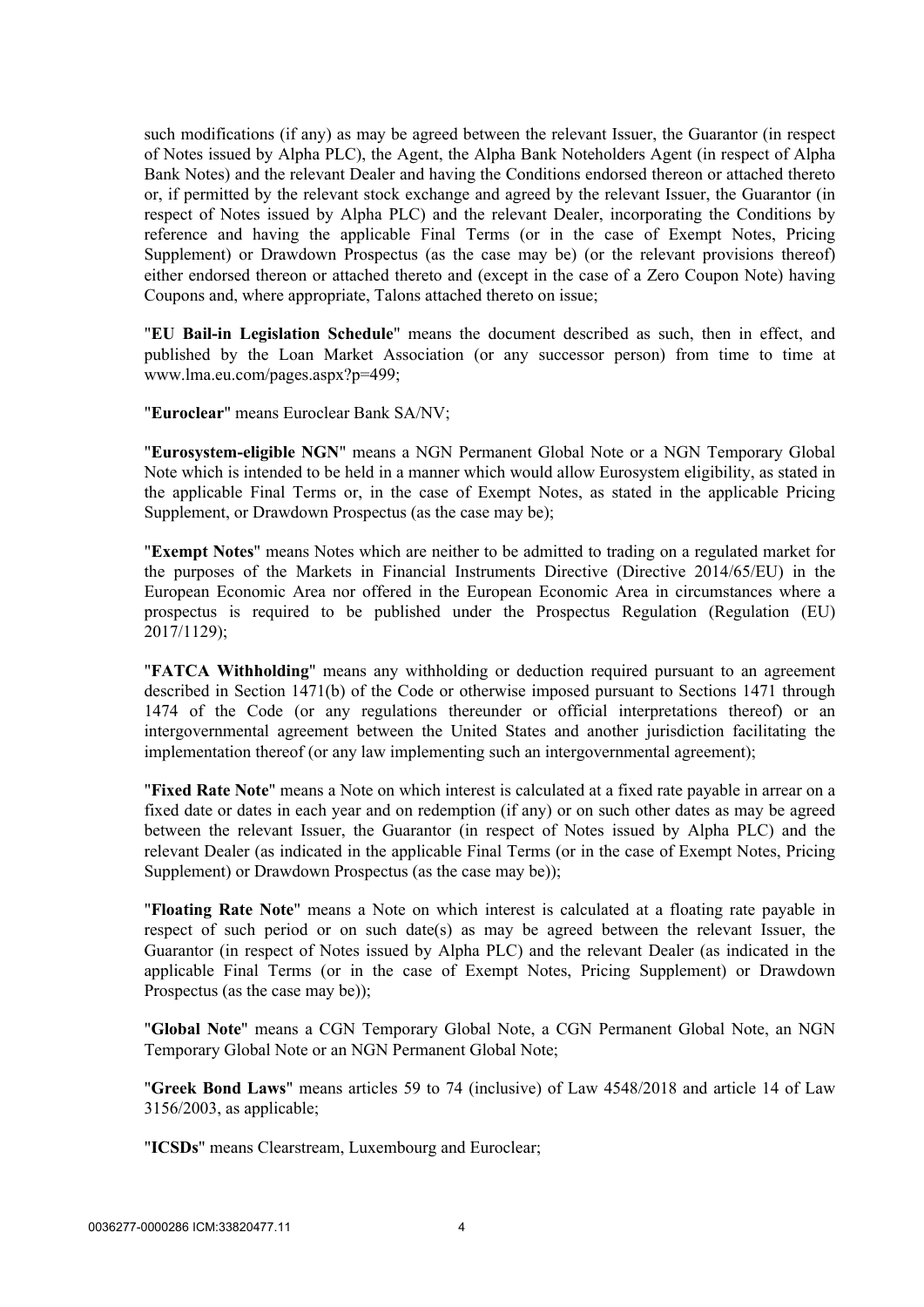such modifications (if any) as may be agreed between the relevant Issuer, the Guarantor (in respect of Notes issued by Alpha PLC), the Agent, the Alpha Bank Noteholders Agent (in respect of Alpha Bank Notes) and the relevant Dealer and having the Conditions endorsed thereon or attached thereto or, if permitted by the relevant stock exchange and agreed by the relevant Issuer, the Guarantor (in respect of Notes issued by Alpha PLC) and the relevant Dealer, incorporating the Conditions by reference and having the applicable Final Terms (or in the case of Exempt Notes, Pricing Supplement) or Drawdown Prospectus (as the case may be) (or the relevant provisions thereof) either endorsed thereon or attached thereto and (except in the case of a Zero Coupon Note) having Coupons and, where appropriate, Talons attached thereto on issue;

"**EU Bail-in Legislation Schedule**" means the document described as such, then in effect, and published by the Loan Market Association (or any successor person) from time to time at www.lma.eu.com/pages.aspx?p=499;

"**Euroclear**" means Euroclear Bank SA/NV;

"**Eurosystem-eligible NGN**" means a NGN Permanent Global Note or a NGN Temporary Global Note which is intended to be held in a manner which would allow Eurosystem eligibility, as stated in the applicable Final Terms or, in the case of Exempt Notes, as stated in the applicable Pricing Supplement, or Drawdown Prospectus (as the case may be);

"**Exempt Notes**" means Notes which are neither to be admitted to trading on a regulated market for the purposes of the Markets in Financial Instruments Directive (Directive 2014/65/EU) in the European Economic Area nor offered in the European Economic Area in circumstances where a prospectus is required to be published under the Prospectus Regulation (Regulation (EU) 2017/1129);

"**FATCA Withholding**" means any withholding or deduction required pursuant to an agreement described in Section 1471(b) of the Code or otherwise imposed pursuant to Sections 1471 through 1474 of the Code (or any regulations thereunder or official interpretations thereof) or an intergovernmental agreement between the United States and another jurisdiction facilitating the implementation thereof (or any law implementing such an intergovernmental agreement);

"**Fixed Rate Note**" means a Note on which interest is calculated at a fixed rate payable in arrear on a fixed date or dates in each year and on redemption (if any) or on such other dates as may be agreed between the relevant Issuer, the Guarantor (in respect of Notes issued by Alpha PLC) and the relevant Dealer (as indicated in the applicable Final Terms (or in the case of Exempt Notes, Pricing Supplement) or Drawdown Prospectus (as the case may be));

"**Floating Rate Note**" means a Note on which interest is calculated at a floating rate payable in respect of such period or on such date(s) as may be agreed between the relevant Issuer, the Guarantor (in respect of Notes issued by Alpha PLC) and the relevant Dealer (as indicated in the applicable Final Terms (or in the case of Exempt Notes, Pricing Supplement) or Drawdown Prospectus (as the case may be));

"**Global Note**" means a CGN Temporary Global Note, a CGN Permanent Global Note, an NGN Temporary Global Note or an NGN Permanent Global Note;

"**Greek Bond Laws**" means articles 59 to 74 (inclusive) of Law 4548/2018 and article 14 of Law 3156/2003, as applicable;

"**ICSDs**" means Clearstream, Luxembourg and Euroclear;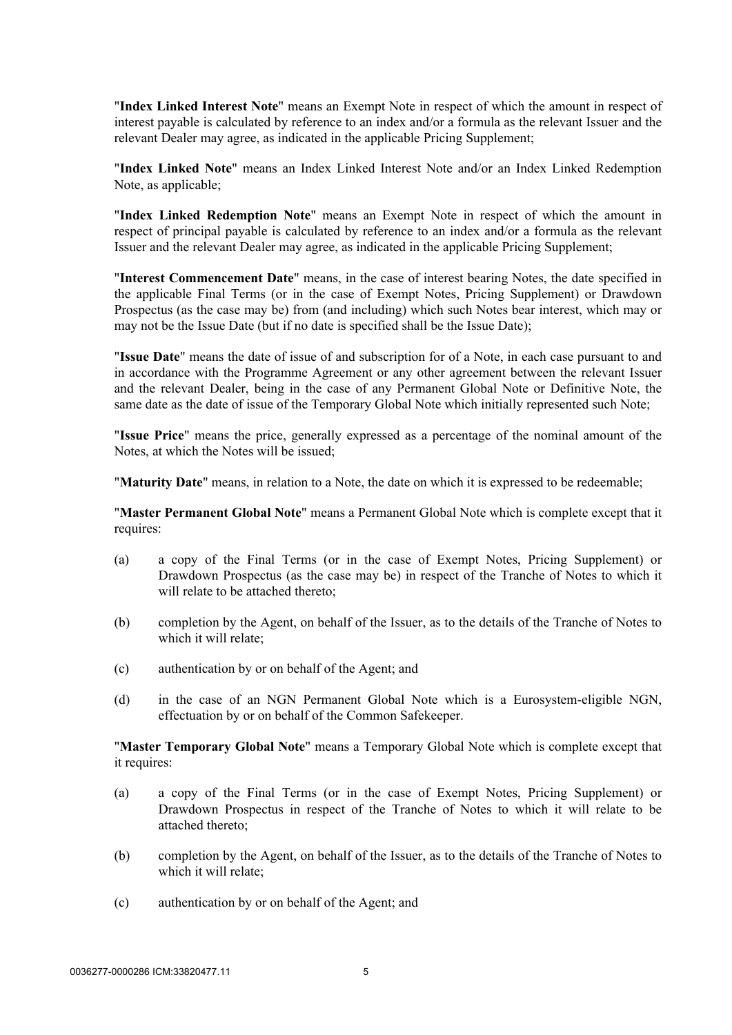"**Index Linked Interest Note**" means an Exempt Note in respect of which the amount in respect of interest payable is calculated by reference to an index and/or a formula as the relevant Issuer and the relevant Dealer may agree, as indicated in the applicable Pricing Supplement;

"**Index Linked Note**" means an Index Linked Interest Note and/or an Index Linked Redemption Note, as applicable;

"**Index Linked Redemption Note**" means an Exempt Note in respect of which the amount in respect of principal payable is calculated by reference to an index and/or a formula as the relevant Issuer and the relevant Dealer may agree, as indicated in the applicable Pricing Supplement;

"**Interest Commencement Date**" means, in the case of interest bearing Notes, the date specified in the applicable Final Terms (or in the case of Exempt Notes, Pricing Supplement) or Drawdown Prospectus (as the case may be) from (and including) which such Notes bear interest, which may or may not be the Issue Date (but if no date is specified shall be the Issue Date);

"**Issue Date**" means the date of issue of and subscription for of a Note, in each case pursuant to and in accordance with the Programme Agreement or any other agreement between the relevant Issuer and the relevant Dealer, being in the case of any Permanent Global Note or Definitive Note, the same date as the date of issue of the Temporary Global Note which initially represented such Note;

"**Issue Price**" means the price, generally expressed as a percentage of the nominal amount of the Notes, at which the Notes will be issued;

"**Maturity Date**" means, in relation to a Note, the date on which it is expressed to be redeemable;

"**Master Permanent Global Note**" means a Permanent Global Note which is complete except that it requires:

(a) a copy of the Final Terms (or in the case of Exempt Notes, Pricing Supplement) or Drawdown Prospectus (as the case may be) in respect of the Tranche of Notes to which it will relate to be attached thereto;

(b) completion by the Agent, on behalf of the Issuer, as to the details of the Tranche of Notes to which it will relate;

(c) authentication by or on behalf of the Agent; and

(d) in the case of an NGN Permanent Global Note which is a Eurosystem-eligible NGN, effectuation by or on behalf of the Common Safekeeper.

"**Master Temporary Global Note**" means a Temporary Global Note which is complete except that it requires:

(a) a copy of the Final Terms (or in the case of Exempt Notes, Pricing Supplement) or Drawdown Prospectus in respect of the Tranche of Notes to which it will relate to be attached thereto;

(b) completion by the Agent, on behalf of the Issuer, as to the details of the Tranche of Notes to which it will relate;

(c) authentication by or on behalf of the Agent; and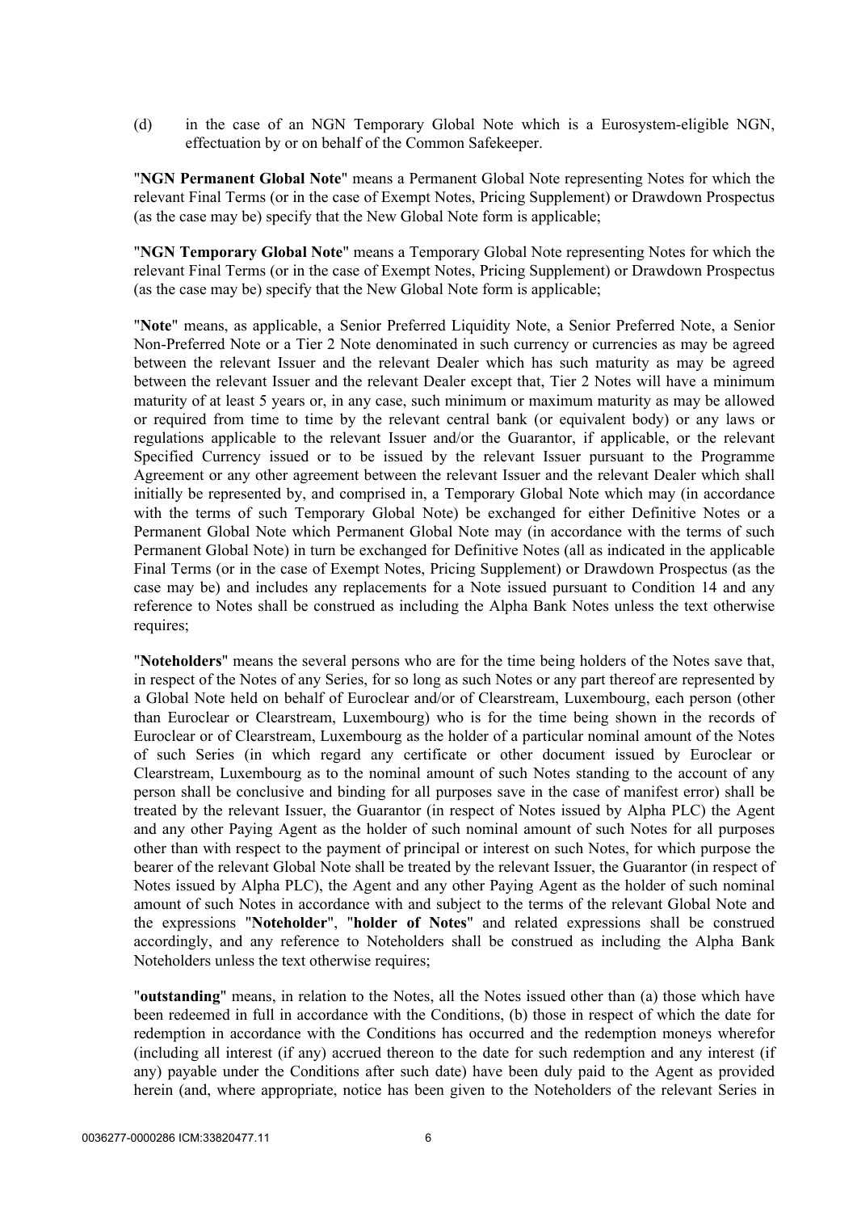(d) in the case of an NGN Temporary Global Note which is a Eurosystem-eligible NGN, effectuation by or on behalf of the Common Safekeeper.

"**NGN Permanent Global Note**" means a Permanent Global Note representing Notes for which the relevant Final Terms (or in the case of Exempt Notes, Pricing Supplement) or Drawdown Prospectus (as the case may be) specify that the New Global Note form is applicable;

"**NGN Temporary Global Note**" means a Temporary Global Note representing Notes for which the relevant Final Terms (or in the case of Exempt Notes, Pricing Supplement) or Drawdown Prospectus (as the case may be) specify that the New Global Note form is applicable;

"**Note**" means, as applicable, a Senior Preferred Liquidity Note, a Senior Preferred Note, a Senior Non-Preferred Note or a Tier 2 Note denominated in such currency or currencies as may be agreed between the relevant Issuer and the relevant Dealer which has such maturity as may be agreed between the relevant Issuer and the relevant Dealer except that, Tier 2 Notes will have a minimum maturity of at least 5 years or, in any case, such minimum or maximum maturity as may be allowed or required from time to time by the relevant central bank (or equivalent body) or any laws or regulations applicable to the relevant Issuer and/or the Guarantor, if applicable, or the relevant Specified Currency issued or to be issued by the relevant Issuer pursuant to the Programme Agreement or any other agreement between the relevant Issuer and the relevant Dealer which shall initially be represented by, and comprised in, a Temporary Global Note which may (in accordance with the terms of such Temporary Global Note) be exchanged for either Definitive Notes or a Permanent Global Note which Permanent Global Note may (in accordance with the terms of such Permanent Global Note) in turn be exchanged for Definitive Notes (all as indicated in the applicable Final Terms (or in the case of Exempt Notes, Pricing Supplement) or Drawdown Prospectus (as the case may be) and includes any replacements for a Note issued pursuant to Condition 14 and any reference to Notes shall be construed as including the Alpha Bank Notes unless the text otherwise requires;

"**Noteholders**" means the several persons who are for the time being holders of the Notes save that, in respect of the Notes of any Series, for so long as such Notes or any part thereof are represented by a Global Note held on behalf of Euroclear and/or of Clearstream, Luxembourg, each person (other than Euroclear or Clearstream, Luxembourg) who is for the time being shown in the records of Euroclear or of Clearstream, Luxembourg as the holder of a particular nominal amount of the Notes of such Series (in which regard any certificate or other document issued by Euroclear or Clearstream, Luxembourg as to the nominal amount of such Notes standing to the account of any person shall be conclusive and binding for all purposes save in the case of manifest error) shall be treated by the relevant Issuer, the Guarantor (in respect of Notes issued by Alpha PLC) the Agent and any other Paying Agent as the holder of such nominal amount of such Notes for all purposes other than with respect to the payment of principal or interest on such Notes, for which purpose the bearer of the relevant Global Note shall be treated by the relevant Issuer, the Guarantor (in respect of Notes issued by Alpha PLC), the Agent and any other Paying Agent as the holder of such nominal amount of such Notes in accordance with and subject to the terms of the relevant Global Note and the expressions "**Noteholder**", "**holder of Notes**" and related expressions shall be construed accordingly, and any reference to Noteholders shall be construed as including the Alpha Bank Noteholders unless the text otherwise requires;

"**outstanding**" means, in relation to the Notes, all the Notes issued other than (a) those which have been redeemed in full in accordance with the Conditions, (b) those in respect of which the date for redemption in accordance with the Conditions has occurred and the redemption moneys wherefor (including all interest (if any) accrued thereon to the date for such redemption and any interest (if any) payable under the Conditions after such date) have been duly paid to the Agent as provided herein (and, where appropriate, notice has been given to the Noteholders of the relevant Series in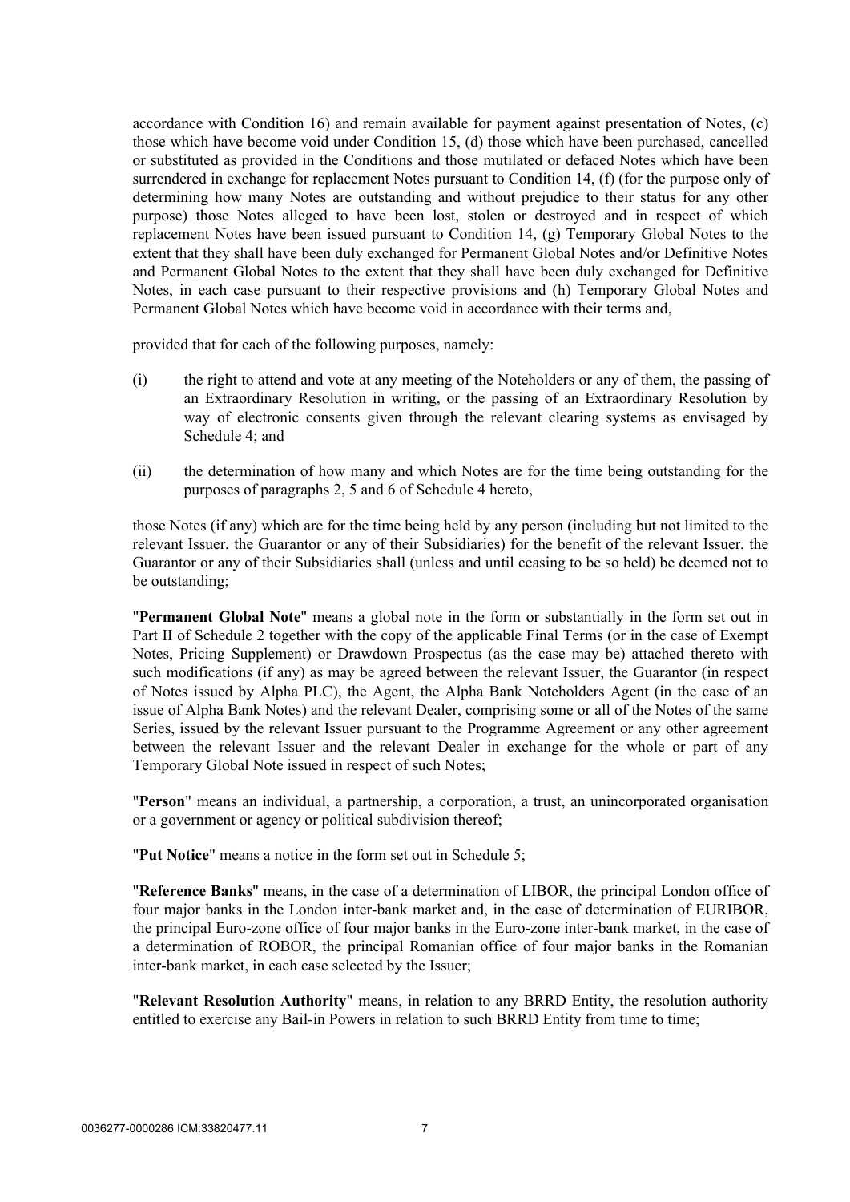accordance with Condition 16) and remain available for payment against presentation of Notes, (c) those which have become void under Condition 15, (d) those which have been purchased, cancelled or substituted as provided in the Conditions and those mutilated or defaced Notes which have been surrendered in exchange for replacement Notes pursuant to Condition 14, (f) (for the purpose only of determining how many Notes are outstanding and without prejudice to their status for any other purpose) those Notes alleged to have been lost, stolen or destroyed and in respect of which replacement Notes have been issued pursuant to Condition 14, (g) Temporary Global Notes to the extent that they shall have been duly exchanged for Permanent Global Notes and/or Definitive Notes and Permanent Global Notes to the extent that they shall have been duly exchanged for Definitive Notes, in each case pursuant to their respective provisions and (h) Temporary Global Notes and Permanent Global Notes which have become void in accordance with their terms and,

provided that for each of the following purposes, namely:

(i) the right to attend and vote at any meeting of the Noteholders or any of them, the passing of an Extraordinary Resolution in writing, or the passing of an Extraordinary Resolution by way of electronic consents given through the relevant clearing systems as envisaged by Schedule 4; and

(ii) the determination of how many and which Notes are for the time being outstanding for the purposes of paragraphs 2, 5 and 6 of Schedule 4 hereto,

those Notes (if any) which are for the time being held by any person (including but not limited to the relevant Issuer, the Guarantor or any of their Subsidiaries) for the benefit of the relevant Issuer, the Guarantor or any of their Subsidiaries shall (unless and until ceasing to be so held) be deemed not to be outstanding;

"**Permanent Global Note**" means a global note in the form or substantially in the form set out in Part II of Schedule 2 together with the copy of the applicable Final Terms (or in the case of Exempt Notes, Pricing Supplement) or Drawdown Prospectus (as the case may be) attached thereto with such modifications (if any) as may be agreed between the relevant Issuer, the Guarantor (in respect of Notes issued by Alpha PLC), the Agent, the Alpha Bank Noteholders Agent (in the case of an issue of Alpha Bank Notes) and the relevant Dealer, comprising some or all of the Notes of the same Series, issued by the relevant Issuer pursuant to the Programme Agreement or any other agreement between the relevant Issuer and the relevant Dealer in exchange for the whole or part of any Temporary Global Note issued in respect of such Notes;

"**Person**" means an individual, a partnership, a corporation, a trust, an unincorporated organisation or a government or agency or political subdivision thereof;

"**Put Notice**" means a notice in the form set out in Schedule 5;

"**Reference Banks**" means, in the case of a determination of LIBOR, the principal London office of four major banks in the London inter-bank market and, in the case of determination of EURIBOR, the principal Euro-zone office of four major banks in the Euro-zone inter-bank market, in the case of a determination of ROBOR, the principal Romanian office of four major banks in the Romanian inter-bank market, in each case selected by the Issuer;

"**Relevant Resolution Authority**" means, in relation to any BRRD Entity, the resolution authority entitled to exercise any Bail-in Powers in relation to such BRRD Entity from time to time;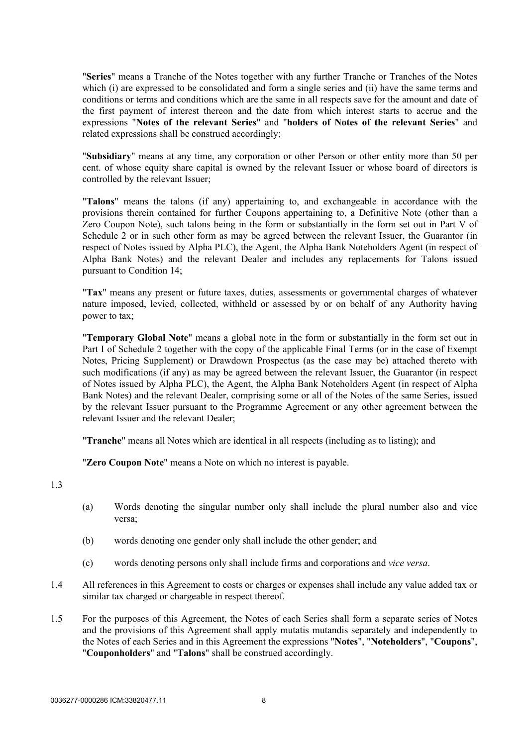"**Series**" means a Tranche of the Notes together with any further Tranche or Tranches of the Notes which (i) are expressed to be consolidated and form a single series and (ii) have the same terms and conditions or terms and conditions which are the same in all respects save for the amount and date of the first payment of interest thereon and the date from which interest starts to accrue and the expressions "**Notes of the relevant Series**" and "**holders of Notes of the relevant Series**" and related expressions shall be construed accordingly;

"**Subsidiary**" means at any time, any corporation or other Person or other entity more than 50 per cent. of whose equity share capital is owned by the relevant Issuer or whose board of directors is controlled by the relevant Issuer;

"**Talons**" means the talons (if any) appertaining to, and exchangeable in accordance with the provisions therein contained for further Coupons appertaining to, a Definitive Note (other than a Zero Coupon Note), such talons being in the form or substantially in the form set out in Part V of Schedule 2 or in such other form as may be agreed between the relevant Issuer, the Guarantor (in respect of Notes issued by Alpha PLC), the Agent, the Alpha Bank Noteholders Agent (in respect of Alpha Bank Notes) and the relevant Dealer and includes any replacements for Talons issued pursuant to Condition 14;

"**Tax**" means any present or future taxes, duties, assessments or governmental charges of whatever nature imposed, levied, collected, withheld or assessed by or on behalf of any Authority having power to tax;

"**Temporary Global Note**" means a global note in the form or substantially in the form set out in Part I of Schedule 2 together with the copy of the applicable Final Terms (or in the case of Exempt Notes, Pricing Supplement) or Drawdown Prospectus (as the case may be) attached thereto with such modifications (if any) as may be agreed between the relevant Issuer, the Guarantor (in respect of Notes issued by Alpha PLC), the Agent, the Alpha Bank Noteholders Agent (in respect of Alpha Bank Notes) and the relevant Dealer, comprising some or all of the Notes of the same Series, issued by the relevant Issuer pursuant to the Programme Agreement or any other agreement between the relevant Issuer and the relevant Dealer;

"**Tranche**" means all Notes which are identical in all respects (including as to listing); and

"**Zero Coupon Note**" means a Note on which no interest is payable.

1.3

(a) Words denoting the singular number only shall include the plural number also and vice versa;

(b) words denoting one gender only shall include the other gender; and

(c) words denoting persons only shall include firms and corporations and *vice versa*.

1.4 All references in this Agreement to costs or charges or expenses shall include any value added tax or similar tax charged or chargeable in respect thereof.

1.5 For the purposes of this Agreement, the Notes of each Series shall form a separate series of Notes and the provisions of this Agreement shall apply mutatis mutandis separately and independently to the Notes of each Series and in this Agreement the expressions "**Notes**", "**Noteholders**", "**Coupons**", "**Couponholders**" and "**Talons**" shall be construed accordingly.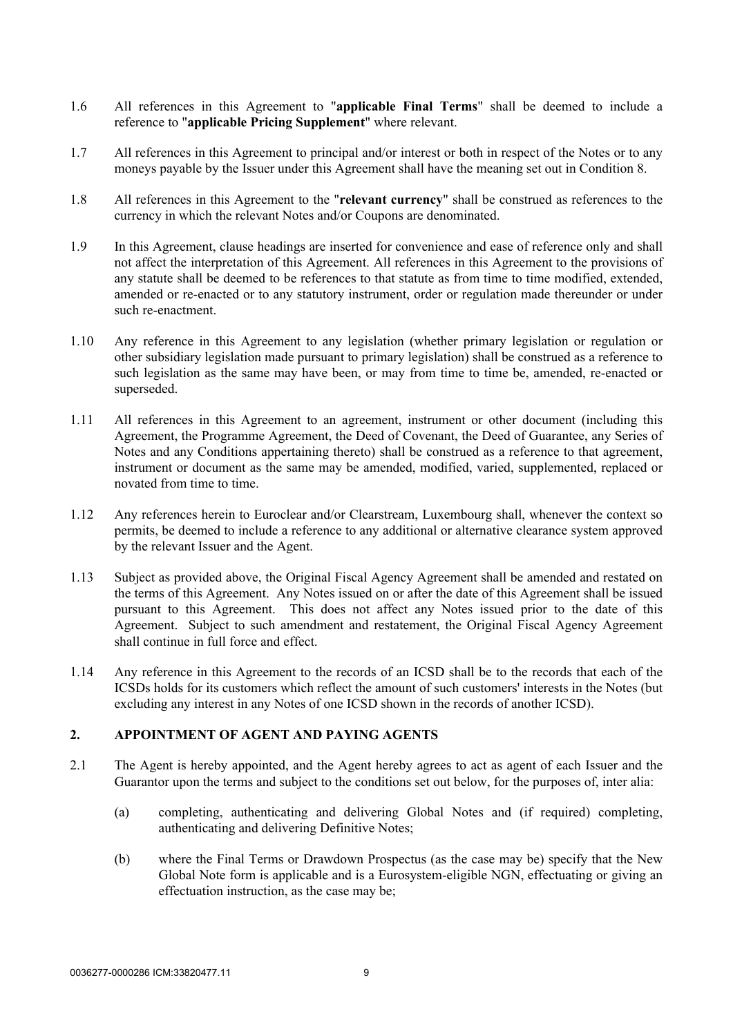1.6 All references in this Agreement to "**applicable Final Terms**" shall be deemed to include a reference to "**applicable Pricing Supplement**" where relevant.

1.7 All references in this Agreement to principal and/or interest or both in respect of the Notes or to any moneys payable by the Issuer under this Agreement shall have the meaning set out in Condition 8.

1.8 All references in this Agreement to the "**relevant currency**" shall be construed as references to the currency in which the relevant Notes and/or Coupons are denominated.

1.9 In this Agreement, clause headings are inserted for convenience and ease of reference only and shall not affect the interpretation of this Agreement. All references in this Agreement to the provisions of any statute shall be deemed to be references to that statute as from time to time modified, extended, amended or re-enacted or to any statutory instrument, order or regulation made thereunder or under such re-enactment.

1.10 Any reference in this Agreement to any legislation (whether primary legislation or regulation or other subsidiary legislation made pursuant to primary legislation) shall be construed as a reference to such legislation as the same may have been, or may from time to time be, amended, re-enacted or superseded.

1.11 All references in this Agreement to an agreement, instrument or other document (including this Agreement, the Programme Agreement, the Deed of Covenant, the Deed of Guarantee, any Series of Notes and any Conditions appertaining thereto) shall be construed as a reference to that agreement, instrument or document as the same may be amended, modified, varied, supplemented, replaced or novated from time to time.

1.12 Any references herein to Euroclear and/or Clearstream, Luxembourg shall, whenever the context so permits, be deemed to include a reference to any additional or alternative clearance system approved by the relevant Issuer and the Agent.

1.13 Subject as provided above, the Original Fiscal Agency Agreement shall be amended and restated on the terms of this Agreement. Any Notes issued on or after the date of this Agreement shall be issued pursuant to this Agreement. This does not affect any Notes issued prior to the date of this Agreement. Subject to such amendment and restatement, the Original Fiscal Agency Agreement shall continue in full force and effect.

1.14 Any reference in this Agreement to the records of an ICSD shall be to the records that each of the ICSDs holds for its customers which reflect the amount of such customers' interests in the Notes (but excluding any interest in any Notes of one ICSD shown in the records of another ICSD).

## 2. APPOINTMENT OF AGENT AND PAYING AGENTS

2.1 The Agent is hereby appointed, and the Agent hereby agrees to act as agent of each Issuer and the Guarantor upon the terms and subject to the conditions set out below, for the purposes of, inter alia:

(a) completing, authenticating and delivering Global Notes and (if required) completing, authenticating and delivering Definitive Notes;

(b) where the Final Terms or Drawdown Prospectus (as the case may be) specify that the New Global Note form is applicable and is a Eurosystem-eligible NGN, effectuating or giving an effectuation instruction, as the case may be;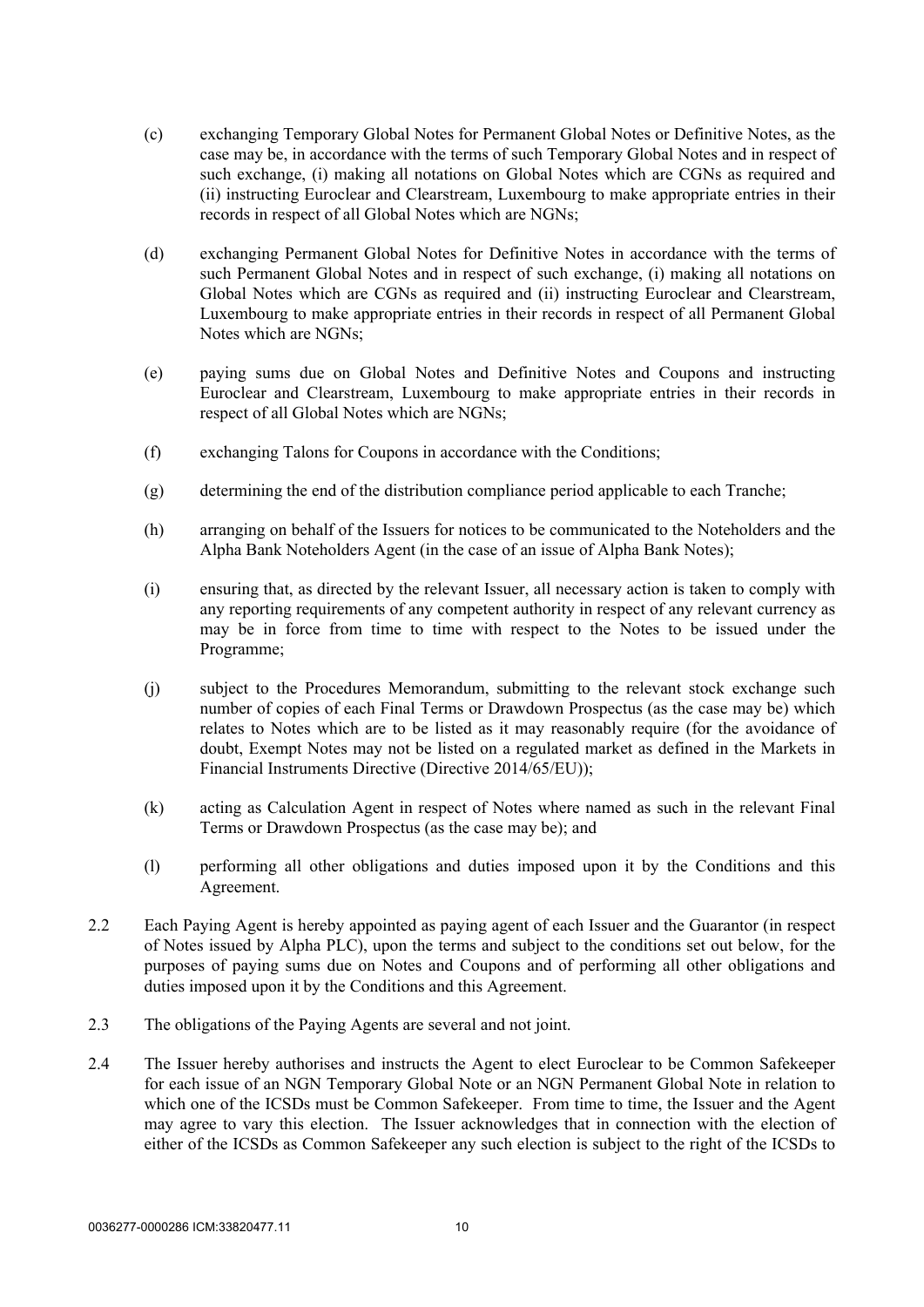(c) exchanging Temporary Global Notes for Permanent Global Notes or Definitive Notes, as the case may be, in accordance with the terms of such Temporary Global Notes and in respect of such exchange, (i) making all notations on Global Notes which are CGNs as required and (ii) instructing Euroclear and Clearstream, Luxembourg to make appropriate entries in their records in respect of all Global Notes which are NGNs;

(d) exchanging Permanent Global Notes for Definitive Notes in accordance with the terms of such Permanent Global Notes and in respect of such exchange, (i) making all notations on Global Notes which are CGNs as required and (ii) instructing Euroclear and Clearstream, Luxembourg to make appropriate entries in their records in respect of all Permanent Global Notes which are NGNs;

(e) paying sums due on Global Notes and Definitive Notes and Coupons and instructing Euroclear and Clearstream, Luxembourg to make appropriate entries in their records in respect of all Global Notes which are NGNs;

(f) exchanging Talons for Coupons in accordance with the Conditions;

(g) determining the end of the distribution compliance period applicable to each Tranche;

(h) arranging on behalf of the Issuers for notices to be communicated to the Noteholders and the Alpha Bank Noteholders Agent (in the case of an issue of Alpha Bank Notes);

(i) ensuring that, as directed by the relevant Issuer, all necessary action is taken to comply with any reporting requirements of any competent authority in respect of any relevant currency as may be in force from time to time with respect to the Notes to be issued under the Programme;

(j) subject to the Procedures Memorandum, submitting to the relevant stock exchange such number of copies of each Final Terms or Drawdown Prospectus (as the case may be) which relates to Notes which are to be listed as it may reasonably require (for the avoidance of doubt, Exempt Notes may not be listed on a regulated market as defined in the Markets in Financial Instruments Directive (Directive 2014/65/EU));

(k) acting as Calculation Agent in respect of Notes where named as such in the relevant Final Terms or Drawdown Prospectus (as the case may be); and

(l) performing all other obligations and duties imposed upon it by the Conditions and this Agreement.

2.2 Each Paying Agent is hereby appointed as paying agent of each Issuer and the Guarantor (in respect of Notes issued by Alpha PLC), upon the terms and subject to the conditions set out below, for the purposes of paying sums due on Notes and Coupons and of performing all other obligations and duties imposed upon it by the Conditions and this Agreement.

2.3 The obligations of the Paying Agents are several and not joint.

2.4 The Issuer hereby authorises and instructs the Agent to elect Euroclear to be Common Safekeeper for each issue of an NGN Temporary Global Note or an NGN Permanent Global Note in relation to which one of the ICSDs must be Common Safekeeper. From time to time, the Issuer and the Agent may agree to vary this election. The Issuer acknowledges that in connection with the election of either of the ICSDs as Common Safekeeper any such election is subject to the right of the ICSDs to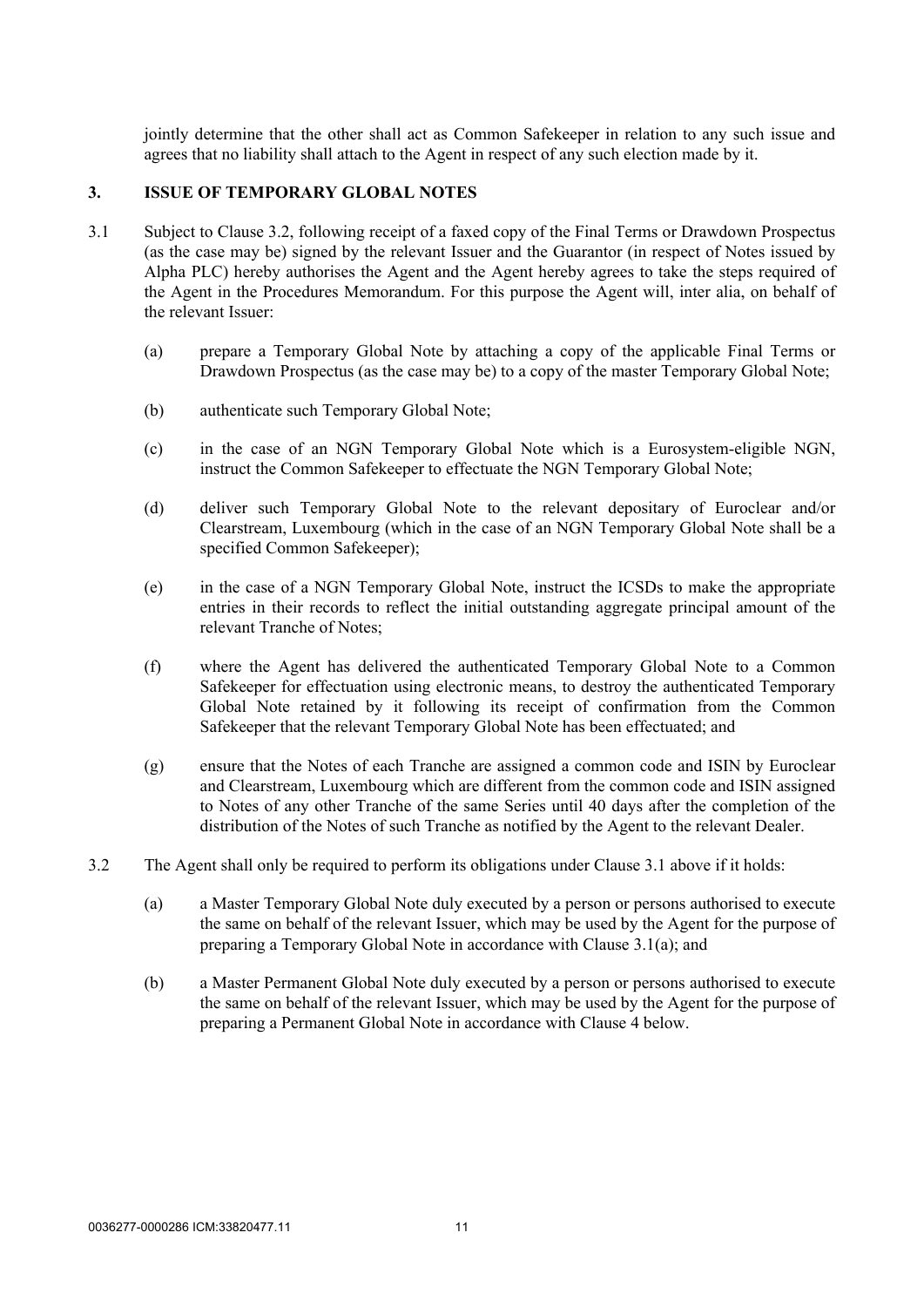jointly determine that the other shall act as Common Safekeeper in relation to any such issue and agrees that no liability shall attach to the Agent in respect of any such election made by it.

## 3. ISSUE OF TEMPORARY GLOBAL NOTES

3.1 Subject to Clause 3.2, following receipt of a faxed copy of the Final Terms or Drawdown Prospectus (as the case may be) signed by the relevant Issuer and the Guarantor (in respect of Notes issued by Alpha PLC) hereby authorises the Agent and the Agent hereby agrees to take the steps required of the Agent in the Procedures Memorandum. For this purpose the Agent will, inter alia, on behalf of the relevant Issuer:

(a) prepare a Temporary Global Note by attaching a copy of the applicable Final Terms or Drawdown Prospectus (as the case may be) to a copy of the master Temporary Global Note;

(b) authenticate such Temporary Global Note;

(c) in the case of an NGN Temporary Global Note which is a Eurosystem-eligible NGN, instruct the Common Safekeeper to effectuate the NGN Temporary Global Note;

(d) deliver such Temporary Global Note to the relevant depositary of Euroclear and/or Clearstream, Luxembourg (which in the case of an NGN Temporary Global Note shall be a specified Common Safekeeper);

(e) in the case of a NGN Temporary Global Note, instruct the ICSDs to make the appropriate entries in their records to reflect the initial outstanding aggregate principal amount of the relevant Tranche of Notes;

(f) where the Agent has delivered the authenticated Temporary Global Note to a Common Safekeeper for effectuation using electronic means, to destroy the authenticated Temporary Global Note retained by it following its receipt of confirmation from the Common Safekeeper that the relevant Temporary Global Note has been effectuated; and

(g) ensure that the Notes of each Tranche are assigned a common code and ISIN by Euroclear and Clearstream, Luxembourg which are different from the common code and ISIN assigned to Notes of any other Tranche of the same Series until 40 days after the completion of the distribution of the Notes of such Tranche as notified by the Agent to the relevant Dealer.

3.2 The Agent shall only be required to perform its obligations under Clause 3.1 above if it holds:

(a) a Master Temporary Global Note duly executed by a person or persons authorised to execute the same on behalf of the relevant Issuer, which may be used by the Agent for the purpose of preparing a Temporary Global Note in accordance with Clause 3.1(a); and

(b) a Master Permanent Global Note duly executed by a person or persons authorised to execute the same on behalf of the relevant Issuer, which may be used by the Agent for the purpose of preparing a Permanent Global Note in accordance with Clause 4 below.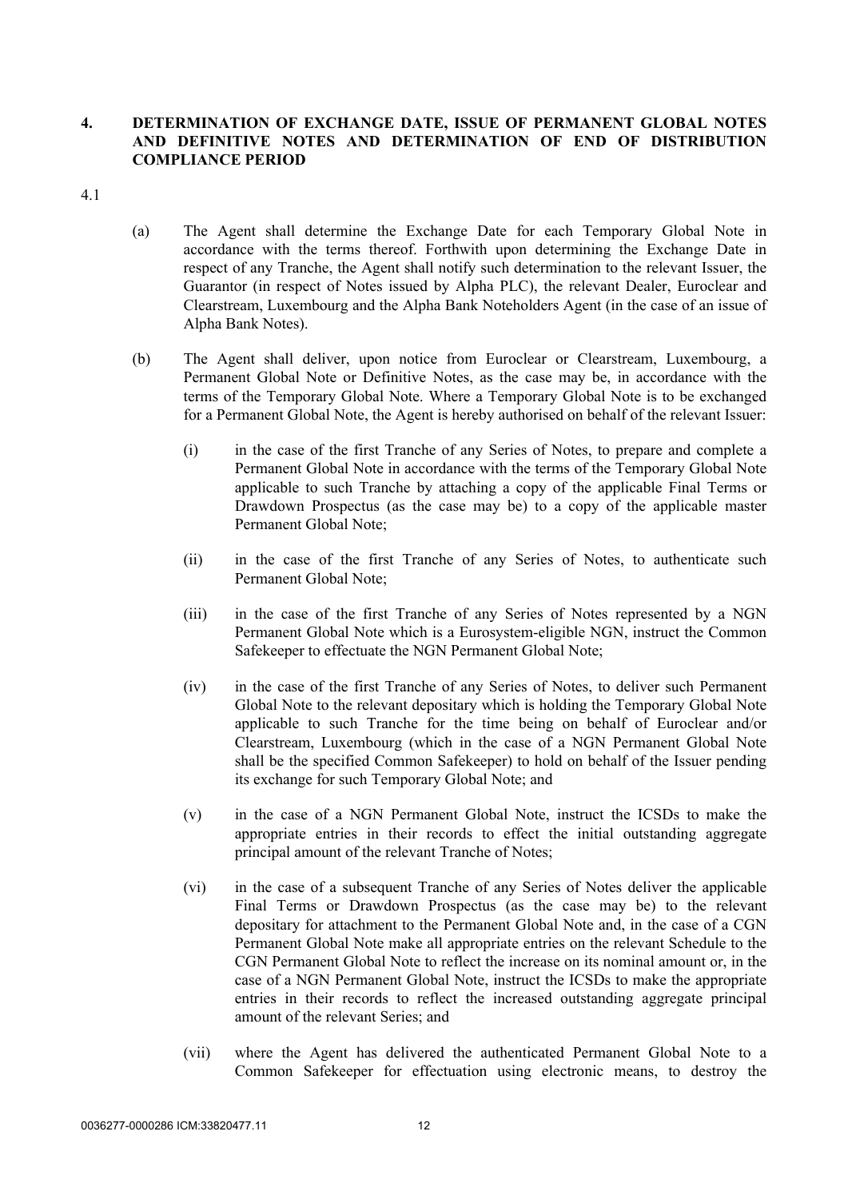## 4. DETERMINATION OF EXCHANGE DATE, ISSUE OF PERMANENT GLOBAL NOTES AND DEFINITIVE NOTES AND DETERMINATION OF END OF DISTRIBUTION COMPLIANCE PERIOD

4.1

(a) The Agent shall determine the Exchange Date for each Temporary Global Note in accordance with the terms thereof. Forthwith upon determining the Exchange Date in respect of any Tranche, the Agent shall notify such determination to the relevant Issuer, the Guarantor (in respect of Notes issued by Alpha PLC), the relevant Dealer, Euroclear and Clearstream, Luxembourg and the Alpha Bank Noteholders Agent (in the case of an issue of Alpha Bank Notes).

(b) The Agent shall deliver, upon notice from Euroclear or Clearstream, Luxembourg, a Permanent Global Note or Definitive Notes, as the case may be, in accordance with the terms of the Temporary Global Note. Where a Temporary Global Note is to be exchanged for a Permanent Global Note, the Agent is hereby authorised on behalf of the relevant Issuer:

(i) in the case of the first Tranche of any Series of Notes, to prepare and complete a Permanent Global Note in accordance with the terms of the Temporary Global Note applicable to such Tranche by attaching a copy of the applicable Final Terms or Drawdown Prospectus (as the case may be) to a copy of the applicable master Permanent Global Note;

(ii) in the case of the first Tranche of any Series of Notes, to authenticate such Permanent Global Note;

(iii) in the case of the first Tranche of any Series of Notes represented by a NGN Permanent Global Note which is a Eurosystem-eligible NGN, instruct the Common Safekeeper to effectuate the NGN Permanent Global Note;

(iv) in the case of the first Tranche of any Series of Notes, to deliver such Permanent Global Note to the relevant depositary which is holding the Temporary Global Note applicable to such Tranche for the time being on behalf of Euroclear and/or Clearstream, Luxembourg (which in the case of a NGN Permanent Global Note shall be the specified Common Safekeeper) to hold on behalf of the Issuer pending its exchange for such Temporary Global Note; and

(v) in the case of a NGN Permanent Global Note, instruct the ICSDs to make the appropriate entries in their records to effect the initial outstanding aggregate principal amount of the relevant Tranche of Notes;

(vi) in the case of a subsequent Tranche of any Series of Notes deliver the applicable Final Terms or Drawdown Prospectus (as the case may be) to the relevant depositary for attachment to the Permanent Global Note and, in the case of a CGN Permanent Global Note make all appropriate entries on the relevant Schedule to the CGN Permanent Global Note to reflect the increase on its nominal amount or, in the case of a NGN Permanent Global Note, instruct the ICSDs to make the appropriate entries in their records to reflect the increased outstanding aggregate principal amount of the relevant Series; and

(vii) where the Agent has delivered the authenticated Permanent Global Note to a Common Safekeeper for effectuation using electronic means, to destroy the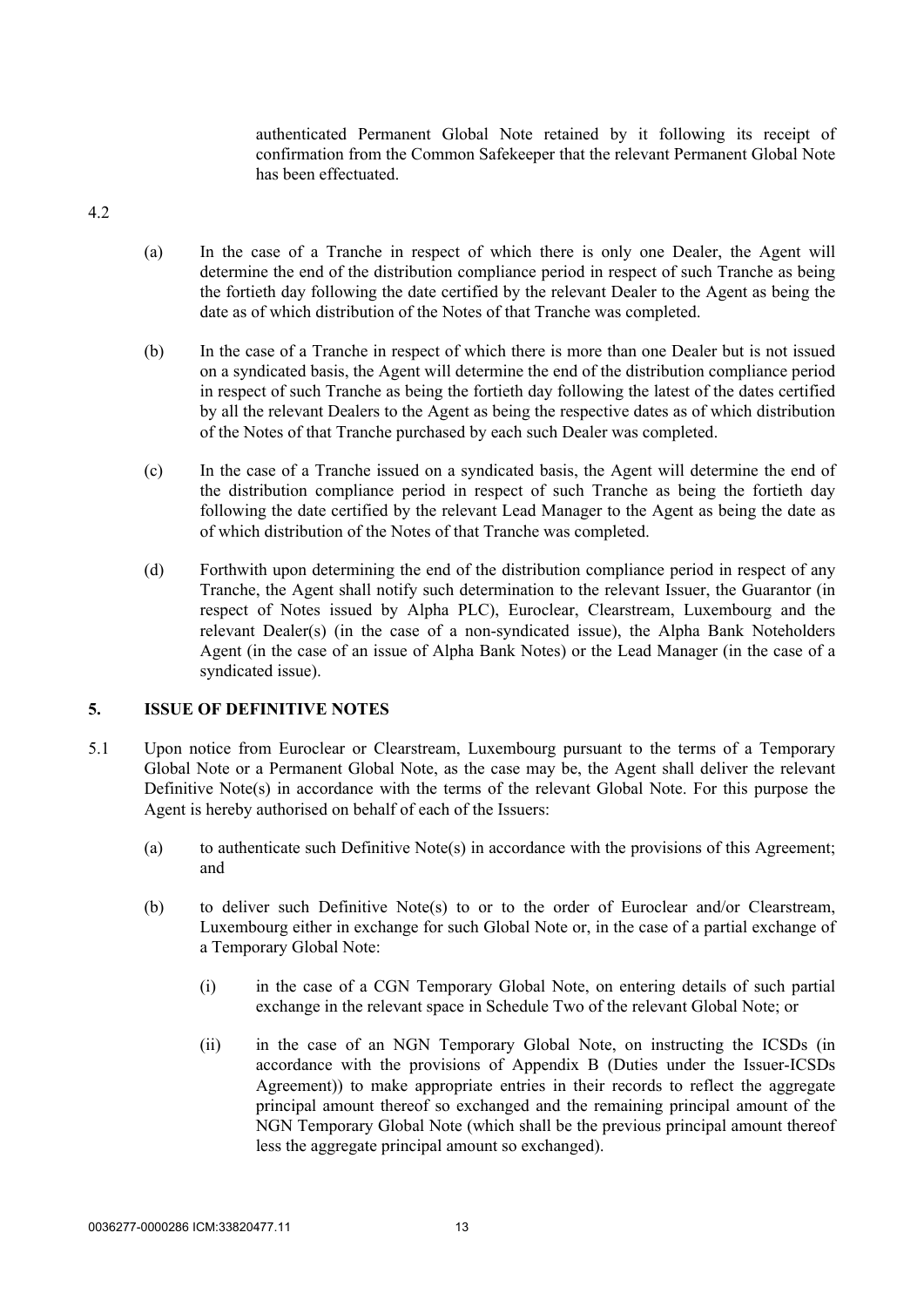authenticated Permanent Global Note retained by it following its receipt of confirmation from the Common Safekeeper that the relevant Permanent Global Note has been effectuated.

4.2

(a) In the case of a Tranche in respect of which there is only one Dealer, the Agent will determine the end of the distribution compliance period in respect of such Tranche as being the fortieth day following the date certified by the relevant Dealer to the Agent as being the date as of which distribution of the Notes of that Tranche was completed.

(b) In the case of a Tranche in respect of which there is more than one Dealer but is not issued on a syndicated basis, the Agent will determine the end of the distribution compliance period in respect of such Tranche as being the fortieth day following the latest of the dates certified by all the relevant Dealers to the Agent as being the respective dates as of which distribution of the Notes of that Tranche purchased by each such Dealer was completed.

(c) In the case of a Tranche issued on a syndicated basis, the Agent will determine the end of the distribution compliance period in respect of such Tranche as being the fortieth day following the date certified by the relevant Lead Manager to the Agent as being the date as of which distribution of the Notes of that Tranche was completed.

(d) Forthwith upon determining the end of the distribution compliance period in respect of any Tranche, the Agent shall notify such determination to the relevant Issuer, the Guarantor (in respect of Notes issued by Alpha PLC), Euroclear, Clearstream, Luxembourg and the relevant Dealer(s) (in the case of a non-syndicated issue), the Alpha Bank Noteholders Agent (in the case of an issue of Alpha Bank Notes) or the Lead Manager (in the case of a syndicated issue).

## 5. ISSUE OF DEFINITIVE NOTES

5.1 Upon notice from Euroclear or Clearstream, Luxembourg pursuant to the terms of a Temporary Global Note or a Permanent Global Note, as the case may be, the Agent shall deliver the relevant Definitive Note(s) in accordance with the terms of the relevant Global Note. For this purpose the Agent is hereby authorised on behalf of each of the Issuers:

(a) to authenticate such Definitive Note(s) in accordance with the provisions of this Agreement; and

(b) to deliver such Definitive Note(s) to or to the order of Euroclear and/or Clearstream, Luxembourg either in exchange for such Global Note or, in the case of a partial exchange of a Temporary Global Note:

(i) in the case of a CGN Temporary Global Note, on entering details of such partial exchange in the relevant space in Schedule Two of the relevant Global Note; or

(ii) in the case of an NGN Temporary Global Note, on instructing the ICSDs (in accordance with the provisions of Appendix B (Duties under the Issuer-ICSDs Agreement)) to make appropriate entries in their records to reflect the aggregate principal amount thereof so exchanged and the remaining principal amount of the NGN Temporary Global Note (which shall be the previous principal amount thereof less the aggregate principal amount so exchanged).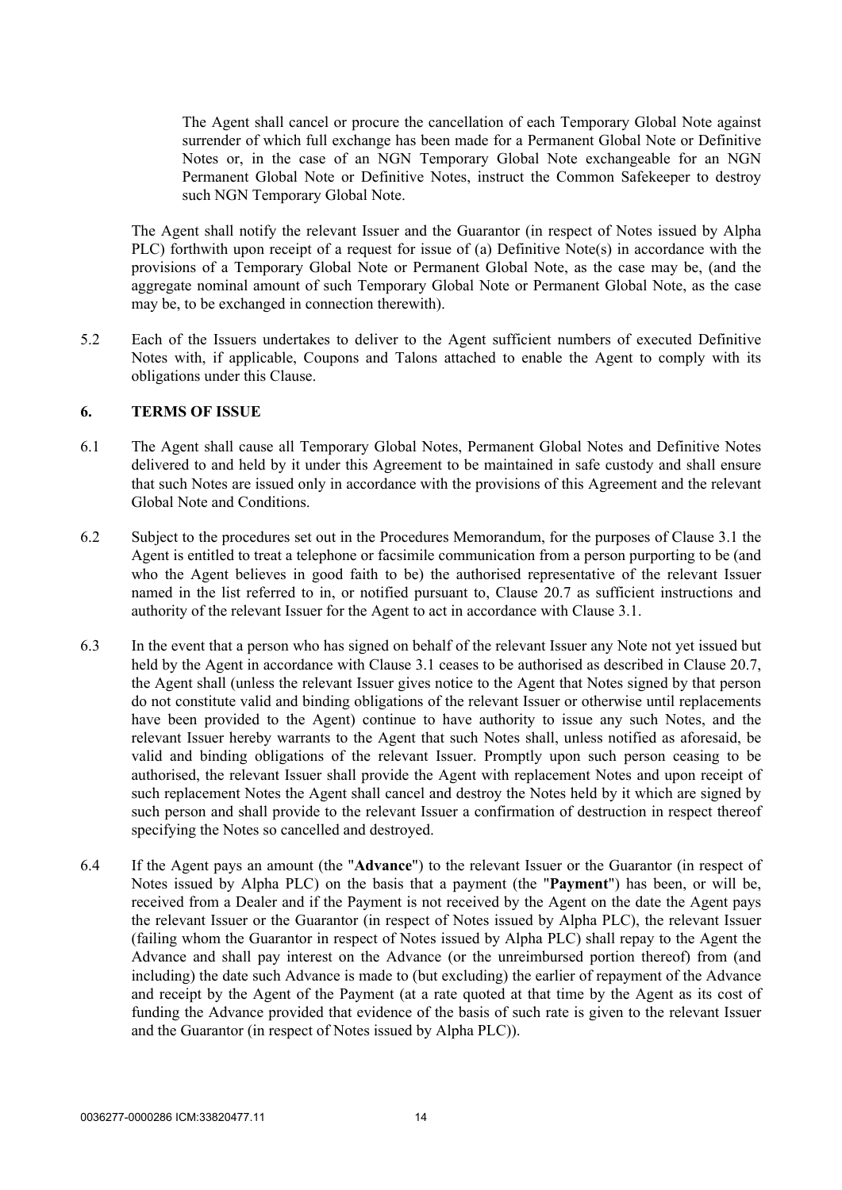The Agent shall cancel or procure the cancellation of each Temporary Global Note against surrender of which full exchange has been made for a Permanent Global Note or Definitive Notes or, in the case of an NGN Temporary Global Note exchangeable for an NGN Permanent Global Note or Definitive Notes, instruct the Common Safekeeper to destroy such NGN Temporary Global Note.

The Agent shall notify the relevant Issuer and the Guarantor (in respect of Notes issued by Alpha PLC) forthwith upon receipt of a request for issue of (a) Definitive Note(s) in accordance with the provisions of a Temporary Global Note or Permanent Global Note, as the case may be, (and the aggregate nominal amount of such Temporary Global Note or Permanent Global Note, as the case may be, to be exchanged in connection therewith).

5.2 Each of the Issuers undertakes to deliver to the Agent sufficient numbers of executed Definitive Notes with, if applicable, Coupons and Talons attached to enable the Agent to comply with its obligations under this Clause.

## 6. TERMS OF ISSUE

6.1 The Agent shall cause all Temporary Global Notes, Permanent Global Notes and Definitive Notes delivered to and held by it under this Agreement to be maintained in safe custody and shall ensure that such Notes are issued only in accordance with the provisions of this Agreement and the relevant Global Note and Conditions.

6.2 Subject to the procedures set out in the Procedures Memorandum, for the purposes of Clause 3.1 the Agent is entitled to treat a telephone or facsimile communication from a person purporting to be (and who the Agent believes in good faith to be) the authorised representative of the relevant Issuer named in the list referred to in, or notified pursuant to, Clause 20.7 as sufficient instructions and authority of the relevant Issuer for the Agent to act in accordance with Clause 3.1.

6.3 In the event that a person who has signed on behalf of the relevant Issuer any Note not yet issued but held by the Agent in accordance with Clause 3.1 ceases to be authorised as described in Clause 20.7, the Agent shall (unless the relevant Issuer gives notice to the Agent that Notes signed by that person do not constitute valid and binding obligations of the relevant Issuer or otherwise until replacements have been provided to the Agent) continue to have authority to issue any such Notes, and the relevant Issuer hereby warrants to the Agent that such Notes shall, unless notified as aforesaid, be valid and binding obligations of the relevant Issuer. Promptly upon such person ceasing to be authorised, the relevant Issuer shall provide the Agent with replacement Notes and upon receipt of such replacement Notes the Agent shall cancel and destroy the Notes held by it which are signed by such person and shall provide to the relevant Issuer a confirmation of destruction in respect thereof specifying the Notes so cancelled and destroyed.

6.4 If the Agent pays an amount (the "**Advance**") to the relevant Issuer or the Guarantor (in respect of Notes issued by Alpha PLC) on the basis that a payment (the "**Payment**") has been, or will be, received from a Dealer and if the Payment is not received by the Agent on the date the Agent pays the relevant Issuer or the Guarantor (in respect of Notes issued by Alpha PLC), the relevant Issuer (failing whom the Guarantor in respect of Notes issued by Alpha PLC) shall repay to the Agent the Advance and shall pay interest on the Advance (or the unreimbursed portion thereof) from (and including) the date such Advance is made to (but excluding) the earlier of repayment of the Advance and receipt by the Agent of the Payment (at a rate quoted at that time by the Agent as its cost of funding the Advance provided that evidence of the basis of such rate is given to the relevant Issuer and the Guarantor (in respect of Notes issued by Alpha PLC)).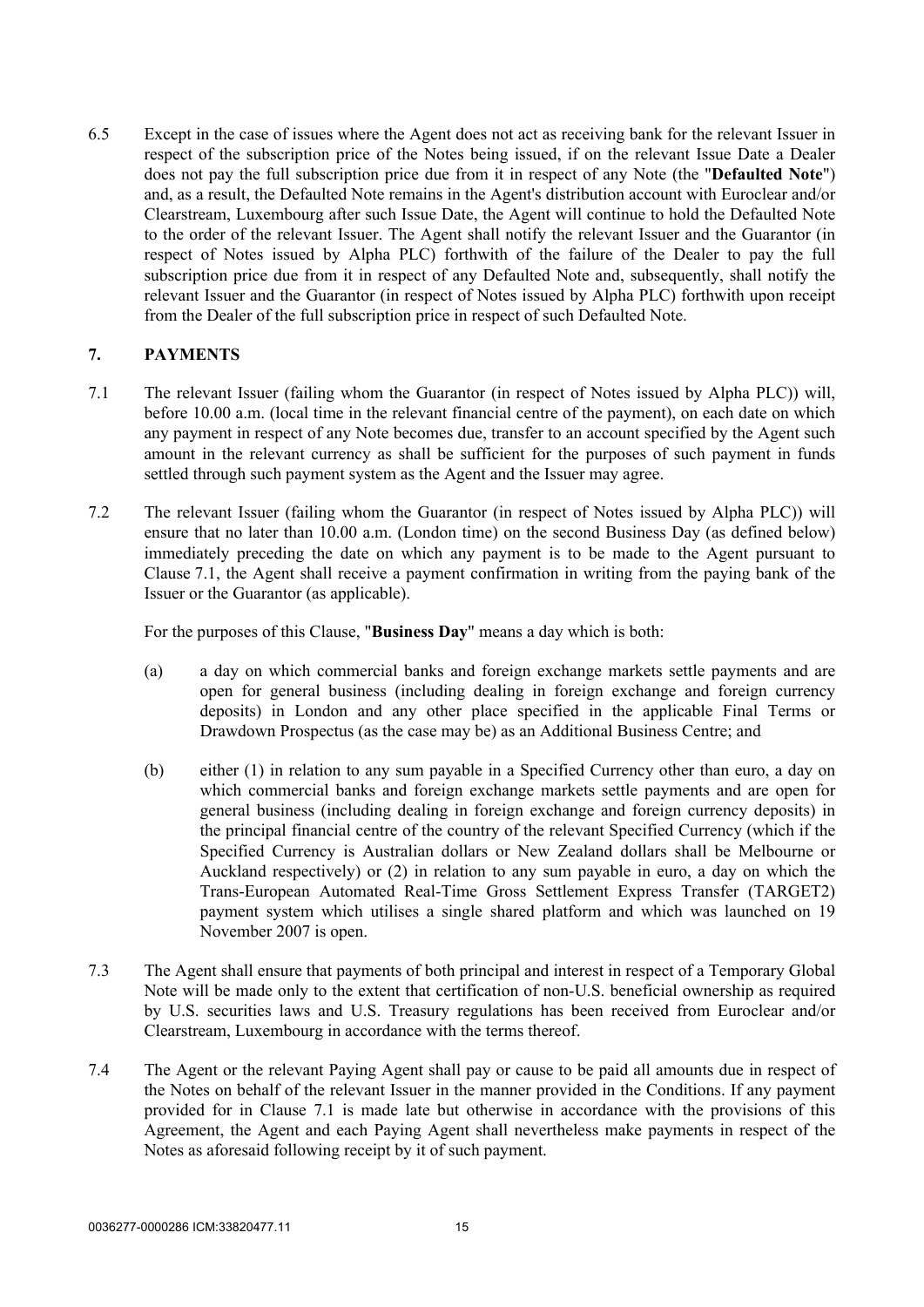6.5 Except in the case of issues where the Agent does not act as receiving bank for the relevant Issuer in respect of the subscription price of the Notes being issued, if on the relevant Issue Date a Dealer does not pay the full subscription price due from it in respect of any Note (the "**Defaulted Note**") and, as a result, the Defaulted Note remains in the Agent's distribution account with Euroclear and/or Clearstream, Luxembourg after such Issue Date, the Agent will continue to hold the Defaulted Note to the order of the relevant Issuer. The Agent shall notify the relevant Issuer and the Guarantor (in respect of Notes issued by Alpha PLC) forthwith of the failure of the Dealer to pay the full subscription price due from it in respect of any Defaulted Note and, subsequently, shall notify the relevant Issuer and the Guarantor (in respect of Notes issued by Alpha PLC) forthwith upon receipt from the Dealer of the full subscription price in respect of such Defaulted Note.

## 7. PAYMENTS

7.1 The relevant Issuer (failing whom the Guarantor (in respect of Notes issued by Alpha PLC)) will, before 10.00 a.m. (local time in the relevant financial centre of the payment), on each date on which any payment in respect of any Note becomes due, transfer to an account specified by the Agent such amount in the relevant currency as shall be sufficient for the purposes of such payment in funds settled through such payment system as the Agent and the Issuer may agree.

7.2 The relevant Issuer (failing whom the Guarantor (in respect of Notes issued by Alpha PLC)) will ensure that no later than 10.00 a.m. (London time) on the second Business Day (as defined below) immediately preceding the date on which any payment is to be made to the Agent pursuant to Clause 7.1, the Agent shall receive a payment confirmation in writing from the paying bank of the Issuer or the Guarantor (as applicable).

For the purposes of this Clause, "**Business Day**" means a day which is both:

(a) a day on which commercial banks and foreign exchange markets settle payments and are open for general business (including dealing in foreign exchange and foreign currency deposits) in London and any other place specified in the applicable Final Terms or Drawdown Prospectus (as the case may be) as an Additional Business Centre; and

(b) either (1) in relation to any sum payable in a Specified Currency other than euro, a day on which commercial banks and foreign exchange markets settle payments and are open for general business (including dealing in foreign exchange and foreign currency deposits) in the principal financial centre of the country of the relevant Specified Currency (which if the Specified Currency is Australian dollars or New Zealand dollars shall be Melbourne or Auckland respectively) or (2) in relation to any sum payable in euro, a day on which the Trans-European Automated Real-Time Gross Settlement Express Transfer (TARGET2) payment system which utilises a single shared platform and which was launched on 19 November 2007 is open.

7.3 The Agent shall ensure that payments of both principal and interest in respect of a Temporary Global Note will be made only to the extent that certification of non-U.S. beneficial ownership as required by U.S. securities laws and U.S. Treasury regulations has been received from Euroclear and/or Clearstream, Luxembourg in accordance with the terms thereof.

7.4 The Agent or the relevant Paying Agent shall pay or cause to be paid all amounts due in respect of the Notes on behalf of the relevant Issuer in the manner provided in the Conditions. If any payment provided for in Clause 7.1 is made late but otherwise in accordance with the provisions of this Agreement, the Agent and each Paying Agent shall nevertheless make payments in respect of the Notes as aforesaid following receipt by it of such payment.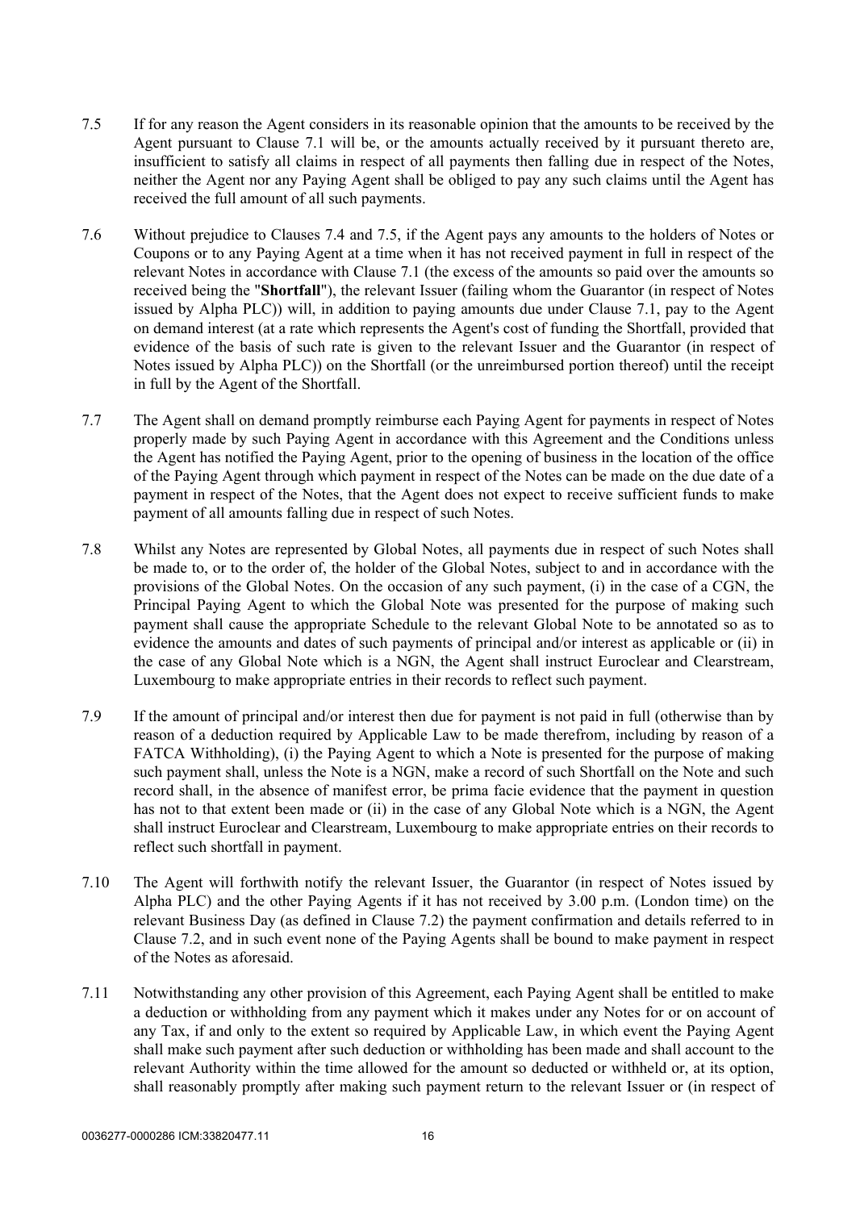7.5 If for any reason the Agent considers in its reasonable opinion that the amounts to be received by the Agent pursuant to Clause 7.1 will be, or the amounts actually received by it pursuant thereto are, insufficient to satisfy all claims in respect of all payments then falling due in respect of the Notes, neither the Agent nor any Paying Agent shall be obliged to pay any such claims until the Agent has received the full amount of all such payments.

7.6 Without prejudice to Clauses 7.4 and 7.5, if the Agent pays any amounts to the holders of Notes or Coupons or to any Paying Agent at a time when it has not received payment in full in respect of the relevant Notes in accordance with Clause 7.1 (the excess of the amounts so paid over the amounts so received being the "**Shortfall**"), the relevant Issuer (failing whom the Guarantor (in respect of Notes issued by Alpha PLC)) will, in addition to paying amounts due under Clause 7.1, pay to the Agent on demand interest (at a rate which represents the Agent's cost of funding the Shortfall, provided that evidence of the basis of such rate is given to the relevant Issuer and the Guarantor (in respect of Notes issued by Alpha PLC)) on the Shortfall (or the unreimbursed portion thereof) until the receipt in full by the Agent of the Shortfall.

7.7 The Agent shall on demand promptly reimburse each Paying Agent for payments in respect of Notes properly made by such Paying Agent in accordance with this Agreement and the Conditions unless the Agent has notified the Paying Agent, prior to the opening of business in the location of the office of the Paying Agent through which payment in respect of the Notes can be made on the due date of a payment in respect of the Notes, that the Agent does not expect to receive sufficient funds to make payment of all amounts falling due in respect of such Notes.

7.8 Whilst any Notes are represented by Global Notes, all payments due in respect of such Notes shall be made to, or to the order of, the holder of the Global Notes, subject to and in accordance with the provisions of the Global Notes. On the occasion of any such payment, (i) in the case of a CGN, the Principal Paying Agent to which the Global Note was presented for the purpose of making such payment shall cause the appropriate Schedule to the relevant Global Note to be annotated so as to evidence the amounts and dates of such payments of principal and/or interest as applicable or (ii) in the case of any Global Note which is a NGN, the Agent shall instruct Euroclear and Clearstream, Luxembourg to make appropriate entries in their records to reflect such payment.

7.9 If the amount of principal and/or interest then due for payment is not paid in full (otherwise than by reason of a deduction required by Applicable Law to be made therefrom, including by reason of a FATCA Withholding), (i) the Paying Agent to which a Note is presented for the purpose of making such payment shall, unless the Note is a NGN, make a record of such Shortfall on the Note and such record shall, in the absence of manifest error, be prima facie evidence that the payment in question has not to that extent been made or (ii) in the case of any Global Note which is a NGN, the Agent shall instruct Euroclear and Clearstream, Luxembourg to make appropriate entries on their records to reflect such shortfall in payment.

7.10 The Agent will forthwith notify the relevant Issuer, the Guarantor (in respect of Notes issued by Alpha PLC) and the other Paying Agents if it has not received by 3.00 p.m. (London time) on the relevant Business Day (as defined in Clause 7.2) the payment confirmation and details referred to in Clause 7.2, and in such event none of the Paying Agents shall be bound to make payment in respect of the Notes as aforesaid.

7.11 Notwithstanding any other provision of this Agreement, each Paying Agent shall be entitled to make a deduction or withholding from any payment which it makes under any Notes for or on account of any Tax, if and only to the extent so required by Applicable Law, in which event the Paying Agent shall make such payment after such deduction or withholding has been made and shall account to the relevant Authority within the time allowed for the amount so deducted or withheld or, at its option, shall reasonably promptly after making such payment return to the relevant Issuer or (in respect of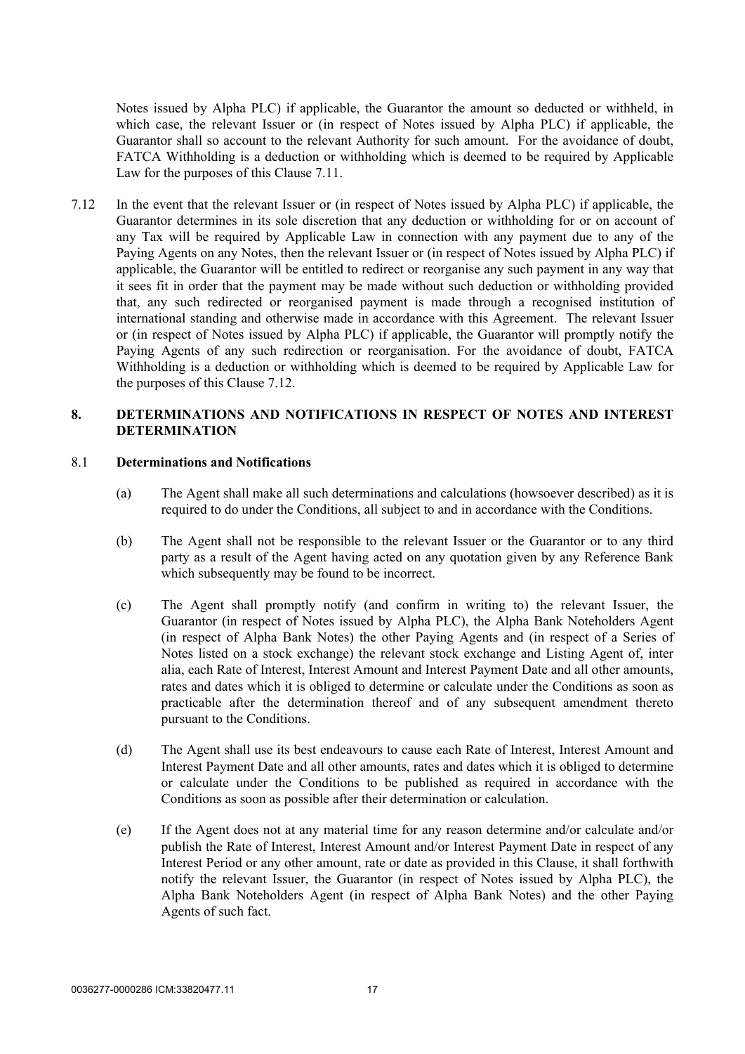Notes issued by Alpha PLC) if applicable, the Guarantor the amount so deducted or withheld, in which case, the relevant Issuer or (in respect of Notes issued by Alpha PLC) if applicable, the Guarantor shall so account to the relevant Authority for such amount. For the avoidance of doubt, FATCA Withholding is a deduction or withholding which is deemed to be required by Applicable Law for the purposes of this Clause 7.11.

7.12 In the event that the relevant Issuer or (in respect of Notes issued by Alpha PLC) if applicable, the Guarantor determines in its sole discretion that any deduction or withholding for or on account of any Tax will be required by Applicable Law in connection with any payment due to any of the Paying Agents on any Notes, then the relevant Issuer or (in respect of Notes issued by Alpha PLC) if applicable, the Guarantor will be entitled to redirect or reorganise any such payment in any way that it sees fit in order that the payment may be made without such deduction or withholding provided that, any such redirected or reorganised payment is made through a recognised institution of international standing and otherwise made in accordance with this Agreement. The relevant Issuer or (in respect of Notes issued by Alpha PLC) if applicable, the Guarantor will promptly notify the Paying Agents of any such redirection or reorganisation. For the avoidance of doubt, FATCA Withholding is a deduction or withholding which is deemed to be required by Applicable Law for the purposes of this Clause 7.12.

## 8. DETERMINATIONS AND NOTIFICATIONS IN RESPECT OF NOTES AND INTEREST DETERMINATION

### 8.1 Determinations and Notifications

(a) The Agent shall make all such determinations and calculations (howsoever described) as it is required to do under the Conditions, all subject to and in accordance with the Conditions.

(b) The Agent shall not be responsible to the relevant Issuer or the Guarantor or to any third party as a result of the Agent having acted on any quotation given by any Reference Bank which subsequently may be found to be incorrect.

(c) The Agent shall promptly notify (and confirm in writing to) the relevant Issuer, the Guarantor (in respect of Notes issued by Alpha PLC), the Alpha Bank Noteholders Agent (in respect of Alpha Bank Notes) the other Paying Agents and (in respect of a Series of Notes listed on a stock exchange) the relevant stock exchange and Listing Agent of, inter alia, each Rate of Interest, Interest Amount and Interest Payment Date and all other amounts, rates and dates which it is obliged to determine or calculate under the Conditions as soon as practicable after the determination thereof and of any subsequent amendment thereto pursuant to the Conditions.

(d) The Agent shall use its best endeavours to cause each Rate of Interest, Interest Amount and Interest Payment Date and all other amounts, rates and dates which it is obliged to determine or calculate under the Conditions to be published as required in accordance with the Conditions as soon as possible after their determination or calculation.

(e) If the Agent does not at any material time for any reason determine and/or calculate and/or publish the Rate of Interest, Interest Amount and/or Interest Payment Date in respect of any Interest Period or any other amount, rate or date as provided in this Clause, it shall forthwith notify the relevant Issuer, the Guarantor (in respect of Notes issued by Alpha PLC), the Alpha Bank Noteholders Agent (in respect of Alpha Bank Notes) and the other Paying Agents of such fact.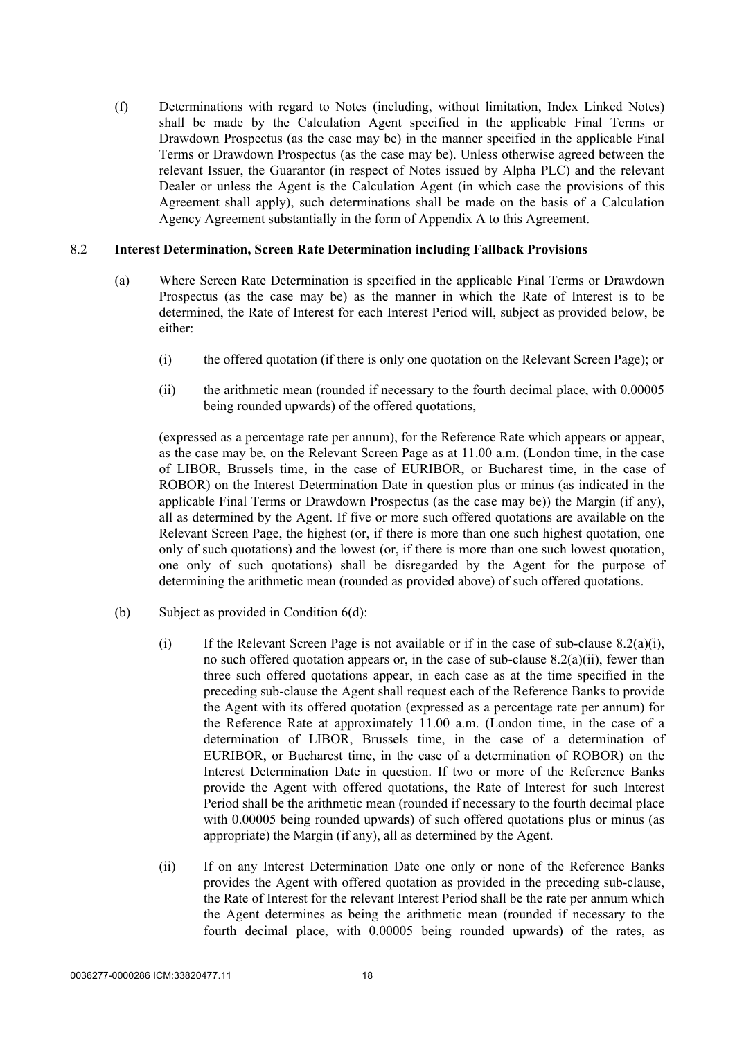(f) Determinations with regard to Notes (including, without limitation, Index Linked Notes) shall be made by the Calculation Agent specified in the applicable Final Terms or Drawdown Prospectus (as the case may be) in the manner specified in the applicable Final Terms or Drawdown Prospectus (as the case may be). Unless otherwise agreed between the relevant Issuer, the Guarantor (in respect of Notes issued by Alpha PLC) and the relevant Dealer or unless the Agent is the Calculation Agent (in which case the provisions of this Agreement shall apply), such determinations shall be made on the basis of a Calculation Agency Agreement substantially in the form of Appendix A to this Agreement.

8.2 **Interest Determination, Screen Rate Determination including Fallback Provisions**

(a) Where Screen Rate Determination is specified in the applicable Final Terms or Drawdown Prospectus (as the case may be) as the manner in which the Rate of Interest is to be determined, the Rate of Interest for each Interest Period will, subject as provided below, be either:

(i) the offered quotation (if there is only one quotation on the Relevant Screen Page); or

(ii) the arithmetic mean (rounded if necessary to the fourth decimal place, with 0.00005 being rounded upwards) of the offered quotations,

(expressed as a percentage rate per annum), for the Reference Rate which appears or appear, as the case may be, on the Relevant Screen Page as at 11.00 a.m. (London time, in the case of LIBOR, Brussels time, in the case of EURIBOR, or Bucharest time, in the case of ROBOR) on the Interest Determination Date in question plus or minus (as indicated in the applicable Final Terms or Drawdown Prospectus (as the case may be)) the Margin (if any), all as determined by the Agent. If five or more such offered quotations are available on the Relevant Screen Page, the highest (or, if there is more than one such highest quotation, one only of such quotations) and the lowest (or, if there is more than one such lowest quotation, one only of such quotations) shall be disregarded by the Agent for the purpose of determining the arithmetic mean (rounded as provided above) of such offered quotations.

(b) Subject as provided in Condition 6(d):

(i) If the Relevant Screen Page is not available or if in the case of sub-clause 8.2(a)(i), no such offered quotation appears or, in the case of sub-clause 8.2(a)(ii), fewer than three such offered quotations appear, in each case as at the time specified in the preceding sub-clause the Agent shall request each of the Reference Banks to provide the Agent with its offered quotation (expressed as a percentage rate per annum) for the Reference Rate at approximately 11.00 a.m. (London time, in the case of a determination of LIBOR, Brussels time, in the case of a determination of EURIBOR, or Bucharest time, in the case of a determination of ROBOR) on the Interest Determination Date in question. If two or more of the Reference Banks provide the Agent with offered quotations, the Rate of Interest for such Interest Period shall be the arithmetic mean (rounded if necessary to the fourth decimal place with 0.00005 being rounded upwards) of such offered quotations plus or minus (as appropriate) the Margin (if any), all as determined by the Agent.

(ii) If on any Interest Determination Date one only or none of the Reference Banks provides the Agent with offered quotation as provided in the preceding sub-clause, the Rate of Interest for the relevant Interest Period shall be the rate per annum which the Agent determines as being the arithmetic mean (rounded if necessary to the fourth decimal place, with 0.00005 being rounded upwards) of the rates, as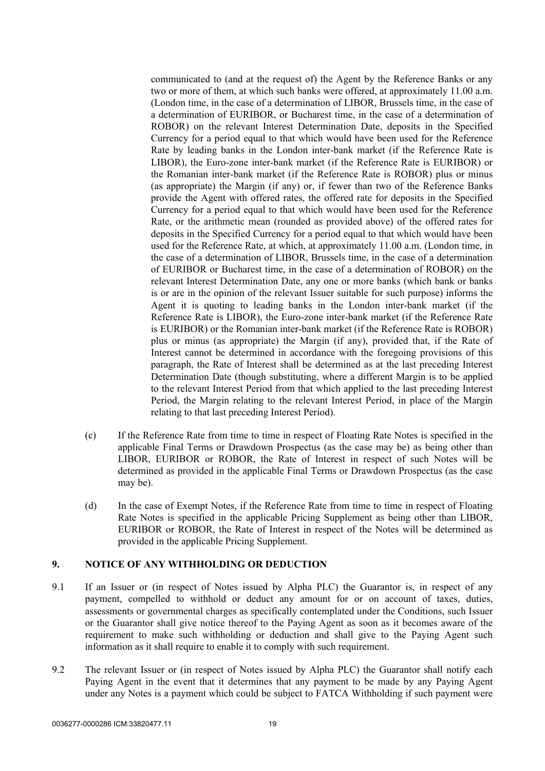communicated to (and at the request of) the Agent by the Reference Banks or any two or more of them, at which such banks were offered, at approximately 11.00 a.m. (London time, in the case of a determination of LIBOR, Brussels time, in the case of a determination of EURIBOR, or Bucharest time, in the case of a determination of ROBOR) on the relevant Interest Determination Date, deposits in the Specified Currency for a period equal to that which would have been used for the Reference Rate by leading banks in the London inter-bank market (if the Reference Rate is LIBOR), the Euro-zone inter-bank market (if the Reference Rate is EURIBOR) or the Romanian inter-bank market (if the Reference Rate is ROBOR) plus or minus (as appropriate) the Margin (if any) or, if fewer than two of the Reference Banks provide the Agent with offered rates, the offered rate for deposits in the Specified Currency for a period equal to that which would have been used for the Reference Rate, or the arithmetic mean (rounded as provided above) of the offered rates for deposits in the Specified Currency for a period equal to that which would have been used for the Reference Rate, at which, at approximately 11.00 a.m. (London time, in the case of a determination of LIBOR, Brussels time, in the case of a determination of EURIBOR or Bucharest time, in the case of a determination of ROBOR) on the relevant Interest Determination Date, any one or more banks (which bank or banks is or are in the opinion of the relevant Issuer suitable for such purpose) informs the Agent it is quoting to leading banks in the London inter-bank market (if the Reference Rate is LIBOR), the Euro-zone inter-bank market (if the Reference Rate is EURIBOR) or the Romanian inter-bank market (if the Reference Rate is ROBOR) plus or minus (as appropriate) the Margin (if any), provided that, if the Rate of Interest cannot be determined in accordance with the foregoing provisions of this paragraph, the Rate of Interest shall be determined as at the last preceding Interest Determination Date (though substituting, where a different Margin is to be applied to the relevant Interest Period from that which applied to the last preceding Interest Period, the Margin relating to the relevant Interest Period, in place of the Margin relating to that last preceding Interest Period).

(c) If the Reference Rate from time to time in respect of Floating Rate Notes is specified in the applicable Final Terms or Drawdown Prospectus (as the case may be) as being other than LIBOR, EURIBOR or ROBOR, the Rate of Interest in respect of such Notes will be determined as provided in the applicable Final Terms or Drawdown Prospectus (as the case may be).

(d) In the case of Exempt Notes, if the Reference Rate from time to time in respect of Floating Rate Notes is specified in the applicable Pricing Supplement as being other than LIBOR, EURIBOR or ROBOR, the Rate of Interest in respect of the Notes will be determined as provided in the applicable Pricing Supplement.

## 9. NOTICE OF ANY WITHHOLDING OR DEDUCTION

9.1 If an Issuer or (in respect of Notes issued by Alpha PLC) the Guarantor is, in respect of any payment, compelled to withhold or deduct any amount for or on account of taxes, duties, assessments or governmental charges as specifically contemplated under the Conditions, such Issuer or the Guarantor shall give notice thereof to the Paying Agent as soon as it becomes aware of the requirement to make such withholding or deduction and shall give to the Paying Agent such information as it shall require to enable it to comply with such requirement.

9.2 The relevant Issuer or (in respect of Notes issued by Alpha PLC) the Guarantor shall notify each Paying Agent in the event that it determines that any payment to be made by any Paying Agent under any Notes is a payment which could be subject to FATCA Withholding if such payment were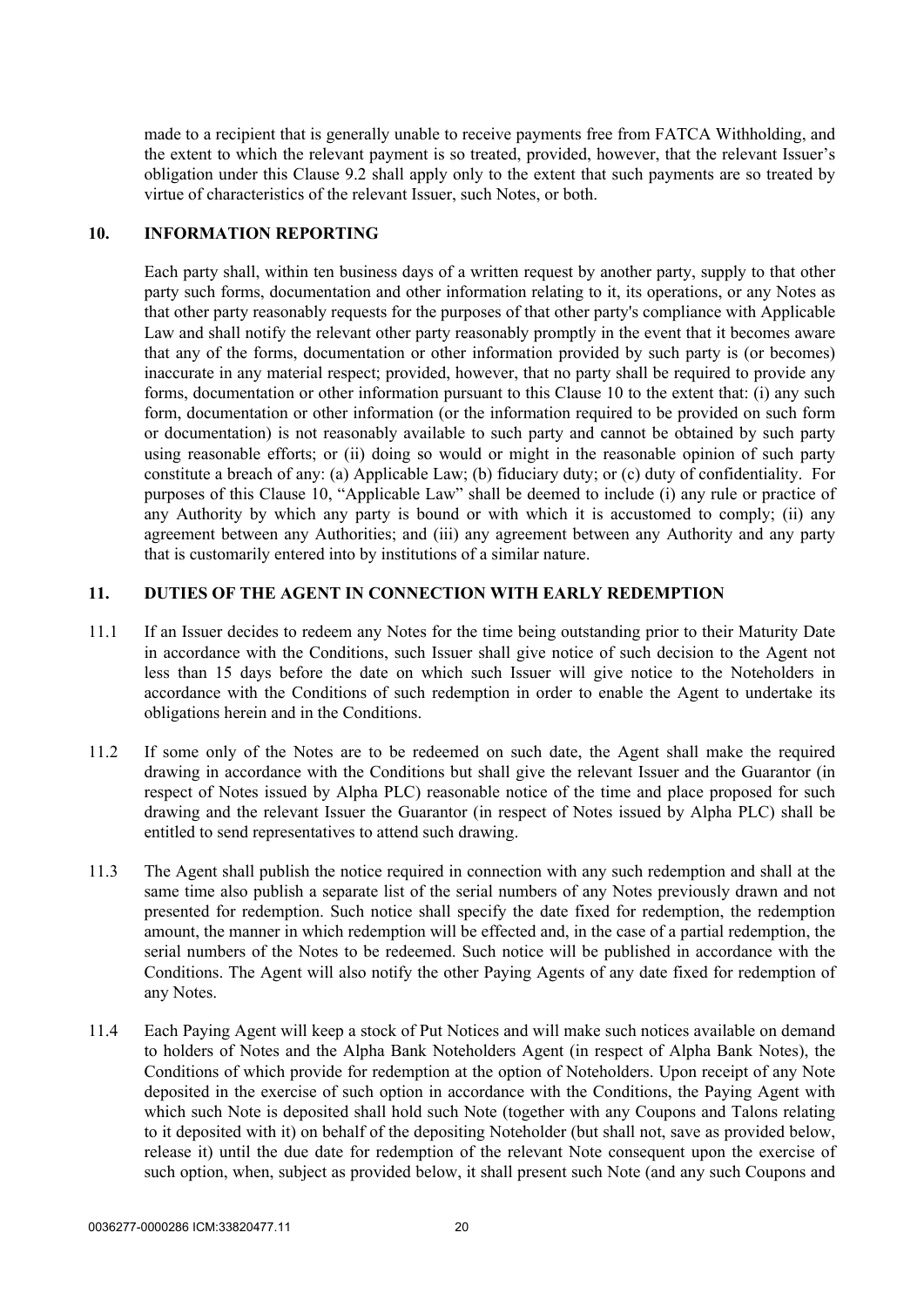made to a recipient that is generally unable to receive payments free from FATCA Withholding, and the extent to which the relevant payment is so treated, provided, however, that the relevant Issuer's obligation under this Clause 9.2 shall apply only to the extent that such payments are so treated by virtue of characteristics of the relevant Issuer, such Notes, or both.

## 10. INFORMATION REPORTING

Each party shall, within ten business days of a written request by another party, supply to that other party such forms, documentation and other information relating to it, its operations, or any Notes as that other party reasonably requests for the purposes of that other party's compliance with Applicable Law and shall notify the relevant other party reasonably promptly in the event that it becomes aware that any of the forms, documentation or other information provided by such party is (or becomes) inaccurate in any material respect; provided, however, that no party shall be required to provide any forms, documentation or other information pursuant to this Clause 10 to the extent that: (i) any such form, documentation or other information (or the information required to be provided on such form or documentation) is not reasonably available to such party and cannot be obtained by such party using reasonable efforts; or (ii) doing so would or might in the reasonable opinion of such party constitute a breach of any: (a) Applicable Law; (b) fiduciary duty; or (c) duty of confidentiality. For purposes of this Clause 10, "Applicable Law" shall be deemed to include (i) any rule or practice of any Authority by which any party is bound or with which it is accustomed to comply; (ii) any agreement between any Authorities; and (iii) any agreement between any Authority and any party that is customarily entered into by institutions of a similar nature.

## 11. DUTIES OF THE AGENT IN CONNECTION WITH EARLY REDEMPTION

11.1 If an Issuer decides to redeem any Notes for the time being outstanding prior to their Maturity Date in accordance with the Conditions, such Issuer shall give notice of such decision to the Agent not less than 15 days before the date on which such Issuer will give notice to the Noteholders in accordance with the Conditions of such redemption in order to enable the Agent to undertake its obligations herein and in the Conditions.

11.2 If some only of the Notes are to be redeemed on such date, the Agent shall make the required drawing in accordance with the Conditions but shall give the relevant Issuer and the Guarantor (in respect of Notes issued by Alpha PLC) reasonable notice of the time and place proposed for such drawing and the relevant Issuer the Guarantor (in respect of Notes issued by Alpha PLC) shall be entitled to send representatives to attend such drawing.

11.3 The Agent shall publish the notice required in connection with any such redemption and shall at the same time also publish a separate list of the serial numbers of any Notes previously drawn and not presented for redemption. Such notice shall specify the date fixed for redemption, the redemption amount, the manner in which redemption will be effected and, in the case of a partial redemption, the serial numbers of the Notes to be redeemed. Such notice will be published in accordance with the Conditions. The Agent will also notify the other Paying Agents of any date fixed for redemption of any Notes.

11.4 Each Paying Agent will keep a stock of Put Notices and will make such notices available on demand to holders of Notes and the Alpha Bank Noteholders Agent (in respect of Alpha Bank Notes), the Conditions of which provide for redemption at the option of Noteholders. Upon receipt of any Note deposited in the exercise of such option in accordance with the Conditions, the Paying Agent with which such Note is deposited shall hold such Note (together with any Coupons and Talons relating to it deposited with it) on behalf of the depositing Noteholder (but shall not, save as provided below, release it) until the due date for redemption of the relevant Note consequent upon the exercise of such option, when, subject as provided below, it shall present such Note (and any such Coupons and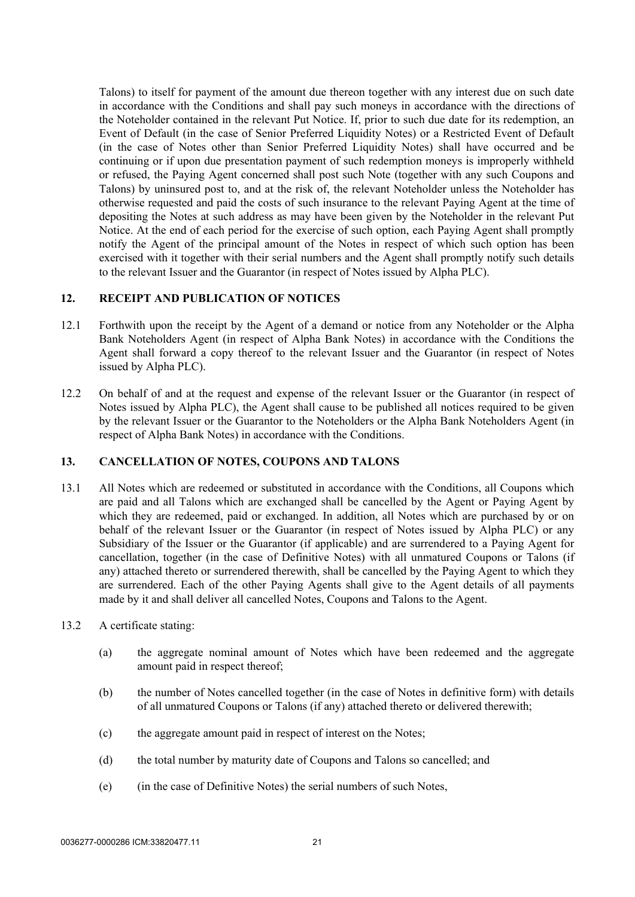Talons) to itself for payment of the amount due thereon together with any interest due on such date in accordance with the Conditions and shall pay such moneys in accordance with the directions of the Noteholder contained in the relevant Put Notice. If, prior to such due date for its redemption, an Event of Default (in the case of Senior Preferred Liquidity Notes) or a Restricted Event of Default (in the case of Notes other than Senior Preferred Liquidity Notes) shall have occurred and be continuing or if upon due presentation payment of such redemption moneys is improperly withheld or refused, the Paying Agent concerned shall post such Note (together with any such Coupons and Talons) by uninsured post to, and at the risk of, the relevant Noteholder unless the Noteholder has otherwise requested and paid the costs of such insurance to the relevant Paying Agent at the time of depositing the Notes at such address as may have been given by the Noteholder in the relevant Put Notice. At the end of each period for the exercise of such option, each Paying Agent shall promptly notify the Agent of the principal amount of the Notes in respect of which such option has been exercised with it together with their serial numbers and the Agent shall promptly notify such details to the relevant Issuer and the Guarantor (in respect of Notes issued by Alpha PLC).

## 12. RECEIPT AND PUBLICATION OF NOTICES

12.1 Forthwith upon the receipt by the Agent of a demand or notice from any Noteholder or the Alpha Bank Noteholders Agent (in respect of Alpha Bank Notes) in accordance with the Conditions the Agent shall forward a copy thereof to the relevant Issuer and the Guarantor (in respect of Notes issued by Alpha PLC).

12.2 On behalf of and at the request and expense of the relevant Issuer or the Guarantor (in respect of Notes issued by Alpha PLC), the Agent shall cause to be published all notices required to be given by the relevant Issuer or the Guarantor to the Noteholders or the Alpha Bank Noteholders Agent (in respect of Alpha Bank Notes) in accordance with the Conditions.

## 13. CANCELLATION OF NOTES, COUPONS AND TALONS

13.1 All Notes which are redeemed or substituted in accordance with the Conditions, all Coupons which are paid and all Talons which are exchanged shall be cancelled by the Agent or Paying Agent by which they are redeemed, paid or exchanged. In addition, all Notes which are purchased by or on behalf of the relevant Issuer or the Guarantor (in respect of Notes issued by Alpha PLC) or any Subsidiary of the Issuer or the Guarantor (if applicable) and are surrendered to a Paying Agent for cancellation, together (in the case of Definitive Notes) with all unmatured Coupons or Talons (if any) attached thereto or surrendered therewith, shall be cancelled by the Paying Agent to which they are surrendered. Each of the other Paying Agents shall give to the Agent details of all payments made by it and shall deliver all cancelled Notes, Coupons and Talons to the Agent.

13.2 A certificate stating:

(a) the aggregate nominal amount of Notes which have been redeemed and the aggregate amount paid in respect thereof;

(b) the number of Notes cancelled together (in the case of Notes in definitive form) with details of all unmatured Coupons or Talons (if any) attached thereto or delivered therewith;

(c) the aggregate amount paid in respect of interest on the Notes;

(d) the total number by maturity date of Coupons and Talons so cancelled; and

(e) (in the case of Definitive Notes) the serial numbers of such Notes,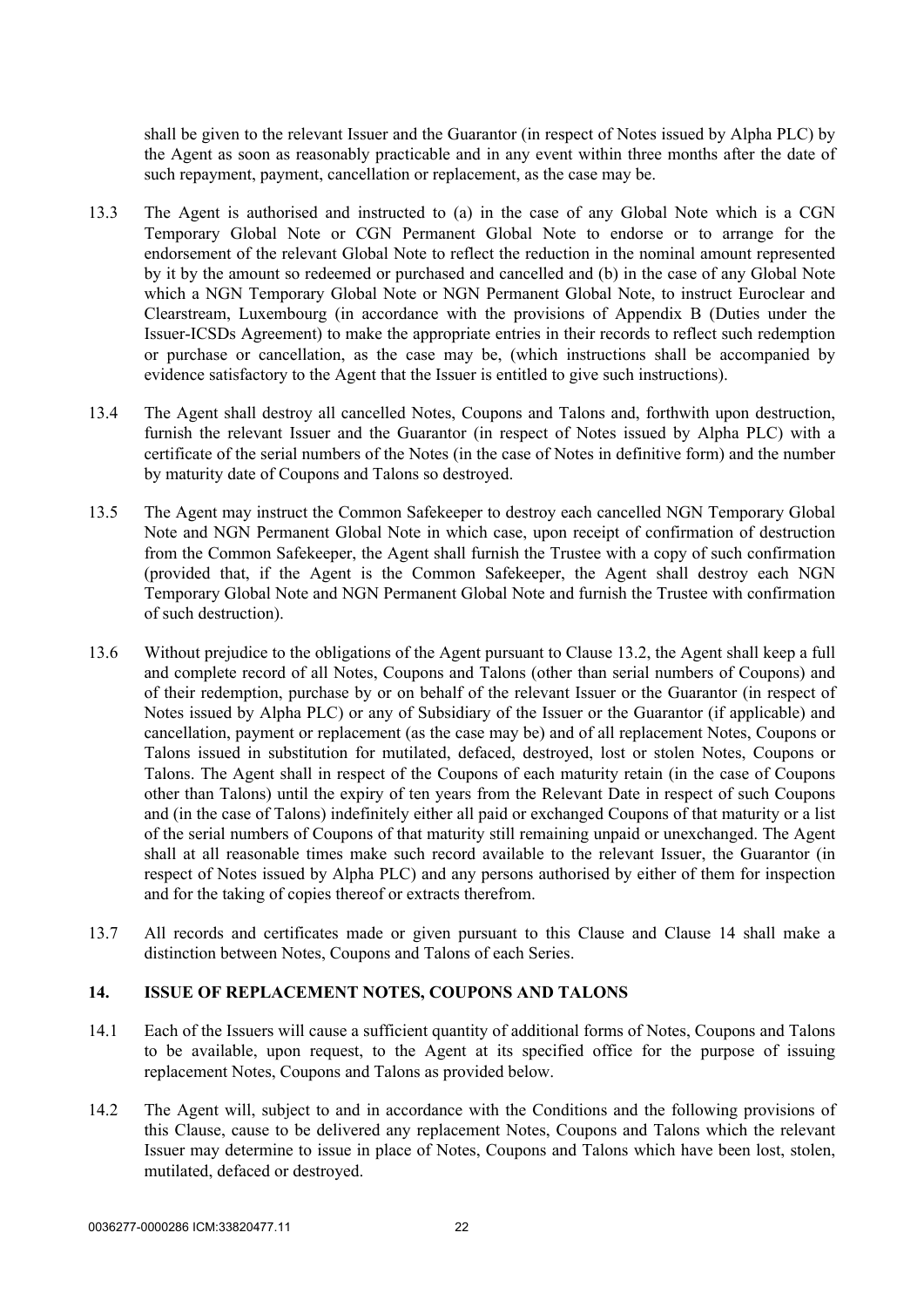shall be given to the relevant Issuer and the Guarantor (in respect of Notes issued by Alpha PLC) by the Agent as soon as reasonably practicable and in any event within three months after the date of such repayment, payment, cancellation or replacement, as the case may be.

13.3 The Agent is authorised and instructed to (a) in the case of any Global Note which is a CGN Temporary Global Note or CGN Permanent Global Note to endorse or to arrange for the endorsement of the relevant Global Note to reflect the reduction in the nominal amount represented by it by the amount so redeemed or purchased and cancelled and (b) in the case of any Global Note which a NGN Temporary Global Note or NGN Permanent Global Note, to instruct Euroclear and Clearstream, Luxembourg (in accordance with the provisions of Appendix B (Duties under the Issuer-ICSDs Agreement) to make the appropriate entries in their records to reflect such redemption or purchase or cancellation, as the case may be, (which instructions shall be accompanied by evidence satisfactory to the Agent that the Issuer is entitled to give such instructions).

13.4 The Agent shall destroy all cancelled Notes, Coupons and Talons and, forthwith upon destruction, furnish the relevant Issuer and the Guarantor (in respect of Notes issued by Alpha PLC) with a certificate of the serial numbers of the Notes (in the case of Notes in definitive form) and the number by maturity date of Coupons and Talons so destroyed.

13.5 The Agent may instruct the Common Safekeeper to destroy each cancelled NGN Temporary Global Note and NGN Permanent Global Note in which case, upon receipt of confirmation of destruction from the Common Safekeeper, the Agent shall furnish the Trustee with a copy of such confirmation (provided that, if the Agent is the Common Safekeeper, the Agent shall destroy each NGN Temporary Global Note and NGN Permanent Global Note and furnish the Trustee with confirmation of such destruction).

13.6 Without prejudice to the obligations of the Agent pursuant to Clause 13.2, the Agent shall keep a full and complete record of all Notes, Coupons and Talons (other than serial numbers of Coupons) and of their redemption, purchase by or on behalf of the relevant Issuer or the Guarantor (in respect of Notes issued by Alpha PLC) or any of Subsidiary of the Issuer or the Guarantor (if applicable) and cancellation, payment or replacement (as the case may be) and of all replacement Notes, Coupons or Talons issued in substitution for mutilated, defaced, destroyed, lost or stolen Notes, Coupons or Talons. The Agent shall in respect of the Coupons of each maturity retain (in the case of Coupons other than Talons) until the expiry of ten years from the Relevant Date in respect of such Coupons and (in the case of Talons) indefinitely either all paid or exchanged Coupons of that maturity or a list of the serial numbers of Coupons of that maturity still remaining unpaid or unexchanged. The Agent shall at all reasonable times make such record available to the relevant Issuer, the Guarantor (in respect of Notes issued by Alpha PLC) and any persons authorised by either of them for inspection and for the taking of copies thereof or extracts therefrom.

13.7 All records and certificates made or given pursuant to this Clause and Clause 14 shall make a distinction between Notes, Coupons and Talons of each Series.

## 14. ISSUE OF REPLACEMENT NOTES, COUPONS AND TALONS

14.1 Each of the Issuers will cause a sufficient quantity of additional forms of Notes, Coupons and Talons to be available, upon request, to the Agent at its specified office for the purpose of issuing replacement Notes, Coupons and Talons as provided below.

14.2 The Agent will, subject to and in accordance with the Conditions and the following provisions of this Clause, cause to be delivered any replacement Notes, Coupons and Talons which the relevant Issuer may determine to issue in place of Notes, Coupons and Talons which have been lost, stolen, mutilated, defaced or destroyed.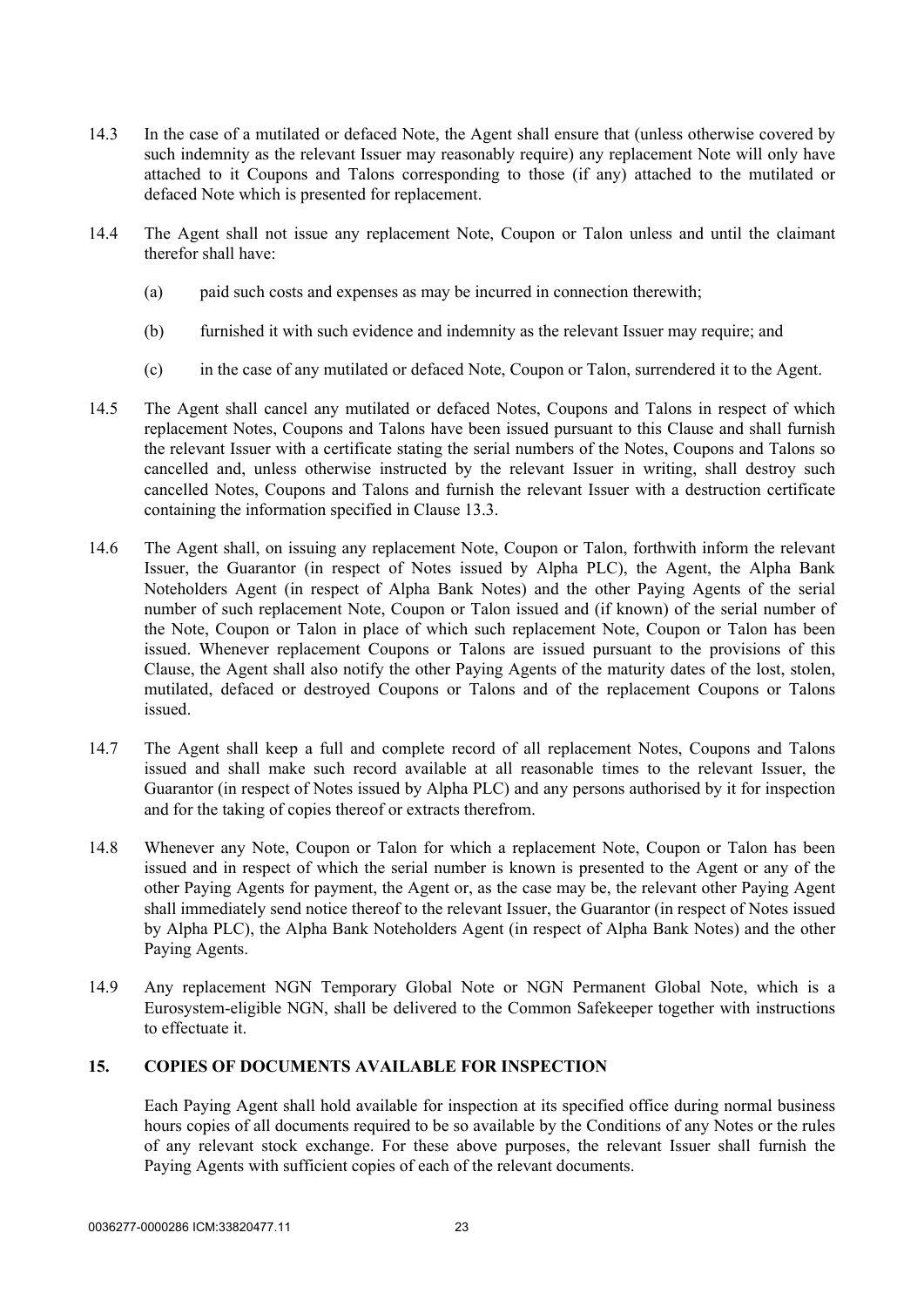14.3 In the case of a mutilated or defaced Note, the Agent shall ensure that (unless otherwise covered by such indemnity as the relevant Issuer may reasonably require) any replacement Note will only have attached to it Coupons and Talons corresponding to those (if any) attached to the mutilated or defaced Note which is presented for replacement.

14.4 The Agent shall not issue any replacement Note, Coupon or Talon unless and until the claimant therefor shall have:

(a) paid such costs and expenses as may be incurred in connection therewith;

(b) furnished it with such evidence and indemnity as the relevant Issuer may require; and

(c) in the case of any mutilated or defaced Note, Coupon or Talon, surrendered it to the Agent.

14.5 The Agent shall cancel any mutilated or defaced Notes, Coupons and Talons in respect of which replacement Notes, Coupons and Talons have been issued pursuant to this Clause and shall furnish the relevant Issuer with a certificate stating the serial numbers of the Notes, Coupons and Talons so cancelled and, unless otherwise instructed by the relevant Issuer in writing, shall destroy such cancelled Notes, Coupons and Talons and furnish the relevant Issuer with a destruction certificate containing the information specified in Clause 13.3.

14.6 The Agent shall, on issuing any replacement Note, Coupon or Talon, forthwith inform the relevant Issuer, the Guarantor (in respect of Notes issued by Alpha PLC), the Agent, the Alpha Bank Noteholders Agent (in respect of Alpha Bank Notes) and the other Paying Agents of the serial number of such replacement Note, Coupon or Talon issued and (if known) of the serial number of the Note, Coupon or Talon in place of which such replacement Note, Coupon or Talon has been issued. Whenever replacement Coupons or Talons are issued pursuant to the provisions of this Clause, the Agent shall also notify the other Paying Agents of the maturity dates of the lost, stolen, mutilated, defaced or destroyed Coupons or Talons and of the replacement Coupons or Talons issued.

14.7 The Agent shall keep a full and complete record of all replacement Notes, Coupons and Talons issued and shall make such record available at all reasonable times to the relevant Issuer, the Guarantor (in respect of Notes issued by Alpha PLC) and any persons authorised by it for inspection and for the taking of copies thereof or extracts therefrom.

14.8 Whenever any Note, Coupon or Talon for which a replacement Note, Coupon or Talon has been issued and in respect of which the serial number is known is presented to the Agent or any of the other Paying Agents for payment, the Agent or, as the case may be, the relevant other Paying Agent shall immediately send notice thereof to the relevant Issuer, the Guarantor (in respect of Notes issued by Alpha PLC), the Alpha Bank Noteholders Agent (in respect of Alpha Bank Notes) and the other Paying Agents.

14.9 Any replacement NGN Temporary Global Note or NGN Permanent Global Note, which is a Eurosystem-eligible NGN, shall be delivered to the Common Safekeeper together with instructions to effectuate it.

## 15. COPIES OF DOCUMENTS AVAILABLE FOR INSPECTION

Each Paying Agent shall hold available for inspection at its specified office during normal business hours copies of all documents required to be so available by the Conditions of any Notes or the rules of any relevant stock exchange. For these above purposes, the relevant Issuer shall furnish the Paying Agents with sufficient copies of each of the relevant documents.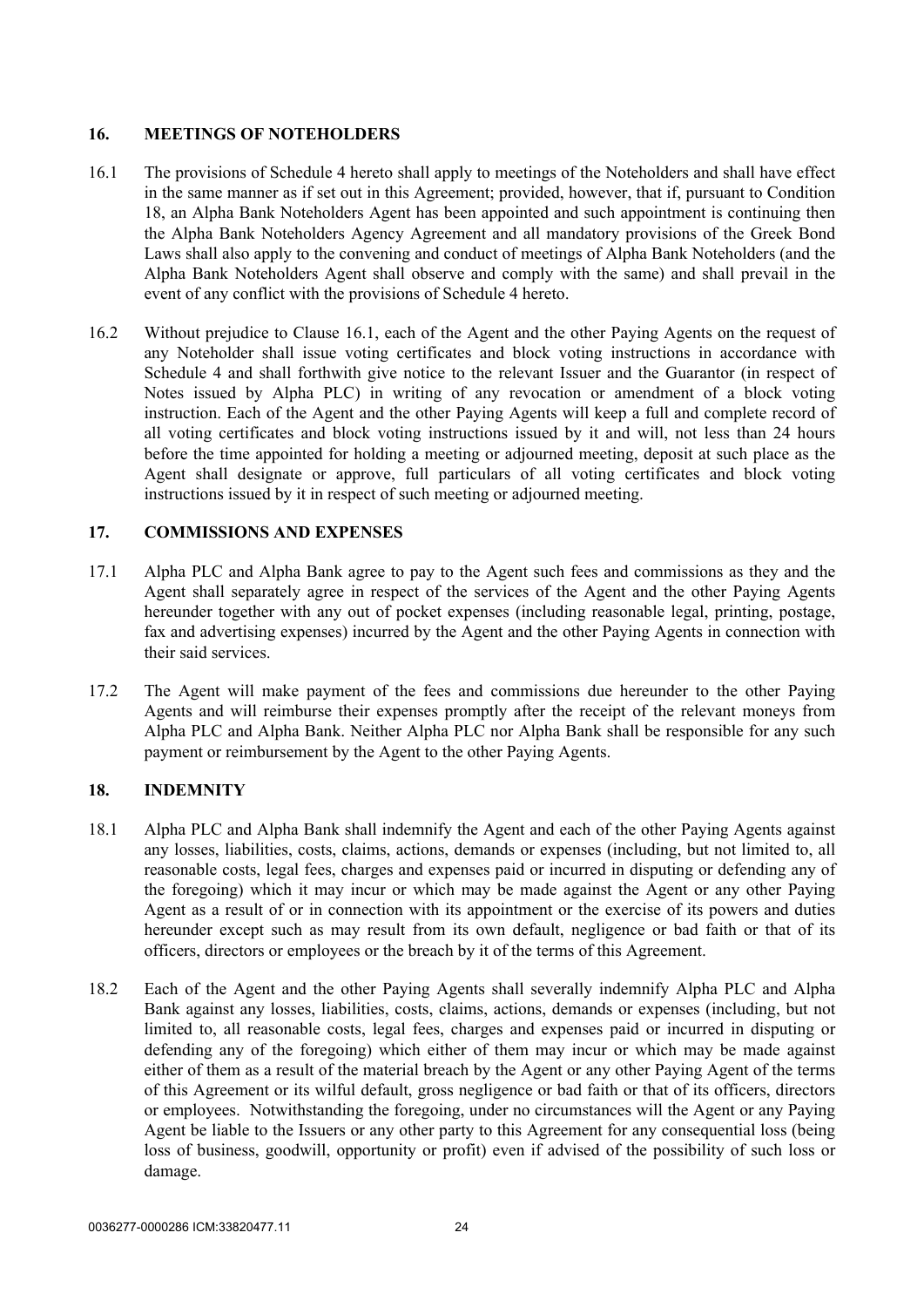## 16. MEETINGS OF NOTEHOLDERS

16.1 The provisions of Schedule 4 hereto shall apply to meetings of the Noteholders and shall have effect in the same manner as if set out in this Agreement; provided, however, that if, pursuant to Condition 18, an Alpha Bank Noteholders Agent has been appointed and such appointment is continuing then the Alpha Bank Noteholders Agency Agreement and all mandatory provisions of the Greek Bond Laws shall also apply to the convening and conduct of meetings of Alpha Bank Noteholders (and the Alpha Bank Noteholders Agent shall observe and comply with the same) and shall prevail in the event of any conflict with the provisions of Schedule 4 hereto.

16.2 Without prejudice to Clause 16.1, each of the Agent and the other Paying Agents on the request of any Noteholder shall issue voting certificates and block voting instructions in accordance with Schedule 4 and shall forthwith give notice to the relevant Issuer and the Guarantor (in respect of Notes issued by Alpha PLC) in writing of any revocation or amendment of a block voting instruction. Each of the Agent and the other Paying Agents will keep a full and complete record of all voting certificates and block voting instructions issued by it and will, not less than 24 hours before the time appointed for holding a meeting or adjourned meeting, deposit at such place as the Agent shall designate or approve, full particulars of all voting certificates and block voting instructions issued by it in respect of such meeting or adjourned meeting.

## 17. COMMISSIONS AND EXPENSES

17.1 Alpha PLC and Alpha Bank agree to pay to the Agent such fees and commissions as they and the Agent shall separately agree in respect of the services of the Agent and the other Paying Agents hereunder together with any out of pocket expenses (including reasonable legal, printing, postage, fax and advertising expenses) incurred by the Agent and the other Paying Agents in connection with their said services.

17.2 The Agent will make payment of the fees and commissions due hereunder to the other Paying Agents and will reimburse their expenses promptly after the receipt of the relevant moneys from Alpha PLC and Alpha Bank. Neither Alpha PLC nor Alpha Bank shall be responsible for any such payment or reimbursement by the Agent to the other Paying Agents.

## 18. INDEMNITY

18.1 Alpha PLC and Alpha Bank shall indemnify the Agent and each of the other Paying Agents against any losses, liabilities, costs, claims, actions, demands or expenses (including, but not limited to, all reasonable costs, legal fees, charges and expenses paid or incurred in disputing or defending any of the foregoing) which it may incur or which may be made against the Agent or any other Paying Agent as a result of or in connection with its appointment or the exercise of its powers and duties hereunder except such as may result from its own default, negligence or bad faith or that of its officers, directors or employees or the breach by it of the terms of this Agreement.

18.2 Each of the Agent and the other Paying Agents shall severally indemnify Alpha PLC and Alpha Bank against any losses, liabilities, costs, claims, actions, demands or expenses (including, but not limited to, all reasonable costs, legal fees, charges and expenses paid or incurred in disputing or defending any of the foregoing) which either of them may incur or which may be made against either of them as a result of the material breach by the Agent or any other Paying Agent of the terms of this Agreement or its wilful default, gross negligence or bad faith or that of its officers, directors or employees. Notwithstanding the foregoing, under no circumstances will the Agent or any Paying Agent be liable to the Issuers or any other party to this Agreement for any consequential loss (being loss of business, goodwill, opportunity or profit) even if advised of the possibility of such loss or damage.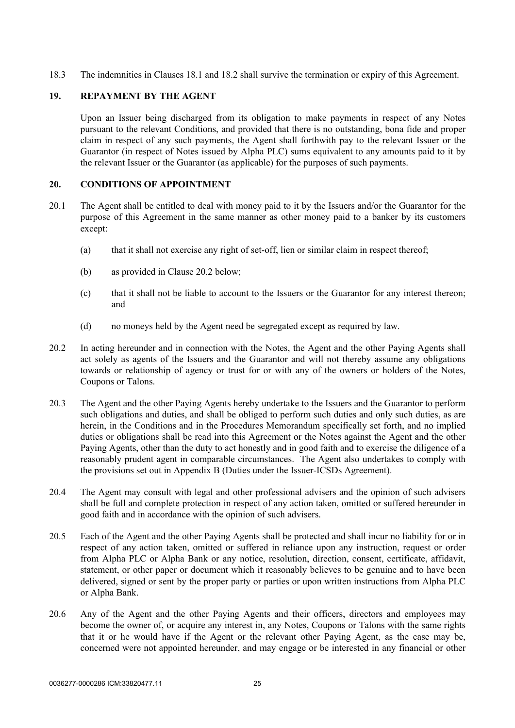18.3 The indemnities in Clauses 18.1 and 18.2 shall survive the termination or expiry of this Agreement.

## 19. REPAYMENT BY THE AGENT

Upon an Issuer being discharged from its obligation to make payments in respect of any Notes pursuant to the relevant Conditions, and provided that there is no outstanding, bona fide and proper claim in respect of any such payments, the Agent shall forthwith pay to the relevant Issuer or the Guarantor (in respect of Notes issued by Alpha PLC) sums equivalent to any amounts paid to it by the relevant Issuer or the Guarantor (as applicable) for the purposes of such payments.

## 20. CONDITIONS OF APPOINTMENT

20.1 The Agent shall be entitled to deal with money paid to it by the Issuers and/or the Guarantor for the purpose of this Agreement in the same manner as other money paid to a banker by its customers except:

(a) that it shall not exercise any right of set-off, lien or similar claim in respect thereof;

(b) as provided in Clause 20.2 below;

(c) that it shall not be liable to account to the Issuers or the Guarantor for any interest thereon; and

(d) no moneys held by the Agent need be segregated except as required by law.

20.2 In acting hereunder and in connection with the Notes, the Agent and the other Paying Agents shall act solely as agents of the Issuers and the Guarantor and will not thereby assume any obligations towards or relationship of agency or trust for or with any of the owners or holders of the Notes, Coupons or Talons.

20.3 The Agent and the other Paying Agents hereby undertake to the Issuers and the Guarantor to perform such obligations and duties, and shall be obliged to perform such duties and only such duties, as are herein, in the Conditions and in the Procedures Memorandum specifically set forth, and no implied duties or obligations shall be read into this Agreement or the Notes against the Agent and the other Paying Agents, other than the duty to act honestly and in good faith and to exercise the diligence of a reasonably prudent agent in comparable circumstances. The Agent also undertakes to comply with the provisions set out in Appendix B (Duties under the Issuer-ICSDs Agreement).

20.4 The Agent may consult with legal and other professional advisers and the opinion of such advisers shall be full and complete protection in respect of any action taken, omitted or suffered hereunder in good faith and in accordance with the opinion of such advisers.

20.5 Each of the Agent and the other Paying Agents shall be protected and shall incur no liability for or in respect of any action taken, omitted or suffered in reliance upon any instruction, request or order from Alpha PLC or Alpha Bank or any notice, resolution, direction, consent, certificate, affidavit, statement, or other paper or document which it reasonably believes to be genuine and to have been delivered, signed or sent by the proper party or parties or upon written instructions from Alpha PLC or Alpha Bank.

20.6 Any of the Agent and the other Paying Agents and their officers, directors and employees may become the owner of, or acquire any interest in, any Notes, Coupons or Talons with the same rights that it or he would have if the Agent or the relevant other Paying Agent, as the case may be, concerned were not appointed hereunder, and may engage or be interested in any financial or other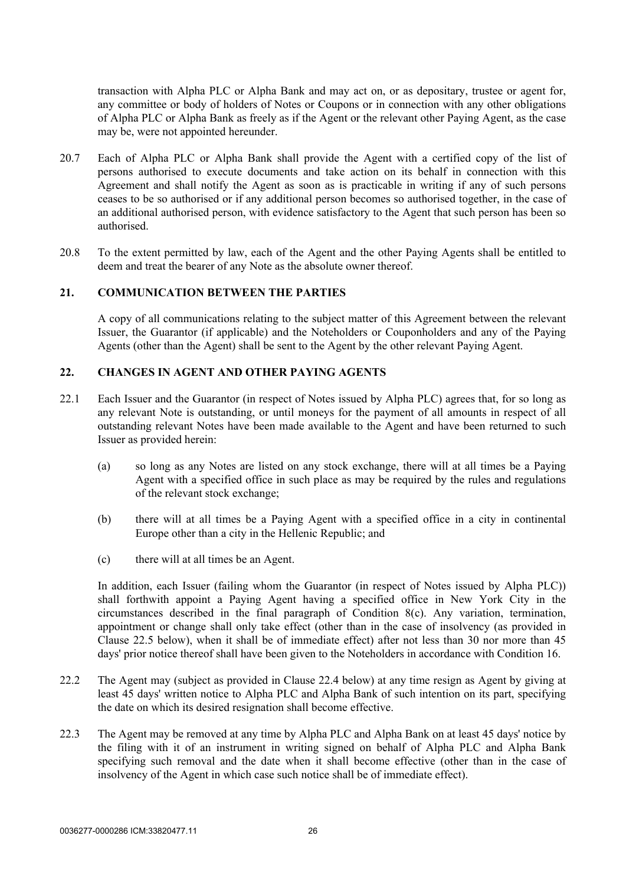transaction with Alpha PLC or Alpha Bank and may act on, or as depositary, trustee or agent for, any committee or body of holders of Notes or Coupons or in connection with any other obligations of Alpha PLC or Alpha Bank as freely as if the Agent or the relevant other Paying Agent, as the case may be, were not appointed hereunder.

20.7 Each of Alpha PLC or Alpha Bank shall provide the Agent with a certified copy of the list of persons authorised to execute documents and take action on its behalf in connection with this Agreement and shall notify the Agent as soon as is practicable in writing if any of such persons ceases to be so authorised or if any additional person becomes so authorised together, in the case of an additional authorised person, with evidence satisfactory to the Agent that such person has been so authorised.

20.8 To the extent permitted by law, each of the Agent and the other Paying Agents shall be entitled to deem and treat the bearer of any Note as the absolute owner thereof.

## 21. COMMUNICATION BETWEEN THE PARTIES

A copy of all communications relating to the subject matter of this Agreement between the relevant Issuer, the Guarantor (if applicable) and the Noteholders or Couponholders and any of the Paying Agents (other than the Agent) shall be sent to the Agent by the other relevant Paying Agent.

## 22. CHANGES IN AGENT AND OTHER PAYING AGENTS

22.1 Each Issuer and the Guarantor (in respect of Notes issued by Alpha PLC) agrees that, for so long as any relevant Note is outstanding, or until moneys for the payment of all amounts in respect of all outstanding relevant Notes have been made available to the Agent and have been returned to such Issuer as provided herein:

(a) so long as any Notes are listed on any stock exchange, there will at all times be a Paying Agent with a specified office in such place as may be required by the rules and regulations of the relevant stock exchange;

(b) there will at all times be a Paying Agent with a specified office in a city in continental Europe other than a city in the Hellenic Republic; and

(c) there will at all times be an Agent.

In addition, each Issuer (failing whom the Guarantor (in respect of Notes issued by Alpha PLC)) shall forthwith appoint a Paying Agent having a specified office in New York City in the circumstances described in the final paragraph of Condition 8(c). Any variation, termination, appointment or change shall only take effect (other than in the case of insolvency (as provided in Clause 22.5 below), when it shall be of immediate effect) after not less than 30 nor more than 45 days' prior notice thereof shall have been given to the Noteholders in accordance with Condition 16.

22.2 The Agent may (subject as provided in Clause 22.4 below) at any time resign as Agent by giving at least 45 days' written notice to Alpha PLC and Alpha Bank of such intention on its part, specifying the date on which its desired resignation shall become effective.

22.3 The Agent may be removed at any time by Alpha PLC and Alpha Bank on at least 45 days' notice by the filing with it of an instrument in writing signed on behalf of Alpha PLC and Alpha Bank specifying such removal and the date when it shall become effective (other than in the case of insolvency of the Agent in which case such notice shall be of immediate effect).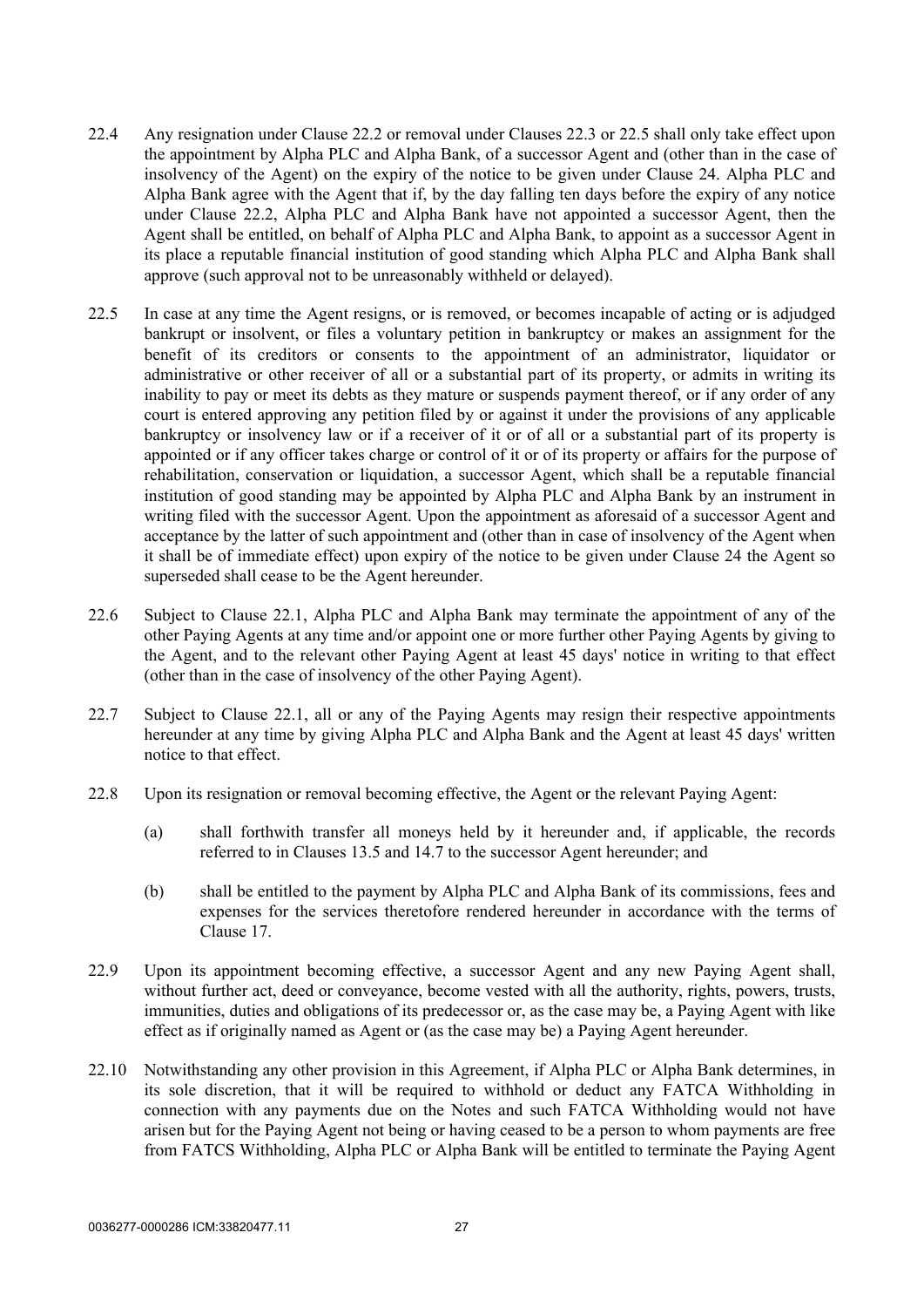22.4 Any resignation under Clause 22.2 or removal under Clauses 22.3 or 22.5 shall only take effect upon the appointment by Alpha PLC and Alpha Bank, of a successor Agent and (other than in the case of insolvency of the Agent) on the expiry of the notice to be given under Clause 24. Alpha PLC and Alpha Bank agree with the Agent that if, by the day falling ten days before the expiry of any notice under Clause 22.2, Alpha PLC and Alpha Bank have not appointed a successor Agent, then the Agent shall be entitled, on behalf of Alpha PLC and Alpha Bank, to appoint as a successor Agent in its place a reputable financial institution of good standing which Alpha PLC and Alpha Bank shall approve (such approval not to be unreasonably withheld or delayed).

22.5 In case at any time the Agent resigns, or is removed, or becomes incapable of acting or is adjudged bankrupt or insolvent, or files a voluntary petition in bankruptcy or makes an assignment for the benefit of its creditors or consents to the appointment of an administrator, liquidator or administrative or other receiver of all or a substantial part of its property, or admits in writing its inability to pay or meet its debts as they mature or suspends payment thereof, or if any order of any court is entered approving any petition filed by or against it under the provisions of any applicable bankruptcy or insolvency law or if a receiver of it or of all or a substantial part of its property is appointed or if any officer takes charge or control of it or of its property or affairs for the purpose of rehabilitation, conservation or liquidation, a successor Agent, which shall be a reputable financial institution of good standing may be appointed by Alpha PLC and Alpha Bank by an instrument in writing filed with the successor Agent. Upon the appointment as aforesaid of a successor Agent and acceptance by the latter of such appointment and (other than in case of insolvency of the Agent when it shall be of immediate effect) upon expiry of the notice to be given under Clause 24 the Agent so superseded shall cease to be the Agent hereunder.

22.6 Subject to Clause 22.1, Alpha PLC and Alpha Bank may terminate the appointment of any of the other Paying Agents at any time and/or appoint one or more further other Paying Agents by giving to the Agent, and to the relevant other Paying Agent at least 45 days' notice in writing to that effect (other than in the case of insolvency of the other Paying Agent).

22.7 Subject to Clause 22.1, all or any of the Paying Agents may resign their respective appointments hereunder at any time by giving Alpha PLC and Alpha Bank and the Agent at least 45 days' written notice to that effect.

22.8 Upon its resignation or removal becoming effective, the Agent or the relevant Paying Agent:

(a) shall forthwith transfer all moneys held by it hereunder and, if applicable, the records referred to in Clauses 13.5 and 14.7 to the successor Agent hereunder; and

(b) shall be entitled to the payment by Alpha PLC and Alpha Bank of its commissions, fees and expenses for the services theretofore rendered hereunder in accordance with the terms of Clause 17.

22.9 Upon its appointment becoming effective, a successor Agent and any new Paying Agent shall, without further act, deed or conveyance, become vested with all the authority, rights, powers, trusts, immunities, duties and obligations of its predecessor or, as the case may be, a Paying Agent with like effect as if originally named as Agent or (as the case may be) a Paying Agent hereunder.

22.10 Notwithstanding any other provision in this Agreement, if Alpha PLC or Alpha Bank determines, in its sole discretion, that it will be required to withhold or deduct any FATCA Withholding in connection with any payments due on the Notes and such FATCA Withholding would not have arisen but for the Paying Agent not being or having ceased to be a person to whom payments are free from FATCS Withholding, Alpha PLC or Alpha Bank will be entitled to terminate the Paying Agent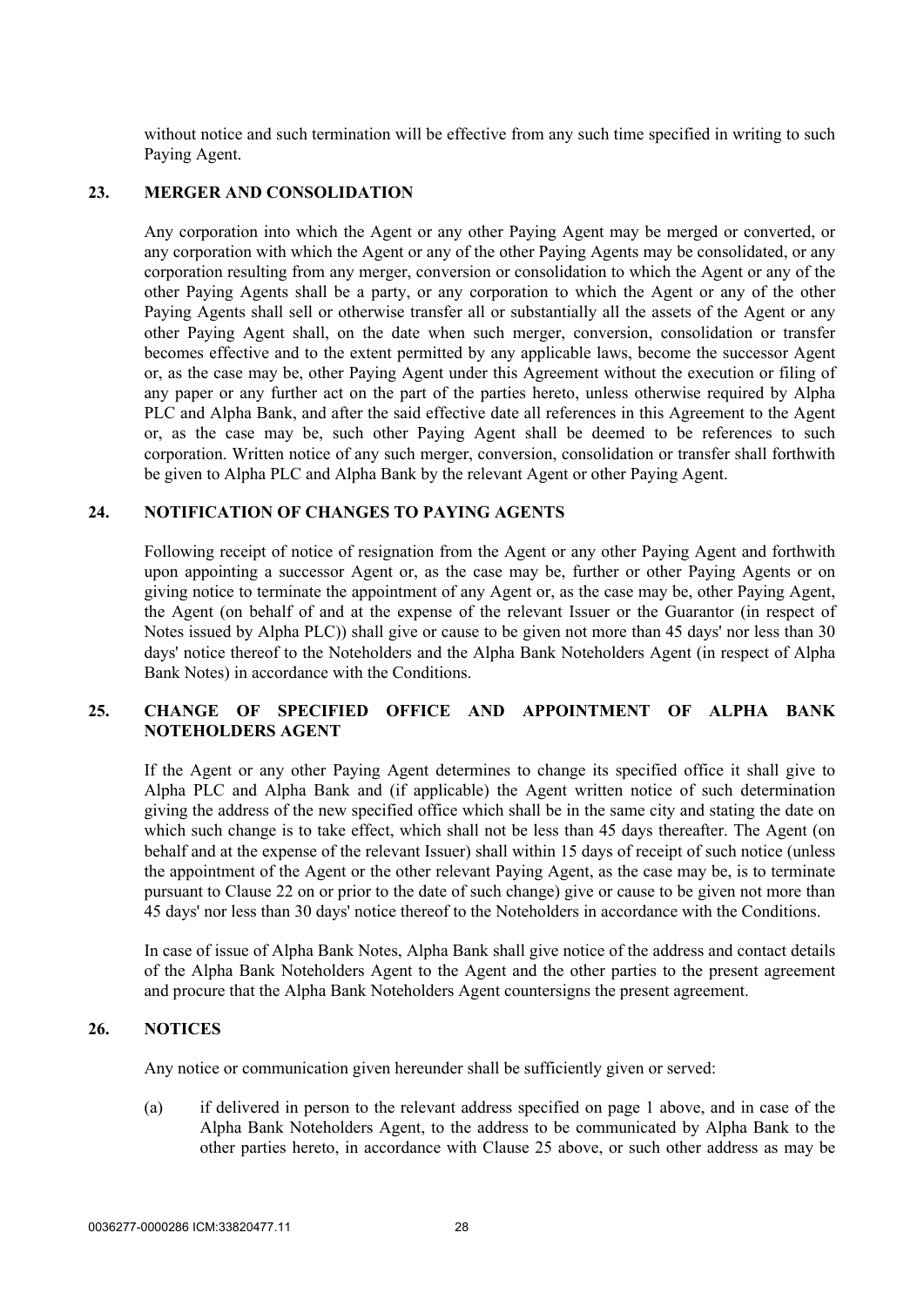without notice and such termination will be effective from any such time specified in writing to such Paying Agent.

## 23. MERGER AND CONSOLIDATION

Any corporation into which the Agent or any other Paying Agent may be merged or converted, or any corporation with which the Agent or any of the other Paying Agents may be consolidated, or any corporation resulting from any merger, conversion or consolidation to which the Agent or any of the other Paying Agents shall be a party, or any corporation to which the Agent or any of the other Paying Agents shall sell or otherwise transfer all or substantially all the assets of the Agent or any other Paying Agent shall, on the date when such merger, conversion, consolidation or transfer becomes effective and to the extent permitted by any applicable laws, become the successor Agent or, as the case may be, other Paying Agent under this Agreement without the execution or filing of any paper or any further act on the part of the parties hereto, unless otherwise required by Alpha PLC and Alpha Bank, and after the said effective date all references in this Agreement to the Agent or, as the case may be, such other Paying Agent shall be deemed to be references to such corporation. Written notice of any such merger, conversion, consolidation or transfer shall forthwith be given to Alpha PLC and Alpha Bank by the relevant Agent or other Paying Agent.

## 24. NOTIFICATION OF CHANGES TO PAYING AGENTS

Following receipt of notice of resignation from the Agent or any other Paying Agent and forthwith upon appointing a successor Agent or, as the case may be, further or other Paying Agents or on giving notice to terminate the appointment of any Agent or, as the case may be, other Paying Agent, the Agent (on behalf of and at the expense of the relevant Issuer or the Guarantor (in respect of Notes issued by Alpha PLC)) shall give or cause to be given not more than 45 days' nor less than 30 days' notice thereof to the Noteholders and the Alpha Bank Noteholders Agent (in respect of Alpha Bank Notes) in accordance with the Conditions.

## 25. CHANGE OF SPECIFIED OFFICE AND APPOINTMENT OF ALPHA BANK NOTEHOLDERS AGENT

If the Agent or any other Paying Agent determines to change its specified office it shall give to Alpha PLC and Alpha Bank and (if applicable) the Agent written notice of such determination giving the address of the new specified office which shall be in the same city and stating the date on which such change is to take effect, which shall not be less than 45 days thereafter. The Agent (on behalf and at the expense of the relevant Issuer) shall within 15 days of receipt of such notice (unless the appointment of the Agent or the other relevant Paying Agent, as the case may be, is to terminate pursuant to Clause 22 on or prior to the date of such change) give or cause to be given not more than 45 days' nor less than 30 days' notice thereof to the Noteholders in accordance with the Conditions.

In case of issue of Alpha Bank Notes, Alpha Bank shall give notice of the address and contact details of the Alpha Bank Noteholders Agent to the Agent and the other parties to the present agreement and procure that the Alpha Bank Noteholders Agent countersigns the present agreement.

## 26. NOTICES

Any notice or communication given hereunder shall be sufficiently given or served:

(a) if delivered in person to the relevant address specified on page 1 above, and in case of the Alpha Bank Noteholders Agent, to the address to be communicated by Alpha Bank to the other parties hereto, in accordance with Clause 25 above, or such other address as may be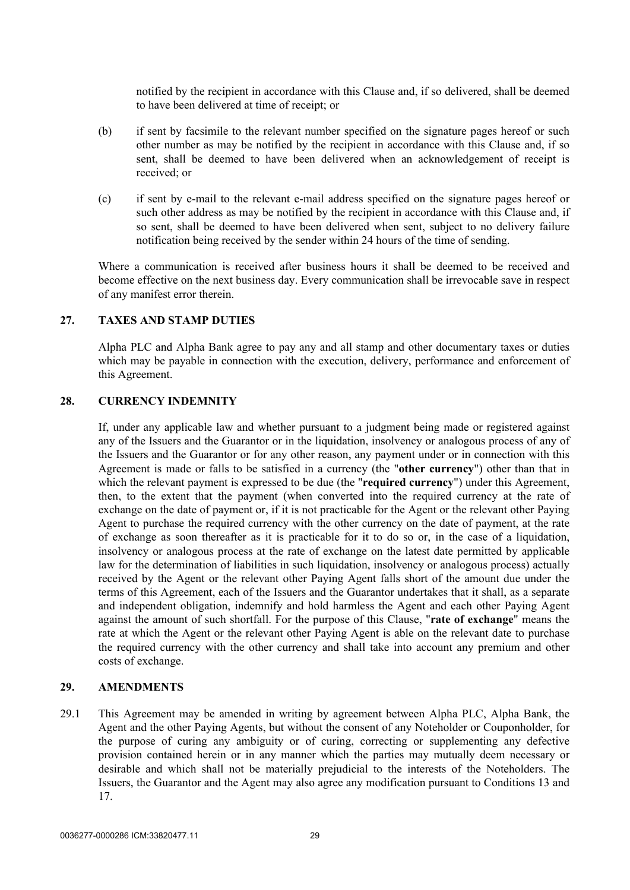notified by the recipient in accordance with this Clause and, if so delivered, shall be deemed to have been delivered at time of receipt; or

(b) if sent by facsimile to the relevant number specified on the signature pages hereof or such other number as may be notified by the recipient in accordance with this Clause and, if so sent, shall be deemed to have been delivered when an acknowledgement of receipt is received; or

(c) if sent by e-mail to the relevant e-mail address specified on the signature pages hereof or such other address as may be notified by the recipient in accordance with this Clause and, if so sent, shall be deemed to have been delivered when sent, subject to no delivery failure notification being received by the sender within 24 hours of the time of sending.

Where a communication is received after business hours it shall be deemed to be received and become effective on the next business day. Every communication shall be irrevocable save in respect of any manifest error therein.

## 27. TAXES AND STAMP DUTIES

Alpha PLC and Alpha Bank agree to pay any and all stamp and other documentary taxes or duties which may be payable in connection with the execution, delivery, performance and enforcement of this Agreement.

## 28. CURRENCY INDEMNITY

If, under any applicable law and whether pursuant to a judgment being made or registered against any of the Issuers and the Guarantor or in the liquidation, insolvency or analogous process of any of the Issuers and the Guarantor or for any other reason, any payment under or in connection with this Agreement is made or falls to be satisfied in a currency (the "**other currency**") other than that in which the relevant payment is expressed to be due (the "**required currency**") under this Agreement, then, to the extent that the payment (when converted into the required currency at the rate of exchange on the date of payment or, if it is not practicable for the Agent or the relevant other Paying Agent to purchase the required currency with the other currency on the date of payment, at the rate of exchange as soon thereafter as it is practicable for it to do so or, in the case of a liquidation, insolvency or analogous process at the rate of exchange on the latest date permitted by applicable law for the determination of liabilities in such liquidation, insolvency or analogous process) actually received by the Agent or the relevant other Paying Agent falls short of the amount due under the terms of this Agreement, each of the Issuers and the Guarantor undertakes that it shall, as a separate and independent obligation, indemnify and hold harmless the Agent and each other Paying Agent against the amount of such shortfall. For the purpose of this Clause, "**rate of exchange**" means the rate at which the Agent or the relevant other Paying Agent is able on the relevant date to purchase the required currency with the other currency and shall take into account any premium and other costs of exchange.

## 29. AMENDMENTS

29.1 This Agreement may be amended in writing by agreement between Alpha PLC, Alpha Bank, the Agent and the other Paying Agents, but without the consent of any Noteholder or Couponholder, for the purpose of curing any ambiguity or of curing, correcting or supplementing any defective provision contained herein or in any manner which the parties may mutually deem necessary or desirable and which shall not be materially prejudicial to the interests of the Noteholders. The Issuers, the Guarantor and the Agent may also agree any modification pursuant to Conditions 13 and 17.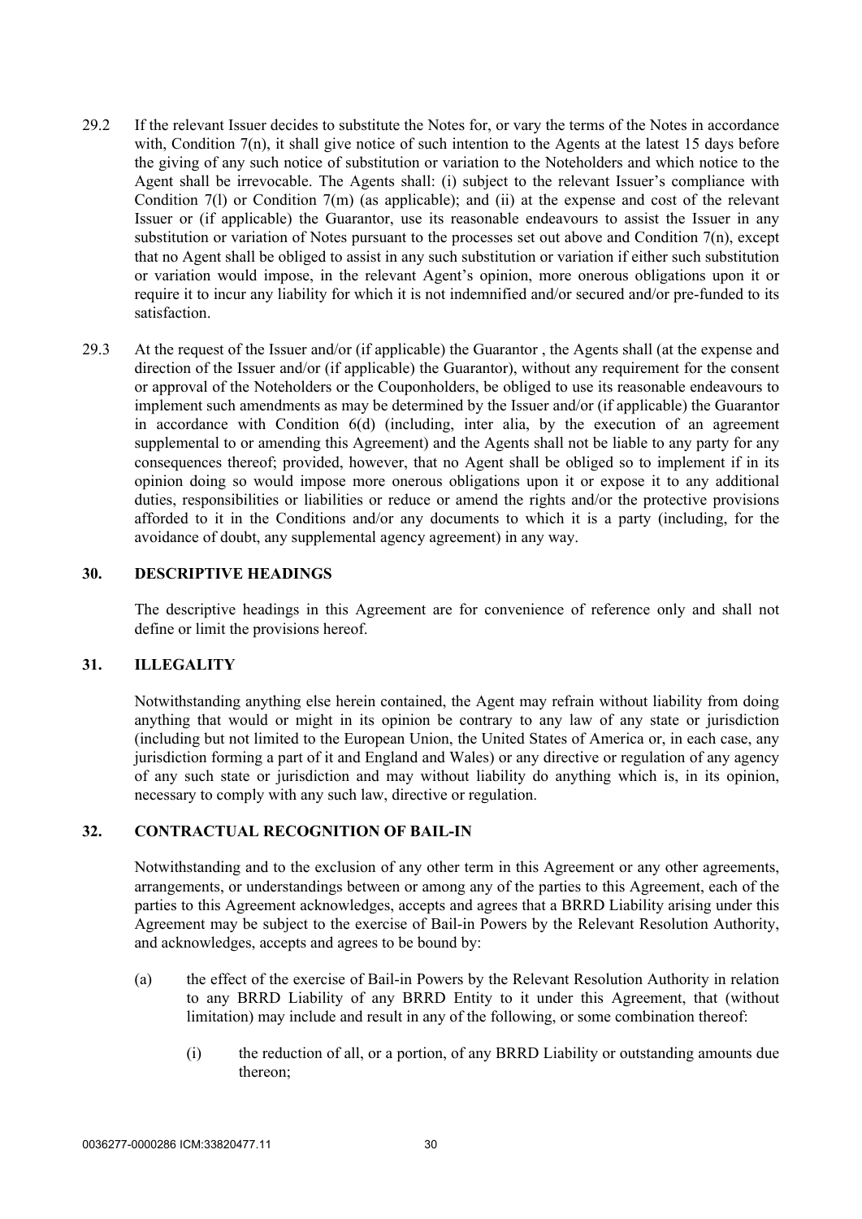29.2 If the relevant Issuer decides to substitute the Notes for, or vary the terms of the Notes in accordance with, Condition 7(n), it shall give notice of such intention to the Agents at the latest 15 days before the giving of any such notice of substitution or variation to the Noteholders and which notice to the Agent shall be irrevocable. The Agents shall: (i) subject to the relevant Issuer's compliance with Condition 7(l) or Condition 7(m) (as applicable); and (ii) at the expense and cost of the relevant Issuer or (if applicable) the Guarantor, use its reasonable endeavours to assist the Issuer in any substitution or variation of Notes pursuant to the processes set out above and Condition 7(n), except that no Agent shall be obliged to assist in any such substitution or variation if either such substitution or variation would impose, in the relevant Agent's opinion, more onerous obligations upon it or require it to incur any liability for which it is not indemnified and/or secured and/or pre-funded to its satisfaction.

29.3 At the request of the Issuer and/or (if applicable) the Guarantor , the Agents shall (at the expense and direction of the Issuer and/or (if applicable) the Guarantor), without any requirement for the consent or approval of the Noteholders or the Couponholders, be obliged to use its reasonable endeavours to implement such amendments as may be determined by the Issuer and/or (if applicable) the Guarantor in accordance with Condition 6(d) (including, inter alia, by the execution of an agreement supplemental to or amending this Agreement) and the Agents shall not be liable to any party for any consequences thereof; provided, however, that no Agent shall be obliged so to implement if in its opinion doing so would impose more onerous obligations upon it or expose it to any additional duties, responsibilities or liabilities or reduce or amend the rights and/or the protective provisions afforded to it in the Conditions and/or any documents to which it is a party (including, for the avoidance of doubt, any supplemental agency agreement) in any way.

## 30. DESCRIPTIVE HEADINGS

The descriptive headings in this Agreement are for convenience of reference only and shall not define or limit the provisions hereof.

## 31. ILLEGALITY

Notwithstanding anything else herein contained, the Agent may refrain without liability from doing anything that would or might in its opinion be contrary to any law of any state or jurisdiction (including but not limited to the European Union, the United States of America or, in each case, any jurisdiction forming a part of it and England and Wales) or any directive or regulation of any agency of any such state or jurisdiction and may without liability do anything which is, in its opinion, necessary to comply with any such law, directive or regulation.

## 32. CONTRACTUAL RECOGNITION OF BAIL-IN

Notwithstanding and to the exclusion of any other term in this Agreement or any other agreements, arrangements, or understandings between or among any of the parties to this Agreement, each of the parties to this Agreement acknowledges, accepts and agrees that a BRRD Liability arising under this Agreement may be subject to the exercise of Bail-in Powers by the Relevant Resolution Authority, and acknowledges, accepts and agrees to be bound by:

(a) the effect of the exercise of Bail-in Powers by the Relevant Resolution Authority in relation to any BRRD Liability of any BRRD Entity to it under this Agreement, that (without limitation) may include and result in any of the following, or some combination thereof:

(i) the reduction of all, or a portion, of any BRRD Liability or outstanding amounts due thereon;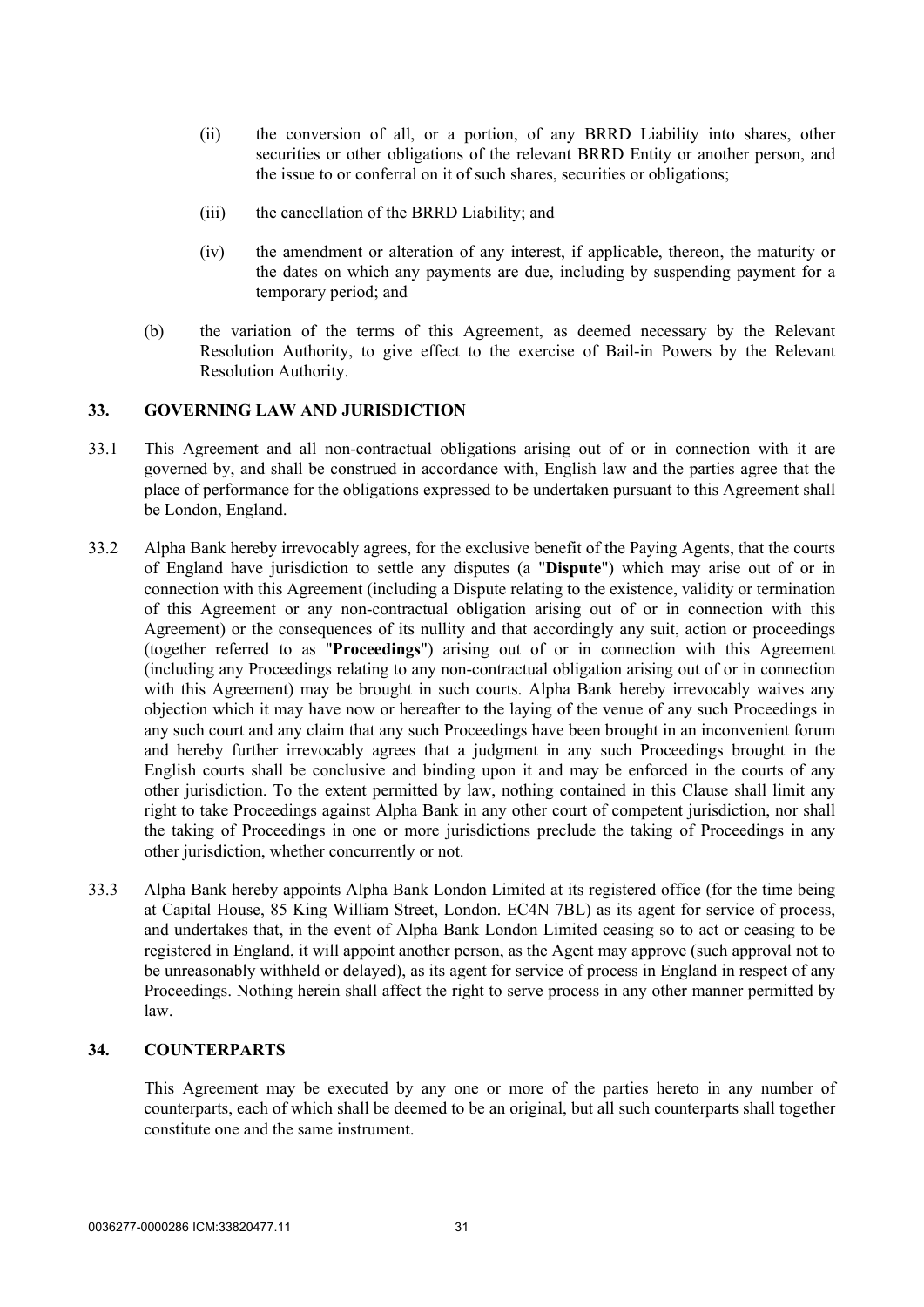(ii) the conversion of all, or a portion, of any BRRD Liability into shares, other securities or other obligations of the relevant BRRD Entity or another person, and the issue to or conferral on it of such shares, securities or obligations;

(iii) the cancellation of the BRRD Liability; and

(iv) the amendment or alteration of any interest, if applicable, thereon, the maturity or the dates on which any payments are due, including by suspending payment for a temporary period; and

(b) the variation of the terms of this Agreement, as deemed necessary by the Relevant Resolution Authority, to give effect to the exercise of Bail-in Powers by the Relevant Resolution Authority.

## 33. GOVERNING LAW AND JURISDICTION

33.1 This Agreement and all non-contractual obligations arising out of or in connection with it are governed by, and shall be construed in accordance with, English law and the parties agree that the place of performance for the obligations expressed to be undertaken pursuant to this Agreement shall be London, England.

33.2 Alpha Bank hereby irrevocably agrees, for the exclusive benefit of the Paying Agents, that the courts of England have jurisdiction to settle any disputes (a "**Dispute**") which may arise out of or in connection with this Agreement (including a Dispute relating to the existence, validity or termination of this Agreement or any non-contractual obligation arising out of or in connection with this Agreement) or the consequences of its nullity and that accordingly any suit, action or proceedings (together referred to as "**Proceedings**") arising out of or in connection with this Agreement (including any Proceedings relating to any non-contractual obligation arising out of or in connection with this Agreement) may be brought in such courts. Alpha Bank hereby irrevocably waives any objection which it may have now or hereafter to the laying of the venue of any such Proceedings in any such court and any claim that any such Proceedings have been brought in an inconvenient forum and hereby further irrevocably agrees that a judgment in any such Proceedings brought in the English courts shall be conclusive and binding upon it and may be enforced in the courts of any other jurisdiction. To the extent permitted by law, nothing contained in this Clause shall limit any right to take Proceedings against Alpha Bank in any other court of competent jurisdiction, nor shall the taking of Proceedings in one or more jurisdictions preclude the taking of Proceedings in any other jurisdiction, whether concurrently or not.

33.3 Alpha Bank hereby appoints Alpha Bank London Limited at its registered office (for the time being at Capital House, 85 King William Street, London. EC4N 7BL) as its agent for service of process, and undertakes that, in the event of Alpha Bank London Limited ceasing so to act or ceasing to be registered in England, it will appoint another person, as the Agent may approve (such approval not to be unreasonably withheld or delayed), as its agent for service of process in England in respect of any Proceedings. Nothing herein shall affect the right to serve process in any other manner permitted by law.

## 34. COUNTERPARTS

This Agreement may be executed by any one or more of the parties hereto in any number of counterparts, each of which shall be deemed to be an original, but all such counterparts shall together constitute one and the same instrument.

0036277-0000286 ICM:33820477.11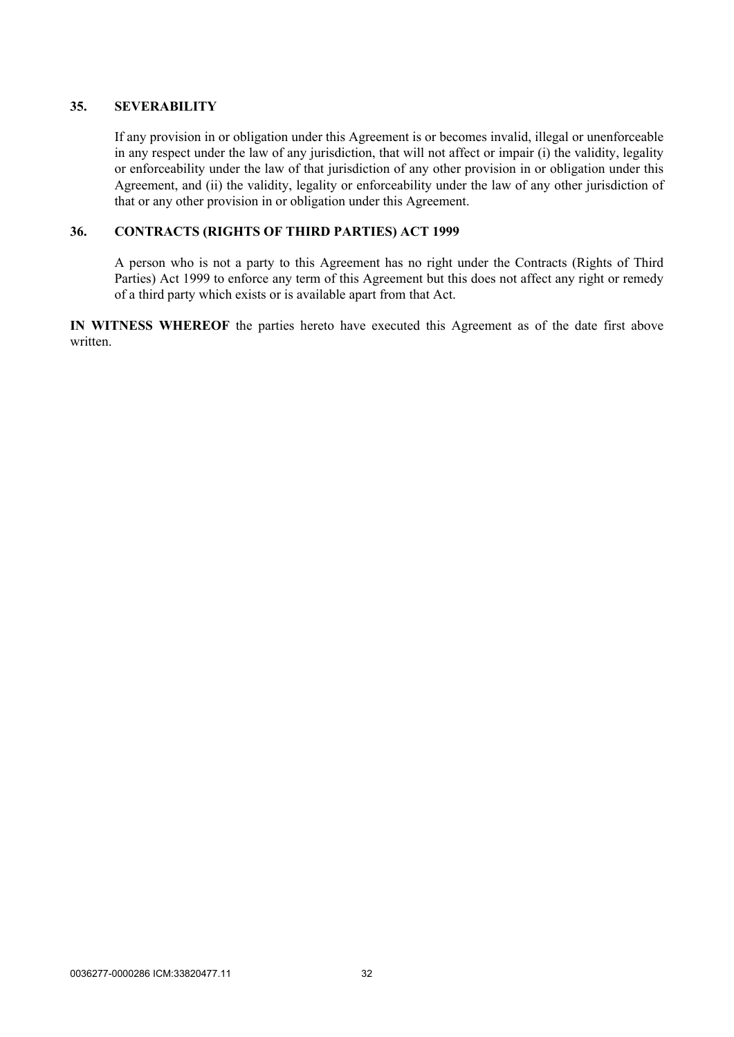## 35. SEVERABILITY

If any provision in or obligation under this Agreement is or becomes invalid, illegal or unenforceable in any respect under the law of any jurisdiction, that will not affect or impair (i) the validity, legality or enforceability under the law of that jurisdiction of any other provision in or obligation under this Agreement, and (ii) the validity, legality or enforceability under the law of any other jurisdiction of that or any other provision in or obligation under this Agreement.

## 36. CONTRACTS (RIGHTS OF THIRD PARTIES) ACT 1999

A person who is not a party to this Agreement has no right under the Contracts (Rights of Third Parties) Act 1999 to enforce any term of this Agreement but this does not affect any right or remedy of a third party which exists or is available apart from that Act.

**IN WITNESS WHEREOF** the parties hereto have executed this Agreement as of the date first above written.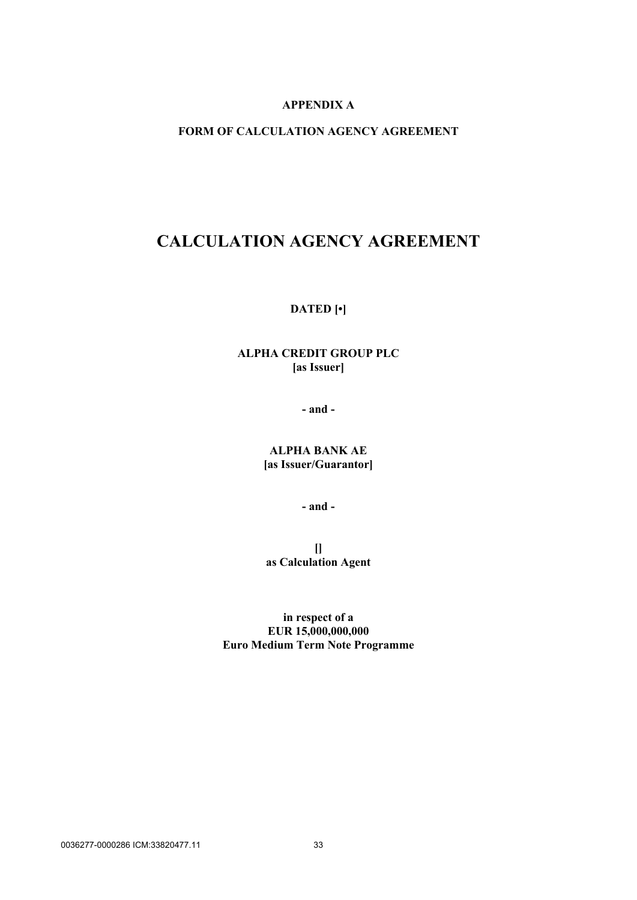**APPENDIX A**

**FORM OF CALCULATION AGENCY AGREEMENT**

# CALCULATION AGENCY AGREEMENT

**DATED [•]**

**ALPHA CREDIT GROUP PLC**
**[as Issuer]**

**- and -**

**ALPHA BANK AE**
**[as Issuer/Guarantor]**

**- and -**

**[]**
**as Calculation Agent**

**in respect of a**
**EUR 15,000,000,000**
**Euro Medium Term Note Programme**

0036277-0000286 ICM:33820477.11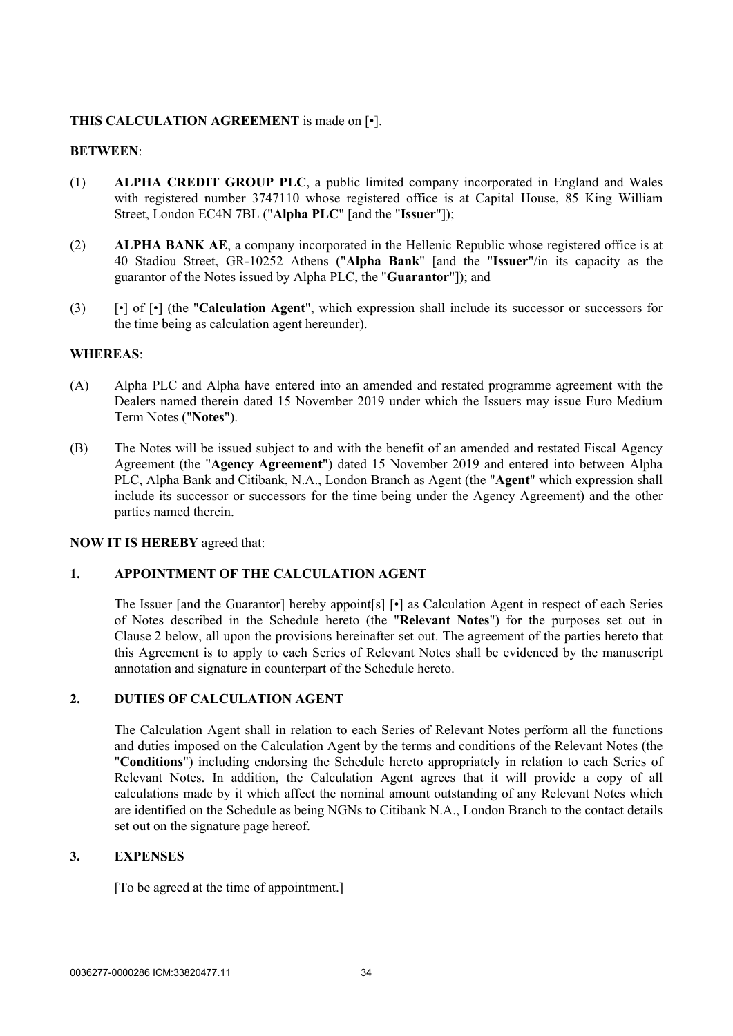**THIS CALCULATION AGREEMENT** is made on [•].

**BETWEEN**:

(1) **ALPHA CREDIT GROUP PLC**, a public limited company incorporated in England and Wales with registered number 3747110 whose registered office is at Capital House, 85 King William Street, London EC4N 7BL ("**Alpha PLC**" [and the "**Issuer**"]);

(2) **ALPHA BANK AE**, a company incorporated in the Hellenic Republic whose registered office is at 40 Stadiou Street, GR-10252 Athens ("**Alpha Bank**" [and the "**Issuer**"/in its capacity as the guarantor of the Notes issued by Alpha PLC, the "**Guarantor**"]); and

(3) [•] of [•] (the "**Calculation Agent**", which expression shall include its successor or successors for the time being as calculation agent hereunder).

**WHEREAS**:

(A) Alpha PLC and Alpha have entered into an amended and restated programme agreement with the Dealers named therein dated 15 November 2019 under which the Issuers may issue Euro Medium Term Notes ("**Notes**").

(B) The Notes will be issued subject to and with the benefit of an amended and restated Fiscal Agency Agreement (the "**Agency Agreement**") dated 15 November 2019 and entered into between Alpha PLC, Alpha Bank and Citibank, N.A., London Branch as Agent (the "**Agent**" which expression shall include its successor or successors for the time being under the Agency Agreement) and the other parties named therein.

**NOW IT IS HEREBY** agreed that:

## 1. APPOINTMENT OF THE CALCULATION AGENT

The Issuer [and the Guarantor] hereby appoint[s] [•] as Calculation Agent in respect of each Series of Notes described in the Schedule hereto (the "**Relevant Notes**") for the purposes set out in Clause 2 below, all upon the provisions hereinafter set out. The agreement of the parties hereto that this Agreement is to apply to each Series of Relevant Notes shall be evidenced by the manuscript annotation and signature in counterpart of the Schedule hereto.

## 2. DUTIES OF CALCULATION AGENT

The Calculation Agent shall in relation to each Series of Relevant Notes perform all the functions and duties imposed on the Calculation Agent by the terms and conditions of the Relevant Notes (the "**Conditions**") including endorsing the Schedule hereto appropriately in relation to each Series of Relevant Notes. In addition, the Calculation Agent agrees that it will provide a copy of all calculations made by it which affect the nominal amount outstanding of any Relevant Notes which are identified on the Schedule as being NGNs to Citibank N.A., London Branch to the contact details set out on the signature page hereof.

## 3. EXPENSES

[To be agreed at the time of appointment.]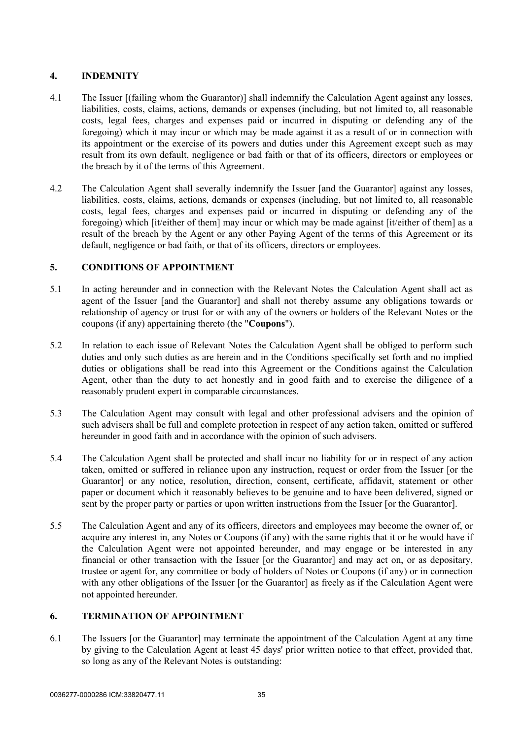## 4. INDEMNITY

4.1 The Issuer [(failing whom the Guarantor)] shall indemnify the Calculation Agent against any losses, liabilities, costs, claims, actions, demands or expenses (including, but not limited to, all reasonable costs, legal fees, charges and expenses paid or incurred in disputing or defending any of the foregoing) which it may incur or which may be made against it as a result of or in connection with its appointment or the exercise of its powers and duties under this Agreement except such as may result from its own default, negligence or bad faith or that of its officers, directors or employees or the breach by it of the terms of this Agreement.

4.2 The Calculation Agent shall severally indemnify the Issuer [and the Guarantor] against any losses, liabilities, costs, claims, actions, demands or expenses (including, but not limited to, all reasonable costs, legal fees, charges and expenses paid or incurred in disputing or defending any of the foregoing) which [it/either of them] may incur or which may be made against [it/either of them] as a result of the breach by the Agent or any other Paying Agent of the terms of this Agreement or its default, negligence or bad faith, or that of its officers, directors or employees.

## 5. CONDITIONS OF APPOINTMENT

5.1 In acting hereunder and in connection with the Relevant Notes the Calculation Agent shall act as agent of the Issuer [and the Guarantor] and shall not thereby assume any obligations towards or relationship of agency or trust for or with any of the owners or holders of the Relevant Notes or the coupons (if any) appertaining thereto (the "**Coupons**").

5.2 In relation to each issue of Relevant Notes the Calculation Agent shall be obliged to perform such duties and only such duties as are herein and in the Conditions specifically set forth and no implied duties or obligations shall be read into this Agreement or the Conditions against the Calculation Agent, other than the duty to act honestly and in good faith and to exercise the diligence of a reasonably prudent expert in comparable circumstances.

5.3 The Calculation Agent may consult with legal and other professional advisers and the opinion of such advisers shall be full and complete protection in respect of any action taken, omitted or suffered hereunder in good faith and in accordance with the opinion of such advisers.

5.4 The Calculation Agent shall be protected and shall incur no liability for or in respect of any action taken, omitted or suffered in reliance upon any instruction, request or order from the Issuer [or the Guarantor] or any notice, resolution, direction, consent, certificate, affidavit, statement or other paper or document which it reasonably believes to be genuine and to have been delivered, signed or sent by the proper party or parties or upon written instructions from the Issuer [or the Guarantor].

5.5 The Calculation Agent and any of its officers, directors and employees may become the owner of, or acquire any interest in, any Notes or Coupons (if any) with the same rights that it or he would have if the Calculation Agent were not appointed hereunder, and may engage or be interested in any financial or other transaction with the Issuer [or the Guarantor] and may act on, or as depositary, trustee or agent for, any committee or body of holders of Notes or Coupons (if any) or in connection with any other obligations of the Issuer [or the Guarantor] as freely as if the Calculation Agent were not appointed hereunder.

## 6. TERMINATION OF APPOINTMENT

6.1 The Issuers [or the Guarantor] may terminate the appointment of the Calculation Agent at any time by giving to the Calculation Agent at least 45 days' prior written notice to that effect, provided that, so long as any of the Relevant Notes is outstanding: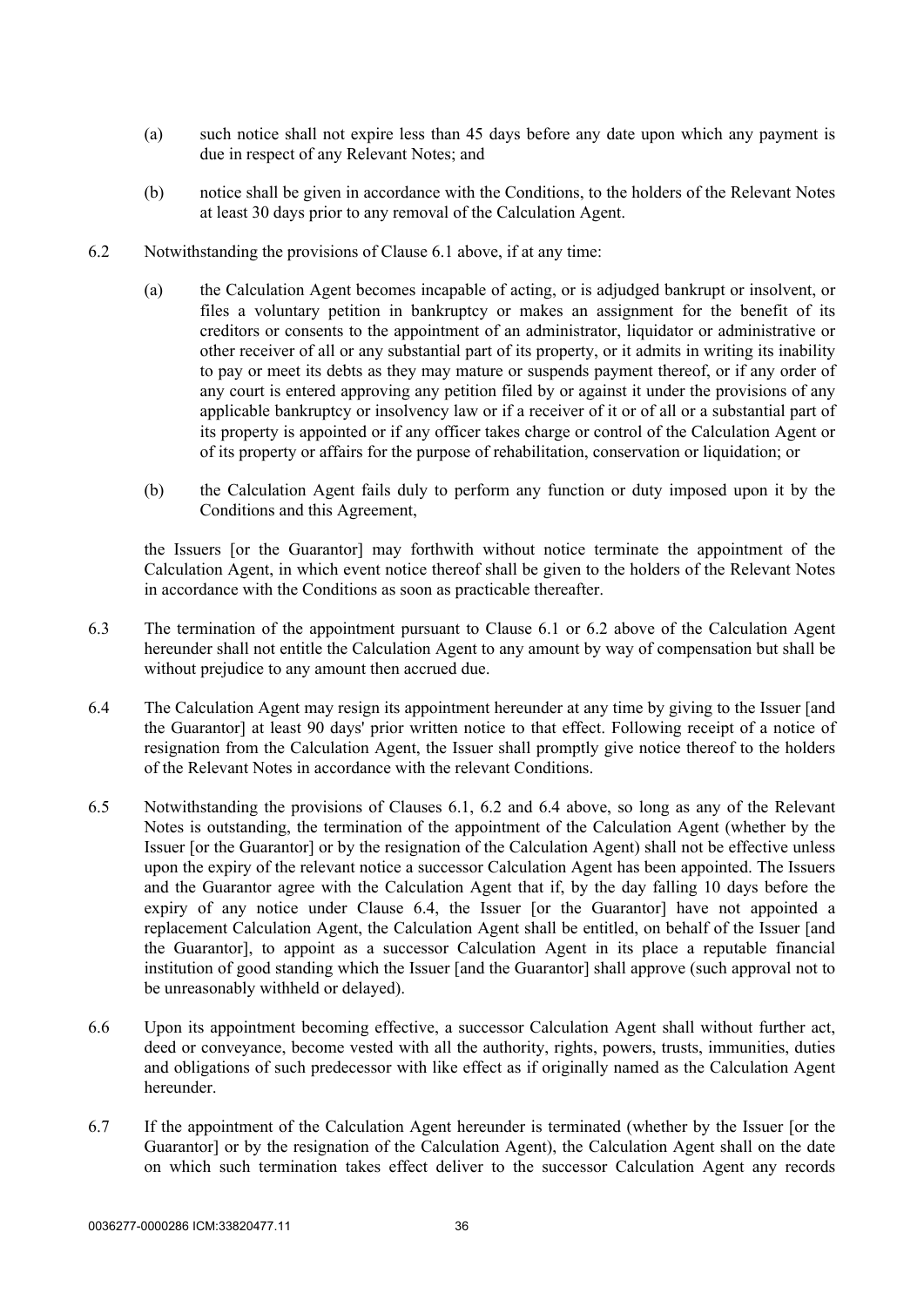(a) such notice shall not expire less than 45 days before any date upon which any payment is due in respect of any Relevant Notes; and

(b) notice shall be given in accordance with the Conditions, to the holders of the Relevant Notes at least 30 days prior to any removal of the Calculation Agent.

6.2 Notwithstanding the provisions of Clause 6.1 above, if at any time:

(a) the Calculation Agent becomes incapable of acting, or is adjudged bankrupt or insolvent, or files a voluntary petition in bankruptcy or makes an assignment for the benefit of its creditors or consents to the appointment of an administrator, liquidator or administrative or other receiver of all or any substantial part of its property, or it admits in writing its inability to pay or meet its debts as they may mature or suspends payment thereof, or if any order of any court is entered approving any petition filed by or against it under the provisions of any applicable bankruptcy or insolvency law or if a receiver of it or of all or a substantial part of its property is appointed or if any officer takes charge or control of the Calculation Agent or of its property or affairs for the purpose of rehabilitation, conservation or liquidation; or

(b) the Calculation Agent fails duly to perform any function or duty imposed upon it by the Conditions and this Agreement,

the Issuers [or the Guarantor] may forthwith without notice terminate the appointment of the Calculation Agent, in which event notice thereof shall be given to the holders of the Relevant Notes in accordance with the Conditions as soon as practicable thereafter.

6.3 The termination of the appointment pursuant to Clause 6.1 or 6.2 above of the Calculation Agent hereunder shall not entitle the Calculation Agent to any amount by way of compensation but shall be without prejudice to any amount then accrued due.

6.4 The Calculation Agent may resign its appointment hereunder at any time by giving to the Issuer [and the Guarantor] at least 90 days' prior written notice to that effect. Following receipt of a notice of resignation from the Calculation Agent, the Issuer shall promptly give notice thereof to the holders of the Relevant Notes in accordance with the relevant Conditions.

6.5 Notwithstanding the provisions of Clauses 6.1, 6.2 and 6.4 above, so long as any of the Relevant Notes is outstanding, the termination of the appointment of the Calculation Agent (whether by the Issuer [or the Guarantor] or by the resignation of the Calculation Agent) shall not be effective unless upon the expiry of the relevant notice a successor Calculation Agent has been appointed. The Issuers and the Guarantor agree with the Calculation Agent that if, by the day falling 10 days before the expiry of any notice under Clause 6.4, the Issuer [or the Guarantor] have not appointed a replacement Calculation Agent, the Calculation Agent shall be entitled, on behalf of the Issuer [and the Guarantor], to appoint as a successor Calculation Agent in its place a reputable financial institution of good standing which the Issuer [and the Guarantor] shall approve (such approval not to be unreasonably withheld or delayed).

6.6 Upon its appointment becoming effective, a successor Calculation Agent shall without further act, deed or conveyance, become vested with all the authority, rights, powers, trusts, immunities, duties and obligations of such predecessor with like effect as if originally named as the Calculation Agent hereunder.

6.7 If the appointment of the Calculation Agent hereunder is terminated (whether by the Issuer [or the Guarantor] or by the resignation of the Calculation Agent), the Calculation Agent shall on the date on which such termination takes effect deliver to the successor Calculation Agent any records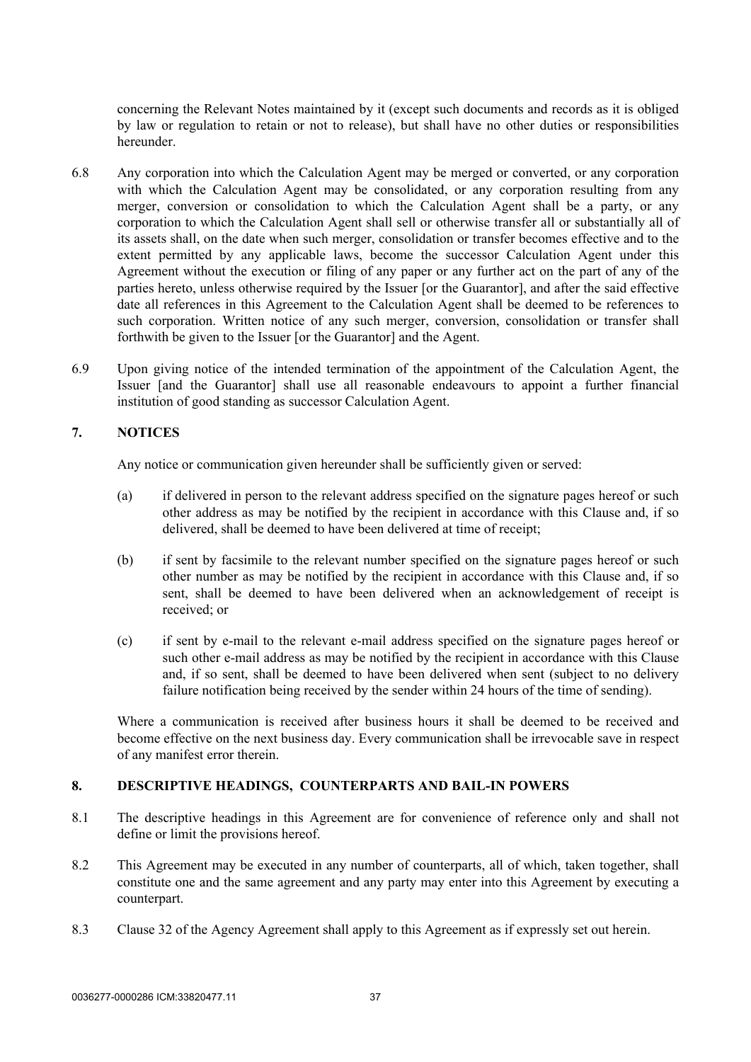concerning the Relevant Notes maintained by it (except such documents and records as it is obliged by law or regulation to retain or not to release), but shall have no other duties or responsibilities hereunder.

6.8 Any corporation into which the Calculation Agent may be merged or converted, or any corporation with which the Calculation Agent may be consolidated, or any corporation resulting from any merger, conversion or consolidation to which the Calculation Agent shall be a party, or any corporation to which the Calculation Agent shall sell or otherwise transfer all or substantially all of its assets shall, on the date when such merger, consolidation or transfer becomes effective and to the extent permitted by any applicable laws, become the successor Calculation Agent under this Agreement without the execution or filing of any paper or any further act on the part of any of the parties hereto, unless otherwise required by the Issuer [or the Guarantor], and after the said effective date all references in this Agreement to the Calculation Agent shall be deemed to be references to such corporation. Written notice of any such merger, conversion, consolidation or transfer shall forthwith be given to the Issuer [or the Guarantor] and the Agent.

6.9 Upon giving notice of the intended termination of the appointment of the Calculation Agent, the Issuer [and the Guarantor] shall use all reasonable endeavours to appoint a further financial institution of good standing as successor Calculation Agent.

## 7. NOTICES

Any notice or communication given hereunder shall be sufficiently given or served:

(a) if delivered in person to the relevant address specified on the signature pages hereof or such other address as may be notified by the recipient in accordance with this Clause and, if so delivered, shall be deemed to have been delivered at time of receipt;

(b) if sent by facsimile to the relevant number specified on the signature pages hereof or such other number as may be notified by the recipient in accordance with this Clause and, if so sent, shall be deemed to have been delivered when an acknowledgement of receipt is received; or

(c) if sent by e-mail to the relevant e-mail address specified on the signature pages hereof or such other e-mail address as may be notified by the recipient in accordance with this Clause and, if so sent, shall be deemed to have been delivered when sent (subject to no delivery failure notification being received by the sender within 24 hours of the time of sending).

Where a communication is received after business hours it shall be deemed to be received and become effective on the next business day. Every communication shall be irrevocable save in respect of any manifest error therein.

## 8. DESCRIPTIVE HEADINGS, COUNTERPARTS AND BAIL-IN POWERS

8.1 The descriptive headings in this Agreement are for convenience of reference only and shall not define or limit the provisions hereof.

8.2 This Agreement may be executed in any number of counterparts, all of which, taken together, shall constitute one and the same agreement and any party may enter into this Agreement by executing a counterpart.

8.3 Clause 32 of the Agency Agreement shall apply to this Agreement as if expressly set out herein.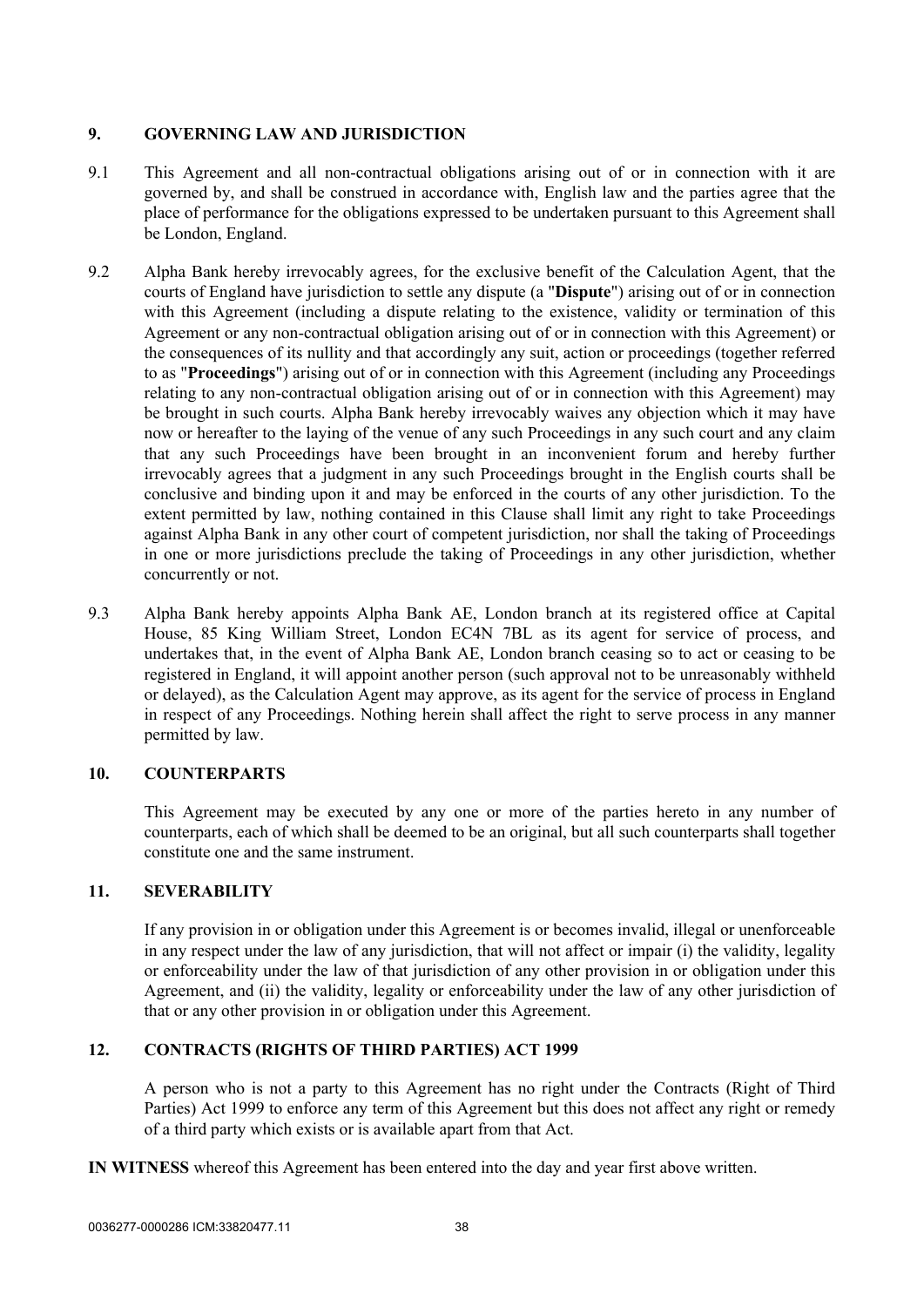## 9. GOVERNING LAW AND JURISDICTION

9.1 This Agreement and all non-contractual obligations arising out of or in connection with it are governed by, and shall be construed in accordance with, English law and the parties agree that the place of performance for the obligations expressed to be undertaken pursuant to this Agreement shall be London, England.

9.2 Alpha Bank hereby irrevocably agrees, for the exclusive benefit of the Calculation Agent, that the courts of England have jurisdiction to settle any dispute (a "**Dispute**") arising out of or in connection with this Agreement (including a dispute relating to the existence, validity or termination of this Agreement or any non-contractual obligation arising out of or in connection with this Agreement) or the consequences of its nullity and that accordingly any suit, action or proceedings (together referred to as "**Proceedings**") arising out of or in connection with this Agreement (including any Proceedings relating to any non-contractual obligation arising out of or in connection with this Agreement) may be brought in such courts. Alpha Bank hereby irrevocably waives any objection which it may have now or hereafter to the laying of the venue of any such Proceedings in any such court and any claim that any such Proceedings have been brought in an inconvenient forum and hereby further irrevocably agrees that a judgment in any such Proceedings brought in the English courts shall be conclusive and binding upon it and may be enforced in the courts of any other jurisdiction. To the extent permitted by law, nothing contained in this Clause shall limit any right to take Proceedings against Alpha Bank in any other court of competent jurisdiction, nor shall the taking of Proceedings in one or more jurisdictions preclude the taking of Proceedings in any other jurisdiction, whether concurrently or not.

9.3 Alpha Bank hereby appoints Alpha Bank AE, London branch at its registered office at Capital House, 85 King William Street, London EC4N 7BL as its agent for service of process, and undertakes that, in the event of Alpha Bank AE, London branch ceasing so to act or ceasing to be registered in England, it will appoint another person (such approval not to be unreasonably withheld or delayed), as the Calculation Agent may approve, as its agent for the service of process in England in respect of any Proceedings. Nothing herein shall affect the right to serve process in any manner permitted by law.

## 10. COUNTERPARTS

This Agreement may be executed by any one or more of the parties hereto in any number of counterparts, each of which shall be deemed to be an original, but all such counterparts shall together constitute one and the same instrument.

## 11. SEVERABILITY

If any provision in or obligation under this Agreement is or becomes invalid, illegal or unenforceable in any respect under the law of any jurisdiction, that will not affect or impair (i) the validity, legality or enforceability under the law of that jurisdiction of any other provision in or obligation under this Agreement, and (ii) the validity, legality or enforceability under the law of any other jurisdiction of that or any other provision in or obligation under this Agreement.

## 12. CONTRACTS (RIGHTS OF THIRD PARTIES) ACT 1999

A person who is not a party to this Agreement has no right under the Contracts (Right of Third Parties) Act 1999 to enforce any term of this Agreement but this does not affect any right or remedy of a third party which exists or is available apart from that Act.

**IN WITNESS** whereof this Agreement has been entered into the day and year first above written.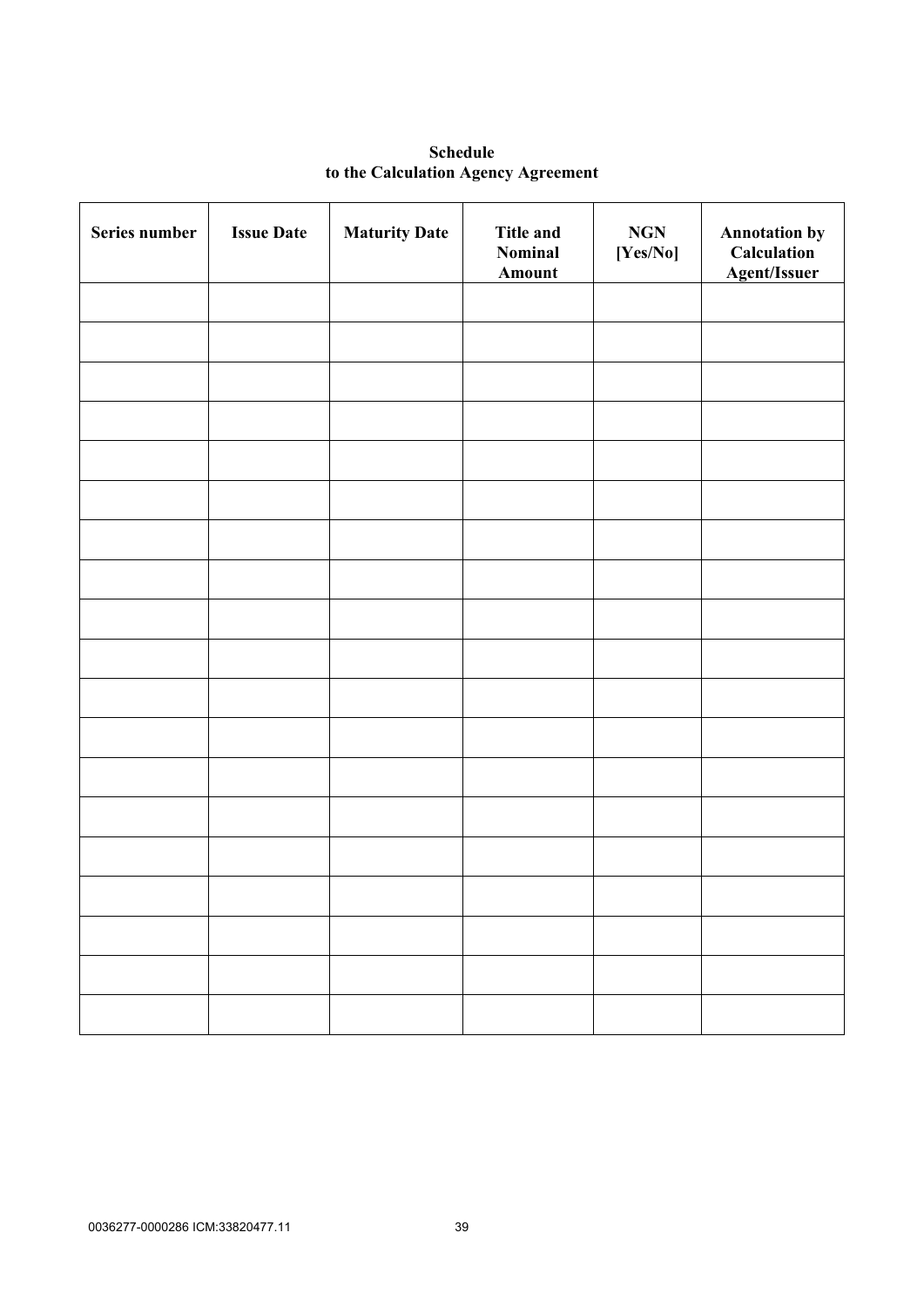**Schedule**
**to the Calculation Agency Agreement**

| Series number | Issue Date | Maturity Date | Title and Nominal Amount | NGN [Yes/No] | Annotation by Calculation Agent/Issuer |
|---|---|---|---|---|---|
| | | | | | |
| | | | | | |
| | | | | | |
| | | | | | |
| | | | | | |
| | | | | | |
| | | | | | |
| | | | | | |
| | | | | | |
| | | | | | |
| | | | | | |
| | | | | | |
| | | | | | |
| | | | | | |
| | | | | | |
| | | | | | |
| | | | | | |
| | | | | | |
| | | | | | |

0036277-0000286 ICM:33820477.11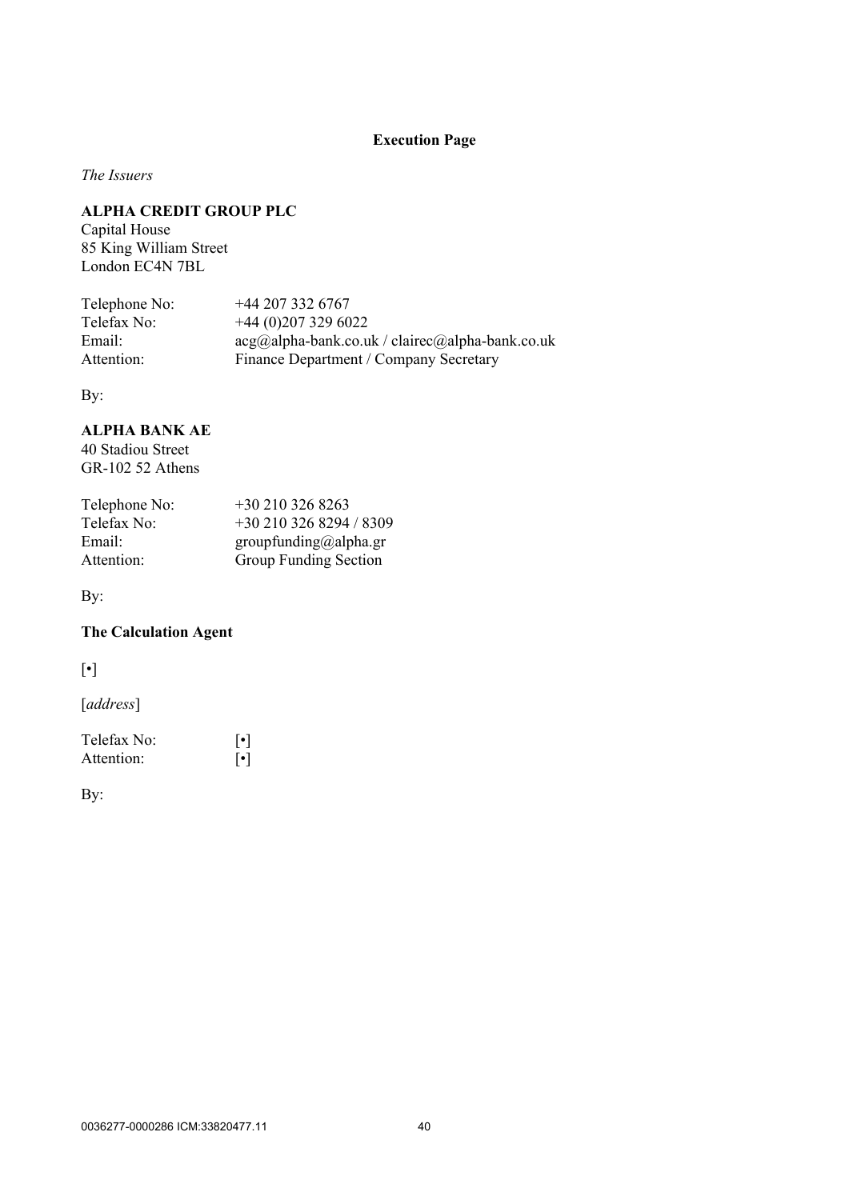**Execution Page**

*The Issuers*

**ALPHA CREDIT GROUP PLC**
Capital House
85 King William Street
London EC4N 7BL

| | |
|---|---|
| Telephone No: | +44 207 332 6767 |
| Telefax No: | +44 (0)207 329 6022 |
| Email: | acg@alpha-bank.co.uk / clairec@alpha-bank.co.uk |
| Attention: | Finance Department / Company Secretary |

By:

**ALPHA BANK AE**
40 Stadiou Street
GR-102 52 Athens

| | |
|---|---|
| Telephone No: | +30 210 326 8263 |
| Telefax No: | +30 210 326 8294 / 8309 |
| Email: | groupfunding@alpha.gr |
| Attention: | Group Funding Section |

By:

**The Calculation Agent**

[•]

[*address*]

| | |
|---|---|
| Telefax No: | [•] |
| Attention: | [•] |

By: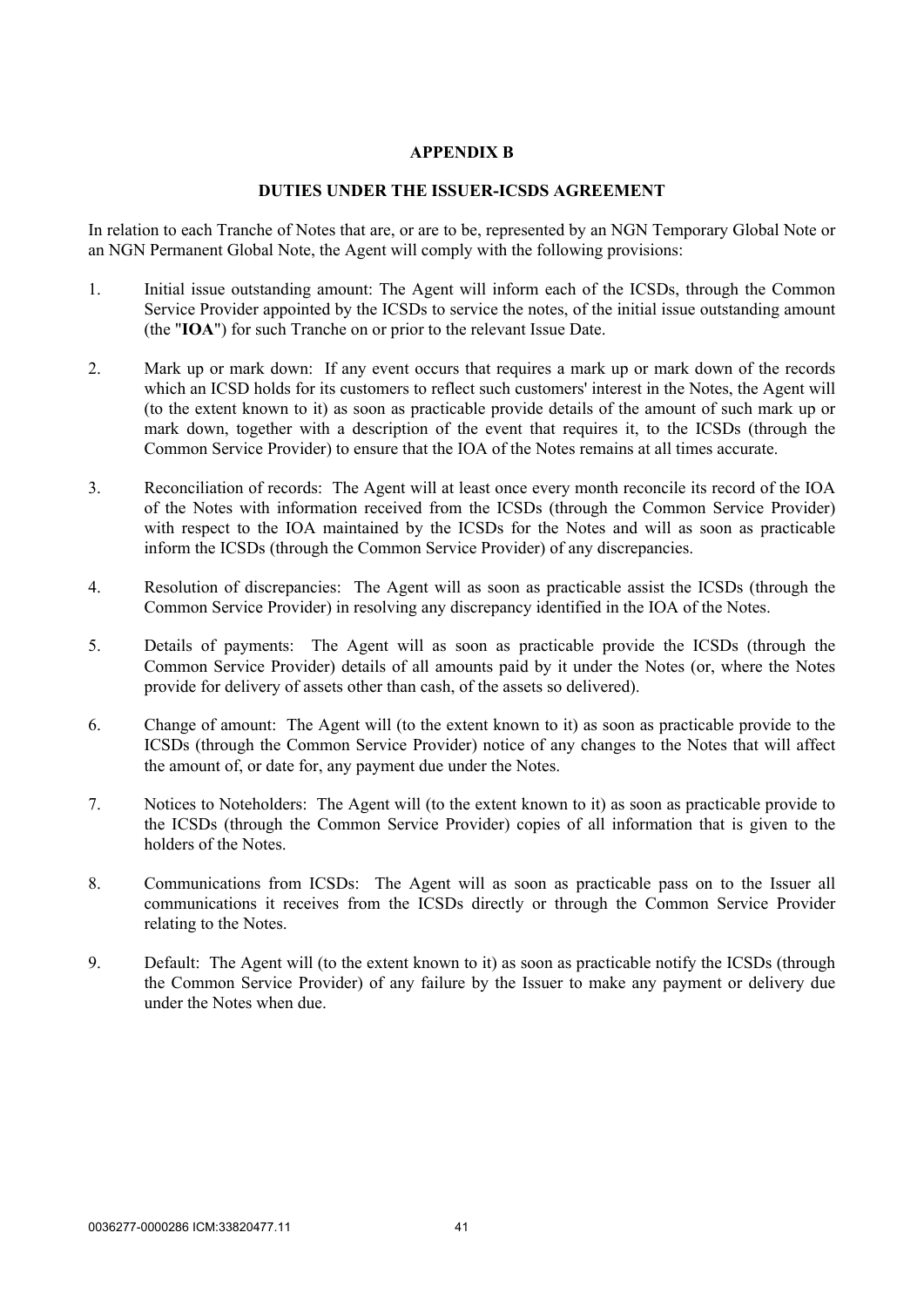## APPENDIX B

## DUTIES UNDER THE ISSUER-ICSDS AGREEMENT

In relation to each Tranche of Notes that are, or are to be, represented by an NGN Temporary Global Note or an NGN Permanent Global Note, the Agent will comply with the following provisions:

1. Initial issue outstanding amount: The Agent will inform each of the ICSDs, through the Common Service Provider appointed by the ICSDs to service the notes, of the initial issue outstanding amount (the "**IOA**") for such Tranche on or prior to the relevant Issue Date.

2. Mark up or mark down: If any event occurs that requires a mark up or mark down of the records which an ICSD holds for its customers to reflect such customers' interest in the Notes, the Agent will (to the extent known to it) as soon as practicable provide details of the amount of such mark up or mark down, together with a description of the event that requires it, to the ICSDs (through the Common Service Provider) to ensure that the IOA of the Notes remains at all times accurate.

3. Reconciliation of records: The Agent will at least once every month reconcile its record of the IOA of the Notes with information received from the ICSDs (through the Common Service Provider) with respect to the IOA maintained by the ICSDs for the Notes and will as soon as practicable inform the ICSDs (through the Common Service Provider) of any discrepancies.

4. Resolution of discrepancies: The Agent will as soon as practicable assist the ICSDs (through the Common Service Provider) in resolving any discrepancy identified in the IOA of the Notes.

5. Details of payments: The Agent will as soon as practicable provide the ICSDs (through the Common Service Provider) details of all amounts paid by it under the Notes (or, where the Notes provide for delivery of assets other than cash, of the assets so delivered).

6. Change of amount: The Agent will (to the extent known to it) as soon as practicable provide to the ICSDs (through the Common Service Provider) notice of any changes to the Notes that will affect the amount of, or date for, any payment due under the Notes.

7. Notices to Noteholders: The Agent will (to the extent known to it) as soon as practicable provide to the ICSDs (through the Common Service Provider) copies of all information that is given to the holders of the Notes.

8. Communications from ICSDs: The Agent will as soon as practicable pass on to the Issuer all communications it receives from the ICSDs directly or through the Common Service Provider relating to the Notes.

9. Default: The Agent will (to the extent known to it) as soon as practicable notify the ICSDs (through the Common Service Provider) of any failure by the Issuer to make any payment or delivery due under the Notes when due.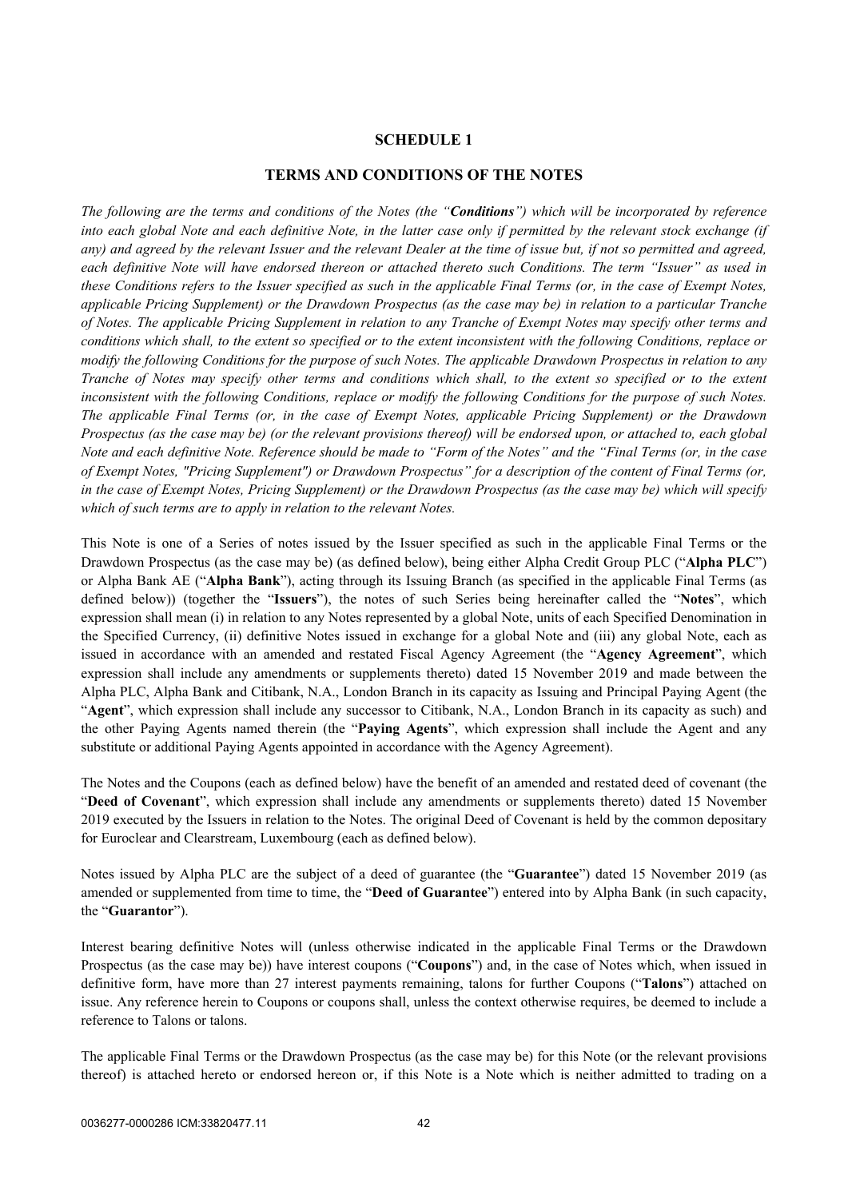## SCHEDULE 1

## TERMS AND CONDITIONS OF THE NOTES

*The following are the terms and conditions of the Notes (the "**Conditions**") which will be incorporated by reference into each global Note and each definitive Note, in the latter case only if permitted by the relevant stock exchange (if any) and agreed by the relevant Issuer and the relevant Dealer at the time of issue but, if not so permitted and agreed, each definitive Note will have endorsed thereon or attached thereto such Conditions. The term "Issuer" as used in these Conditions refers to the Issuer specified as such in the applicable Final Terms (or, in the case of Exempt Notes, applicable Pricing Supplement) or the Drawdown Prospectus (as the case may be) in relation to a particular Tranche of Notes. The applicable Pricing Supplement in relation to any Tranche of Exempt Notes may specify other terms and conditions which shall, to the extent so specified or to the extent inconsistent with the following Conditions, replace or modify the following Conditions for the purpose of such Notes. The applicable Drawdown Prospectus in relation to any Tranche of Notes may specify other terms and conditions which shall, to the extent so specified or to the extent inconsistent with the following Conditions, replace or modify the following Conditions for the purpose of such Notes. The applicable Final Terms (or, in the case of Exempt Notes, applicable Pricing Supplement) or the Drawdown Prospectus (as the case may be) (or the relevant provisions thereof) will be endorsed upon, or attached to, each global Note and each definitive Note. Reference should be made to "Form of the Notes" and the "Final Terms (or, in the case of Exempt Notes, "Pricing Supplement") or Drawdown Prospectus" for a description of the content of Final Terms (or, in the case of Exempt Notes, Pricing Supplement) or the Drawdown Prospectus (as the case may be) which will specify which of such terms are to apply in relation to the relevant Notes.*

This Note is one of a Series of notes issued by the Issuer specified as such in the applicable Final Terms or the Drawdown Prospectus (as the case may be) (as defined below), being either Alpha Credit Group PLC ("**Alpha PLC**") or Alpha Bank AE ("**Alpha Bank**"), acting through its Issuing Branch (as specified in the applicable Final Terms (as defined below)) (together the "**Issuers**"), the notes of such Series being hereinafter called the "**Notes**", which expression shall mean (i) in relation to any Notes represented by a global Note, units of each Specified Denomination in the Specified Currency, (ii) definitive Notes issued in exchange for a global Note and (iii) any global Note, each as issued in accordance with an amended and restated Fiscal Agency Agreement (the "**Agency Agreement**", which expression shall include any amendments or supplements thereto) dated 15 November 2019 and made between the Alpha PLC, Alpha Bank and Citibank, N.A., London Branch in its capacity as Issuing and Principal Paying Agent (the "**Agent**", which expression shall include any successor to Citibank, N.A., London Branch in its capacity as such) and the other Paying Agents named therein (the "**Paying Agents**", which expression shall include the Agent and any substitute or additional Paying Agents appointed in accordance with the Agency Agreement).

The Notes and the Coupons (each as defined below) have the benefit of an amended and restated deed of covenant (the "**Deed of Covenant**", which expression shall include any amendments or supplements thereto) dated 15 November 2019 executed by the Issuers in relation to the Notes. The original Deed of Covenant is held by the common depositary for Euroclear and Clearstream, Luxembourg (each as defined below).

Notes issued by Alpha PLC are the subject of a deed of guarantee (the "**Guarantee**") dated 15 November 2019 (as amended or supplemented from time to time, the "**Deed of Guarantee**") entered into by Alpha Bank (in such capacity, the "**Guarantor**").

Interest bearing definitive Notes will (unless otherwise indicated in the applicable Final Terms or the Drawdown Prospectus (as the case may be)) have interest coupons ("**Coupons**") and, in the case of Notes which, when issued in definitive form, have more than 27 interest payments remaining, talons for further Coupons ("**Talons**") attached on issue. Any reference herein to Coupons or coupons shall, unless the context otherwise requires, be deemed to include a reference to Talons or talons.

The applicable Final Terms or the Drawdown Prospectus (as the case may be) for this Note (or the relevant provisions thereof) is attached hereto or endorsed hereon or, if this Note is a Note which is neither admitted to trading on a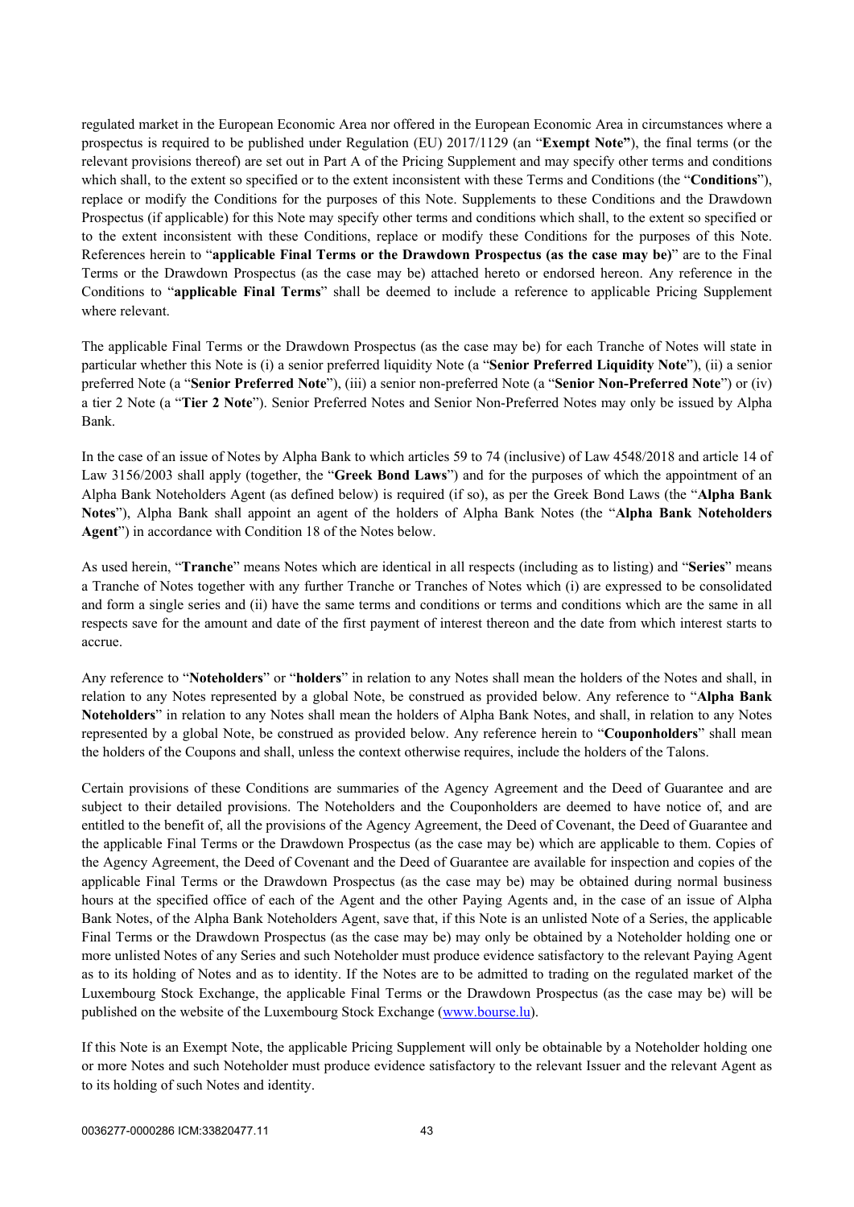regulated market in the European Economic Area nor offered in the European Economic Area in circumstances where a prospectus is required to be published under Regulation (EU) 2017/1129 (an "**Exempt Note"**), the final terms (or the relevant provisions thereof) are set out in Part A of the Pricing Supplement and may specify other terms and conditions which shall, to the extent so specified or to the extent inconsistent with these Terms and Conditions (the "**Conditions**"), replace or modify the Conditions for the purposes of this Note. Supplements to these Conditions and the Drawdown Prospectus (if applicable) for this Note may specify other terms and conditions which shall, to the extent so specified or to the extent inconsistent with these Conditions, replace or modify these Conditions for the purposes of this Note. References herein to "**applicable Final Terms or the Drawdown Prospectus (as the case may be)**" are to the Final Terms or the Drawdown Prospectus (as the case may be) attached hereto or endorsed hereon. Any reference in the Conditions to "**applicable Final Terms**" shall be deemed to include a reference to applicable Pricing Supplement where relevant.

The applicable Final Terms or the Drawdown Prospectus (as the case may be) for each Tranche of Notes will state in particular whether this Note is (i) a senior preferred liquidity Note (a "**Senior Preferred Liquidity Note**"), (ii) a senior preferred Note (a "**Senior Preferred Note**"), (iii) a senior non-preferred Note (a "**Senior Non-Preferred Note**") or (iv) a tier 2 Note (a "**Tier 2 Note**"). Senior Preferred Notes and Senior Non-Preferred Notes may only be issued by Alpha Bank.

In the case of an issue of Notes by Alpha Bank to which articles 59 to 74 (inclusive) of Law 4548/2018 and article 14 of Law 3156/2003 shall apply (together, the "**Greek Bond Laws**") and for the purposes of which the appointment of an Alpha Bank Noteholders Agent (as defined below) is required (if so), as per the Greek Bond Laws (the "**Alpha Bank Notes**"), Alpha Bank shall appoint an agent of the holders of Alpha Bank Notes (the "**Alpha Bank Noteholders Agent**") in accordance with Condition 18 of the Notes below.

As used herein, "**Tranche**" means Notes which are identical in all respects (including as to listing) and "**Series**" means a Tranche of Notes together with any further Tranche or Tranches of Notes which (i) are expressed to be consolidated and form a single series and (ii) have the same terms and conditions or terms and conditions which are the same in all respects save for the amount and date of the first payment of interest thereon and the date from which interest starts to accrue.

Any reference to "**Noteholders**" or "**holders**" in relation to any Notes shall mean the holders of the Notes and shall, in relation to any Notes represented by a global Note, be construed as provided below. Any reference to "**Alpha Bank Noteholders**" in relation to any Notes shall mean the holders of Alpha Bank Notes, and shall, in relation to any Notes represented by a global Note, be construed as provided below. Any reference herein to "**Couponholders**" shall mean the holders of the Coupons and shall, unless the context otherwise requires, include the holders of the Talons.

Certain provisions of these Conditions are summaries of the Agency Agreement and the Deed of Guarantee and are subject to their detailed provisions. The Noteholders and the Couponholders are deemed to have notice of, and are entitled to the benefit of, all the provisions of the Agency Agreement, the Deed of Covenant, the Deed of Guarantee and the applicable Final Terms or the Drawdown Prospectus (as the case may be) which are applicable to them. Copies of the Agency Agreement, the Deed of Covenant and the Deed of Guarantee are available for inspection and copies of the applicable Final Terms or the Drawdown Prospectus (as the case may be) may be obtained during normal business hours at the specified office of each of the Agent and the other Paying Agents and, in the case of an issue of Alpha Bank Notes, of the Alpha Bank Noteholders Agent, save that, if this Note is an unlisted Note of a Series, the applicable Final Terms or the Drawdown Prospectus (as the case may be) may only be obtained by a Noteholder holding one or more unlisted Notes of any Series and such Noteholder must produce evidence satisfactory to the relevant Paying Agent as to its holding of Notes and as to identity. If the Notes are to be admitted to trading on the regulated market of the Luxembourg Stock Exchange, the applicable Final Terms or the Drawdown Prospectus (as the case may be) will be published on the website of the Luxembourg Stock Exchange (www.bourse.lu).

If this Note is an Exempt Note, the applicable Pricing Supplement will only be obtainable by a Noteholder holding one or more Notes and such Noteholder must produce evidence satisfactory to the relevant Issuer and the relevant Agent as to its holding of such Notes and identity.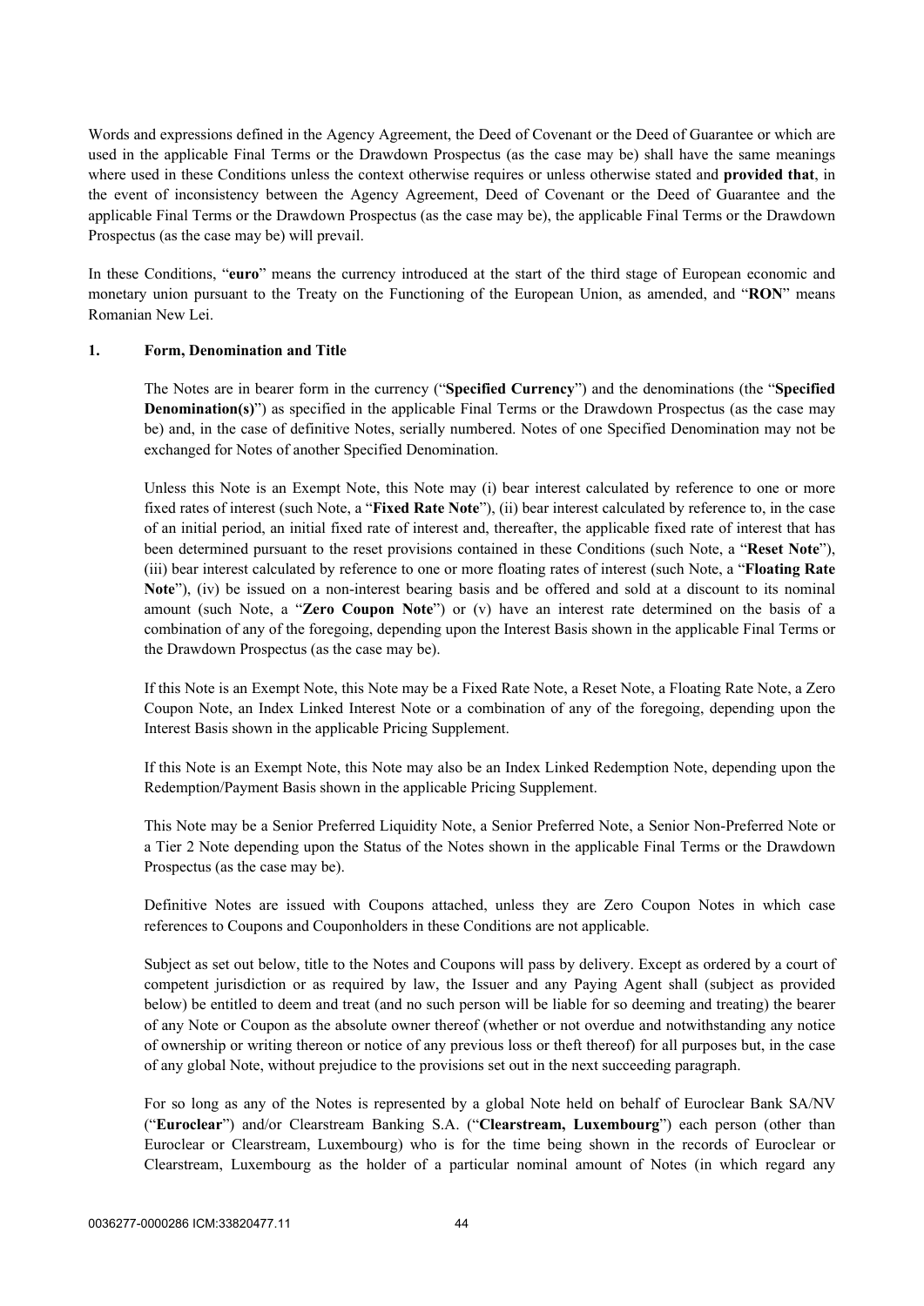Words and expressions defined in the Agency Agreement, the Deed of Covenant or the Deed of Guarantee or which are used in the applicable Final Terms or the Drawdown Prospectus (as the case may be) shall have the same meanings where used in these Conditions unless the context otherwise requires or unless otherwise stated and **provided that**, in the event of inconsistency between the Agency Agreement, Deed of Covenant or the Deed of Guarantee and the applicable Final Terms or the Drawdown Prospectus (as the case may be), the applicable Final Terms or the Drawdown Prospectus (as the case may be) will prevail.

In these Conditions, "**euro**" means the currency introduced at the start of the third stage of European economic and monetary union pursuant to the Treaty on the Functioning of the European Union, as amended, and "**RON**" means Romanian New Lei.

## 1. Form, Denomination and Title

The Notes are in bearer form in the currency ("**Specified Currency**") and the denominations (the "**Specified Denomination(s)**") as specified in the applicable Final Terms or the Drawdown Prospectus (as the case may be) and, in the case of definitive Notes, serially numbered. Notes of one Specified Denomination may not be exchanged for Notes of another Specified Denomination.

Unless this Note is an Exempt Note, this Note may (i) bear interest calculated by reference to one or more fixed rates of interest (such Note, a "**Fixed Rate Note**"), (ii) bear interest calculated by reference to, in the case of an initial period, an initial fixed rate of interest and, thereafter, the applicable fixed rate of interest that has been determined pursuant to the reset provisions contained in these Conditions (such Note, a "**Reset Note**"), (iii) bear interest calculated by reference to one or more floating rates of interest (such Note, a "**Floating Rate Note**"), (iv) be issued on a non-interest bearing basis and be offered and sold at a discount to its nominal amount (such Note, a "**Zero Coupon Note**") or (v) have an interest rate determined on the basis of a combination of any of the foregoing, depending upon the Interest Basis shown in the applicable Final Terms or the Drawdown Prospectus (as the case may be).

If this Note is an Exempt Note, this Note may be a Fixed Rate Note, a Reset Note, a Floating Rate Note, a Zero Coupon Note, an Index Linked Interest Note or a combination of any of the foregoing, depending upon the Interest Basis shown in the applicable Pricing Supplement.

If this Note is an Exempt Note, this Note may also be an Index Linked Redemption Note, depending upon the Redemption/Payment Basis shown in the applicable Pricing Supplement.

This Note may be a Senior Preferred Liquidity Note, a Senior Preferred Note, a Senior Non-Preferred Note or a Tier 2 Note depending upon the Status of the Notes shown in the applicable Final Terms or the Drawdown Prospectus (as the case may be).

Definitive Notes are issued with Coupons attached, unless they are Zero Coupon Notes in which case references to Coupons and Couponholders in these Conditions are not applicable.

Subject as set out below, title to the Notes and Coupons will pass by delivery. Except as ordered by a court of competent jurisdiction or as required by law, the Issuer and any Paying Agent shall (subject as provided below) be entitled to deem and treat (and no such person will be liable for so deeming and treating) the bearer of any Note or Coupon as the absolute owner thereof (whether or not overdue and notwithstanding any notice of ownership or writing thereon or notice of any previous loss or theft thereof) for all purposes but, in the case of any global Note, without prejudice to the provisions set out in the next succeeding paragraph.

For so long as any of the Notes is represented by a global Note held on behalf of Euroclear Bank SA/NV ("**Euroclear**") and/or Clearstream Banking S.A. ("**Clearstream, Luxembourg**") each person (other than Euroclear or Clearstream, Luxembourg) who is for the time being shown in the records of Euroclear or Clearstream, Luxembourg as the holder of a particular nominal amount of Notes (in which regard any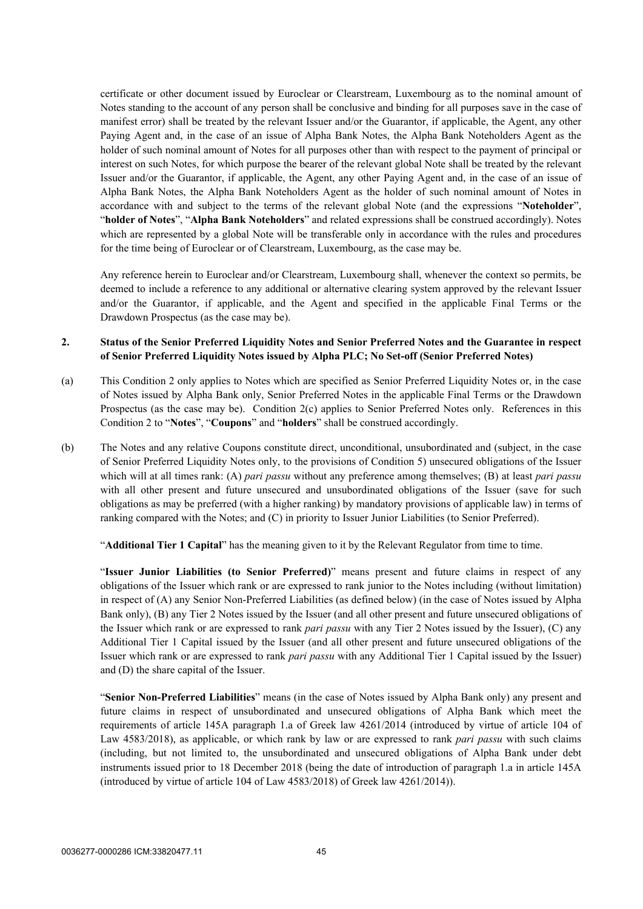certificate or other document issued by Euroclear or Clearstream, Luxembourg as to the nominal amount of Notes standing to the account of any person shall be conclusive and binding for all purposes save in the case of manifest error) shall be treated by the relevant Issuer and/or the Guarantor, if applicable, the Agent, any other Paying Agent and, in the case of an issue of Alpha Bank Notes, the Alpha Bank Noteholders Agent as the holder of such nominal amount of Notes for all purposes other than with respect to the payment of principal or interest on such Notes, for which purpose the bearer of the relevant global Note shall be treated by the relevant Issuer and/or the Guarantor, if applicable, the Agent, any other Paying Agent and, in the case of an issue of Alpha Bank Notes, the Alpha Bank Noteholders Agent as the holder of such nominal amount of Notes in accordance with and subject to the terms of the relevant global Note (and the expressions "**Noteholder**", "**holder of Notes**", "**Alpha Bank Noteholders**" and related expressions shall be construed accordingly). Notes which are represented by a global Note will be transferable only in accordance with the rules and procedures for the time being of Euroclear or of Clearstream, Luxembourg, as the case may be.

Any reference herein to Euroclear and/or Clearstream, Luxembourg shall, whenever the context so permits, be deemed to include a reference to any additional or alternative clearing system approved by the relevant Issuer and/or the Guarantor, if applicable, and the Agent and specified in the applicable Final Terms or the Drawdown Prospectus (as the case may be).

## 2. Status of the Senior Preferred Liquidity Notes and Senior Preferred Notes and the Guarantee in respect of Senior Preferred Liquidity Notes issued by Alpha PLC; No Set-off (Senior Preferred Notes)

(a) This Condition 2 only applies to Notes which are specified as Senior Preferred Liquidity Notes or, in the case of Notes issued by Alpha Bank only, Senior Preferred Notes in the applicable Final Terms or the Drawdown Prospectus (as the case may be). Condition 2(c) applies to Senior Preferred Notes only. References in this Condition 2 to "**Notes**", "**Coupons**" and "**holders**" shall be construed accordingly.

(b) The Notes and any relative Coupons constitute direct, unconditional, unsubordinated and (subject, in the case of Senior Preferred Liquidity Notes only, to the provisions of Condition 5) unsecured obligations of the Issuer which will at all times rank: (A) *pari passu* without any preference among themselves; (B) at least *pari passu* with all other present and future unsecured and unsubordinated obligations of the Issuer (save for such obligations as may be preferred (with a higher ranking) by mandatory provisions of applicable law) in terms of ranking compared with the Notes; and (C) in priority to Issuer Junior Liabilities (to Senior Preferred).

"**Additional Tier 1 Capital**" has the meaning given to it by the Relevant Regulator from time to time.

"**Issuer Junior Liabilities (to Senior Preferred)**" means present and future claims in respect of any obligations of the Issuer which rank or are expressed to rank junior to the Notes including (without limitation) in respect of (A) any Senior Non-Preferred Liabilities (as defined below) (in the case of Notes issued by Alpha Bank only), (B) any Tier 2 Notes issued by the Issuer (and all other present and future unsecured obligations of the Issuer which rank or are expressed to rank *pari passu* with any Tier 2 Notes issued by the Issuer), (C) any Additional Tier 1 Capital issued by the Issuer (and all other present and future unsecured obligations of the Issuer which rank or are expressed to rank *pari passu* with any Additional Tier 1 Capital issued by the Issuer) and (D) the share capital of the Issuer.

"**Senior Non-Preferred Liabilities**" means (in the case of Notes issued by Alpha Bank only) any present and future claims in respect of unsubordinated and unsecured obligations of Alpha Bank which meet the requirements of article 145A paragraph 1.a of Greek law 4261/2014 (introduced by virtue of article 104 of Law 4583/2018), as applicable, or which rank by law or are expressed to rank *pari passu* with such claims (including, but not limited to, the unsubordinated and unsecured obligations of Alpha Bank under debt instruments issued prior to 18 December 2018 (being the date of introduction of paragraph 1.a in article 145A (introduced by virtue of article 104 of Law 4583/2018) of Greek law 4261/2014)).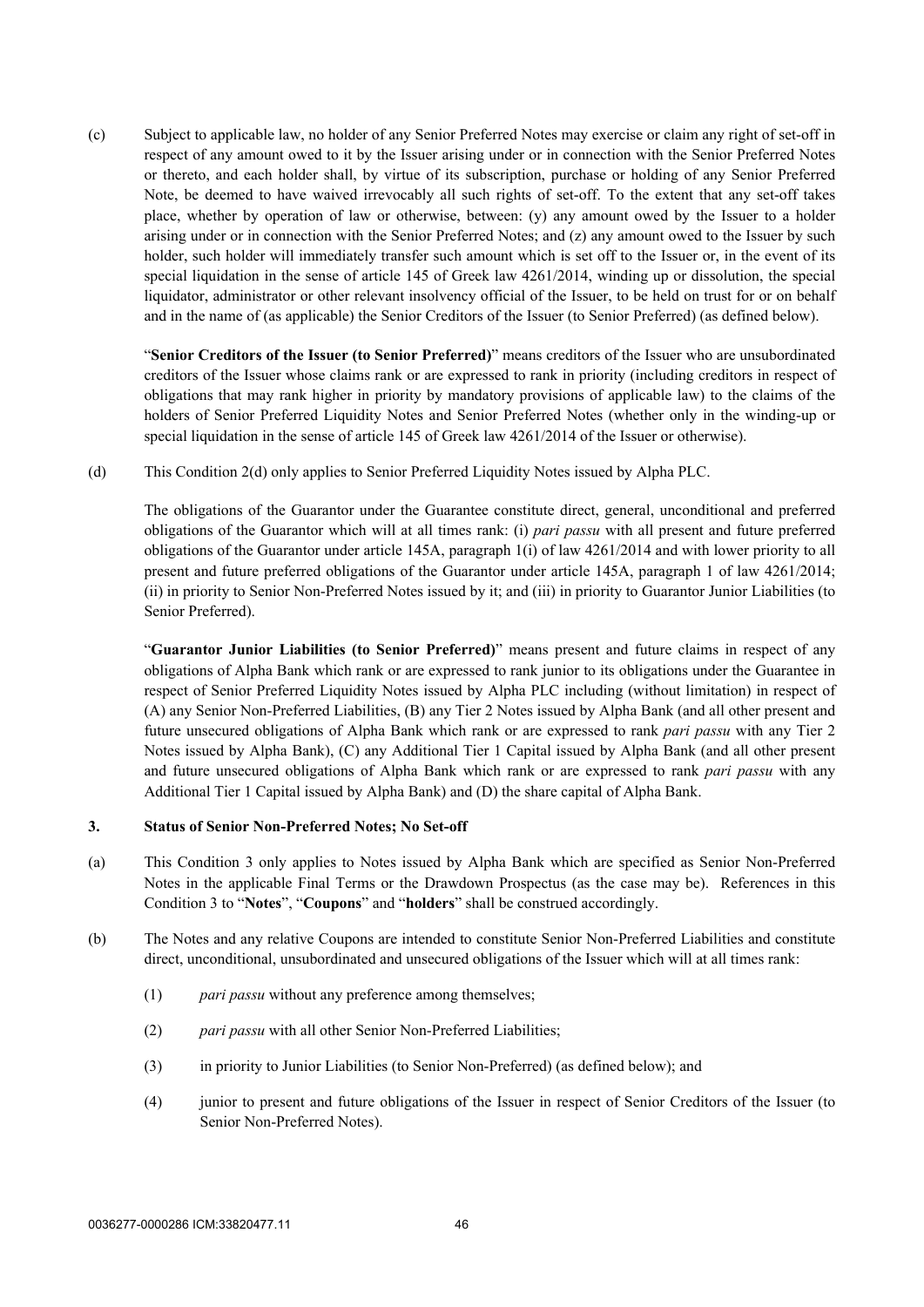(c) Subject to applicable law, no holder of any Senior Preferred Notes may exercise or claim any right of set-off in respect of any amount owed to it by the Issuer arising under or in connection with the Senior Preferred Notes or thereto, and each holder shall, by virtue of its subscription, purchase or holding of any Senior Preferred Note, be deemed to have waived irrevocably all such rights of set-off. To the extent that any set-off takes place, whether by operation of law or otherwise, between: (y) any amount owed by the Issuer to a holder arising under or in connection with the Senior Preferred Notes; and (z) any amount owed to the Issuer by such holder, such holder will immediately transfer such amount which is set off to the Issuer or, in the event of its special liquidation in the sense of article 145 of Greek law 4261/2014, winding up or dissolution, the special liquidator, administrator or other relevant insolvency official of the Issuer, to be held on trust for or on behalf and in the name of (as applicable) the Senior Creditors of the Issuer (to Senior Preferred) (as defined below).

"**Senior Creditors of the Issuer (to Senior Preferred)**" means creditors of the Issuer who are unsubordinated creditors of the Issuer whose claims rank or are expressed to rank in priority (including creditors in respect of obligations that may rank higher in priority by mandatory provisions of applicable law) to the claims of the holders of Senior Preferred Liquidity Notes and Senior Preferred Notes (whether only in the winding-up or special liquidation in the sense of article 145 of Greek law 4261/2014 of the Issuer or otherwise).

(d) This Condition 2(d) only applies to Senior Preferred Liquidity Notes issued by Alpha PLC.

The obligations of the Guarantor under the Guarantee constitute direct, general, unconditional and preferred obligations of the Guarantor which will at all times rank: (i) *pari passu* with all present and future preferred obligations of the Guarantor under article 145A, paragraph 1(i) of law 4261/2014 and with lower priority to all present and future preferred obligations of the Guarantor under article 145A, paragraph 1 of law 4261/2014; (ii) in priority to Senior Non-Preferred Notes issued by it; and (iii) in priority to Guarantor Junior Liabilities (to Senior Preferred).

"**Guarantor Junior Liabilities (to Senior Preferred)**" means present and future claims in respect of any obligations of Alpha Bank which rank or are expressed to rank junior to its obligations under the Guarantee in respect of Senior Preferred Liquidity Notes issued by Alpha PLC including (without limitation) in respect of (A) any Senior Non-Preferred Liabilities, (B) any Tier 2 Notes issued by Alpha Bank (and all other present and future unsecured obligations of Alpha Bank which rank or are expressed to rank *pari passu* with any Tier 2 Notes issued by Alpha Bank), (C) any Additional Tier 1 Capital issued by Alpha Bank (and all other present and future unsecured obligations of Alpha Bank which rank or are expressed to rank *pari passu* with any Additional Tier 1 Capital issued by Alpha Bank) and (D) the share capital of Alpha Bank.

## 3. Status of Senior Non-Preferred Notes; No Set-off

(a) This Condition 3 only applies to Notes issued by Alpha Bank which are specified as Senior Non-Preferred Notes in the applicable Final Terms or the Drawdown Prospectus (as the case may be). References in this Condition 3 to "**Notes**", "**Coupons**" and "**holders**" shall be construed accordingly.

(b) The Notes and any relative Coupons are intended to constitute Senior Non-Preferred Liabilities and constitute direct, unconditional, unsubordinated and unsecured obligations of the Issuer which will at all times rank:

(1) *pari passu* without any preference among themselves;

(2) *pari passu* with all other Senior Non-Preferred Liabilities;

(3) in priority to Junior Liabilities (to Senior Non-Preferred) (as defined below); and

(4) junior to present and future obligations of the Issuer in respect of Senior Creditors of the Issuer (to Senior Non-Preferred Notes).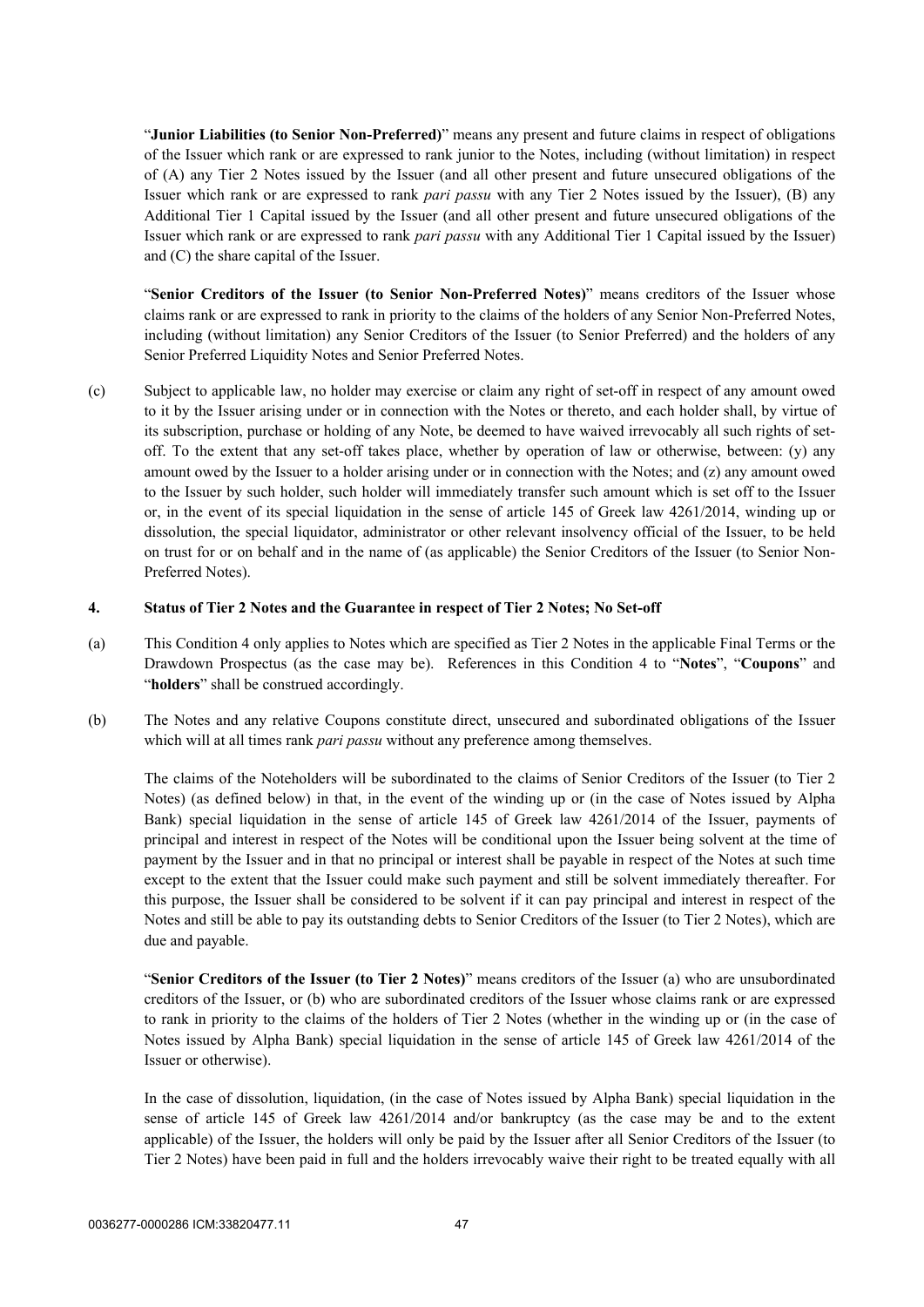"**Junior Liabilities (to Senior Non-Preferred)**" means any present and future claims in respect of obligations of the Issuer which rank or are expressed to rank junior to the Notes, including (without limitation) in respect of (A) any Tier 2 Notes issued by the Issuer (and all other present and future unsecured obligations of the Issuer which rank or are expressed to rank *pari passu* with any Tier 2 Notes issued by the Issuer), (B) any Additional Tier 1 Capital issued by the Issuer (and all other present and future unsecured obligations of the Issuer which rank or are expressed to rank *pari passu* with any Additional Tier 1 Capital issued by the Issuer) and (C) the share capital of the Issuer.

"**Senior Creditors of the Issuer (to Senior Non-Preferred Notes)**" means creditors of the Issuer whose claims rank or are expressed to rank in priority to the claims of the holders of any Senior Non-Preferred Notes, including (without limitation) any Senior Creditors of the Issuer (to Senior Preferred) and the holders of any Senior Preferred Liquidity Notes and Senior Preferred Notes.

(c) Subject to applicable law, no holder may exercise or claim any right of set-off in respect of any amount owed to it by the Issuer arising under or in connection with the Notes or thereto, and each holder shall, by virtue of its subscription, purchase or holding of any Note, be deemed to have waived irrevocably all such rights of set-off. To the extent that any set-off takes place, whether by operation of law or otherwise, between: (y) any amount owed by the Issuer to a holder arising under or in connection with the Notes; and (z) any amount owed to the Issuer by such holder, such holder will immediately transfer such amount which is set off to the Issuer or, in the event of its special liquidation in the sense of article 145 of Greek law 4261/2014, winding up or dissolution, the special liquidator, administrator or other relevant insolvency official of the Issuer, to be held on trust for or on behalf and in the name of (as applicable) the Senior Creditors of the Issuer (to Senior Non-Preferred Notes).

## 4. Status of Tier 2 Notes and the Guarantee in respect of Tier 2 Notes; No Set-off

(a) This Condition 4 only applies to Notes which are specified as Tier 2 Notes in the applicable Final Terms or the Drawdown Prospectus (as the case may be). References in this Condition 4 to "**Notes**", "**Coupons**" and "**holders**" shall be construed accordingly.

(b) The Notes and any relative Coupons constitute direct, unsecured and subordinated obligations of the Issuer which will at all times rank *pari passu* without any preference among themselves.

The claims of the Noteholders will be subordinated to the claims of Senior Creditors of the Issuer (to Tier 2 Notes) (as defined below) in that, in the event of the winding up or (in the case of Notes issued by Alpha Bank) special liquidation in the sense of article 145 of Greek law 4261/2014 of the Issuer, payments of principal and interest in respect of the Notes will be conditional upon the Issuer being solvent at the time of payment by the Issuer and in that no principal or interest shall be payable in respect of the Notes at such time except to the extent that the Issuer could make such payment and still be solvent immediately thereafter. For this purpose, the Issuer shall be considered to be solvent if it can pay principal and interest in respect of the Notes and still be able to pay its outstanding debts to Senior Creditors of the Issuer (to Tier 2 Notes), which are due and payable.

"**Senior Creditors of the Issuer (to Tier 2 Notes)**" means creditors of the Issuer (a) who are unsubordinated creditors of the Issuer, or (b) who are subordinated creditors of the Issuer whose claims rank or are expressed to rank in priority to the claims of the holders of Tier 2 Notes (whether in the winding up or (in the case of Notes issued by Alpha Bank) special liquidation in the sense of article 145 of Greek law 4261/2014 of the Issuer or otherwise).

In the case of dissolution, liquidation, (in the case of Notes issued by Alpha Bank) special liquidation in the sense of article 145 of Greek law 4261/2014 and/or bankruptcy (as the case may be and to the extent applicable) of the Issuer, the holders will only be paid by the Issuer after all Senior Creditors of the Issuer (to Tier 2 Notes) have been paid in full and the holders irrevocably waive their right to be treated equally with all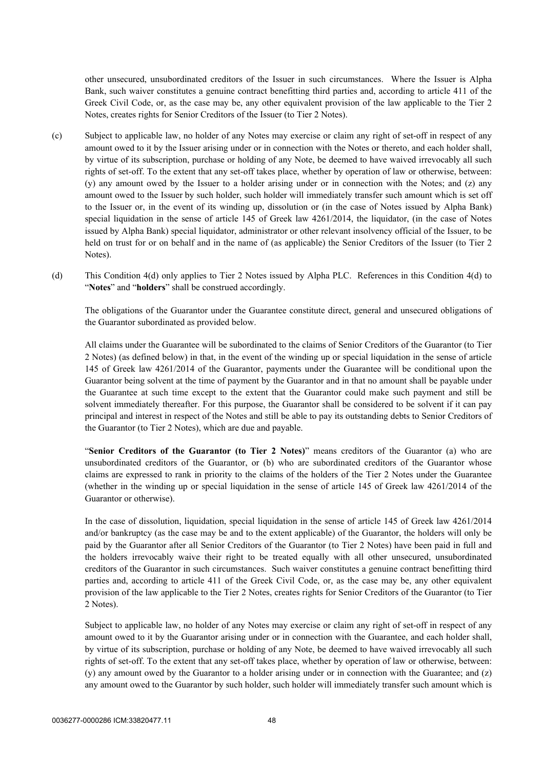other unsecured, unsubordinated creditors of the Issuer in such circumstances. Where the Issuer is Alpha Bank, such waiver constitutes a genuine contract benefitting third parties and, according to article 411 of the Greek Civil Code, or, as the case may be, any other equivalent provision of the law applicable to the Tier 2 Notes, creates rights for Senior Creditors of the Issuer (to Tier 2 Notes).

(c) Subject to applicable law, no holder of any Notes may exercise or claim any right of set-off in respect of any amount owed to it by the Issuer arising under or in connection with the Notes or thereto, and each holder shall, by virtue of its subscription, purchase or holding of any Note, be deemed to have waived irrevocably all such rights of set-off. To the extent that any set-off takes place, whether by operation of law or otherwise, between: (y) any amount owed by the Issuer to a holder arising under or in connection with the Notes; and (z) any amount owed to the Issuer by such holder, such holder will immediately transfer such amount which is set off to the Issuer or, in the event of its winding up, dissolution or (in the case of Notes issued by Alpha Bank) special liquidation in the sense of article 145 of Greek law 4261/2014, the liquidator, (in the case of Notes issued by Alpha Bank) special liquidator, administrator or other relevant insolvency official of the Issuer, to be held on trust for or on behalf and in the name of (as applicable) the Senior Creditors of the Issuer (to Tier 2 Notes).

(d) This Condition 4(d) only applies to Tier 2 Notes issued by Alpha PLC. References in this Condition 4(d) to "**Notes**" and "**holders**" shall be construed accordingly.

The obligations of the Guarantor under the Guarantee constitute direct, general and unsecured obligations of the Guarantor subordinated as provided below.

All claims under the Guarantee will be subordinated to the claims of Senior Creditors of the Guarantor (to Tier 2 Notes) (as defined below) in that, in the event of the winding up or special liquidation in the sense of article 145 of Greek law 4261/2014 of the Guarantor, payments under the Guarantee will be conditional upon the Guarantor being solvent at the time of payment by the Guarantor and in that no amount shall be payable under the Guarantee at such time except to the extent that the Guarantor could make such payment and still be solvent immediately thereafter. For this purpose, the Guarantor shall be considered to be solvent if it can pay principal and interest in respect of the Notes and still be able to pay its outstanding debts to Senior Creditors of the Guarantor (to Tier 2 Notes), which are due and payable.

"**Senior Creditors of the Guarantor (to Tier 2 Notes)**" means creditors of the Guarantor (a) who are unsubordinated creditors of the Guarantor, or (b) who are subordinated creditors of the Guarantor whose claims are expressed to rank in priority to the claims of the holders of the Tier 2 Notes under the Guarantee (whether in the winding up or special liquidation in the sense of article 145 of Greek law 4261/2014 of the Guarantor or otherwise).

In the case of dissolution, liquidation, special liquidation in the sense of article 145 of Greek law 4261/2014 and/or bankruptcy (as the case may be and to the extent applicable) of the Guarantor, the holders will only be paid by the Guarantor after all Senior Creditors of the Guarantor (to Tier 2 Notes) have been paid in full and the holders irrevocably waive their right to be treated equally with all other unsecured, unsubordinated creditors of the Guarantor in such circumstances. Such waiver constitutes a genuine contract benefitting third parties and, according to article 411 of the Greek Civil Code, or, as the case may be, any other equivalent provision of the law applicable to the Tier 2 Notes, creates rights for Senior Creditors of the Guarantor (to Tier 2 Notes).

Subject to applicable law, no holder of any Notes may exercise or claim any right of set-off in respect of any amount owed to it by the Guarantor arising under or in connection with the Guarantee, and each holder shall, by virtue of its subscription, purchase or holding of any Note, be deemed to have waived irrevocably all such rights of set-off. To the extent that any set-off takes place, whether by operation of law or otherwise, between: (y) any amount owed by the Guarantor to a holder arising under or in connection with the Guarantee; and (z) any amount owed to the Guarantor by such holder, such holder will immediately transfer such amount which is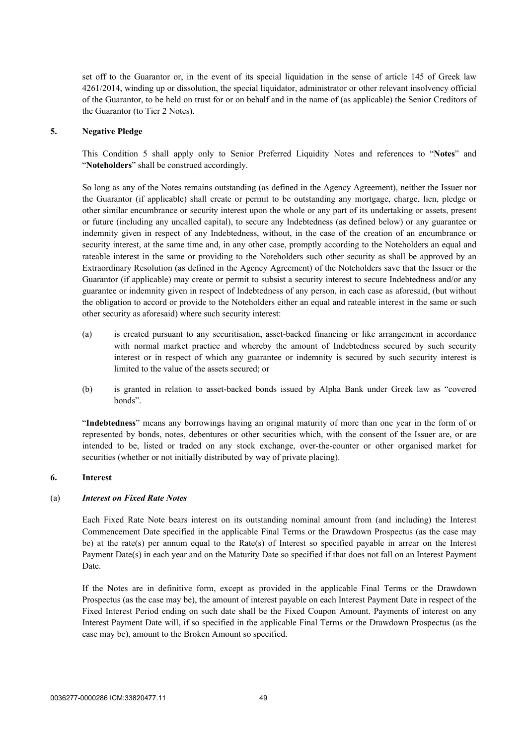set off to the Guarantor or, in the event of its special liquidation in the sense of article 145 of Greek law 4261/2014, winding up or dissolution, the special liquidator, administrator or other relevant insolvency official of the Guarantor, to be held on trust for or on behalf and in the name of (as applicable) the Senior Creditors of the Guarantor (to Tier 2 Notes).

## 5. Negative Pledge

This Condition 5 shall apply only to Senior Preferred Liquidity Notes and references to "**Notes**" and "**Noteholders**" shall be construed accordingly.

So long as any of the Notes remains outstanding (as defined in the Agency Agreement), neither the Issuer nor the Guarantor (if applicable) shall create or permit to be outstanding any mortgage, charge, lien, pledge or other similar encumbrance or security interest upon the whole or any part of its undertaking or assets, present or future (including any uncalled capital), to secure any Indebtedness (as defined below) or any guarantee or indemnity given in respect of any Indebtedness, without, in the case of the creation of an encumbrance or security interest, at the same time and, in any other case, promptly according to the Noteholders an equal and rateable interest in the same or providing to the Noteholders such other security as shall be approved by an Extraordinary Resolution (as defined in the Agency Agreement) of the Noteholders save that the Issuer or the Guarantor (if applicable) may create or permit to subsist a security interest to secure Indebtedness and/or any guarantee or indemnity given in respect of Indebtedness of any person, in each case as aforesaid, (but without the obligation to accord or provide to the Noteholders either an equal and rateable interest in the same or such other security as aforesaid) where such security interest:

(a) is created pursuant to any securitisation, asset-backed financing or like arrangement in accordance with normal market practice and whereby the amount of Indebtedness secured by such security interest or in respect of which any guarantee or indemnity is secured by such security interest is limited to the value of the assets secured; or

(b) is granted in relation to asset-backed bonds issued by Alpha Bank under Greek law as "covered bonds".

"**Indebtedness**" means any borrowings having an original maturity of more than one year in the form of or represented by bonds, notes, debentures or other securities which, with the consent of the Issuer are, or are intended to be, listed or traded on any stock exchange, over-the-counter or other organised market for securities (whether or not initially distributed by way of private placing).

## 6. Interest

### (a) *Interest on Fixed Rate Notes*

Each Fixed Rate Note bears interest on its outstanding nominal amount from (and including) the Interest Commencement Date specified in the applicable Final Terms or the Drawdown Prospectus (as the case may be) at the rate(s) per annum equal to the Rate(s) of Interest so specified payable in arrear on the Interest Payment Date(s) in each year and on the Maturity Date so specified if that does not fall on an Interest Payment Date.

If the Notes are in definitive form, except as provided in the applicable Final Terms or the Drawdown Prospectus (as the case may be), the amount of interest payable on each Interest Payment Date in respect of the Fixed Interest Period ending on such date shall be the Fixed Coupon Amount. Payments of interest on any Interest Payment Date will, if so specified in the applicable Final Terms or the Drawdown Prospectus (as the case may be), amount to the Broken Amount so specified.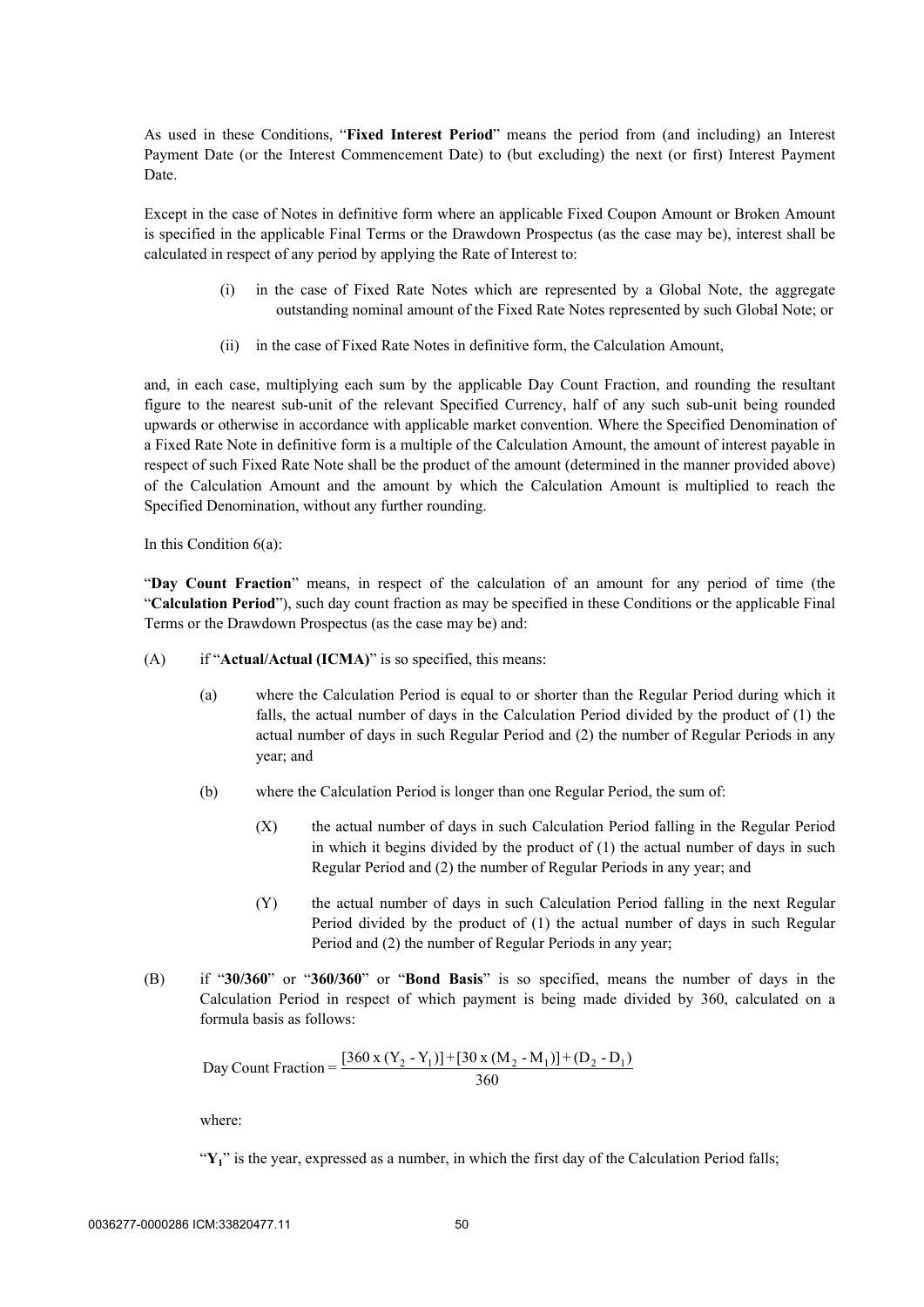As used in these Conditions, "**Fixed Interest Period**" means the period from (and including) an Interest Payment Date (or the Interest Commencement Date) to (but excluding) the next (or first) Interest Payment Date.

Except in the case of Notes in definitive form where an applicable Fixed Coupon Amount or Broken Amount is specified in the applicable Final Terms or the Drawdown Prospectus (as the case may be), interest shall be calculated in respect of any period by applying the Rate of Interest to:

(i) in the case of Fixed Rate Notes which are represented by a Global Note, the aggregate outstanding nominal amount of the Fixed Rate Notes represented by such Global Note; or

(ii) in the case of Fixed Rate Notes in definitive form, the Calculation Amount,

and, in each case, multiplying each sum by the applicable Day Count Fraction, and rounding the resultant figure to the nearest sub-unit of the relevant Specified Currency, half of any such sub-unit being rounded upwards or otherwise in accordance with applicable market convention. Where the Specified Denomination of a Fixed Rate Note in definitive form is a multiple of the Calculation Amount, the amount of interest payable in respect of such Fixed Rate Note shall be the product of the amount (determined in the manner provided above) of the Calculation Amount and the amount by which the Calculation Amount is multiplied to reach the Specified Denomination, without any further rounding.

In this Condition 6(a):

"**Day Count Fraction**" means, in respect of the calculation of an amount for any period of time (the "**Calculation Period**"), such day count fraction as may be specified in these Conditions or the applicable Final Terms or the Drawdown Prospectus (as the case may be) and:

(A) if "**Actual/Actual (ICMA)**" is so specified, this means:

(a) where the Calculation Period is equal to or shorter than the Regular Period during which it falls, the actual number of days in the Calculation Period divided by the product of (1) the actual number of days in such Regular Period and (2) the number of Regular Periods in any year; and

(b) where the Calculation Period is longer than one Regular Period, the sum of:

(X) the actual number of days in such Calculation Period falling in the Regular Period in which it begins divided by the product of (1) the actual number of days in such Regular Period and (2) the number of Regular Periods in any year; and

(Y) the actual number of days in such Calculation Period falling in the next Regular Period divided by the product of (1) the actual number of days in such Regular Period and (2) the number of Regular Periods in any year;

(B) if "**30/360**" or "**360/360**" or "**Bond Basis**" is so specified, means the number of days in the Calculation Period in respect of which payment is being made divided by 360, calculated on a formula basis as follows:

$$\text{Day Count Fraction} = \frac{[360 \times (Y_2 - Y_1)] + [30 \times (M_2 - M_1)] + (D_2 - D_1)}{360}$$

where:

"$Y_1$" is the year, expressed as a number, in which the first day of the Calculation Period falls;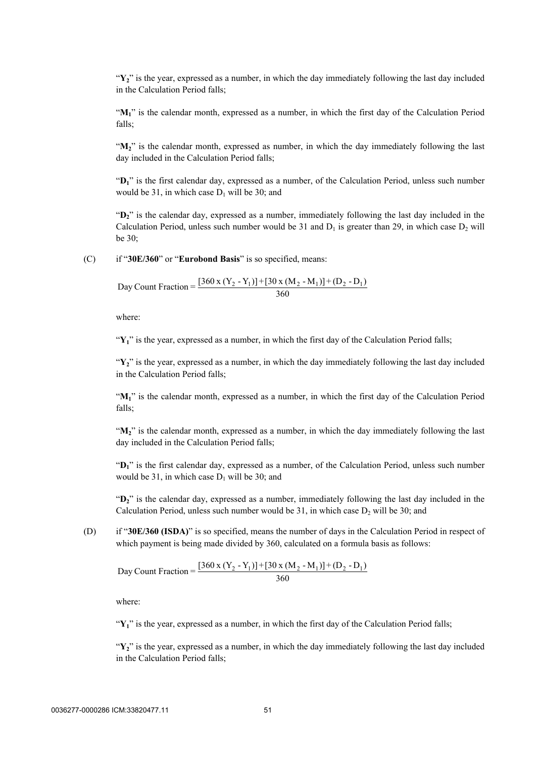"$Y_2$" is the year, expressed as a number, in which the day immediately following the last day included in the Calculation Period falls;

"$M_1$" is the calendar month, expressed as a number, in which the first day of the Calculation Period falls;

"$M_2$" is the calendar month, expressed as number, in which the day immediately following the last day included in the Calculation Period falls;

"$D_1$" is the first calendar day, expressed as a number, of the Calculation Period, unless such number would be 31, in which case $D_1$ will be 30; and

"$D_2$" is the calendar day, expressed as a number, immediately following the last day included in the Calculation Period, unless such number would be 31 and $D_1$ is greater than 29, in which case $D_2$ will be 30;

(C) if "**30E/360**" or "**Eurobond Basis**" is so specified, means:

$$\text{Day Count Fraction} = \frac{[360 \times (Y_2 - Y_1)] + [30 \times (M_2 - M_1)] + (D_2 - D_1)}{360}$$

where:

"$Y_1$" is the year, expressed as a number, in which the first day of the Calculation Period falls;

"$Y_2$" is the year, expressed as a number, in which the day immediately following the last day included in the Calculation Period falls;

"$M_1$" is the calendar month, expressed as a number, in which the first day of the Calculation Period falls;

"$M_2$" is the calendar month, expressed as a number, in which the day immediately following the last day included in the Calculation Period falls;

"$D_1$" is the first calendar day, expressed as a number, of the Calculation Period, unless such number would be 31, in which case $D_1$ will be 30; and

"$D_2$" is the calendar day, expressed as a number, immediately following the last day included in the Calculation Period, unless such number would be 31, in which case $D_2$ will be 30; and

(D) if "**30E/360 (ISDA)**" is so specified, means the number of days in the Calculation Period in respect of which payment is being made divided by 360, calculated on a formula basis as follows:

$$\text{Day Count Fraction} = \frac{[360 \times (Y_2 - Y_1)] + [30 \times (M_2 - M_1)] + (D_2 - D_1)}{360}$$

where:

"$Y_1$" is the year, expressed as a number, in which the first day of the Calculation Period falls;

"$Y_2$" is the year, expressed as a number, in which the day immediately following the last day included in the Calculation Period falls;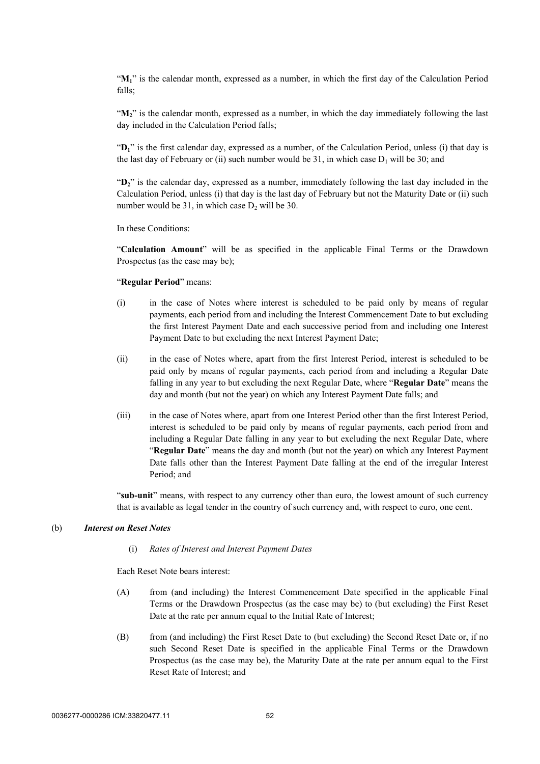"$M_1$" is the calendar month, expressed as a number, in which the first day of the Calculation Period falls;

"$M_2$" is the calendar month, expressed as a number, in which the day immediately following the last day included in the Calculation Period falls;

"$D_1$" is the first calendar day, expressed as a number, of the Calculation Period, unless (i) that day is the last day of February or (ii) such number would be 31, in which case $D_1$ will be 30; and

"$D_2$" is the calendar day, expressed as a number, immediately following the last day included in the Calculation Period, unless (i) that day is the last day of February but not the Maturity Date or (ii) such number would be 31, in which case $D_2$ will be 30.

In these Conditions:

"**Calculation Amount**" will be as specified in the applicable Final Terms or the Drawdown Prospectus (as the case may be);

"**Regular Period**" means:

(i) in the case of Notes where interest is scheduled to be paid only by means of regular payments, each period from and including the Interest Commencement Date to but excluding the first Interest Payment Date and each successive period from and including one Interest Payment Date to but excluding the next Interest Payment Date;

(ii) in the case of Notes where, apart from the first Interest Period, interest is scheduled to be paid only by means of regular payments, each period from and including a Regular Date falling in any year to but excluding the next Regular Date, where "**Regular Date**" means the day and month (but not the year) on which any Interest Payment Date falls; and

(iii) in the case of Notes where, apart from one Interest Period other than the first Interest Period, interest is scheduled to be paid only by means of regular payments, each period from and including a Regular Date falling in any year to but excluding the next Regular Date, where "**Regular Date**" means the day and month (but not the year) on which any Interest Payment Date falls other than the Interest Payment Date falling at the end of the irregular Interest Period; and

"**sub-unit**" means, with respect to any currency other than euro, the lowest amount of such currency that is available as legal tender in the country of such currency and, with respect to euro, one cent.

(b) ***Interest on Reset Notes***

(i) *Rates of Interest and Interest Payment Dates*

Each Reset Note bears interest:

(A) from (and including) the Interest Commencement Date specified in the applicable Final Terms or the Drawdown Prospectus (as the case may be) to (but excluding) the First Reset Date at the rate per annum equal to the Initial Rate of Interest;

(B) from (and including) the First Reset Date to (but excluding) the Second Reset Date or, if no such Second Reset Date is specified in the applicable Final Terms or the Drawdown Prospectus (as the case may be), the Maturity Date at the rate per annum equal to the First Reset Rate of Interest; and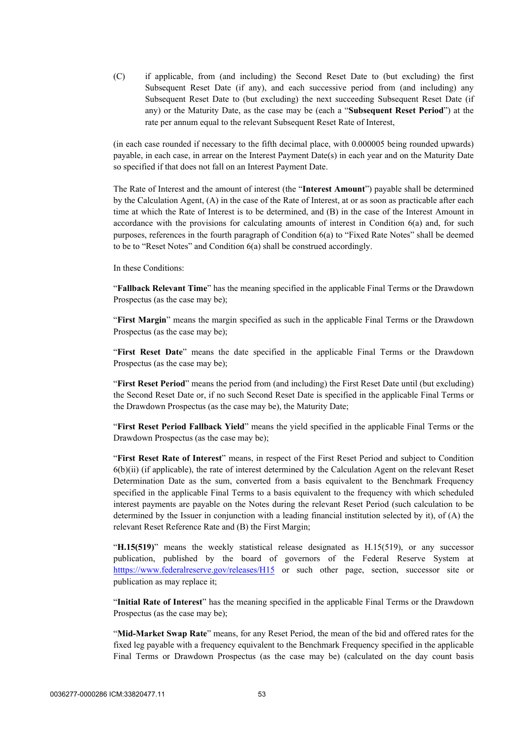(C) if applicable, from (and including) the Second Reset Date to (but excluding) the first Subsequent Reset Date (if any), and each successive period from (and including) any Subsequent Reset Date to (but excluding) the next succeeding Subsequent Reset Date (if any) or the Maturity Date, as the case may be (each a "**Subsequent Reset Period**") at the rate per annum equal to the relevant Subsequent Reset Rate of Interest,

(in each case rounded if necessary to the fifth decimal place, with 0.000005 being rounded upwards) payable, in each case, in arrear on the Interest Payment Date(s) in each year and on the Maturity Date so specified if that does not fall on an Interest Payment Date.

The Rate of Interest and the amount of interest (the "**Interest Amount**") payable shall be determined by the Calculation Agent, (A) in the case of the Rate of Interest, at or as soon as practicable after each time at which the Rate of Interest is to be determined, and (B) in the case of the Interest Amount in accordance with the provisions for calculating amounts of interest in Condition 6(a) and, for such purposes, references in the fourth paragraph of Condition 6(a) to "Fixed Rate Notes" shall be deemed to be to "Reset Notes" and Condition 6(a) shall be construed accordingly.

In these Conditions:

"**Fallback Relevant Time**" has the meaning specified in the applicable Final Terms or the Drawdown Prospectus (as the case may be);

"**First Margin**" means the margin specified as such in the applicable Final Terms or the Drawdown Prospectus (as the case may be);

"**First Reset Date**" means the date specified in the applicable Final Terms or the Drawdown Prospectus (as the case may be);

"**First Reset Period**" means the period from (and including) the First Reset Date until (but excluding) the Second Reset Date or, if no such Second Reset Date is specified in the applicable Final Terms or the Drawdown Prospectus (as the case may be), the Maturity Date;

"**First Reset Period Fallback Yield**" means the yield specified in the applicable Final Terms or the Drawdown Prospectus (as the case may be);

"**First Reset Rate of Interest**" means, in respect of the First Reset Period and subject to Condition 6(b)(ii) (if applicable), the rate of interest determined by the Calculation Agent on the relevant Reset Determination Date as the sum, converted from a basis equivalent to the Benchmark Frequency specified in the applicable Final Terms to a basis equivalent to the frequency with which scheduled interest payments are payable on the Notes during the relevant Reset Period (such calculation to be determined by the Issuer in conjunction with a leading financial institution selected by it), of (A) the relevant Reset Reference Rate and (B) the First Margin;

"**H.15(519)**" means the weekly statistical release designated as H.15(519), or any successor publication, published by the board of governors of the Federal Reserve System at https://www.federalreserve.gov/releases/H15 or such other page, section, successor site or publication as may replace it;

"**Initial Rate of Interest**" has the meaning specified in the applicable Final Terms or the Drawdown Prospectus (as the case may be);

"**Mid-Market Swap Rate**" means, for any Reset Period, the mean of the bid and offered rates for the fixed leg payable with a frequency equivalent to the Benchmark Frequency specified in the applicable Final Terms or Drawdown Prospectus (as the case may be) (calculated on the day count basis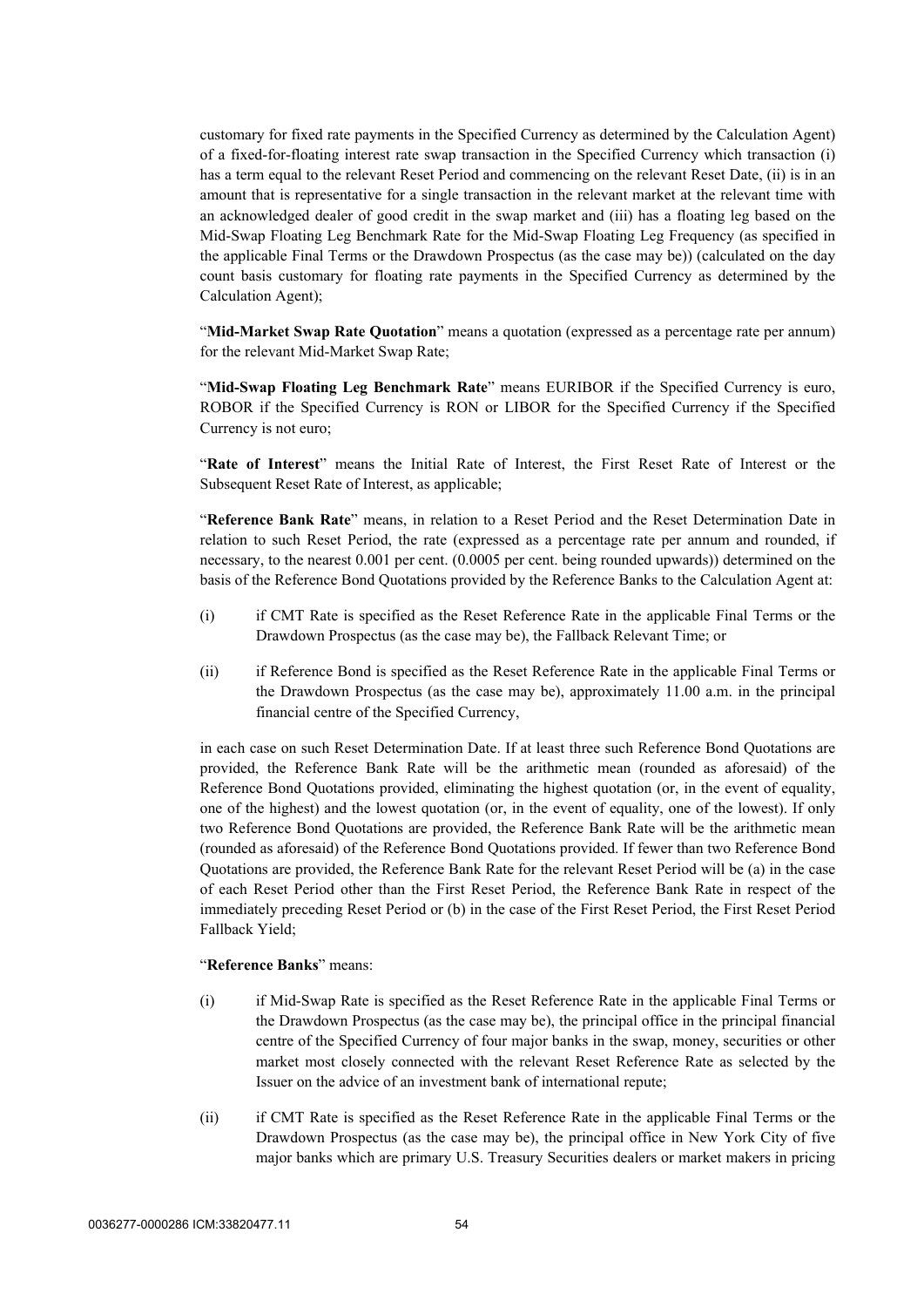customary for fixed rate payments in the Specified Currency as determined by the Calculation Agent) of a fixed-for-floating interest rate swap transaction in the Specified Currency which transaction (i) has a term equal to the relevant Reset Period and commencing on the relevant Reset Date, (ii) is in an amount that is representative for a single transaction in the relevant market at the relevant time with an acknowledged dealer of good credit in the swap market and (iii) has a floating leg based on the Mid-Swap Floating Leg Benchmark Rate for the Mid-Swap Floating Leg Frequency (as specified in the applicable Final Terms or the Drawdown Prospectus (as the case may be)) (calculated on the day count basis customary for floating rate payments in the Specified Currency as determined by the Calculation Agent);

"**Mid-Market Swap Rate Quotation**" means a quotation (expressed as a percentage rate per annum) for the relevant Mid-Market Swap Rate;

"**Mid-Swap Floating Leg Benchmark Rate**" means EURIBOR if the Specified Currency is euro, ROBOR if the Specified Currency is RON or LIBOR for the Specified Currency if the Specified Currency is not euro;

"**Rate of Interest**" means the Initial Rate of Interest, the First Reset Rate of Interest or the Subsequent Reset Rate of Interest, as applicable;

"**Reference Bank Rate**" means, in relation to a Reset Period and the Reset Determination Date in relation to such Reset Period, the rate (expressed as a percentage rate per annum and rounded, if necessary, to the nearest 0.001 per cent. (0.0005 per cent. being rounded upwards)) determined on the basis of the Reference Bond Quotations provided by the Reference Banks to the Calculation Agent at:

(i) if CMT Rate is specified as the Reset Reference Rate in the applicable Final Terms or the Drawdown Prospectus (as the case may be), the Fallback Relevant Time; or

(ii) if Reference Bond is specified as the Reset Reference Rate in the applicable Final Terms or the Drawdown Prospectus (as the case may be), approximately 11.00 a.m. in the principal financial centre of the Specified Currency,

in each case on such Reset Determination Date. If at least three such Reference Bond Quotations are provided, the Reference Bank Rate will be the arithmetic mean (rounded as aforesaid) of the Reference Bond Quotations provided, eliminating the highest quotation (or, in the event of equality, one of the highest) and the lowest quotation (or, in the event of equality, one of the lowest). If only two Reference Bond Quotations are provided, the Reference Bank Rate will be the arithmetic mean (rounded as aforesaid) of the Reference Bond Quotations provided. If fewer than two Reference Bond Quotations are provided, the Reference Bank Rate for the relevant Reset Period will be (a) in the case of each Reset Period other than the First Reset Period, the Reference Bank Rate in respect of the immediately preceding Reset Period or (b) in the case of the First Reset Period, the First Reset Period Fallback Yield;

"**Reference Banks**" means:

(i) if Mid-Swap Rate is specified as the Reset Reference Rate in the applicable Final Terms or the Drawdown Prospectus (as the case may be), the principal office in the principal financial centre of the Specified Currency of four major banks in the swap, money, securities or other market most closely connected with the relevant Reset Reference Rate as selected by the Issuer on the advice of an investment bank of international repute;

(ii) if CMT Rate is specified as the Reset Reference Rate in the applicable Final Terms or the Drawdown Prospectus (as the case may be), the principal office in New York City of five major banks which are primary U.S. Treasury Securities dealers or market makers in pricing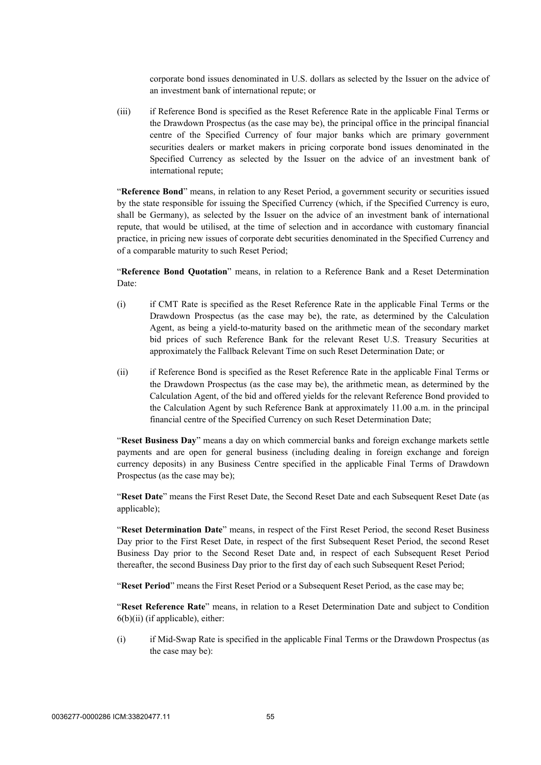corporate bond issues denominated in U.S. dollars as selected by the Issuer on the advice of an investment bank of international repute; or

(iii) if Reference Bond is specified as the Reset Reference Rate in the applicable Final Terms or the Drawdown Prospectus (as the case may be), the principal office in the principal financial centre of the Specified Currency of four major banks which are primary government securities dealers or market makers in pricing corporate bond issues denominated in the Specified Currency as selected by the Issuer on the advice of an investment bank of international repute;

"**Reference Bond**" means, in relation to any Reset Period, a government security or securities issued by the state responsible for issuing the Specified Currency (which, if the Specified Currency is euro, shall be Germany), as selected by the Issuer on the advice of an investment bank of international repute, that would be utilised, at the time of selection and in accordance with customary financial practice, in pricing new issues of corporate debt securities denominated in the Specified Currency and of a comparable maturity to such Reset Period;

"**Reference Bond Quotation**" means, in relation to a Reference Bank and a Reset Determination Date:

(i) if CMT Rate is specified as the Reset Reference Rate in the applicable Final Terms or the Drawdown Prospectus (as the case may be), the rate, as determined by the Calculation Agent, as being a yield-to-maturity based on the arithmetic mean of the secondary market bid prices of such Reference Bank for the relevant Reset U.S. Treasury Securities at approximately the Fallback Relevant Time on such Reset Determination Date; or

(ii) if Reference Bond is specified as the Reset Reference Rate in the applicable Final Terms or the Drawdown Prospectus (as the case may be), the arithmetic mean, as determined by the Calculation Agent, of the bid and offered yields for the relevant Reference Bond provided to the Calculation Agent by such Reference Bank at approximately 11.00 a.m. in the principal financial centre of the Specified Currency on such Reset Determination Date;

"**Reset Business Day**" means a day on which commercial banks and foreign exchange markets settle payments and are open for general business (including dealing in foreign exchange and foreign currency deposits) in any Business Centre specified in the applicable Final Terms of Drawdown Prospectus (as the case may be);

"**Reset Date**" means the First Reset Date, the Second Reset Date and each Subsequent Reset Date (as applicable);

"**Reset Determination Date**" means, in respect of the First Reset Period, the second Reset Business Day prior to the First Reset Date, in respect of the first Subsequent Reset Period, the second Reset Business Day prior to the Second Reset Date and, in respect of each Subsequent Reset Period thereafter, the second Business Day prior to the first day of each such Subsequent Reset Period;

"**Reset Period**" means the First Reset Period or a Subsequent Reset Period, as the case may be;

"**Reset Reference Rate**" means, in relation to a Reset Determination Date and subject to Condition 6(b)(ii) (if applicable), either:

(i) if Mid-Swap Rate is specified in the applicable Final Terms or the Drawdown Prospectus (as the case may be):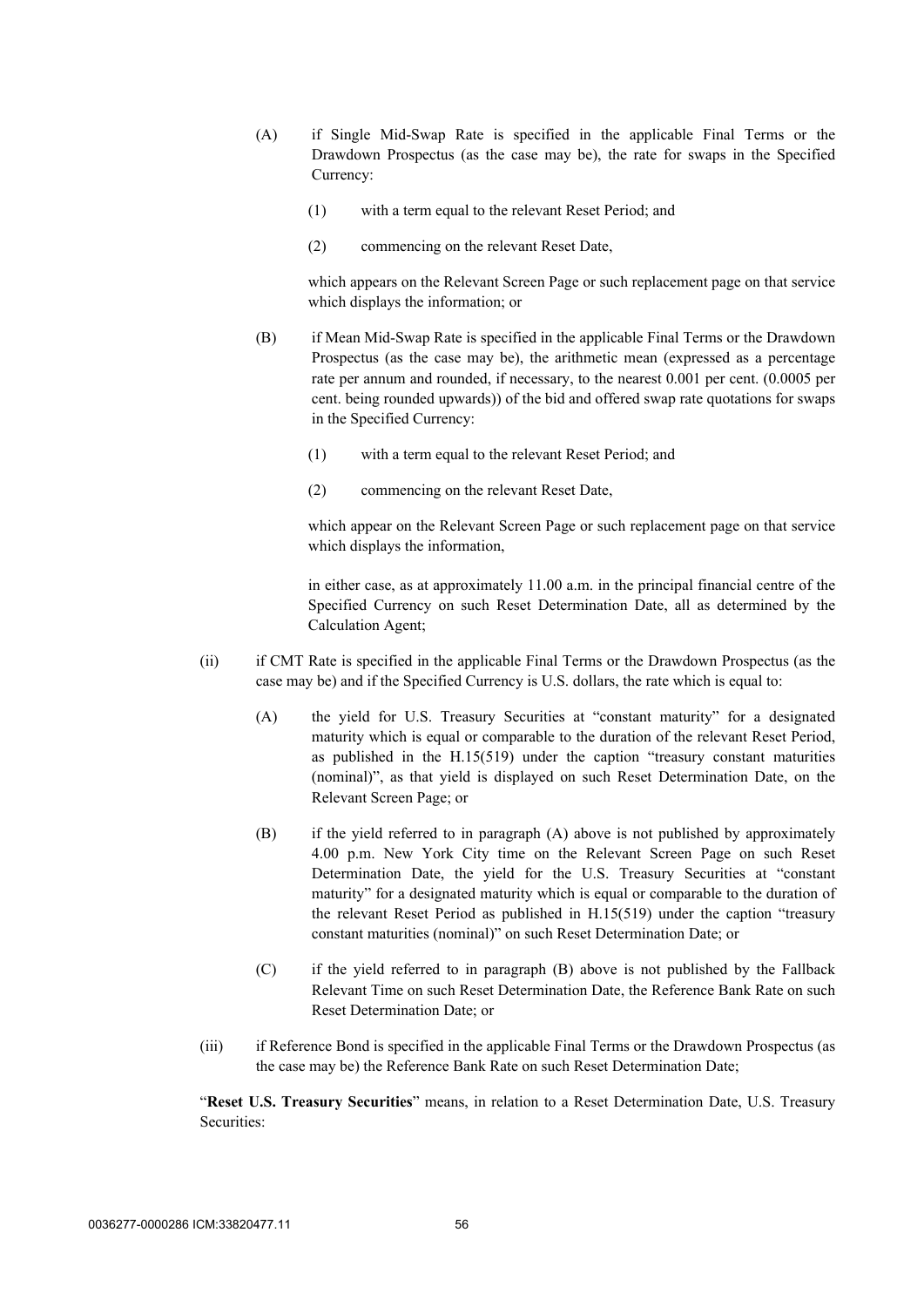(A) if Single Mid-Swap Rate is specified in the applicable Final Terms or the Drawdown Prospectus (as the case may be), the rate for swaps in the Specified Currency:

(1) with a term equal to the relevant Reset Period; and

(2) commencing on the relevant Reset Date,

which appears on the Relevant Screen Page or such replacement page on that service which displays the information; or

(B) if Mean Mid-Swap Rate is specified in the applicable Final Terms or the Drawdown Prospectus (as the case may be), the arithmetic mean (expressed as a percentage rate per annum and rounded, if necessary, to the nearest 0.001 per cent. (0.0005 per cent. being rounded upwards)) of the bid and offered swap rate quotations for swaps in the Specified Currency:

(1) with a term equal to the relevant Reset Period; and

(2) commencing on the relevant Reset Date,

which appear on the Relevant Screen Page or such replacement page on that service which displays the information,

in either case, as at approximately 11.00 a.m. in the principal financial centre of the Specified Currency on such Reset Determination Date, all as determined by the Calculation Agent;

(ii) if CMT Rate is specified in the applicable Final Terms or the Drawdown Prospectus (as the case may be) and if the Specified Currency is U.S. dollars, the rate which is equal to:

(A) the yield for U.S. Treasury Securities at "constant maturity" for a designated maturity which is equal or comparable to the duration of the relevant Reset Period, as published in the H.15(519) under the caption "treasury constant maturities (nominal)", as that yield is displayed on such Reset Determination Date, on the Relevant Screen Page; or

(B) if the yield referred to in paragraph (A) above is not published by approximately 4.00 p.m. New York City time on the Relevant Screen Page on such Reset Determination Date, the yield for the U.S. Treasury Securities at "constant maturity" for a designated maturity which is equal or comparable to the duration of the relevant Reset Period as published in H.15(519) under the caption "treasury constant maturities (nominal)" on such Reset Determination Date; or

(C) if the yield referred to in paragraph (B) above is not published by the Fallback Relevant Time on such Reset Determination Date, the Reference Bank Rate on such Reset Determination Date; or

(iii) if Reference Bond is specified in the applicable Final Terms or the Drawdown Prospectus (as the case may be) the Reference Bank Rate on such Reset Determination Date;

"**Reset U.S. Treasury Securities**" means, in relation to a Reset Determination Date, U.S. Treasury Securities: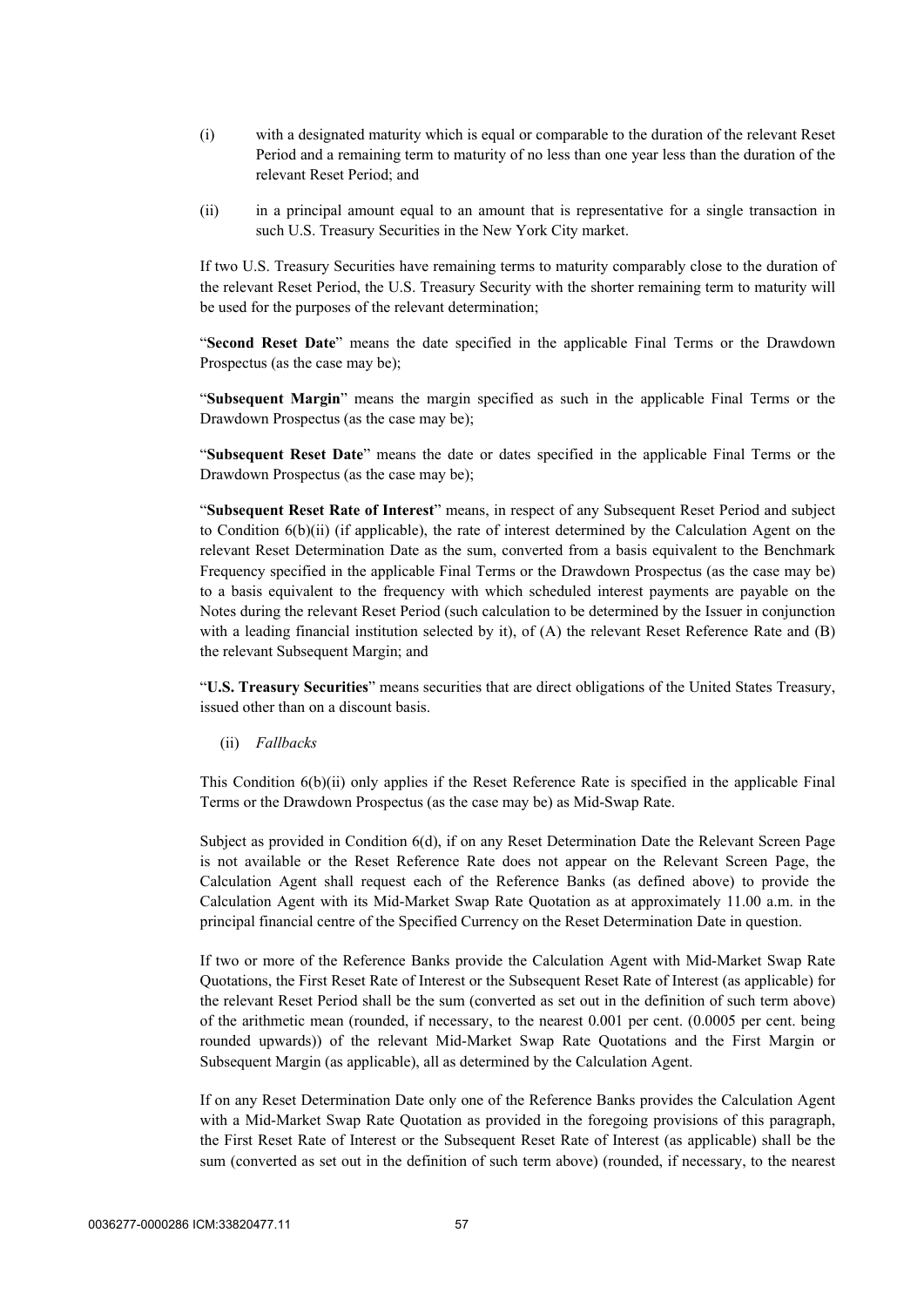(i) with a designated maturity which is equal or comparable to the duration of the relevant Reset Period and a remaining term to maturity of no less than one year less than the duration of the relevant Reset Period; and

(ii) in a principal amount equal to an amount that is representative for a single transaction in such U.S. Treasury Securities in the New York City market.

If two U.S. Treasury Securities have remaining terms to maturity comparably close to the duration of the relevant Reset Period, the U.S. Treasury Security with the shorter remaining term to maturity will be used for the purposes of the relevant determination;

"**Second Reset Date**" means the date specified in the applicable Final Terms or the Drawdown Prospectus (as the case may be);

"**Subsequent Margin**" means the margin specified as such in the applicable Final Terms or the Drawdown Prospectus (as the case may be);

"**Subsequent Reset Date**" means the date or dates specified in the applicable Final Terms or the Drawdown Prospectus (as the case may be);

"**Subsequent Reset Rate of Interest**" means, in respect of any Subsequent Reset Period and subject to Condition 6(b)(ii) (if applicable), the rate of interest determined by the Calculation Agent on the relevant Reset Determination Date as the sum, converted from a basis equivalent to the Benchmark Frequency specified in the applicable Final Terms or the Drawdown Prospectus (as the case may be) to a basis equivalent to the frequency with which scheduled interest payments are payable on the Notes during the relevant Reset Period (such calculation to be determined by the Issuer in conjunction with a leading financial institution selected by it), of (A) the relevant Reset Reference Rate and (B) the relevant Subsequent Margin; and

"**U.S. Treasury Securities**" means securities that are direct obligations of the United States Treasury, issued other than on a discount basis.

(ii) *Fallbacks*

This Condition 6(b)(ii) only applies if the Reset Reference Rate is specified in the applicable Final Terms or the Drawdown Prospectus (as the case may be) as Mid-Swap Rate.

Subject as provided in Condition 6(d), if on any Reset Determination Date the Relevant Screen Page is not available or the Reset Reference Rate does not appear on the Relevant Screen Page, the Calculation Agent shall request each of the Reference Banks (as defined above) to provide the Calculation Agent with its Mid-Market Swap Rate Quotation as at approximately 11.00 a.m. in the principal financial centre of the Specified Currency on the Reset Determination Date in question.

If two or more of the Reference Banks provide the Calculation Agent with Mid-Market Swap Rate Quotations, the First Reset Rate of Interest or the Subsequent Reset Rate of Interest (as applicable) for the relevant Reset Period shall be the sum (converted as set out in the definition of such term above) of the arithmetic mean (rounded, if necessary, to the nearest 0.001 per cent. (0.0005 per cent. being rounded upwards)) of the relevant Mid-Market Swap Rate Quotations and the First Margin or Subsequent Margin (as applicable), all as determined by the Calculation Agent.

If on any Reset Determination Date only one of the Reference Banks provides the Calculation Agent with a Mid-Market Swap Rate Quotation as provided in the foregoing provisions of this paragraph, the First Reset Rate of Interest or the Subsequent Reset Rate of Interest (as applicable) shall be the sum (converted as set out in the definition of such term above) (rounded, if necessary, to the nearest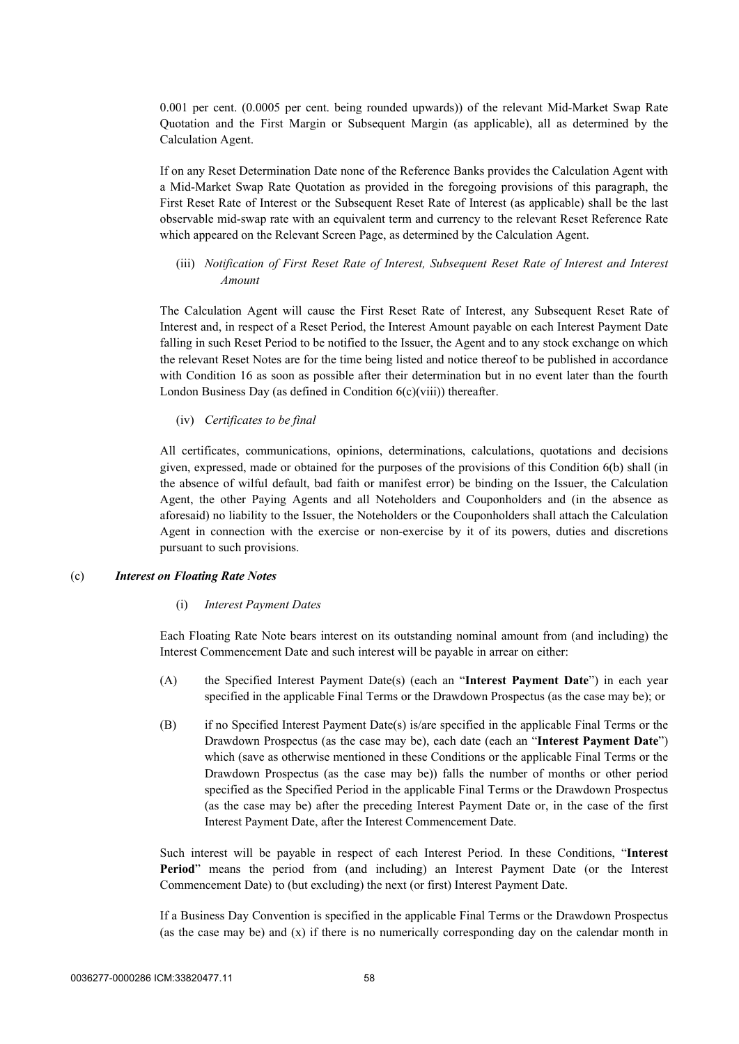0.001 per cent. (0.0005 per cent. being rounded upwards)) of the relevant Mid-Market Swap Rate Quotation and the First Margin or Subsequent Margin (as applicable), all as determined by the Calculation Agent.

If on any Reset Determination Date none of the Reference Banks provides the Calculation Agent with a Mid-Market Swap Rate Quotation as provided in the foregoing provisions of this paragraph, the First Reset Rate of Interest or the Subsequent Reset Rate of Interest (as applicable) shall be the last observable mid-swap rate with an equivalent term and currency to the relevant Reset Reference Rate which appeared on the Relevant Screen Page, as determined by the Calculation Agent.

(iii) *Notification of First Reset Rate of Interest, Subsequent Reset Rate of Interest and Interest Amount*

The Calculation Agent will cause the First Reset Rate of Interest, any Subsequent Reset Rate of Interest and, in respect of a Reset Period, the Interest Amount payable on each Interest Payment Date falling in such Reset Period to be notified to the Issuer, the Agent and to any stock exchange on which the relevant Reset Notes are for the time being listed and notice thereof to be published in accordance with Condition 16 as soon as possible after their determination but in no event later than the fourth London Business Day (as defined in Condition 6(c)(viii)) thereafter.

(iv) *Certificates to be final*

All certificates, communications, opinions, determinations, calculations, quotations and decisions given, expressed, made or obtained for the purposes of the provisions of this Condition 6(b) shall (in the absence of wilful default, bad faith or manifest error) be binding on the Issuer, the Calculation Agent, the other Paying Agents and all Noteholders and Couponholders and (in the absence as aforesaid) no liability to the Issuer, the Noteholders or the Couponholders shall attach the Calculation Agent in connection with the exercise or non-exercise by it of its powers, duties and discretions pursuant to such provisions.

(c) ***Interest on Floating Rate Notes***

(i) *Interest Payment Dates*

Each Floating Rate Note bears interest on its outstanding nominal amount from (and including) the Interest Commencement Date and such interest will be payable in arrear on either:

(A) the Specified Interest Payment Date(s) (each an "**Interest Payment Date**") in each year specified in the applicable Final Terms or the Drawdown Prospectus (as the case may be); or

(B) if no Specified Interest Payment Date(s) is/are specified in the applicable Final Terms or the Drawdown Prospectus (as the case may be), each date (each an "**Interest Payment Date**") which (save as otherwise mentioned in these Conditions or the applicable Final Terms or the Drawdown Prospectus (as the case may be)) falls the number of months or other period specified as the Specified Period in the applicable Final Terms or the Drawdown Prospectus (as the case may be) after the preceding Interest Payment Date or, in the case of the first Interest Payment Date, after the Interest Commencement Date.

Such interest will be payable in respect of each Interest Period. In these Conditions, "**Interest Period**" means the period from (and including) an Interest Payment Date (or the Interest Commencement Date) to (but excluding) the next (or first) Interest Payment Date.

If a Business Day Convention is specified in the applicable Final Terms or the Drawdown Prospectus (as the case may be) and (x) if there is no numerically corresponding day on the calendar month in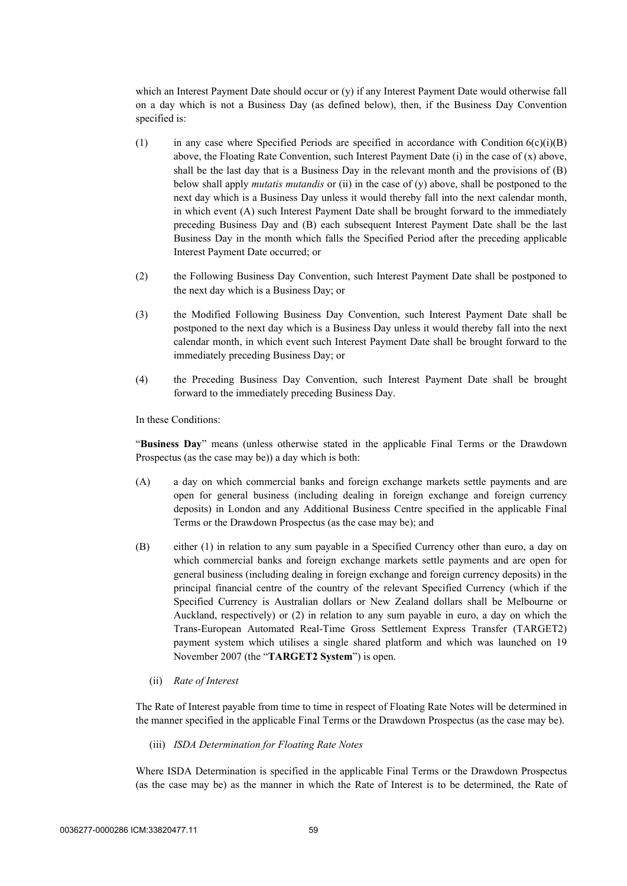which an Interest Payment Date should occur or (y) if any Interest Payment Date would otherwise fall on a day which is not a Business Day (as defined below), then, if the Business Day Convention specified is:

(1) in any case where Specified Periods are specified in accordance with Condition 6(c)(i)(B) above, the Floating Rate Convention, such Interest Payment Date (i) in the case of (x) above, shall be the last day that is a Business Day in the relevant month and the provisions of (B) below shall apply *mutatis mutandis* or (ii) in the case of (y) above, shall be postponed to the next day which is a Business Day unless it would thereby fall into the next calendar month, in which event (A) such Interest Payment Date shall be brought forward to the immediately preceding Business Day and (B) each subsequent Interest Payment Date shall be the last Business Day in the month which falls the Specified Period after the preceding applicable Interest Payment Date occurred; or

(2) the Following Business Day Convention, such Interest Payment Date shall be postponed to the next day which is a Business Day; or

(3) the Modified Following Business Day Convention, such Interest Payment Date shall be postponed to the next day which is a Business Day unless it would thereby fall into the next calendar month, in which event such Interest Payment Date shall be brought forward to the immediately preceding Business Day; or

(4) the Preceding Business Day Convention, such Interest Payment Date shall be brought forward to the immediately preceding Business Day.

In these Conditions:

"**Business Day**" means (unless otherwise stated in the applicable Final Terms or the Drawdown Prospectus (as the case may be)) a day which is both:

(A) a day on which commercial banks and foreign exchange markets settle payments and are open for general business (including dealing in foreign exchange and foreign currency deposits) in London and any Additional Business Centre specified in the applicable Final Terms or the Drawdown Prospectus (as the case may be); and

(B) either (1) in relation to any sum payable in a Specified Currency other than euro, a day on which commercial banks and foreign exchange markets settle payments and are open for general business (including dealing in foreign exchange and foreign currency deposits) in the principal financial centre of the country of the relevant Specified Currency (which if the Specified Currency is Australian dollars or New Zealand dollars shall be Melbourne or Auckland, respectively) or (2) in relation to any sum payable in euro, a day on which the Trans-European Automated Real-Time Gross Settlement Express Transfer (TARGET2) payment system which utilises a single shared platform and which was launched on 19 November 2007 (the "**TARGET2 System**") is open.

(ii) *Rate of Interest*

The Rate of Interest payable from time to time in respect of Floating Rate Notes will be determined in the manner specified in the applicable Final Terms or the Drawdown Prospectus (as the case may be).

(iii) *ISDA Determination for Floating Rate Notes*

Where ISDA Determination is specified in the applicable Final Terms or the Drawdown Prospectus (as the case may be) as the manner in which the Rate of Interest is to be determined, the Rate of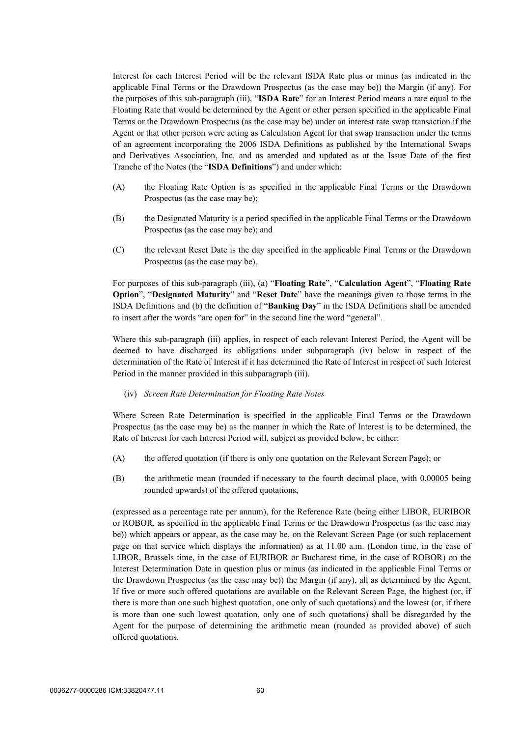Interest for each Interest Period will be the relevant ISDA Rate plus or minus (as indicated in the applicable Final Terms or the Drawdown Prospectus (as the case may be)) the Margin (if any). For the purposes of this sub-paragraph (iii), "**ISDA Rate**" for an Interest Period means a rate equal to the Floating Rate that would be determined by the Agent or other person specified in the applicable Final Terms or the Drawdown Prospectus (as the case may be) under an interest rate swap transaction if the Agent or that other person were acting as Calculation Agent for that swap transaction under the terms of an agreement incorporating the 2006 ISDA Definitions as published by the International Swaps and Derivatives Association, Inc. and as amended and updated as at the Issue Date of the first Tranche of the Notes (the "**ISDA Definitions**") and under which:

(A) the Floating Rate Option is as specified in the applicable Final Terms or the Drawdown Prospectus (as the case may be);

(B) the Designated Maturity is a period specified in the applicable Final Terms or the Drawdown Prospectus (as the case may be); and

(C) the relevant Reset Date is the day specified in the applicable Final Terms or the Drawdown Prospectus (as the case may be).

For purposes of this sub-paragraph (iii), (a) "**Floating Rate**", "**Calculation Agent**", "**Floating Rate Option**", "**Designated Maturity**" and "**Reset Date**" have the meanings given to those terms in the ISDA Definitions and (b) the definition of "**Banking Day**" in the ISDA Definitions shall be amended to insert after the words "are open for" in the second line the word "general".

Where this sub-paragraph (iii) applies, in respect of each relevant Interest Period, the Agent will be deemed to have discharged its obligations under subparagraph (iv) below in respect of the determination of the Rate of Interest if it has determined the Rate of Interest in respect of such Interest Period in the manner provided in this subparagraph (iii).

(iv) *Screen Rate Determination for Floating Rate Notes*

Where Screen Rate Determination is specified in the applicable Final Terms or the Drawdown Prospectus (as the case may be) as the manner in which the Rate of Interest is to be determined, the Rate of Interest for each Interest Period will, subject as provided below, be either:

(A) the offered quotation (if there is only one quotation on the Relevant Screen Page); or

(B) the arithmetic mean (rounded if necessary to the fourth decimal place, with 0.00005 being rounded upwards) of the offered quotations,

(expressed as a percentage rate per annum), for the Reference Rate (being either LIBOR, EURIBOR or ROBOR, as specified in the applicable Final Terms or the Drawdown Prospectus (as the case may be)) which appears or appear, as the case may be, on the Relevant Screen Page (or such replacement page on that service which displays the information) as at 11.00 a.m. (London time, in the case of LIBOR, Brussels time, in the case of EURIBOR or Bucharest time, in the case of ROBOR) on the Interest Determination Date in question plus or minus (as indicated in the applicable Final Terms or the Drawdown Prospectus (as the case may be)) the Margin (if any), all as determined by the Agent. If five or more such offered quotations are available on the Relevant Screen Page, the highest (or, if there is more than one such highest quotation, one only of such quotations) and the lowest (or, if there is more than one such lowest quotation, only one of such quotations) shall be disregarded by the Agent for the purpose of determining the arithmetic mean (rounded as provided above) of such offered quotations.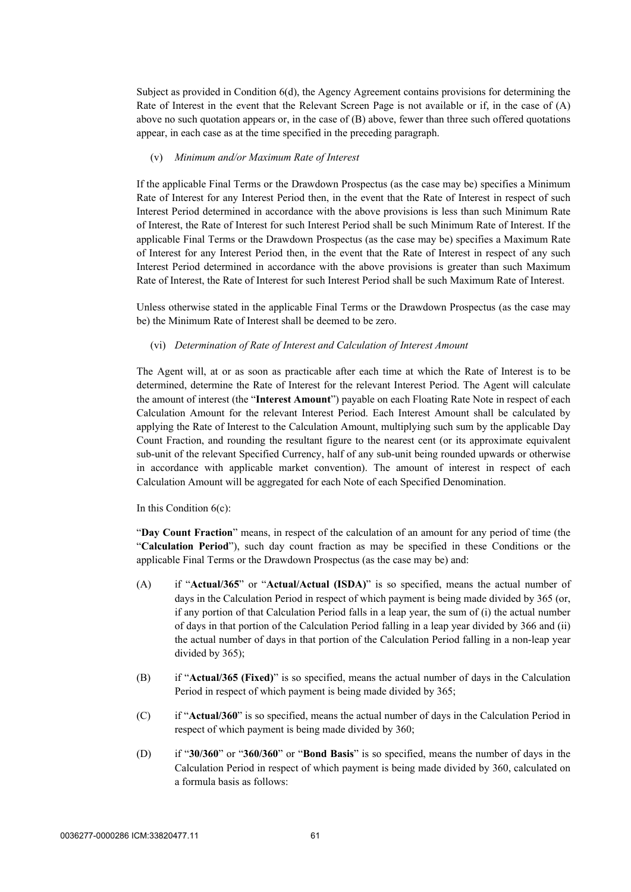Subject as provided in Condition 6(d), the Agency Agreement contains provisions for determining the Rate of Interest in the event that the Relevant Screen Page is not available or if, in the case of (A) above no such quotation appears or, in the case of (B) above, fewer than three such offered quotations appear, in each case as at the time specified in the preceding paragraph.

(v) *Minimum and/or Maximum Rate of Interest*

If the applicable Final Terms or the Drawdown Prospectus (as the case may be) specifies a Minimum Rate of Interest for any Interest Period then, in the event that the Rate of Interest in respect of such Interest Period determined in accordance with the above provisions is less than such Minimum Rate of Interest, the Rate of Interest for such Interest Period shall be such Minimum Rate of Interest. If the applicable Final Terms or the Drawdown Prospectus (as the case may be) specifies a Maximum Rate of Interest for any Interest Period then, in the event that the Rate of Interest in respect of any such Interest Period determined in accordance with the above provisions is greater than such Maximum Rate of Interest, the Rate of Interest for such Interest Period shall be such Maximum Rate of Interest.

Unless otherwise stated in the applicable Final Terms or the Drawdown Prospectus (as the case may be) the Minimum Rate of Interest shall be deemed to be zero.

(vi) *Determination of Rate of Interest and Calculation of Interest Amount*

The Agent will, at or as soon as practicable after each time at which the Rate of Interest is to be determined, determine the Rate of Interest for the relevant Interest Period. The Agent will calculate the amount of interest (the "**Interest Amount**") payable on each Floating Rate Note in respect of each Calculation Amount for the relevant Interest Period. Each Interest Amount shall be calculated by applying the Rate of Interest to the Calculation Amount, multiplying such sum by the applicable Day Count Fraction, and rounding the resultant figure to the nearest cent (or its approximate equivalent sub-unit of the relevant Specified Currency, half of any sub-unit being rounded upwards or otherwise in accordance with applicable market convention). The amount of interest in respect of each Calculation Amount will be aggregated for each Note of each Specified Denomination.

In this Condition 6(c):

"**Day Count Fraction**" means, in respect of the calculation of an amount for any period of time (the "**Calculation Period**"), such day count fraction as may be specified in these Conditions or the applicable Final Terms or the Drawdown Prospectus (as the case may be) and:

(A) if "**Actual/365**" or "**Actual/Actual (ISDA)**" is so specified, means the actual number of days in the Calculation Period in respect of which payment is being made divided by 365 (or, if any portion of that Calculation Period falls in a leap year, the sum of (i) the actual number of days in that portion of the Calculation Period falling in a leap year divided by 366 and (ii) the actual number of days in that portion of the Calculation Period falling in a non-leap year divided by 365);

(B) if "**Actual/365 (Fixed)**" is so specified, means the actual number of days in the Calculation Period in respect of which payment is being made divided by 365;

(C) if "**Actual/360**" is so specified, means the actual number of days in the Calculation Period in respect of which payment is being made divided by 360;

(D) if "**30/360**" or "**360/360**" or "**Bond Basis**" is so specified, means the number of days in the Calculation Period in respect of which payment is being made divided by 360, calculated on a formula basis as follows: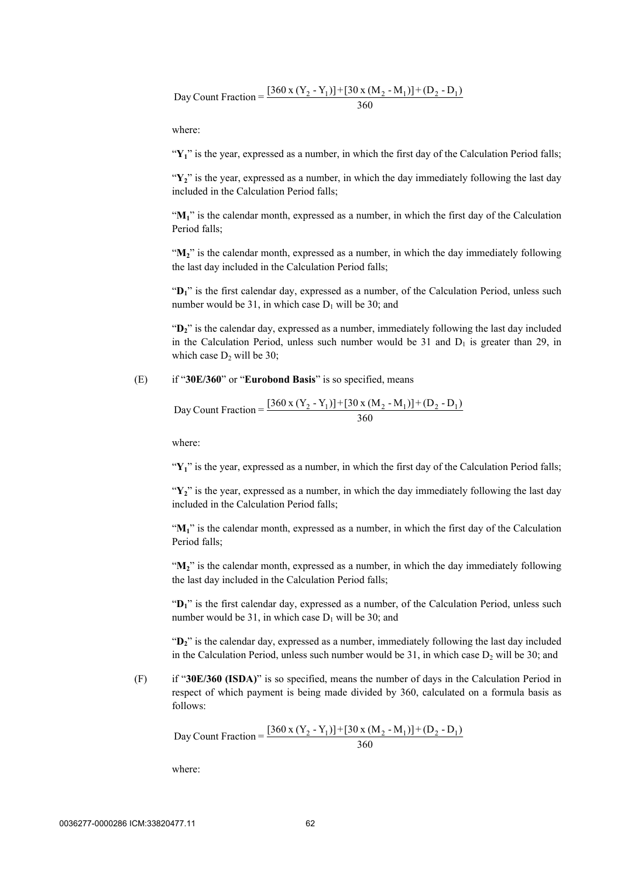$$\text{Day Count Fraction} = \frac{[360 \times (Y_2 - Y_1)] + [30 \times (M_2 - M_1)] + (D_2 - D_1)}{360}$$

where:

"$Y_1$" is the year, expressed as a number, in which the first day of the Calculation Period falls;

"$Y_2$" is the year, expressed as a number, in which the day immediately following the last day included in the Calculation Period falls;

"$M_1$" is the calendar month, expressed as a number, in which the first day of the Calculation Period falls;

"$M_2$" is the calendar month, expressed as a number, in which the day immediately following the last day included in the Calculation Period falls;

"$D_1$" is the first calendar day, expressed as a number, of the Calculation Period, unless such number would be 31, in which case $D_1$ will be 30; and

"$D_2$" is the calendar day, expressed as a number, immediately following the last day included in the Calculation Period, unless such number would be 31 and $D_1$ is greater than 29, in which case $D_2$ will be 30;

(E) if "**30E/360**" or "**Eurobond Basis**" is so specified, means

$$\text{Day Count Fraction} = \frac{[360 \times (Y_2 - Y_1)] + [30 \times (M_2 - M_1)] + (D_2 - D_1)}{360}$$

where:

"$Y_1$" is the year, expressed as a number, in which the first day of the Calculation Period falls;

"$Y_2$" is the year, expressed as a number, in which the day immediately following the last day included in the Calculation Period falls;

"$M_1$" is the calendar month, expressed as a number, in which the first day of the Calculation Period falls;

"$M_2$" is the calendar month, expressed as a number, in which the day immediately following the last day included in the Calculation Period falls;

"$D_1$" is the first calendar day, expressed as a number, of the Calculation Period, unless such number would be 31, in which case $D_1$ will be 30; and

"$D_2$" is the calendar day, expressed as a number, immediately following the last day included in the Calculation Period, unless such number would be 31, in which case $D_2$ will be 30; and

(F) if "**30E/360 (ISDA)**" is so specified, means the number of days in the Calculation Period in respect of which payment is being made divided by 360, calculated on a formula basis as follows:

$$\text{Day Count Fraction} = \frac{[360 \times (Y_2 - Y_1)] + [30 \times (M_2 - M_1)] + (D_2 - D_1)}{360}$$

where: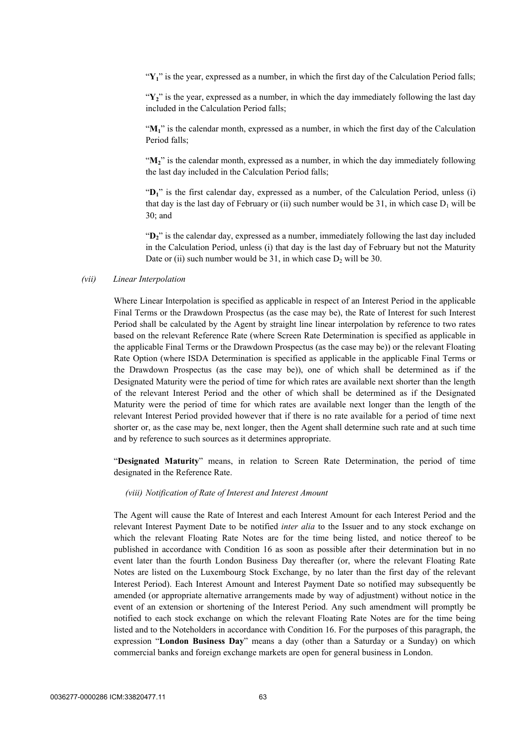"$Y_1$" is the year, expressed as a number, in which the first day of the Calculation Period falls;

"$Y_2$" is the year, expressed as a number, in which the day immediately following the last day included in the Calculation Period falls;

"$M_1$" is the calendar month, expressed as a number, in which the first day of the Calculation Period falls;

"$M_2$" is the calendar month, expressed as a number, in which the day immediately following the last day included in the Calculation Period falls;

"$D_1$" is the first calendar day, expressed as a number, of the Calculation Period, unless (i) that day is the last day of February or (ii) such number would be 31, in which case $D_1$ will be 30; and

"$D_2$" is the calendar day, expressed as a number, immediately following the last day included in the Calculation Period, unless (i) that day is the last day of February but not the Maturity Date or (ii) such number would be 31, in which case $D_2$ will be 30.

*(vii) Linear Interpolation*

Where Linear Interpolation is specified as applicable in respect of an Interest Period in the applicable Final Terms or the Drawdown Prospectus (as the case may be), the Rate of Interest for such Interest Period shall be calculated by the Agent by straight line linear interpolation by reference to two rates based on the relevant Reference Rate (where Screen Rate Determination is specified as applicable in the applicable Final Terms or the Drawdown Prospectus (as the case may be)) or the relevant Floating Rate Option (where ISDA Determination is specified as applicable in the applicable Final Terms or the Drawdown Prospectus (as the case may be)), one of which shall be determined as if the Designated Maturity were the period of time for which rates are available next shorter than the length of the relevant Interest Period and the other of which shall be determined as if the Designated Maturity were the period of time for which rates are available next longer than the length of the relevant Interest Period provided however that if there is no rate available for a period of time next shorter or, as the case may be, next longer, then the Agent shall determine such rate and at such time and by reference to such sources as it determines appropriate.

"**Designated Maturity**" means, in relation to Screen Rate Determination, the period of time designated in the Reference Rate.

*(viii) Notification of Rate of Interest and Interest Amount*

The Agent will cause the Rate of Interest and each Interest Amount for each Interest Period and the relevant Interest Payment Date to be notified *inter alia* to the Issuer and to any stock exchange on which the relevant Floating Rate Notes are for the time being listed, and notice thereof to be published in accordance with Condition 16 as soon as possible after their determination but in no event later than the fourth London Business Day thereafter (or, where the relevant Floating Rate Notes are listed on the Luxembourg Stock Exchange, by no later than the first day of the relevant Interest Period). Each Interest Amount and Interest Payment Date so notified may subsequently be amended (or appropriate alternative arrangements made by way of adjustment) without notice in the event of an extension or shortening of the Interest Period. Any such amendment will promptly be notified to each stock exchange on which the relevant Floating Rate Notes are for the time being listed and to the Noteholders in accordance with Condition 16. For the purposes of this paragraph, the expression "**London Business Day**" means a day (other than a Saturday or a Sunday) on which commercial banks and foreign exchange markets are open for general business in London.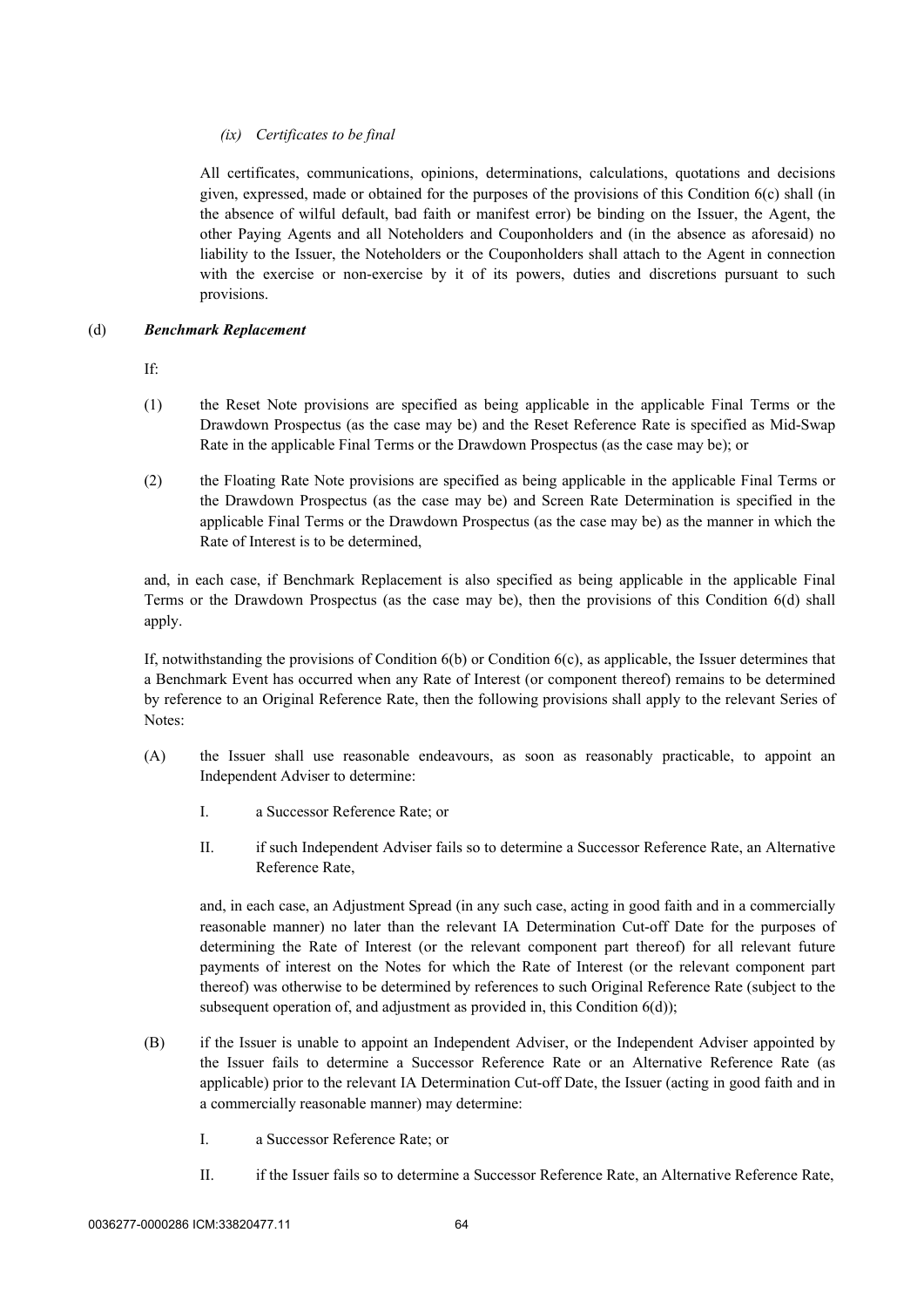*(ix) Certificates to be final*

All certificates, communications, opinions, determinations, calculations, quotations and decisions given, expressed, made or obtained for the purposes of the provisions of this Condition 6(c) shall (in the absence of wilful default, bad faith or manifest error) be binding on the Issuer, the Agent, the other Paying Agents and all Noteholders and Couponholders and (in the absence as aforesaid) no liability to the Issuer, the Noteholders or the Couponholders shall attach to the Agent in connection with the exercise or non-exercise by it of its powers, duties and discretions pursuant to such provisions.

(d) ***Benchmark Replacement***

If:

(1) the Reset Note provisions are specified as being applicable in the applicable Final Terms or the Drawdown Prospectus (as the case may be) and the Reset Reference Rate is specified as Mid-Swap Rate in the applicable Final Terms or the Drawdown Prospectus (as the case may be); or

(2) the Floating Rate Note provisions are specified as being applicable in the applicable Final Terms or the Drawdown Prospectus (as the case may be) and Screen Rate Determination is specified in the applicable Final Terms or the Drawdown Prospectus (as the case may be) as the manner in which the Rate of Interest is to be determined,

and, in each case, if Benchmark Replacement is also specified as being applicable in the applicable Final Terms or the Drawdown Prospectus (as the case may be), then the provisions of this Condition 6(d) shall apply.

If, notwithstanding the provisions of Condition 6(b) or Condition 6(c), as applicable, the Issuer determines that a Benchmark Event has occurred when any Rate of Interest (or component thereof) remains to be determined by reference to an Original Reference Rate, then the following provisions shall apply to the relevant Series of Notes:

(A) the Issuer shall use reasonable endeavours, as soon as reasonably practicable, to appoint an Independent Adviser to determine:

I. a Successor Reference Rate; or

II. if such Independent Adviser fails so to determine a Successor Reference Rate, an Alternative Reference Rate,

and, in each case, an Adjustment Spread (in any such case, acting in good faith and in a commercially reasonable manner) no later than the relevant IA Determination Cut-off Date for the purposes of determining the Rate of Interest (or the relevant component part thereof) for all relevant future payments of interest on the Notes for which the Rate of Interest (or the relevant component part thereof) was otherwise to be determined by references to such Original Reference Rate (subject to the subsequent operation of, and adjustment as provided in, this Condition 6(d));

(B) if the Issuer is unable to appoint an Independent Adviser, or the Independent Adviser appointed by the Issuer fails to determine a Successor Reference Rate or an Alternative Reference Rate (as applicable) prior to the relevant IA Determination Cut-off Date, the Issuer (acting in good faith and in a commercially reasonable manner) may determine:

I. a Successor Reference Rate; or

II. if the Issuer fails so to determine a Successor Reference Rate, an Alternative Reference Rate,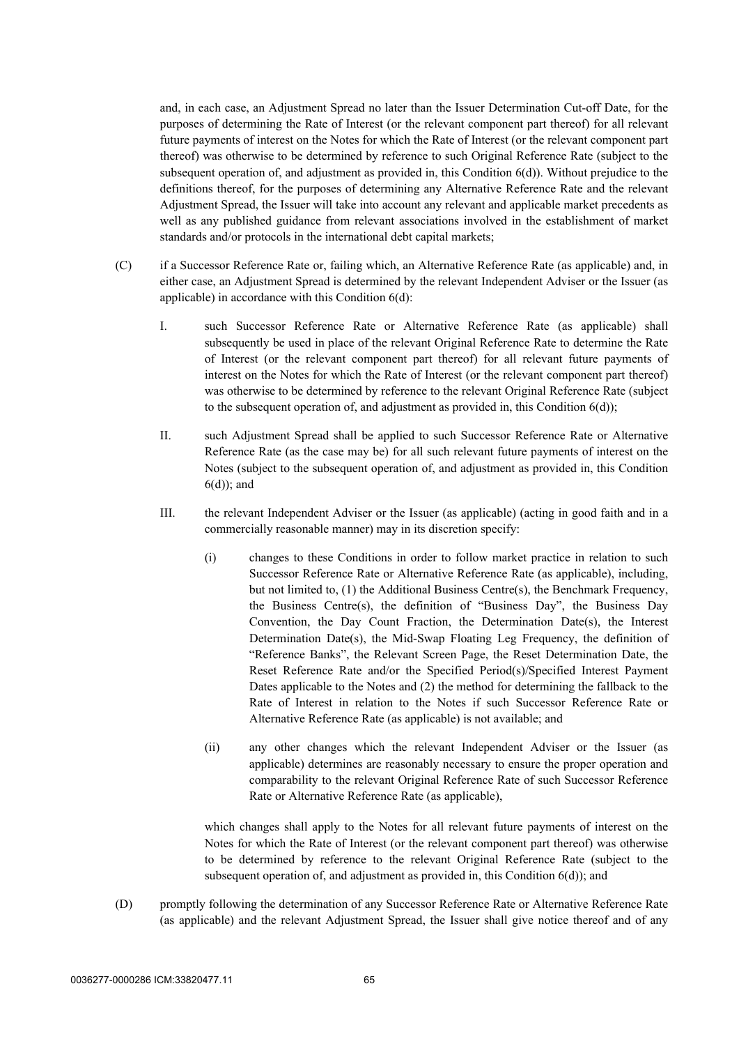and, in each case, an Adjustment Spread no later than the Issuer Determination Cut-off Date, for the purposes of determining the Rate of Interest (or the relevant component part thereof) for all relevant future payments of interest on the Notes for which the Rate of Interest (or the relevant component part thereof) was otherwise to be determined by reference to such Original Reference Rate (subject to the subsequent operation of, and adjustment as provided in, this Condition 6(d)). Without prejudice to the definitions thereof, for the purposes of determining any Alternative Reference Rate and the relevant Adjustment Spread, the Issuer will take into account any relevant and applicable market precedents as well as any published guidance from relevant associations involved in the establishment of market standards and/or protocols in the international debt capital markets;

(C) if a Successor Reference Rate or, failing which, an Alternative Reference Rate (as applicable) and, in either case, an Adjustment Spread is determined by the relevant Independent Adviser or the Issuer (as applicable) in accordance with this Condition 6(d):

I. such Successor Reference Rate or Alternative Reference Rate (as applicable) shall subsequently be used in place of the relevant Original Reference Rate to determine the Rate of Interest (or the relevant component part thereof) for all relevant future payments of interest on the Notes for which the Rate of Interest (or the relevant component part thereof) was otherwise to be determined by reference to the relevant Original Reference Rate (subject to the subsequent operation of, and adjustment as provided in, this Condition 6(d));

II. such Adjustment Spread shall be applied to such Successor Reference Rate or Alternative Reference Rate (as the case may be) for all such relevant future payments of interest on the Notes (subject to the subsequent operation of, and adjustment as provided in, this Condition 6(d)); and

III. the relevant Independent Adviser or the Issuer (as applicable) (acting in good faith and in a commercially reasonable manner) may in its discretion specify:

(i) changes to these Conditions in order to follow market practice in relation to such Successor Reference Rate or Alternative Reference Rate (as applicable), including, but not limited to, (1) the Additional Business Centre(s), the Benchmark Frequency, the Business Centre(s), the definition of "Business Day", the Business Day Convention, the Day Count Fraction, the Determination Date(s), the Interest Determination Date(s), the Mid-Swap Floating Leg Frequency, the definition of "Reference Banks", the Relevant Screen Page, the Reset Determination Date, the Reset Reference Rate and/or the Specified Period(s)/Specified Interest Payment Dates applicable to the Notes and (2) the method for determining the fallback to the Rate of Interest in relation to the Notes if such Successor Reference Rate or Alternative Reference Rate (as applicable) is not available; and

(ii) any other changes which the relevant Independent Adviser or the Issuer (as applicable) determines are reasonably necessary to ensure the proper operation and comparability to the relevant Original Reference Rate of such Successor Reference Rate or Alternative Reference Rate (as applicable),

which changes shall apply to the Notes for all relevant future payments of interest on the Notes for which the Rate of Interest (or the relevant component part thereof) was otherwise to be determined by reference to the relevant Original Reference Rate (subject to the subsequent operation of, and adjustment as provided in, this Condition 6(d)); and

(D) promptly following the determination of any Successor Reference Rate or Alternative Reference Rate (as applicable) and the relevant Adjustment Spread, the Issuer shall give notice thereof and of any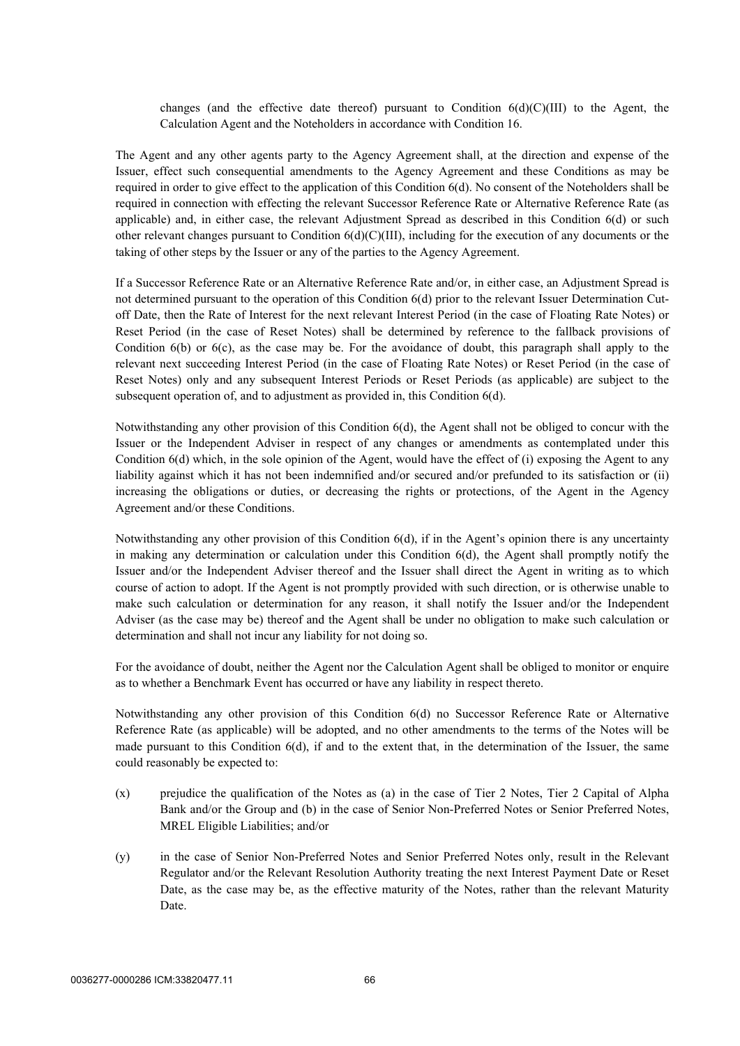changes (and the effective date thereof) pursuant to Condition 6(d)(C)(III) to the Agent, the Calculation Agent and the Noteholders in accordance with Condition 16.

The Agent and any other agents party to the Agency Agreement shall, at the direction and expense of the Issuer, effect such consequential amendments to the Agency Agreement and these Conditions as may be required in order to give effect to the application of this Condition 6(d). No consent of the Noteholders shall be required in connection with effecting the relevant Successor Reference Rate or Alternative Reference Rate (as applicable) and, in either case, the relevant Adjustment Spread as described in this Condition 6(d) or such other relevant changes pursuant to Condition 6(d)(C)(III), including for the execution of any documents or the taking of other steps by the Issuer or any of the parties to the Agency Agreement.

If a Successor Reference Rate or an Alternative Reference Rate and/or, in either case, an Adjustment Spread is not determined pursuant to the operation of this Condition 6(d) prior to the relevant Issuer Determination Cut-off Date, then the Rate of Interest for the next relevant Interest Period (in the case of Floating Rate Notes) or Reset Period (in the case of Reset Notes) shall be determined by reference to the fallback provisions of Condition 6(b) or 6(c), as the case may be. For the avoidance of doubt, this paragraph shall apply to the relevant next succeeding Interest Period (in the case of Floating Rate Notes) or Reset Period (in the case of Reset Notes) only and any subsequent Interest Periods or Reset Periods (as applicable) are subject to the subsequent operation of, and to adjustment as provided in, this Condition 6(d).

Notwithstanding any other provision of this Condition 6(d), the Agent shall not be obliged to concur with the Issuer or the Independent Adviser in respect of any changes or amendments as contemplated under this Condition 6(d) which, in the sole opinion of the Agent, would have the effect of (i) exposing the Agent to any liability against which it has not been indemnified and/or secured and/or prefunded to its satisfaction or (ii) increasing the obligations or duties, or decreasing the rights or protections, of the Agent in the Agency Agreement and/or these Conditions.

Notwithstanding any other provision of this Condition 6(d), if in the Agent's opinion there is any uncertainty in making any determination or calculation under this Condition 6(d), the Agent shall promptly notify the Issuer and/or the Independent Adviser thereof and the Issuer shall direct the Agent in writing as to which course of action to adopt. If the Agent is not promptly provided with such direction, or is otherwise unable to make such calculation or determination for any reason, it shall notify the Issuer and/or the Independent Adviser (as the case may be) thereof and the Agent shall be under no obligation to make such calculation or determination and shall not incur any liability for not doing so.

For the avoidance of doubt, neither the Agent nor the Calculation Agent shall be obliged to monitor or enquire as to whether a Benchmark Event has occurred or have any liability in respect thereto.

Notwithstanding any other provision of this Condition 6(d) no Successor Reference Rate or Alternative Reference Rate (as applicable) will be adopted, and no other amendments to the terms of the Notes will be made pursuant to this Condition 6(d), if and to the extent that, in the determination of the Issuer, the same could reasonably be expected to:

(x) prejudice the qualification of the Notes as (a) in the case of Tier 2 Notes, Tier 2 Capital of Alpha Bank and/or the Group and (b) in the case of Senior Non-Preferred Notes or Senior Preferred Notes, MREL Eligible Liabilities; and/or

(y) in the case of Senior Non-Preferred Notes and Senior Preferred Notes only, result in the Relevant Regulator and/or the Relevant Resolution Authority treating the next Interest Payment Date or Reset Date, as the case may be, as the effective maturity of the Notes, rather than the relevant Maturity Date.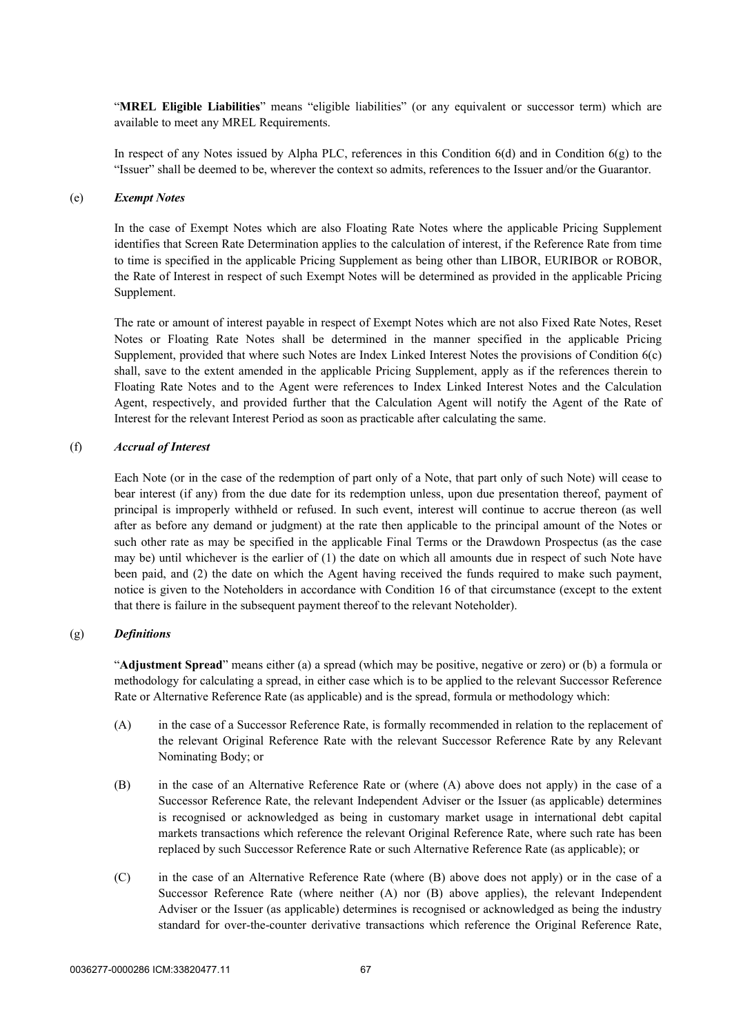"**MREL Eligible Liabilities**" means "eligible liabilities" (or any equivalent or successor term) which are available to meet any MREL Requirements.

In respect of any Notes issued by Alpha PLC, references in this Condition 6(d) and in Condition 6(g) to the "Issuer" shall be deemed to be, wherever the context so admits, references to the Issuer and/or the Guarantor.

(e) ***Exempt Notes***

In the case of Exempt Notes which are also Floating Rate Notes where the applicable Pricing Supplement identifies that Screen Rate Determination applies to the calculation of interest, if the Reference Rate from time to time is specified in the applicable Pricing Supplement as being other than LIBOR, EURIBOR or ROBOR, the Rate of Interest in respect of such Exempt Notes will be determined as provided in the applicable Pricing Supplement.

The rate or amount of interest payable in respect of Exempt Notes which are not also Fixed Rate Notes, Reset Notes or Floating Rate Notes shall be determined in the manner specified in the applicable Pricing Supplement, provided that where such Notes are Index Linked Interest Notes the provisions of Condition 6(c) shall, save to the extent amended in the applicable Pricing Supplement, apply as if the references therein to Floating Rate Notes and to the Agent were references to Index Linked Interest Notes and the Calculation Agent, respectively, and provided further that the Calculation Agent will notify the Agent of the Rate of Interest for the relevant Interest Period as soon as practicable after calculating the same.

(f) ***Accrual of Interest***

Each Note (or in the case of the redemption of part only of a Note, that part only of such Note) will cease to bear interest (if any) from the due date for its redemption unless, upon due presentation thereof, payment of principal is improperly withheld or refused. In such event, interest will continue to accrue thereon (as well after as before any demand or judgment) at the rate then applicable to the principal amount of the Notes or such other rate as may be specified in the applicable Final Terms or the Drawdown Prospectus (as the case may be) until whichever is the earlier of (1) the date on which all amounts due in respect of such Note have been paid, and (2) the date on which the Agent having received the funds required to make such payment, notice is given to the Noteholders in accordance with Condition 16 of that circumstance (except to the extent that there is failure in the subsequent payment thereof to the relevant Noteholder).

(g) ***Definitions***

"**Adjustment Spread**" means either (a) a spread (which may be positive, negative or zero) or (b) a formula or methodology for calculating a spread, in either case which is to be applied to the relevant Successor Reference Rate or Alternative Reference Rate (as applicable) and is the spread, formula or methodology which:

(A) in the case of a Successor Reference Rate, is formally recommended in relation to the replacement of the relevant Original Reference Rate with the relevant Successor Reference Rate by any Relevant Nominating Body; or

(B) in the case of an Alternative Reference Rate or (where (A) above does not apply) in the case of a Successor Reference Rate, the relevant Independent Adviser or the Issuer (as applicable) determines is recognised or acknowledged as being in customary market usage in international debt capital markets transactions which reference the relevant Original Reference Rate, where such rate has been replaced by such Successor Reference Rate or such Alternative Reference Rate (as applicable); or

(C) in the case of an Alternative Reference Rate (where (B) above does not apply) or in the case of a Successor Reference Rate (where neither (A) nor (B) above applies), the relevant Independent Adviser or the Issuer (as applicable) determines is recognised or acknowledged as being the industry standard for over-the-counter derivative transactions which reference the Original Reference Rate,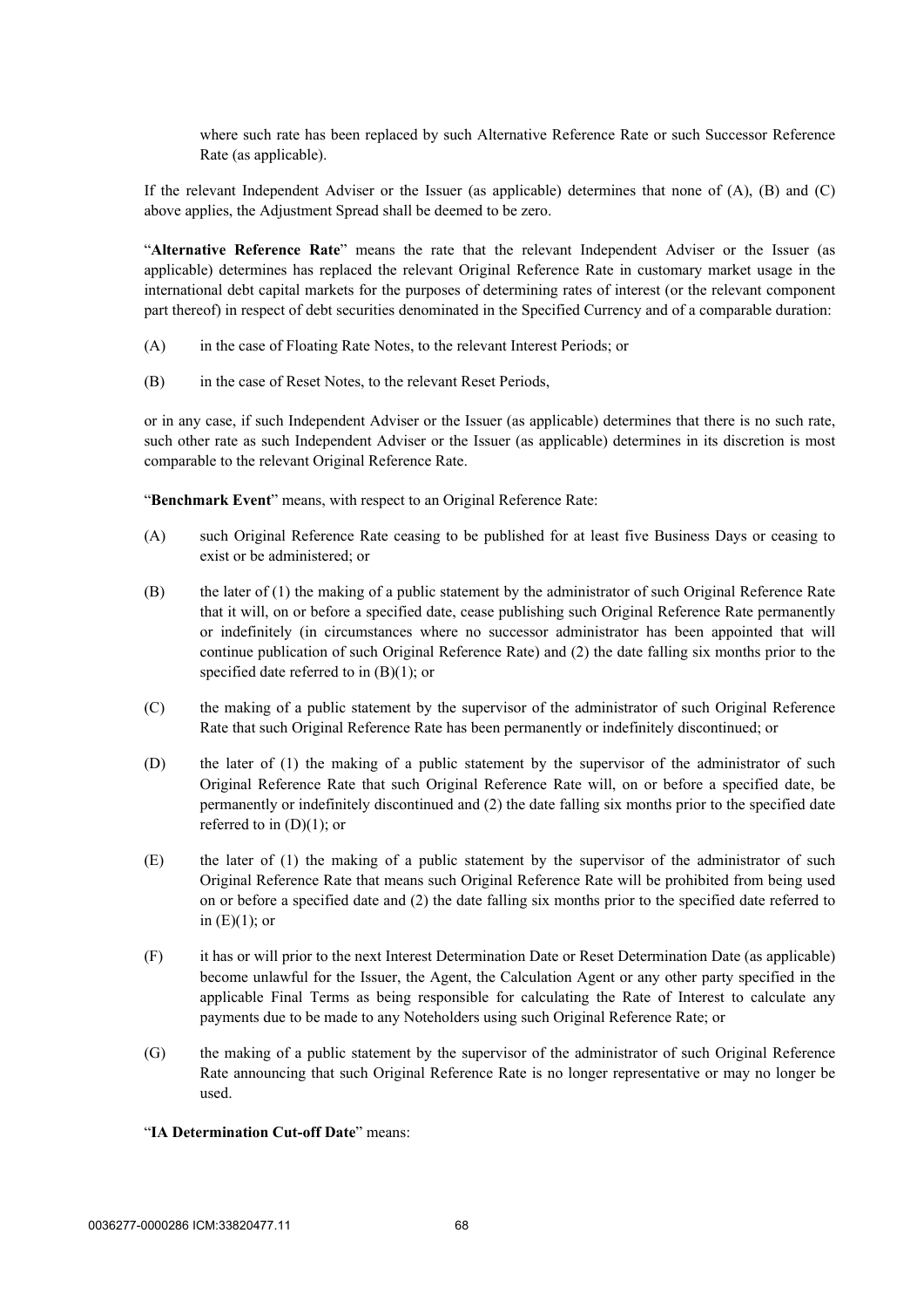where such rate has been replaced by such Alternative Reference Rate or such Successor Reference Rate (as applicable).

If the relevant Independent Adviser or the Issuer (as applicable) determines that none of (A), (B) and (C) above applies, the Adjustment Spread shall be deemed to be zero.

"**Alternative Reference Rate**" means the rate that the relevant Independent Adviser or the Issuer (as applicable) determines has replaced the relevant Original Reference Rate in customary market usage in the international debt capital markets for the purposes of determining rates of interest (or the relevant component part thereof) in respect of debt securities denominated in the Specified Currency and of a comparable duration:

(A) in the case of Floating Rate Notes, to the relevant Interest Periods; or

(B) in the case of Reset Notes, to the relevant Reset Periods,

or in any case, if such Independent Adviser or the Issuer (as applicable) determines that there is no such rate, such other rate as such Independent Adviser or the Issuer (as applicable) determines in its discretion is most comparable to the relevant Original Reference Rate.

"**Benchmark Event**" means, with respect to an Original Reference Rate:

(A) such Original Reference Rate ceasing to be published for at least five Business Days or ceasing to exist or be administered; or

(B) the later of (1) the making of a public statement by the administrator of such Original Reference Rate that it will, on or before a specified date, cease publishing such Original Reference Rate permanently or indefinitely (in circumstances where no successor administrator has been appointed that will continue publication of such Original Reference Rate) and (2) the date falling six months prior to the specified date referred to in (B)(1); or

(C) the making of a public statement by the supervisor of the administrator of such Original Reference Rate that such Original Reference Rate has been permanently or indefinitely discontinued; or

(D) the later of (1) the making of a public statement by the supervisor of the administrator of such Original Reference Rate that such Original Reference Rate will, on or before a specified date, be permanently or indefinitely discontinued and (2) the date falling six months prior to the specified date referred to in (D)(1); or

(E) the later of (1) the making of a public statement by the supervisor of the administrator of such Original Reference Rate that means such Original Reference Rate will be prohibited from being used on or before a specified date and (2) the date falling six months prior to the specified date referred to in (E)(1); or

(F) it has or will prior to the next Interest Determination Date or Reset Determination Date (as applicable) become unlawful for the Issuer, the Agent, the Calculation Agent or any other party specified in the applicable Final Terms as being responsible for calculating the Rate of Interest to calculate any payments due to be made to any Noteholders using such Original Reference Rate; or

(G) the making of a public statement by the supervisor of the administrator of such Original Reference Rate announcing that such Original Reference Rate is no longer representative or may no longer be used.

"**IA Determination Cut-off Date**" means: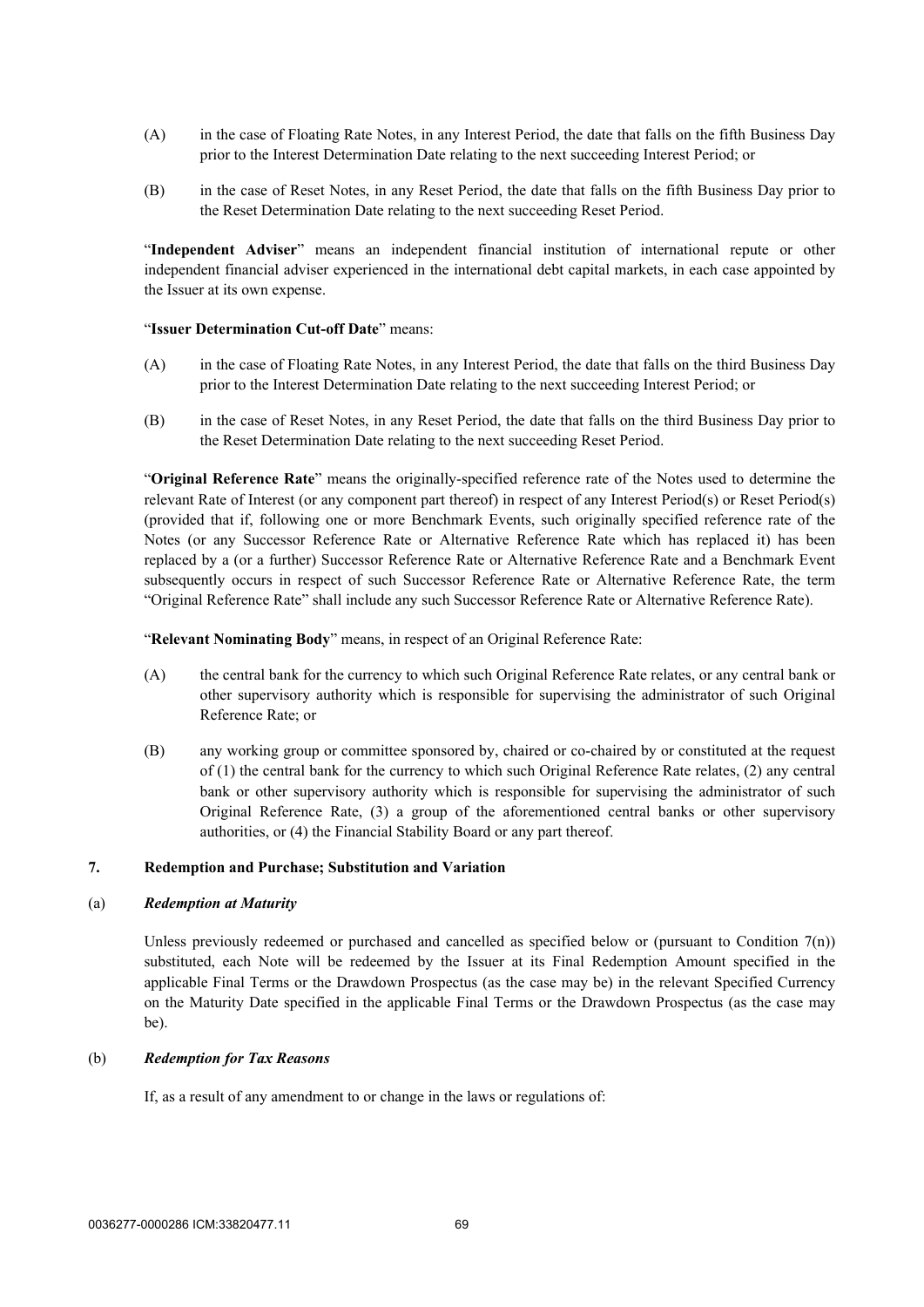(A) in the case of Floating Rate Notes, in any Interest Period, the date that falls on the fifth Business Day prior to the Interest Determination Date relating to the next succeeding Interest Period; or

(B) in the case of Reset Notes, in any Reset Period, the date that falls on the fifth Business Day prior to the Reset Determination Date relating to the next succeeding Reset Period.

"**Independent Adviser**" means an independent financial institution of international repute or other independent financial adviser experienced in the international debt capital markets, in each case appointed by the Issuer at its own expense.

"**Issuer Determination Cut-off Date**" means:

(A) in the case of Floating Rate Notes, in any Interest Period, the date that falls on the third Business Day prior to the Interest Determination Date relating to the next succeeding Interest Period; or

(B) in the case of Reset Notes, in any Reset Period, the date that falls on the third Business Day prior to the Reset Determination Date relating to the next succeeding Reset Period.

"**Original Reference Rate**" means the originally-specified reference rate of the Notes used to determine the relevant Rate of Interest (or any component part thereof) in respect of any Interest Period(s) or Reset Period(s) (provided that if, following one or more Benchmark Events, such originally specified reference rate of the Notes (or any Successor Reference Rate or Alternative Reference Rate which has replaced it) has been replaced by a (or a further) Successor Reference Rate or Alternative Reference Rate and a Benchmark Event subsequently occurs in respect of such Successor Reference Rate or Alternative Reference Rate, the term "Original Reference Rate" shall include any such Successor Reference Rate or Alternative Reference Rate).

"**Relevant Nominating Body**" means, in respect of an Original Reference Rate:

(A) the central bank for the currency to which such Original Reference Rate relates, or any central bank or other supervisory authority which is responsible for supervising the administrator of such Original Reference Rate; or

(B) any working group or committee sponsored by, chaired or co-chaired by or constituted at the request of (1) the central bank for the currency to which such Original Reference Rate relates, (2) any central bank or other supervisory authority which is responsible for supervising the administrator of such Original Reference Rate, (3) a group of the aforementioned central banks or other supervisory authorities, or (4) the Financial Stability Board or any part thereof.

## 7. Redemption and Purchase; Substitution and Variation

### (a) *Redemption at Maturity*

Unless previously redeemed or purchased and cancelled as specified below or (pursuant to Condition 7(n)) substituted, each Note will be redeemed by the Issuer at its Final Redemption Amount specified in the applicable Final Terms or the Drawdown Prospectus (as the case may be) in the relevant Specified Currency on the Maturity Date specified in the applicable Final Terms or the Drawdown Prospectus (as the case may be).

### (b) *Redemption for Tax Reasons*

If, as a result of any amendment to or change in the laws or regulations of: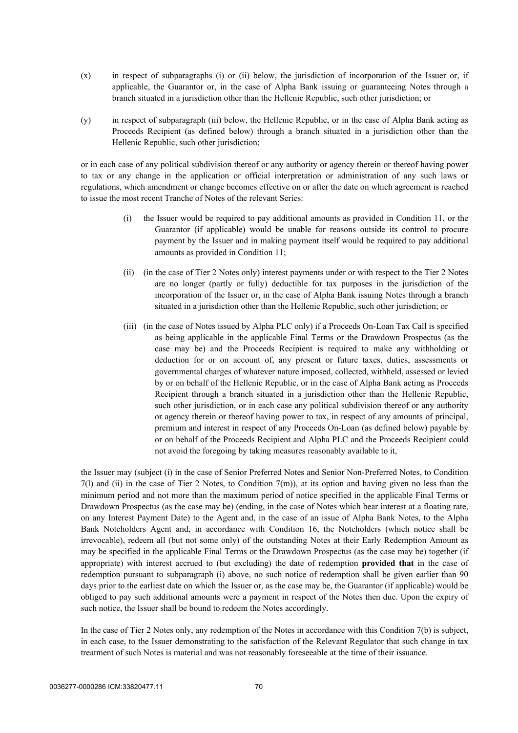(x) in respect of subparagraphs (i) or (ii) below, the jurisdiction of incorporation of the Issuer or, if applicable, the Guarantor or, in the case of Alpha Bank issuing or guaranteeing Notes through a branch situated in a jurisdiction other than the Hellenic Republic, such other jurisdiction; or

(y) in respect of subparagraph (iii) below, the Hellenic Republic, or in the case of Alpha Bank acting as Proceeds Recipient (as defined below) through a branch situated in a jurisdiction other than the Hellenic Republic, such other jurisdiction;

or in each case of any political subdivision thereof or any authority or agency therein or thereof having power to tax or any change in the application or official interpretation or administration of any such laws or regulations, which amendment or change becomes effective on or after the date on which agreement is reached to issue the most recent Tranche of Notes of the relevant Series:

(i) the Issuer would be required to pay additional amounts as provided in Condition 11, or the Guarantor (if applicable) would be unable for reasons outside its control to procure payment by the Issuer and in making payment itself would be required to pay additional amounts as provided in Condition 11;

(ii) (in the case of Tier 2 Notes only) interest payments under or with respect to the Tier 2 Notes are no longer (partly or fully) deductible for tax purposes in the jurisdiction of the incorporation of the Issuer or, in the case of Alpha Bank issuing Notes through a branch situated in a jurisdiction other than the Hellenic Republic, such other jurisdiction; or

(iii) (in the case of Notes issued by Alpha PLC only) if a Proceeds On-Loan Tax Call is specified as being applicable in the applicable Final Terms or the Drawdown Prospectus (as the case may be) and the Proceeds Recipient is required to make any withholding or deduction for or on account of, any present or future taxes, duties, assessments or governmental charges of whatever nature imposed, collected, withheld, assessed or levied by or on behalf of the Hellenic Republic, or in the case of Alpha Bank acting as Proceeds Recipient through a branch situated in a jurisdiction other than the Hellenic Republic, such other jurisdiction, or in each case any political subdivision thereof or any authority or agency therein or thereof having power to tax, in respect of any amounts of principal, premium and interest in respect of any Proceeds On-Loan (as defined below) payable by or on behalf of the Proceeds Recipient and Alpha PLC and the Proceeds Recipient could not avoid the foregoing by taking measures reasonably available to it,

the Issuer may (subject (i) in the case of Senior Preferred Notes and Senior Non-Preferred Notes, to Condition 7(l) and (ii) in the case of Tier 2 Notes, to Condition 7(m)), at its option and having given no less than the minimum period and not more than the maximum period of notice specified in the applicable Final Terms or Drawdown Prospectus (as the case may be) (ending, in the case of Notes which bear interest at a floating rate, on any Interest Payment Date) to the Agent and, in the case of an issue of Alpha Bank Notes, to the Alpha Bank Noteholders Agent and, in accordance with Condition 16, the Noteholders (which notice shall be irrevocable), redeem all (but not some only) of the outstanding Notes at their Early Redemption Amount as may be specified in the applicable Final Terms or the Drawdown Prospectus (as the case may be) together (if appropriate) with interest accrued to (but excluding) the date of redemption **provided that** in the case of redemption pursuant to subparagraph (i) above, no such notice of redemption shall be given earlier than 90 days prior to the earliest date on which the Issuer or, as the case may be, the Guarantor (if applicable) would be obliged to pay such additional amounts were a payment in respect of the Notes then due. Upon the expiry of such notice, the Issuer shall be bound to redeem the Notes accordingly.

In the case of Tier 2 Notes only, any redemption of the Notes in accordance with this Condition 7(b) is subject, in each case, to the Issuer demonstrating to the satisfaction of the Relevant Regulator that such change in tax treatment of such Notes is material and was not reasonably foreseeable at the time of their issuance.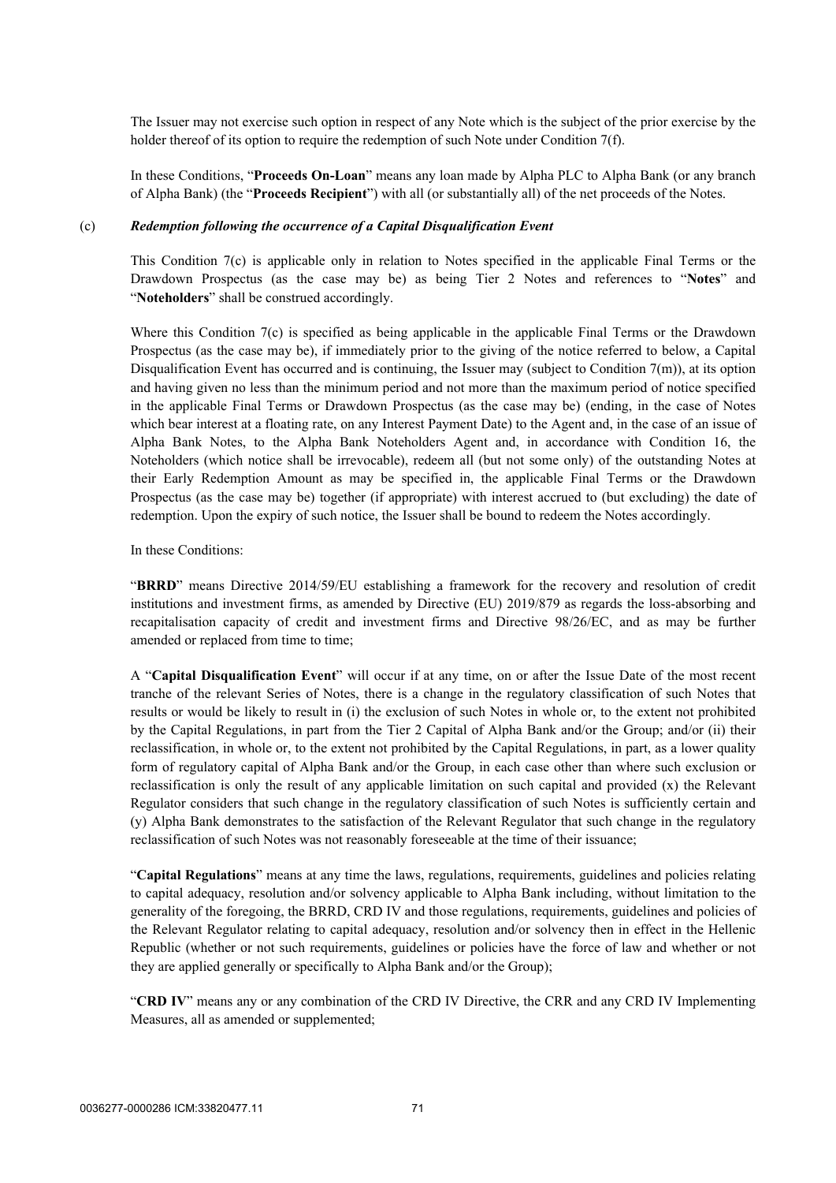The Issuer may not exercise such option in respect of any Note which is the subject of the prior exercise by the holder thereof of its option to require the redemption of such Note under Condition 7(f).

In these Conditions, "**Proceeds On-Loan**" means any loan made by Alpha PLC to Alpha Bank (or any branch of Alpha Bank) (the "**Proceeds Recipient**") with all (or substantially all) of the net proceeds of the Notes.

(c) ***Redemption following the occurrence of a Capital Disqualification Event***

This Condition 7(c) is applicable only in relation to Notes specified in the applicable Final Terms or the Drawdown Prospectus (as the case may be) as being Tier 2 Notes and references to "**Notes**" and "**Noteholders**" shall be construed accordingly.

Where this Condition 7(c) is specified as being applicable in the applicable Final Terms or the Drawdown Prospectus (as the case may be), if immediately prior to the giving of the notice referred to below, a Capital Disqualification Event has occurred and is continuing, the Issuer may (subject to Condition 7(m)), at its option and having given no less than the minimum period and not more than the maximum period of notice specified in the applicable Final Terms or Drawdown Prospectus (as the case may be) (ending, in the case of Notes which bear interest at a floating rate, on any Interest Payment Date) to the Agent and, in the case of an issue of Alpha Bank Notes, to the Alpha Bank Noteholders Agent and, in accordance with Condition 16, the Noteholders (which notice shall be irrevocable), redeem all (but not some only) of the outstanding Notes at their Early Redemption Amount as may be specified in, the applicable Final Terms or the Drawdown Prospectus (as the case may be) together (if appropriate) with interest accrued to (but excluding) the date of redemption. Upon the expiry of such notice, the Issuer shall be bound to redeem the Notes accordingly.

In these Conditions:

"**BRRD**" means Directive 2014/59/EU establishing a framework for the recovery and resolution of credit institutions and investment firms, as amended by Directive (EU) 2019/879 as regards the loss-absorbing and recapitalisation capacity of credit and investment firms and Directive 98/26/EC, and as may be further amended or replaced from time to time;

A "**Capital Disqualification Event**" will occur if at any time, on or after the Issue Date of the most recent tranche of the relevant Series of Notes, there is a change in the regulatory classification of such Notes that results or would be likely to result in (i) the exclusion of such Notes in whole or, to the extent not prohibited by the Capital Regulations, in part from the Tier 2 Capital of Alpha Bank and/or the Group; and/or (ii) their reclassification, in whole or, to the extent not prohibited by the Capital Regulations, in part, as a lower quality form of regulatory capital of Alpha Bank and/or the Group, in each case other than where such exclusion or reclassification is only the result of any applicable limitation on such capital and provided (x) the Relevant Regulator considers that such change in the regulatory classification of such Notes is sufficiently certain and (y) Alpha Bank demonstrates to the satisfaction of the Relevant Regulator that such change in the regulatory reclassification of such Notes was not reasonably foreseeable at the time of their issuance;

"**Capital Regulations**" means at any time the laws, regulations, requirements, guidelines and policies relating to capital adequacy, resolution and/or solvency applicable to Alpha Bank including, without limitation to the generality of the foregoing, the BRRD, CRD IV and those regulations, requirements, guidelines and policies of the Relevant Regulator relating to capital adequacy, resolution and/or solvency then in effect in the Hellenic Republic (whether or not such requirements, guidelines or policies have the force of law and whether or not they are applied generally or specifically to Alpha Bank and/or the Group);

"**CRD IV**" means any or any combination of the CRD IV Directive, the CRR and any CRD IV Implementing Measures, all as amended or supplemented;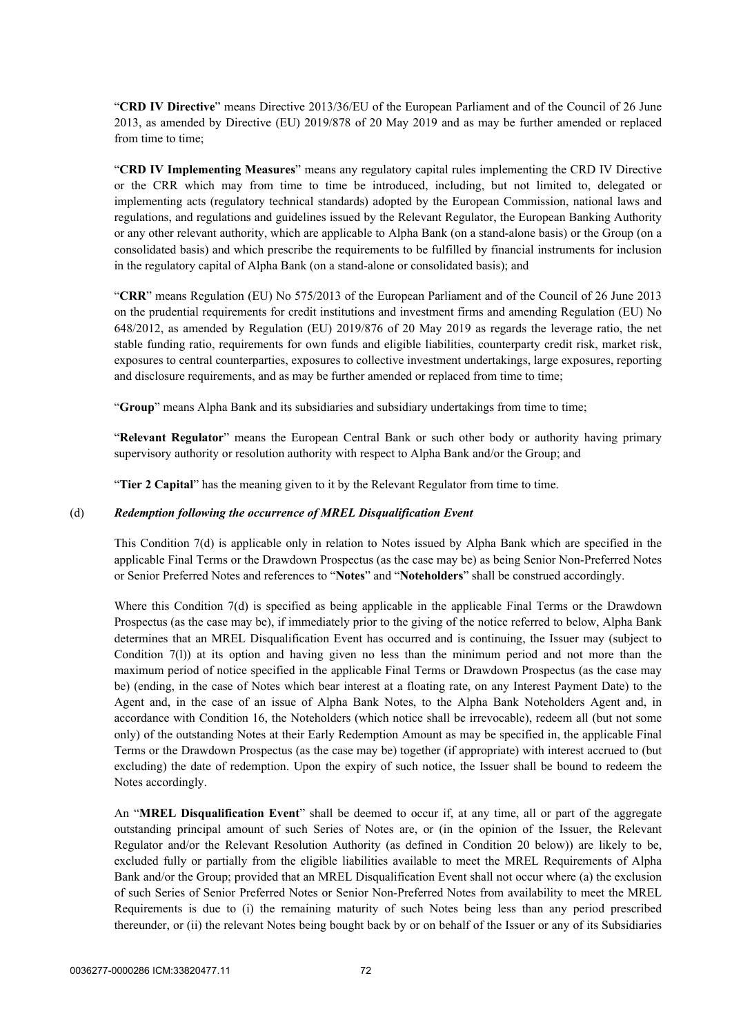"**CRD IV Directive**" means Directive 2013/36/EU of the European Parliament and of the Council of 26 June 2013, as amended by Directive (EU) 2019/878 of 20 May 2019 and as may be further amended or replaced from time to time;

"**CRD IV Implementing Measures**" means any regulatory capital rules implementing the CRD IV Directive or the CRR which may from time to time be introduced, including, but not limited to, delegated or implementing acts (regulatory technical standards) adopted by the European Commission, national laws and regulations, and regulations and guidelines issued by the Relevant Regulator, the European Banking Authority or any other relevant authority, which are applicable to Alpha Bank (on a stand-alone basis) or the Group (on a consolidated basis) and which prescribe the requirements to be fulfilled by financial instruments for inclusion in the regulatory capital of Alpha Bank (on a stand-alone or consolidated basis); and

"**CRR**" means Regulation (EU) No 575/2013 of the European Parliament and of the Council of 26 June 2013 on the prudential requirements for credit institutions and investment firms and amending Regulation (EU) No 648/2012, as amended by Regulation (EU) 2019/876 of 20 May 2019 as regards the leverage ratio, the net stable funding ratio, requirements for own funds and eligible liabilities, counterparty credit risk, market risk, exposures to central counterparties, exposures to collective investment undertakings, large exposures, reporting and disclosure requirements, and as may be further amended or replaced from time to time;

"**Group**" means Alpha Bank and its subsidiaries and subsidiary undertakings from time to time;

"**Relevant Regulator**" means the European Central Bank or such other body or authority having primary supervisory authority or resolution authority with respect to Alpha Bank and/or the Group; and

"**Tier 2 Capital**" has the meaning given to it by the Relevant Regulator from time to time.

(d) ***Redemption following the occurrence of MREL Disqualification Event***

This Condition 7(d) is applicable only in relation to Notes issued by Alpha Bank which are specified in the applicable Final Terms or the Drawdown Prospectus (as the case may be) as being Senior Non-Preferred Notes or Senior Preferred Notes and references to "**Notes**" and "**Noteholders**" shall be construed accordingly.

Where this Condition 7(d) is specified as being applicable in the applicable Final Terms or the Drawdown Prospectus (as the case may be), if immediately prior to the giving of the notice referred to below, Alpha Bank determines that an MREL Disqualification Event has occurred and is continuing, the Issuer may (subject to Condition 7(l)) at its option and having given no less than the minimum period and not more than the maximum period of notice specified in the applicable Final Terms or Drawdown Prospectus (as the case may be) (ending, in the case of Notes which bear interest at a floating rate, on any Interest Payment Date) to the Agent and, in the case of an issue of Alpha Bank Notes, to the Alpha Bank Noteholders Agent and, in accordance with Condition 16, the Noteholders (which notice shall be irrevocable), redeem all (but not some only) of the outstanding Notes at their Early Redemption Amount as may be specified in, the applicable Final Terms or the Drawdown Prospectus (as the case may be) together (if appropriate) with interest accrued to (but excluding) the date of redemption. Upon the expiry of such notice, the Issuer shall be bound to redeem the Notes accordingly.

An "**MREL Disqualification Event**" shall be deemed to occur if, at any time, all or part of the aggregate outstanding principal amount of such Series of Notes are, or (in the opinion of the Issuer, the Relevant Regulator and/or the Relevant Resolution Authority (as defined in Condition 20 below)) are likely to be, excluded fully or partially from the eligible liabilities available to meet the MREL Requirements of Alpha Bank and/or the Group; provided that an MREL Disqualification Event shall not occur where (a) the exclusion of such Series of Senior Preferred Notes or Senior Non-Preferred Notes from availability to meet the MREL Requirements is due to (i) the remaining maturity of such Notes being less than any period prescribed thereunder, or (ii) the relevant Notes being bought back by or on behalf of the Issuer or any of its Subsidiaries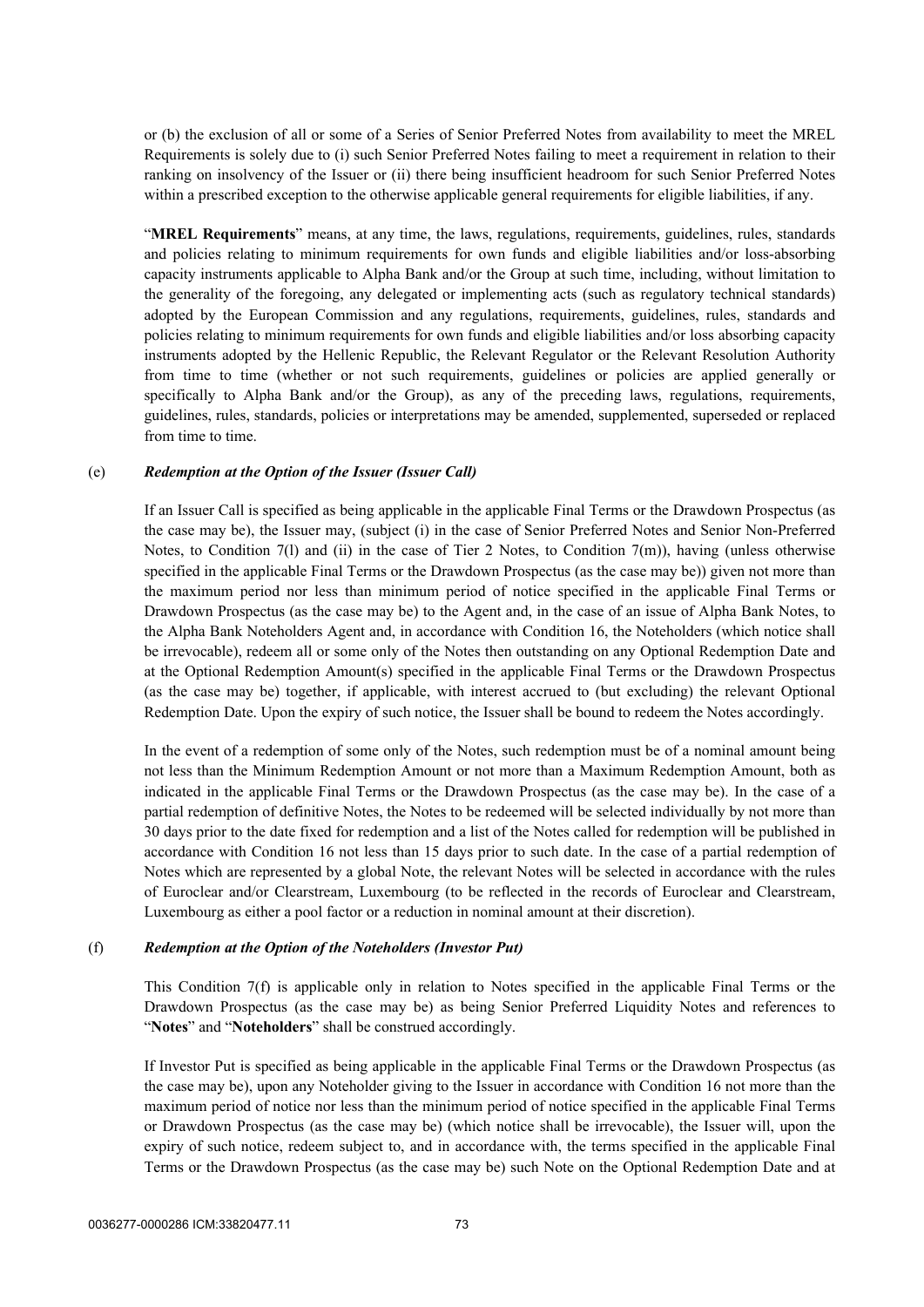or (b) the exclusion of all or some of a Series of Senior Preferred Notes from availability to meet the MREL Requirements is solely due to (i) such Senior Preferred Notes failing to meet a requirement in relation to their ranking on insolvency of the Issuer or (ii) there being insufficient headroom for such Senior Preferred Notes within a prescribed exception to the otherwise applicable general requirements for eligible liabilities, if any.

"**MREL Requirements**" means, at any time, the laws, regulations, requirements, guidelines, rules, standards and policies relating to minimum requirements for own funds and eligible liabilities and/or loss-absorbing capacity instruments applicable to Alpha Bank and/or the Group at such time, including, without limitation to the generality of the foregoing, any delegated or implementing acts (such as regulatory technical standards) adopted by the European Commission and any regulations, requirements, guidelines, rules, standards and policies relating to minimum requirements for own funds and eligible liabilities and/or loss absorbing capacity instruments adopted by the Hellenic Republic, the Relevant Regulator or the Relevant Resolution Authority from time to time (whether or not such requirements, guidelines or policies are applied generally or specifically to Alpha Bank and/or the Group), as any of the preceding laws, regulations, requirements, guidelines, rules, standards, policies or interpretations may be amended, supplemented, superseded or replaced from time to time.

(e) ***Redemption at the Option of the Issuer (Issuer Call)***

If an Issuer Call is specified as being applicable in the applicable Final Terms or the Drawdown Prospectus (as the case may be), the Issuer may, (subject (i) in the case of Senior Preferred Notes and Senior Non-Preferred Notes, to Condition 7(l) and (ii) in the case of Tier 2 Notes, to Condition 7(m)), having (unless otherwise specified in the applicable Final Terms or the Drawdown Prospectus (as the case may be)) given not more than the maximum period nor less than minimum period of notice specified in the applicable Final Terms or Drawdown Prospectus (as the case may be) to the Agent and, in the case of an issue of Alpha Bank Notes, to the Alpha Bank Noteholders Agent and, in accordance with Condition 16, the Noteholders (which notice shall be irrevocable), redeem all or some only of the Notes then outstanding on any Optional Redemption Date and at the Optional Redemption Amount(s) specified in the applicable Final Terms or the Drawdown Prospectus (as the case may be) together, if applicable, with interest accrued to (but excluding) the relevant Optional Redemption Date. Upon the expiry of such notice, the Issuer shall be bound to redeem the Notes accordingly.

In the event of a redemption of some only of the Notes, such redemption must be of a nominal amount being not less than the Minimum Redemption Amount or not more than a Maximum Redemption Amount, both as indicated in the applicable Final Terms or the Drawdown Prospectus (as the case may be). In the case of a partial redemption of definitive Notes, the Notes to be redeemed will be selected individually by not more than 30 days prior to the date fixed for redemption and a list of the Notes called for redemption will be published in accordance with Condition 16 not less than 15 days prior to such date. In the case of a partial redemption of Notes which are represented by a global Note, the relevant Notes will be selected in accordance with the rules of Euroclear and/or Clearstream, Luxembourg (to be reflected in the records of Euroclear and Clearstream, Luxembourg as either a pool factor or a reduction in nominal amount at their discretion).

(f) ***Redemption at the Option of the Noteholders (Investor Put)***

This Condition 7(f) is applicable only in relation to Notes specified in the applicable Final Terms or the Drawdown Prospectus (as the case may be) as being Senior Preferred Liquidity Notes and references to "**Notes**" and "**Noteholders**" shall be construed accordingly.

If Investor Put is specified as being applicable in the applicable Final Terms or the Drawdown Prospectus (as the case may be), upon any Noteholder giving to the Issuer in accordance with Condition 16 not more than the maximum period of notice nor less than the minimum period of notice specified in the applicable Final Terms or Drawdown Prospectus (as the case may be) (which notice shall be irrevocable), the Issuer will, upon the expiry of such notice, redeem subject to, and in accordance with, the terms specified in the applicable Final Terms or the Drawdown Prospectus (as the case may be) such Note on the Optional Redemption Date and at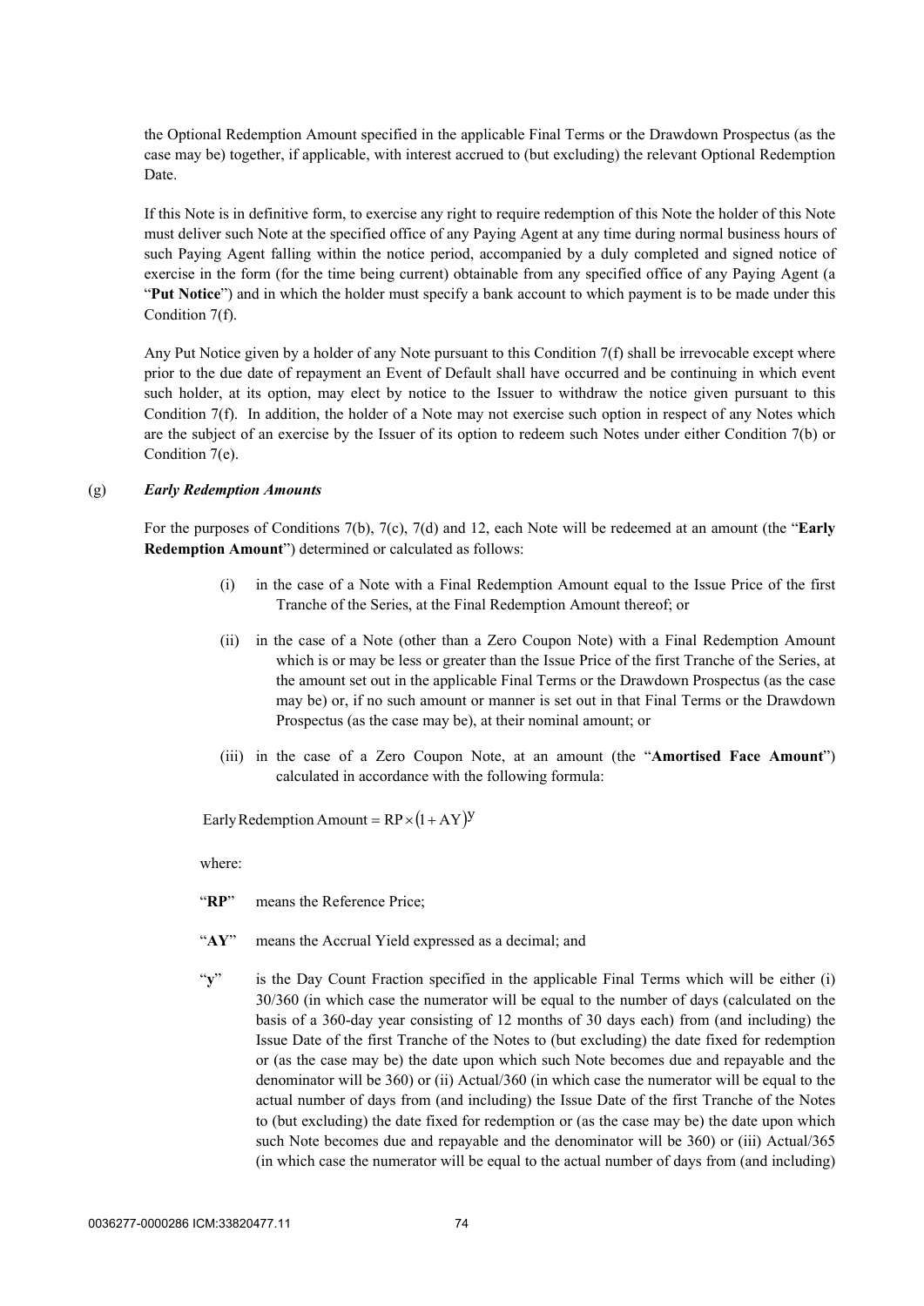the Optional Redemption Amount specified in the applicable Final Terms or the Drawdown Prospectus (as the case may be) together, if applicable, with interest accrued to (but excluding) the relevant Optional Redemption Date.

If this Note is in definitive form, to exercise any right to require redemption of this Note the holder of this Note must deliver such Note at the specified office of any Paying Agent at any time during normal business hours of such Paying Agent falling within the notice period, accompanied by a duly completed and signed notice of exercise in the form (for the time being current) obtainable from any specified office of any Paying Agent (a "**Put Notice**") and in which the holder must specify a bank account to which payment is to be made under this Condition 7(f).

Any Put Notice given by a holder of any Note pursuant to this Condition 7(f) shall be irrevocable except where prior to the due date of repayment an Event of Default shall have occurred and be continuing in which event such holder, at its option, may elect by notice to the Issuer to withdraw the notice given pursuant to this Condition 7(f). In addition, the holder of a Note may not exercise such option in respect of any Notes which are the subject of an exercise by the Issuer of its option to redeem such Notes under either Condition 7(b) or Condition 7(e).

(g) ***Early Redemption Amounts***

For the purposes of Conditions 7(b), 7(c), 7(d) and 12, each Note will be redeemed at an amount (the "**Early Redemption Amount**") determined or calculated as follows:

(i) in the case of a Note with a Final Redemption Amount equal to the Issue Price of the first Tranche of the Series, at the Final Redemption Amount thereof; or

(ii) in the case of a Note (other than a Zero Coupon Note) with a Final Redemption Amount which is or may be less or greater than the Issue Price of the first Tranche of the Series, at the amount set out in the applicable Final Terms or the Drawdown Prospectus (as the case may be) or, if no such amount or manner is set out in that Final Terms or the Drawdown Prospectus (as the case may be), at their nominal amount; or

(iii) in the case of a Zero Coupon Note, at an amount (the "**Amortised Face Amount**") calculated in accordance with the following formula:

$$\text{Early Redemption Amount} = RP \times (1 + AY)^{y}$$

where:

"**RP**" means the Reference Price;

"**AY**" means the Accrual Yield expressed as a decimal; and

"**y**" is the Day Count Fraction specified in the applicable Final Terms which will be either (i) 30/360 (in which case the numerator will be equal to the number of days (calculated on the basis of a 360-day year consisting of 12 months of 30 days each) from (and including) the Issue Date of the first Tranche of the Notes to (but excluding) the date fixed for redemption or (as the case may be) the date upon which such Note becomes due and repayable and the denominator will be 360) or (ii) Actual/360 (in which case the numerator will be equal to the actual number of days from (and including) the Issue Date of the first Tranche of the Notes to (but excluding) the date fixed for redemption or (as the case may be) the date upon which such Note becomes due and repayable and the denominator will be 360) or (iii) Actual/365 (in which case the numerator will be equal to the actual number of days from (and including)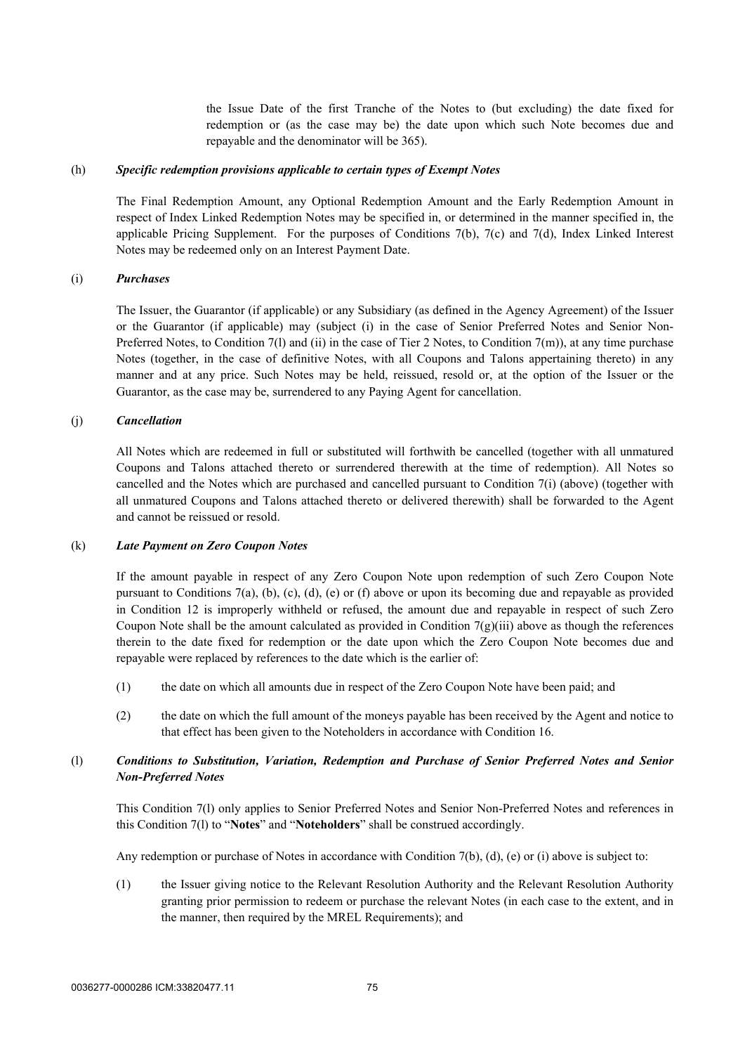the Issue Date of the first Tranche of the Notes to (but excluding) the date fixed for redemption or (as the case may be) the date upon which such Note becomes due and repayable and the denominator will be 365).

(h) ***Specific redemption provisions applicable to certain types of Exempt Notes***

The Final Redemption Amount, any Optional Redemption Amount and the Early Redemption Amount in respect of Index Linked Redemption Notes may be specified in, or determined in the manner specified in, the applicable Pricing Supplement. For the purposes of Conditions 7(b), 7(c) and 7(d), Index Linked Interest Notes may be redeemed only on an Interest Payment Date.

(i) ***Purchases***

The Issuer, the Guarantor (if applicable) or any Subsidiary (as defined in the Agency Agreement) of the Issuer or the Guarantor (if applicable) may (subject (i) in the case of Senior Preferred Notes and Senior Non-Preferred Notes, to Condition 7(l) and (ii) in the case of Tier 2 Notes, to Condition 7(m)), at any time purchase Notes (together, in the case of definitive Notes, with all Coupons and Talons appertaining thereto) in any manner and at any price. Such Notes may be held, reissued, resold or, at the option of the Issuer or the Guarantor, as the case may be, surrendered to any Paying Agent for cancellation.

(j) ***Cancellation***

All Notes which are redeemed in full or substituted will forthwith be cancelled (together with all unmatured Coupons and Talons attached thereto or surrendered therewith at the time of redemption). All Notes so cancelled and the Notes which are purchased and cancelled pursuant to Condition 7(i) (above) (together with all unmatured Coupons and Talons attached thereto or delivered therewith) shall be forwarded to the Agent and cannot be reissued or resold.

(k) ***Late Payment on Zero Coupon Notes***

If the amount payable in respect of any Zero Coupon Note upon redemption of such Zero Coupon Note pursuant to Conditions 7(a), (b), (c), (d), (e) or (f) above or upon its becoming due and repayable as provided in Condition 12 is improperly withheld or refused, the amount due and repayable in respect of such Zero Coupon Note shall be the amount calculated as provided in Condition 7(g)(iii) above as though the references therein to the date fixed for redemption or the date upon which the Zero Coupon Note becomes due and repayable were replaced by references to the date which is the earlier of:

(1) the date on which all amounts due in respect of the Zero Coupon Note have been paid; and

(2) the date on which the full amount of the moneys payable has been received by the Agent and notice to that effect has been given to the Noteholders in accordance with Condition 16.

(l) ***Conditions to Substitution, Variation, Redemption and Purchase of Senior Preferred Notes and Senior Non-Preferred Notes***

This Condition 7(l) only applies to Senior Preferred Notes and Senior Non-Preferred Notes and references in this Condition 7(l) to "**Notes**" and "**Noteholders**" shall be construed accordingly.

Any redemption or purchase of Notes in accordance with Condition 7(b), (d), (e) or (i) above is subject to:

(1) the Issuer giving notice to the Relevant Resolution Authority and the Relevant Resolution Authority granting prior permission to redeem or purchase the relevant Notes (in each case to the extent, and in the manner, then required by the MREL Requirements); and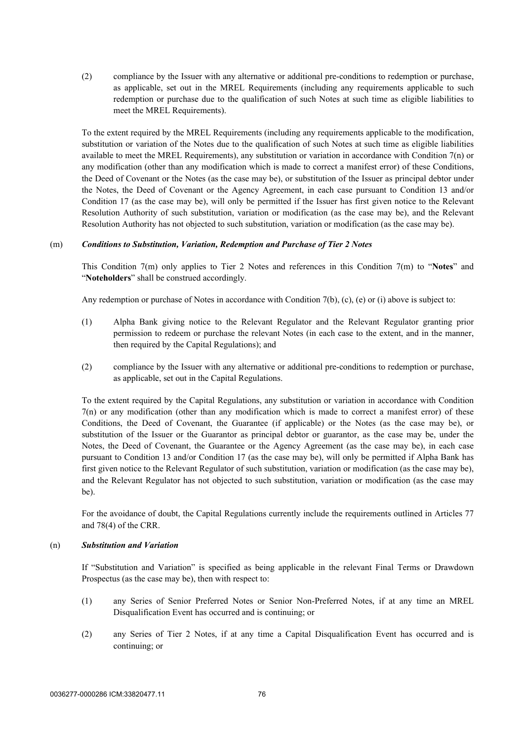(2) compliance by the Issuer with any alternative or additional pre-conditions to redemption or purchase, as applicable, set out in the MREL Requirements (including any requirements applicable to such redemption or purchase due to the qualification of such Notes at such time as eligible liabilities to meet the MREL Requirements).

To the extent required by the MREL Requirements (including any requirements applicable to the modification, substitution or variation of the Notes due to the qualification of such Notes at such time as eligible liabilities available to meet the MREL Requirements), any substitution or variation in accordance with Condition 7(n) or any modification (other than any modification which is made to correct a manifest error) of these Conditions, the Deed of Covenant or the Notes (as the case may be), or substitution of the Issuer as principal debtor under the Notes, the Deed of Covenant or the Agency Agreement, in each case pursuant to Condition 13 and/or Condition 17 (as the case may be), will only be permitted if the Issuer has first given notice to the Relevant Resolution Authority of such substitution, variation or modification (as the case may be), and the Relevant Resolution Authority has not objected to such substitution, variation or modification (as the case may be).

(m) ***Conditions to Substitution, Variation, Redemption and Purchase of Tier 2 Notes***

This Condition 7(m) only applies to Tier 2 Notes and references in this Condition 7(m) to "**Notes**" and "**Noteholders**" shall be construed accordingly.

Any redemption or purchase of Notes in accordance with Condition 7(b), (c), (e) or (i) above is subject to:

(1) Alpha Bank giving notice to the Relevant Regulator and the Relevant Regulator granting prior permission to redeem or purchase the relevant Notes (in each case to the extent, and in the manner, then required by the Capital Regulations); and

(2) compliance by the Issuer with any alternative or additional pre-conditions to redemption or purchase, as applicable, set out in the Capital Regulations.

To the extent required by the Capital Regulations, any substitution or variation in accordance with Condition 7(n) or any modification (other than any modification which is made to correct a manifest error) of these Conditions, the Deed of Covenant, the Guarantee (if applicable) or the Notes (as the case may be), or substitution of the Issuer or the Guarantor as principal debtor or guarantor, as the case may be, under the Notes, the Deed of Covenant, the Guarantee or the Agency Agreement (as the case may be), in each case pursuant to Condition 13 and/or Condition 17 (as the case may be), will only be permitted if Alpha Bank has first given notice to the Relevant Regulator of such substitution, variation or modification (as the case may be), and the Relevant Regulator has not objected to such substitution, variation or modification (as the case may be).

For the avoidance of doubt, the Capital Regulations currently include the requirements outlined in Articles 77 and 78(4) of the CRR.

(n) ***Substitution and Variation***

If "Substitution and Variation" is specified as being applicable in the relevant Final Terms or Drawdown Prospectus (as the case may be), then with respect to:

(1) any Series of Senior Preferred Notes or Senior Non-Preferred Notes, if at any time an MREL Disqualification Event has occurred and is continuing; or

(2) any Series of Tier 2 Notes, if at any time a Capital Disqualification Event has occurred and is continuing; or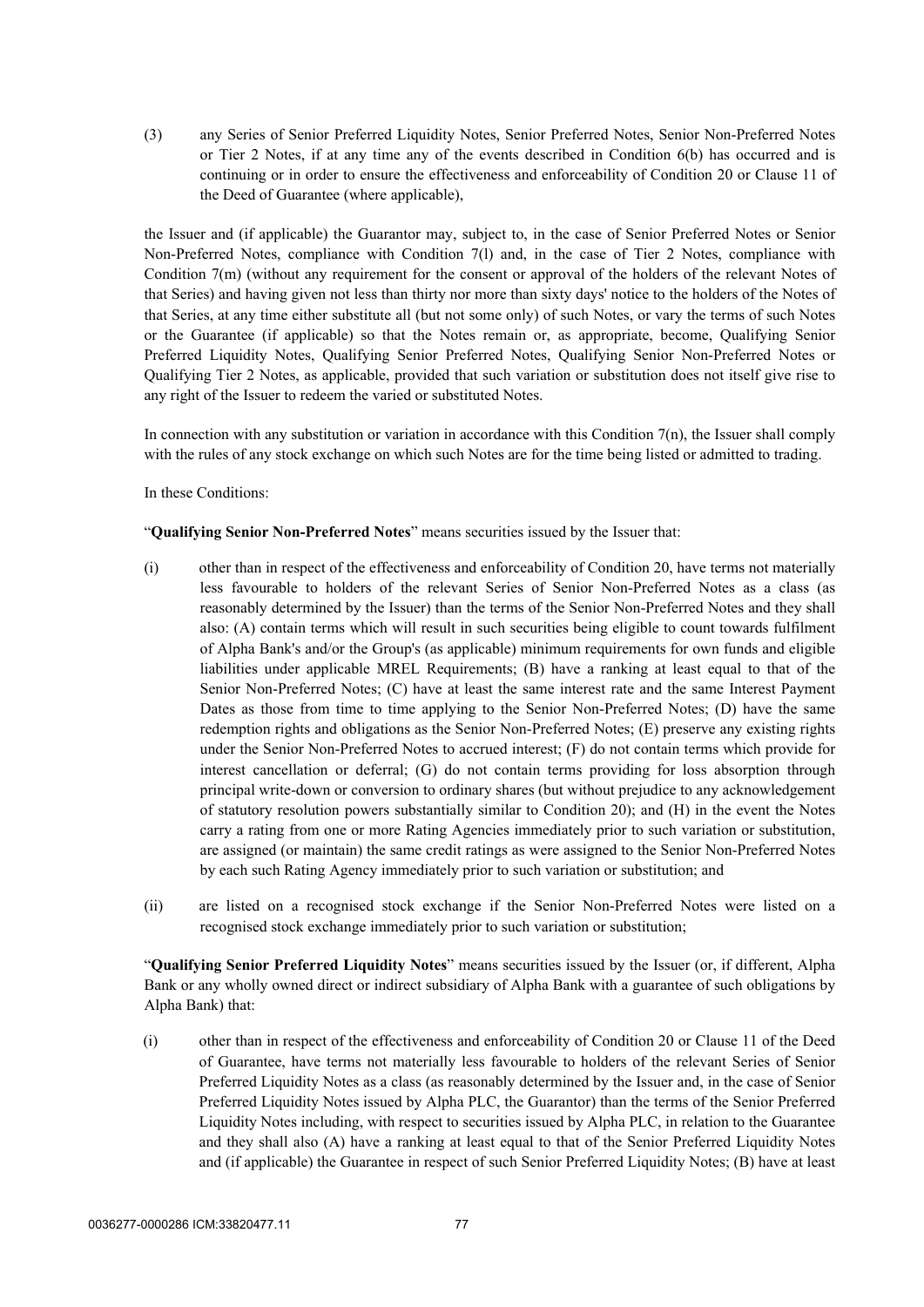(3) any Series of Senior Preferred Liquidity Notes, Senior Preferred Notes, Senior Non-Preferred Notes or Tier 2 Notes, if at any time any of the events described in Condition 6(b) has occurred and is continuing or in order to ensure the effectiveness and enforceability of Condition 20 or Clause 11 of the Deed of Guarantee (where applicable),

the Issuer and (if applicable) the Guarantor may, subject to, in the case of Senior Preferred Notes or Senior Non-Preferred Notes, compliance with Condition 7(l) and, in the case of Tier 2 Notes, compliance with Condition 7(m) (without any requirement for the consent or approval of the holders of the relevant Notes of that Series) and having given not less than thirty nor more than sixty days' notice to the holders of the Notes of that Series, at any time either substitute all (but not some only) of such Notes, or vary the terms of such Notes or the Guarantee (if applicable) so that the Notes remain or, as appropriate, become, Qualifying Senior Preferred Liquidity Notes, Qualifying Senior Preferred Notes, Qualifying Senior Non-Preferred Notes or Qualifying Tier 2 Notes, as applicable, provided that such variation or substitution does not itself give rise to any right of the Issuer to redeem the varied or substituted Notes.

In connection with any substitution or variation in accordance with this Condition 7(n), the Issuer shall comply with the rules of any stock exchange on which such Notes are for the time being listed or admitted to trading.

In these Conditions:

"**Qualifying Senior Non-Preferred Notes**" means securities issued by the Issuer that:

(i) other than in respect of the effectiveness and enforceability of Condition 20, have terms not materially less favourable to holders of the relevant Series of Senior Non-Preferred Notes as a class (as reasonably determined by the Issuer) than the terms of the Senior Non-Preferred Notes and they shall also: (A) contain terms which will result in such securities being eligible to count towards fulfilment of Alpha Bank's and/or the Group's (as applicable) minimum requirements for own funds and eligible liabilities under applicable MREL Requirements; (B) have a ranking at least equal to that of the Senior Non-Preferred Notes; (C) have at least the same interest rate and the same Interest Payment Dates as those from time to time applying to the Senior Non-Preferred Notes; (D) have the same redemption rights and obligations as the Senior Non-Preferred Notes; (E) preserve any existing rights under the Senior Non-Preferred Notes to accrued interest; (F) do not contain terms which provide for interest cancellation or deferral; (G) do not contain terms providing for loss absorption through principal write-down or conversion to ordinary shares (but without prejudice to any acknowledgement of statutory resolution powers substantially similar to Condition 20); and (H) in the event the Notes carry a rating from one or more Rating Agencies immediately prior to such variation or substitution, are assigned (or maintain) the same credit ratings as were assigned to the Senior Non-Preferred Notes by each such Rating Agency immediately prior to such variation or substitution; and

(ii) are listed on a recognised stock exchange if the Senior Non-Preferred Notes were listed on a recognised stock exchange immediately prior to such variation or substitution;

"**Qualifying Senior Preferred Liquidity Notes**" means securities issued by the Issuer (or, if different, Alpha Bank or any wholly owned direct or indirect subsidiary of Alpha Bank with a guarantee of such obligations by Alpha Bank) that:

(i) other than in respect of the effectiveness and enforceability of Condition 20 or Clause 11 of the Deed of Guarantee, have terms not materially less favourable to holders of the relevant Series of Senior Preferred Liquidity Notes as a class (as reasonably determined by the Issuer and, in the case of Senior Preferred Liquidity Notes issued by Alpha PLC, the Guarantor) than the terms of the Senior Preferred Liquidity Notes including, with respect to securities issued by Alpha PLC, in relation to the Guarantee and they shall also (A) have a ranking at least equal to that of the Senior Preferred Liquidity Notes and (if applicable) the Guarantee in respect of such Senior Preferred Liquidity Notes; (B) have at least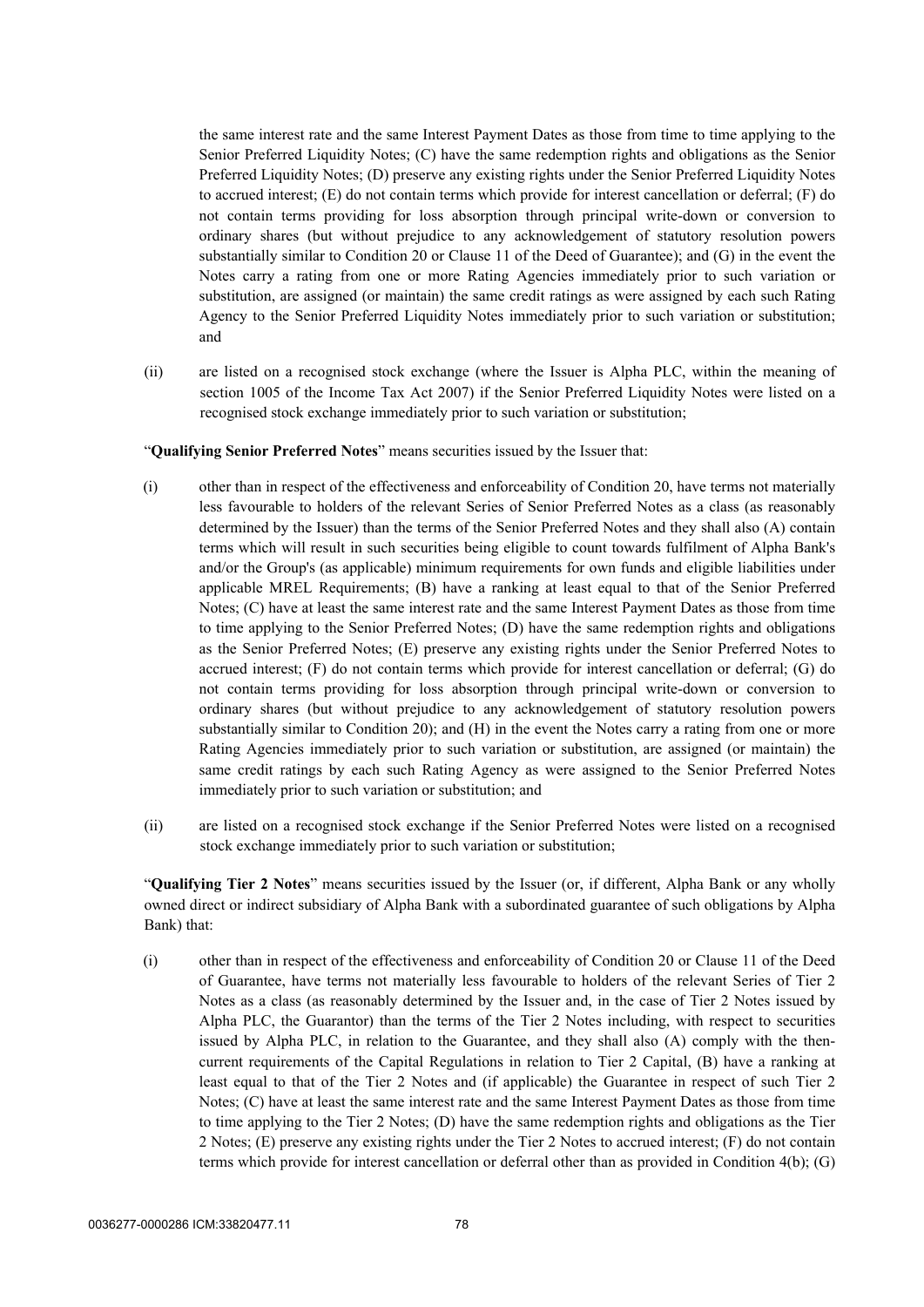the same interest rate and the same Interest Payment Dates as those from time to time applying to the Senior Preferred Liquidity Notes; (C) have the same redemption rights and obligations as the Senior Preferred Liquidity Notes; (D) preserve any existing rights under the Senior Preferred Liquidity Notes to accrued interest; (E) do not contain terms which provide for interest cancellation or deferral; (F) do not contain terms providing for loss absorption through principal write-down or conversion to ordinary shares (but without prejudice to any acknowledgement of statutory resolution powers substantially similar to Condition 20 or Clause 11 of the Deed of Guarantee); and (G) in the event the Notes carry a rating from one or more Rating Agencies immediately prior to such variation or substitution, are assigned (or maintain) the same credit ratings as were assigned by each such Rating Agency to the Senior Preferred Liquidity Notes immediately prior to such variation or substitution; and

(ii) are listed on a recognised stock exchange (where the Issuer is Alpha PLC, within the meaning of section 1005 of the Income Tax Act 2007) if the Senior Preferred Liquidity Notes were listed on a recognised stock exchange immediately prior to such variation or substitution;

"**Qualifying Senior Preferred Notes**" means securities issued by the Issuer that:

(i) other than in respect of the effectiveness and enforceability of Condition 20, have terms not materially less favourable to holders of the relevant Series of Senior Preferred Notes as a class (as reasonably determined by the Issuer) than the terms of the Senior Preferred Notes and they shall also (A) contain terms which will result in such securities being eligible to count towards fulfilment of Alpha Bank's and/or the Group's (as applicable) minimum requirements for own funds and eligible liabilities under applicable MREL Requirements; (B) have a ranking at least equal to that of the Senior Preferred Notes; (C) have at least the same interest rate and the same Interest Payment Dates as those from time to time applying to the Senior Preferred Notes; (D) have the same redemption rights and obligations as the Senior Preferred Notes; (E) preserve any existing rights under the Senior Preferred Notes to accrued interest; (F) do not contain terms which provide for interest cancellation or deferral; (G) do not contain terms providing for loss absorption through principal write-down or conversion to ordinary shares (but without prejudice to any acknowledgement of statutory resolution powers substantially similar to Condition 20); and (H) in the event the Notes carry a rating from one or more Rating Agencies immediately prior to such variation or substitution, are assigned (or maintain) the same credit ratings by each such Rating Agency as were assigned to the Senior Preferred Notes immediately prior to such variation or substitution; and

(ii) are listed on a recognised stock exchange if the Senior Preferred Notes were listed on a recognised stock exchange immediately prior to such variation or substitution;

"**Qualifying Tier 2 Notes**" means securities issued by the Issuer (or, if different, Alpha Bank or any wholly owned direct or indirect subsidiary of Alpha Bank with a subordinated guarantee of such obligations by Alpha Bank) that:

(i) other than in respect of the effectiveness and enforceability of Condition 20 or Clause 11 of the Deed of Guarantee, have terms not materially less favourable to holders of the relevant Series of Tier 2 Notes as a class (as reasonably determined by the Issuer and, in the case of Tier 2 Notes issued by Alpha PLC, the Guarantor) than the terms of the Tier 2 Notes including, with respect to securities issued by Alpha PLC, in relation to the Guarantee, and they shall also (A) comply with the then-current requirements of the Capital Regulations in relation to Tier 2 Capital, (B) have a ranking at least equal to that of the Tier 2 Notes and (if applicable) the Guarantee in respect of such Tier 2 Notes; (C) have at least the same interest rate and the same Interest Payment Dates as those from time to time applying to the Tier 2 Notes; (D) have the same redemption rights and obligations as the Tier 2 Notes; (E) preserve any existing rights under the Tier 2 Notes to accrued interest; (F) do not contain terms which provide for interest cancellation or deferral other than as provided in Condition 4(b); (G)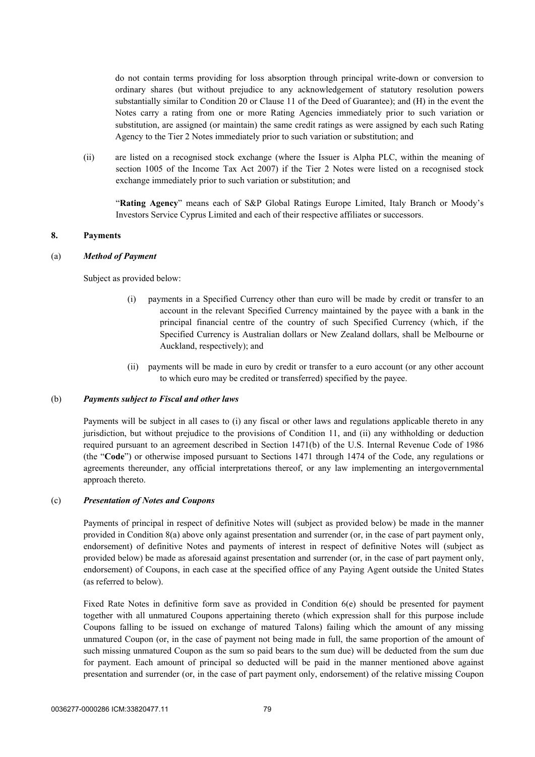do not contain terms providing for loss absorption through principal write-down or conversion to ordinary shares (but without prejudice to any acknowledgement of statutory resolution powers substantially similar to Condition 20 or Clause 11 of the Deed of Guarantee); and (H) in the event the Notes carry a rating from one or more Rating Agencies immediately prior to such variation or substitution, are assigned (or maintain) the same credit ratings as were assigned by each such Rating Agency to the Tier 2 Notes immediately prior to such variation or substitution; and

(ii) are listed on a recognised stock exchange (where the Issuer is Alpha PLC, within the meaning of section 1005 of the Income Tax Act 2007) if the Tier 2 Notes were listed on a recognised stock exchange immediately prior to such variation or substitution; and

"**Rating Agency**" means each of S&P Global Ratings Europe Limited, Italy Branch or Moody's Investors Service Cyprus Limited and each of their respective affiliates or successors.

## 8. Payments

### (a) *Method of Payment*

Subject as provided below:

(i) payments in a Specified Currency other than euro will be made by credit or transfer to an account in the relevant Specified Currency maintained by the payee with a bank in the principal financial centre of the country of such Specified Currency (which, if the Specified Currency is Australian dollars or New Zealand dollars, shall be Melbourne or Auckland, respectively); and

(ii) payments will be made in euro by credit or transfer to a euro account (or any other account to which euro may be credited or transferred) specified by the payee.

### (b) *Payments subject to Fiscal and other laws*

Payments will be subject in all cases to (i) any fiscal or other laws and regulations applicable thereto in any jurisdiction, but without prejudice to the provisions of Condition 11, and (ii) any withholding or deduction required pursuant to an agreement described in Section 1471(b) of the U.S. Internal Revenue Code of 1986 (the "**Code**") or otherwise imposed pursuant to Sections 1471 through 1474 of the Code, any regulations or agreements thereunder, any official interpretations thereof, or any law implementing an intergovernmental approach thereto.

### (c) *Presentation of Notes and Coupons*

Payments of principal in respect of definitive Notes will (subject as provided below) be made in the manner provided in Condition 8(a) above only against presentation and surrender (or, in the case of part payment only, endorsement) of definitive Notes and payments of interest in respect of definitive Notes will (subject as provided below) be made as aforesaid against presentation and surrender (or, in the case of part payment only, endorsement) of Coupons, in each case at the specified office of any Paying Agent outside the United States (as referred to below).

Fixed Rate Notes in definitive form save as provided in Condition 6(e) should be presented for payment together with all unmatured Coupons appertaining thereto (which expression shall for this purpose include Coupons falling to be issued on exchange of matured Talons) failing which the amount of any missing unmatured Coupon (or, in the case of payment not being made in full, the same proportion of the amount of such missing unmatured Coupon as the sum so paid bears to the sum due) will be deducted from the sum due for payment. Each amount of principal so deducted will be paid in the manner mentioned above against presentation and surrender (or, in the case of part payment only, endorsement) of the relative missing Coupon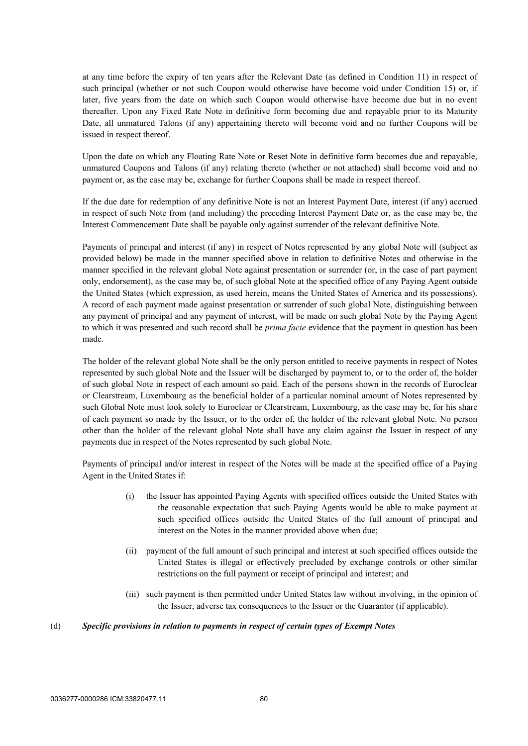at any time before the expiry of ten years after the Relevant Date (as defined in Condition 11) in respect of such principal (whether or not such Coupon would otherwise have become void under Condition 15) or, if later, five years from the date on which such Coupon would otherwise have become due but in no event thereafter. Upon any Fixed Rate Note in definitive form becoming due and repayable prior to its Maturity Date, all unmatured Talons (if any) appertaining thereto will become void and no further Coupons will be issued in respect thereof.

Upon the date on which any Floating Rate Note or Reset Note in definitive form becomes due and repayable, unmatured Coupons and Talons (if any) relating thereto (whether or not attached) shall become void and no payment or, as the case may be, exchange for further Coupons shall be made in respect thereof.

If the due date for redemption of any definitive Note is not an Interest Payment Date, interest (if any) accrued in respect of such Note from (and including) the preceding Interest Payment Date or, as the case may be, the Interest Commencement Date shall be payable only against surrender of the relevant definitive Note.

Payments of principal and interest (if any) in respect of Notes represented by any global Note will (subject as provided below) be made in the manner specified above in relation to definitive Notes and otherwise in the manner specified in the relevant global Note against presentation or surrender (or, in the case of part payment only, endorsement), as the case may be, of such global Note at the specified office of any Paying Agent outside the United States (which expression, as used herein, means the United States of America and its possessions). A record of each payment made against presentation or surrender of such global Note, distinguishing between any payment of principal and any payment of interest, will be made on such global Note by the Paying Agent to which it was presented and such record shall be *prima facie* evidence that the payment in question has been made.

The holder of the relevant global Note shall be the only person entitled to receive payments in respect of Notes represented by such global Note and the Issuer will be discharged by payment to, or to the order of, the holder of such global Note in respect of each amount so paid. Each of the persons shown in the records of Euroclear or Clearstream, Luxembourg as the beneficial holder of a particular nominal amount of Notes represented by such Global Note must look solely to Euroclear or Clearstream, Luxembourg, as the case may be, for his share of each payment so made by the Issuer, or to the order of, the holder of the relevant global Note. No person other than the holder of the relevant global Note shall have any claim against the Issuer in respect of any payments due in respect of the Notes represented by such global Note.

Payments of principal and/or interest in respect of the Notes will be made at the specified office of a Paying Agent in the United States if:

(i) the Issuer has appointed Paying Agents with specified offices outside the United States with the reasonable expectation that such Paying Agents would be able to make payment at such specified offices outside the United States of the full amount of principal and interest on the Notes in the manner provided above when due;

(ii) payment of the full amount of such principal and interest at such specified offices outside the United States is illegal or effectively precluded by exchange controls or other similar restrictions on the full payment or receipt of principal and interest; and

(iii) such payment is then permitted under United States law without involving, in the opinion of the Issuer, adverse tax consequences to the Issuer or the Guarantor (if applicable).

(d) ***Specific provisions in relation to payments in respect of certain types of Exempt Notes***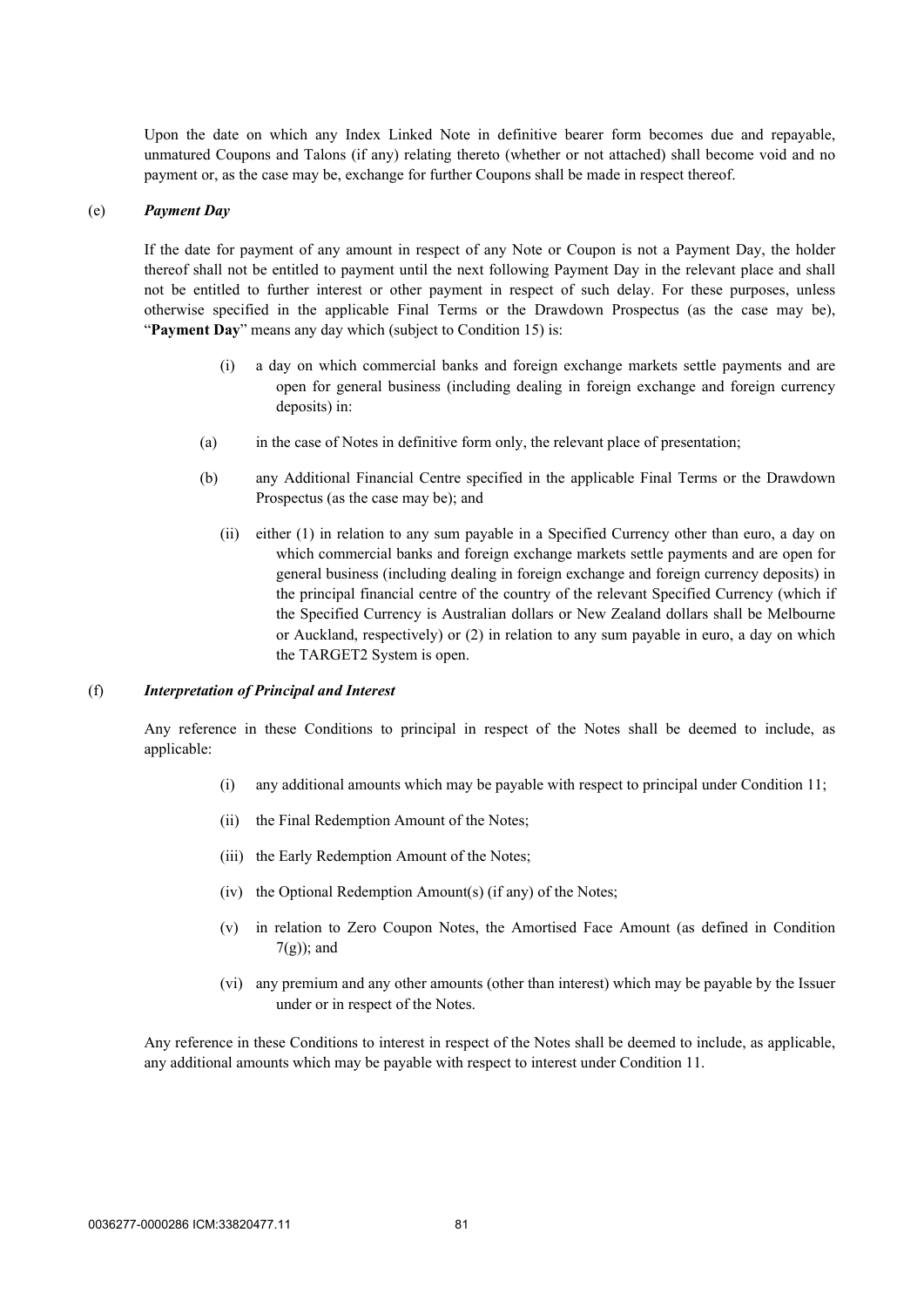Upon the date on which any Index Linked Note in definitive bearer form becomes due and repayable, unmatured Coupons and Talons (if any) relating thereto (whether or not attached) shall become void and no payment or, as the case may be, exchange for further Coupons shall be made in respect thereof.

(e) ***Payment Day***

If the date for payment of any amount in respect of any Note or Coupon is not a Payment Day, the holder thereof shall not be entitled to payment until the next following Payment Day in the relevant place and shall not be entitled to further interest or other payment in respect of such delay. For these purposes, unless otherwise specified in the applicable Final Terms or the Drawdown Prospectus (as the case may be), "**Payment Day**" means any day which (subject to Condition 15) is:

(i) a day on which commercial banks and foreign exchange markets settle payments and are open for general business (including dealing in foreign exchange and foreign currency deposits) in:

(a) in the case of Notes in definitive form only, the relevant place of presentation;

(b) any Additional Financial Centre specified in the applicable Final Terms or the Drawdown Prospectus (as the case may be); and

(ii) either (1) in relation to any sum payable in a Specified Currency other than euro, a day on which commercial banks and foreign exchange markets settle payments and are open for general business (including dealing in foreign exchange and foreign currency deposits) in the principal financial centre of the country of the relevant Specified Currency (which if the Specified Currency is Australian dollars or New Zealand dollars shall be Melbourne or Auckland, respectively) or (2) in relation to any sum payable in euro, a day on which the TARGET2 System is open.

(f) ***Interpretation of Principal and Interest***

Any reference in these Conditions to principal in respect of the Notes shall be deemed to include, as applicable:

(i) any additional amounts which may be payable with respect to principal under Condition 11;

(ii) the Final Redemption Amount of the Notes;

(iii) the Early Redemption Amount of the Notes;

(iv) the Optional Redemption Amount(s) (if any) of the Notes;

(v) in relation to Zero Coupon Notes, the Amortised Face Amount (as defined in Condition 7(g)); and

(vi) any premium and any other amounts (other than interest) which may be payable by the Issuer under or in respect of the Notes.

Any reference in these Conditions to interest in respect of the Notes shall be deemed to include, as applicable, any additional amounts which may be payable with respect to interest under Condition 11.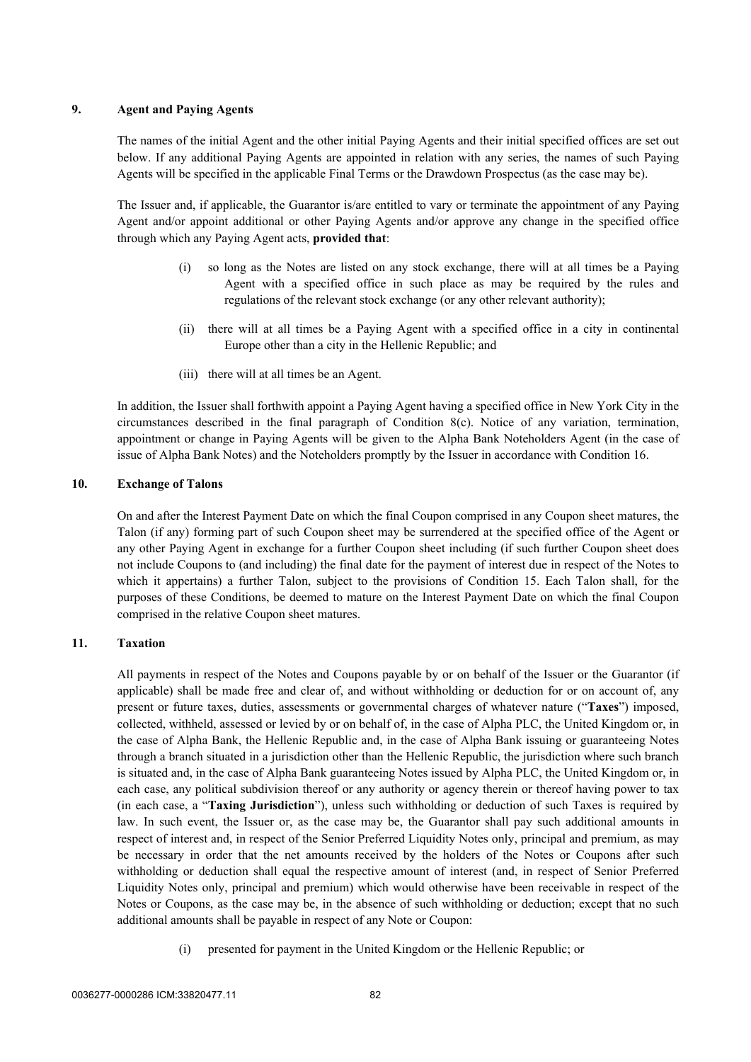## 9. Agent and Paying Agents

The names of the initial Agent and the other initial Paying Agents and their initial specified offices are set out below. If any additional Paying Agents are appointed in relation with any series, the names of such Paying Agents will be specified in the applicable Final Terms or the Drawdown Prospectus (as the case may be).

The Issuer and, if applicable, the Guarantor is/are entitled to vary or terminate the appointment of any Paying Agent and/or appoint additional or other Paying Agents and/or approve any change in the specified office through which any Paying Agent acts, **provided that**:

(i) so long as the Notes are listed on any stock exchange, there will at all times be a Paying Agent with a specified office in such place as may be required by the rules and regulations of the relevant stock exchange (or any other relevant authority);

(ii) there will at all times be a Paying Agent with a specified office in a city in continental Europe other than a city in the Hellenic Republic; and

(iii) there will at all times be an Agent.

In addition, the Issuer shall forthwith appoint a Paying Agent having a specified office in New York City in the circumstances described in the final paragraph of Condition 8(c). Notice of any variation, termination, appointment or change in Paying Agents will be given to the Alpha Bank Noteholders Agent (in the case of issue of Alpha Bank Notes) and the Noteholders promptly by the Issuer in accordance with Condition 16.

## 10. Exchange of Talons

On and after the Interest Payment Date on which the final Coupon comprised in any Coupon sheet matures, the Talon (if any) forming part of such Coupon sheet may be surrendered at the specified office of the Agent or any other Paying Agent in exchange for a further Coupon sheet including (if such further Coupon sheet does not include Coupons to (and including) the final date for the payment of interest due in respect of the Notes to which it appertains) a further Talon, subject to the provisions of Condition 15. Each Talon shall, for the purposes of these Conditions, be deemed to mature on the Interest Payment Date on which the final Coupon comprised in the relative Coupon sheet matures.

## 11. Taxation

All payments in respect of the Notes and Coupons payable by or on behalf of the Issuer or the Guarantor (if applicable) shall be made free and clear of, and without withholding or deduction for or on account of, any present or future taxes, duties, assessments or governmental charges of whatever nature ("**Taxes**") imposed, collected, withheld, assessed or levied by or on behalf of, in the case of Alpha PLC, the United Kingdom or, in the case of Alpha Bank, the Hellenic Republic and, in the case of Alpha Bank issuing or guaranteeing Notes through a branch situated in a jurisdiction other than the Hellenic Republic, the jurisdiction where such branch is situated and, in the case of Alpha Bank guaranteeing Notes issued by Alpha PLC, the United Kingdom or, in each case, any political subdivision thereof or any authority or agency therein or thereof having power to tax (in each case, a "**Taxing Jurisdiction**"), unless such withholding or deduction of such Taxes is required by law. In such event, the Issuer or, as the case may be, the Guarantor shall pay such additional amounts in respect of interest and, in respect of the Senior Preferred Liquidity Notes only, principal and premium, as may be necessary in order that the net amounts received by the holders of the Notes or Coupons after such withholding or deduction shall equal the respective amount of interest (and, in respect of Senior Preferred Liquidity Notes only, principal and premium) which would otherwise have been receivable in respect of the Notes or Coupons, as the case may be, in the absence of such withholding or deduction; except that no such additional amounts shall be payable in respect of any Note or Coupon:

(i) presented for payment in the United Kingdom or the Hellenic Republic; or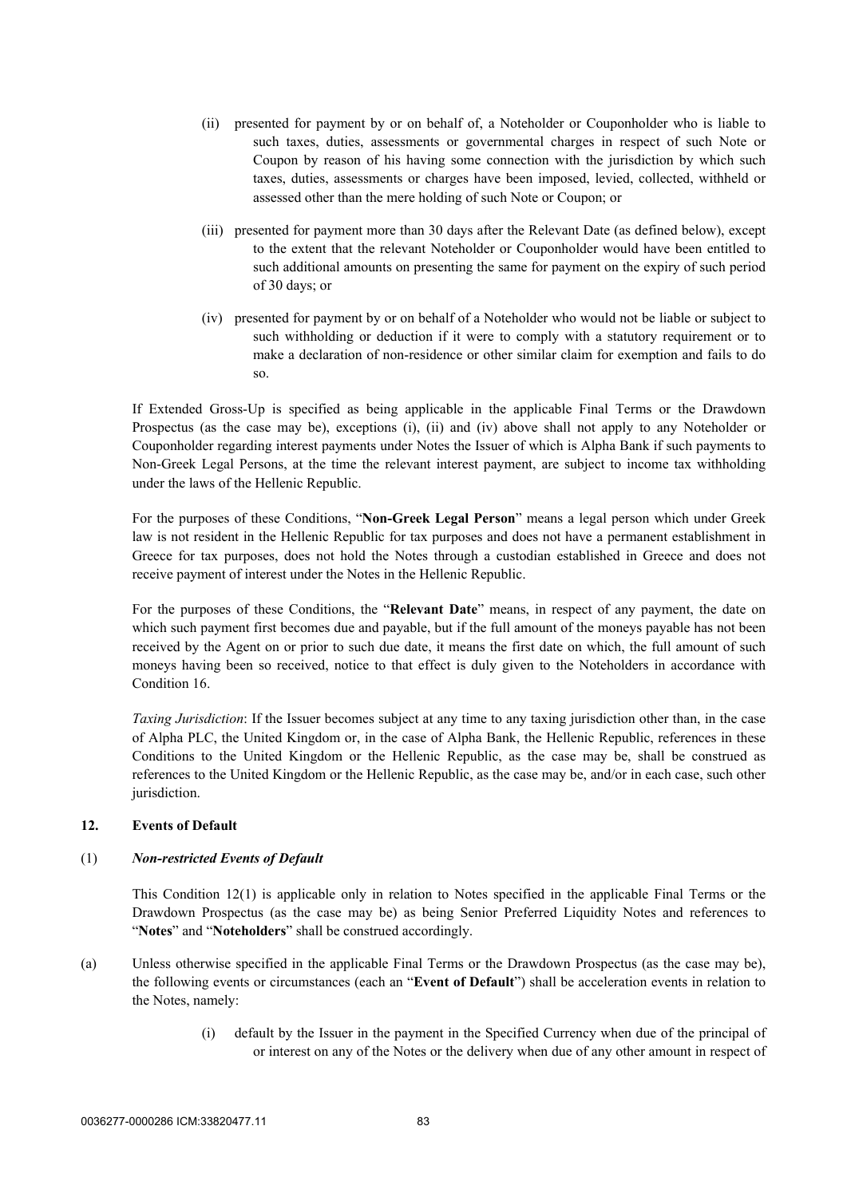(ii) presented for payment by or on behalf of, a Noteholder or Couponholder who is liable to such taxes, duties, assessments or governmental charges in respect of such Note or Coupon by reason of his having some connection with the jurisdiction by which such taxes, duties, assessments or charges have been imposed, levied, collected, withheld or assessed other than the mere holding of such Note or Coupon; or

(iii) presented for payment more than 30 days after the Relevant Date (as defined below), except to the extent that the relevant Noteholder or Couponholder would have been entitled to such additional amounts on presenting the same for payment on the expiry of such period of 30 days; or

(iv) presented for payment by or on behalf of a Noteholder who would not be liable or subject to such withholding or deduction if it were to comply with a statutory requirement or to make a declaration of non-residence or other similar claim for exemption and fails to do so.

If Extended Gross-Up is specified as being applicable in the applicable Final Terms or the Drawdown Prospectus (as the case may be), exceptions (i), (ii) and (iv) above shall not apply to any Noteholder or Couponholder regarding interest payments under Notes the Issuer of which is Alpha Bank if such payments to Non-Greek Legal Persons, at the time the relevant interest payment, are subject to income tax withholding under the laws of the Hellenic Republic.

For the purposes of these Conditions, "**Non-Greek Legal Person**" means a legal person which under Greek law is not resident in the Hellenic Republic for tax purposes and does not have a permanent establishment in Greece for tax purposes, does not hold the Notes through a custodian established in Greece and does not receive payment of interest under the Notes in the Hellenic Republic.

For the purposes of these Conditions, the "**Relevant Date**" means, in respect of any payment, the date on which such payment first becomes due and payable, but if the full amount of the moneys payable has not been received by the Agent on or prior to such due date, it means the first date on which, the full amount of such moneys having been so received, notice to that effect is duly given to the Noteholders in accordance with Condition 16.

*Taxing Jurisdiction*: If the Issuer becomes subject at any time to any taxing jurisdiction other than, in the case of Alpha PLC, the United Kingdom or, in the case of Alpha Bank, the Hellenic Republic, references in these Conditions to the United Kingdom or the Hellenic Republic, as the case may be, shall be construed as references to the United Kingdom or the Hellenic Republic, as the case may be, and/or in each case, such other jurisdiction.

## 12. Events of Default

### (1) *Non-restricted Events of Default*

This Condition 12(1) is applicable only in relation to Notes specified in the applicable Final Terms or the Drawdown Prospectus (as the case may be) as being Senior Preferred Liquidity Notes and references to "**Notes**" and "**Noteholders**" shall be construed accordingly.

(a) Unless otherwise specified in the applicable Final Terms or the Drawdown Prospectus (as the case may be), the following events or circumstances (each an "**Event of Default**") shall be acceleration events in relation to the Notes, namely:

(i) default by the Issuer in the payment in the Specified Currency when due of the principal of or interest on any of the Notes or the delivery when due of any other amount in respect of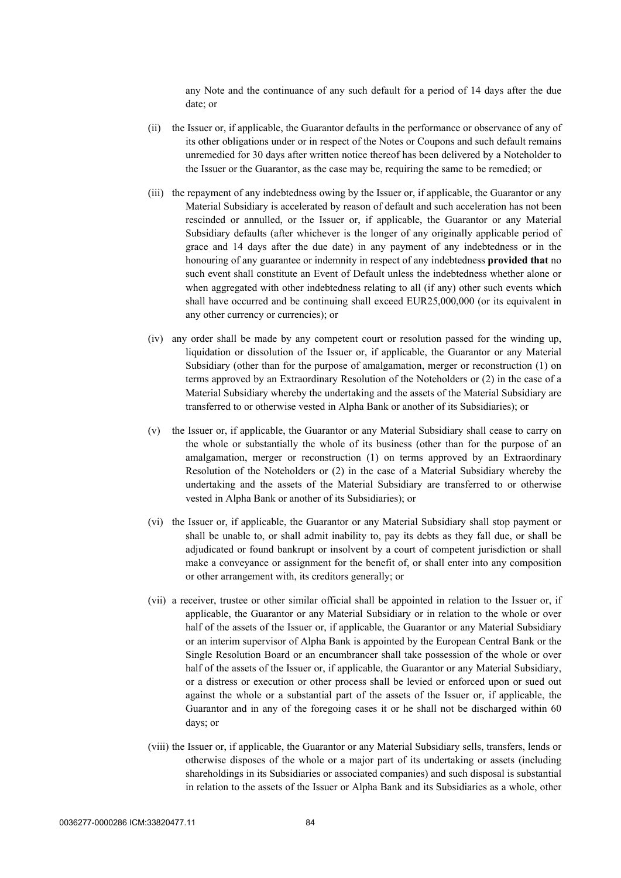any Note and the continuance of any such default for a period of 14 days after the due date; or

(ii) the Issuer or, if applicable, the Guarantor defaults in the performance or observance of any of its other obligations under or in respect of the Notes or Coupons and such default remains unremedied for 30 days after written notice thereof has been delivered by a Noteholder to the Issuer or the Guarantor, as the case may be, requiring the same to be remedied; or

(iii) the repayment of any indebtedness owing by the Issuer or, if applicable, the Guarantor or any Material Subsidiary is accelerated by reason of default and such acceleration has not been rescinded or annulled, or the Issuer or, if applicable, the Guarantor or any Material Subsidiary defaults (after whichever is the longer of any originally applicable period of grace and 14 days after the due date) in any payment of any indebtedness or in the honouring of any guarantee or indemnity in respect of any indebtedness **provided that** no such event shall constitute an Event of Default unless the indebtedness whether alone or when aggregated with other indebtedness relating to all (if any) other such events which shall have occurred and be continuing shall exceed EUR25,000,000 (or its equivalent in any other currency or currencies); or

(iv) any order shall be made by any competent court or resolution passed for the winding up, liquidation or dissolution of the Issuer or, if applicable, the Guarantor or any Material Subsidiary (other than for the purpose of amalgamation, merger or reconstruction (1) on terms approved by an Extraordinary Resolution of the Noteholders or (2) in the case of a Material Subsidiary whereby the undertaking and the assets of the Material Subsidiary are transferred to or otherwise vested in Alpha Bank or another of its Subsidiaries); or

(v) the Issuer or, if applicable, the Guarantor or any Material Subsidiary shall cease to carry on the whole or substantially the whole of its business (other than for the purpose of an amalgamation, merger or reconstruction (1) on terms approved by an Extraordinary Resolution of the Noteholders or (2) in the case of a Material Subsidiary whereby the undertaking and the assets of the Material Subsidiary are transferred to or otherwise vested in Alpha Bank or another of its Subsidiaries); or

(vi) the Issuer or, if applicable, the Guarantor or any Material Subsidiary shall stop payment or shall be unable to, or shall admit inability to, pay its debts as they fall due, or shall be adjudicated or found bankrupt or insolvent by a court of competent jurisdiction or shall make a conveyance or assignment for the benefit of, or shall enter into any composition or other arrangement with, its creditors generally; or

(vii) a receiver, trustee or other similar official shall be appointed in relation to the Issuer or, if applicable, the Guarantor or any Material Subsidiary or in relation to the whole or over half of the assets of the Issuer or, if applicable, the Guarantor or any Material Subsidiary or an interim supervisor of Alpha Bank is appointed by the European Central Bank or the Single Resolution Board or an encumbrancer shall take possession of the whole or over half of the assets of the Issuer or, if applicable, the Guarantor or any Material Subsidiary, or a distress or execution or other process shall be levied or enforced upon or sued out against the whole or a substantial part of the assets of the Issuer or, if applicable, the Guarantor and in any of the foregoing cases it or he shall not be discharged within 60 days; or

(viii) the Issuer or, if applicable, the Guarantor or any Material Subsidiary sells, transfers, lends or otherwise disposes of the whole or a major part of its undertaking or assets (including shareholdings in its Subsidiaries or associated companies) and such disposal is substantial in relation to the assets of the Issuer or Alpha Bank and its Subsidiaries as a whole, other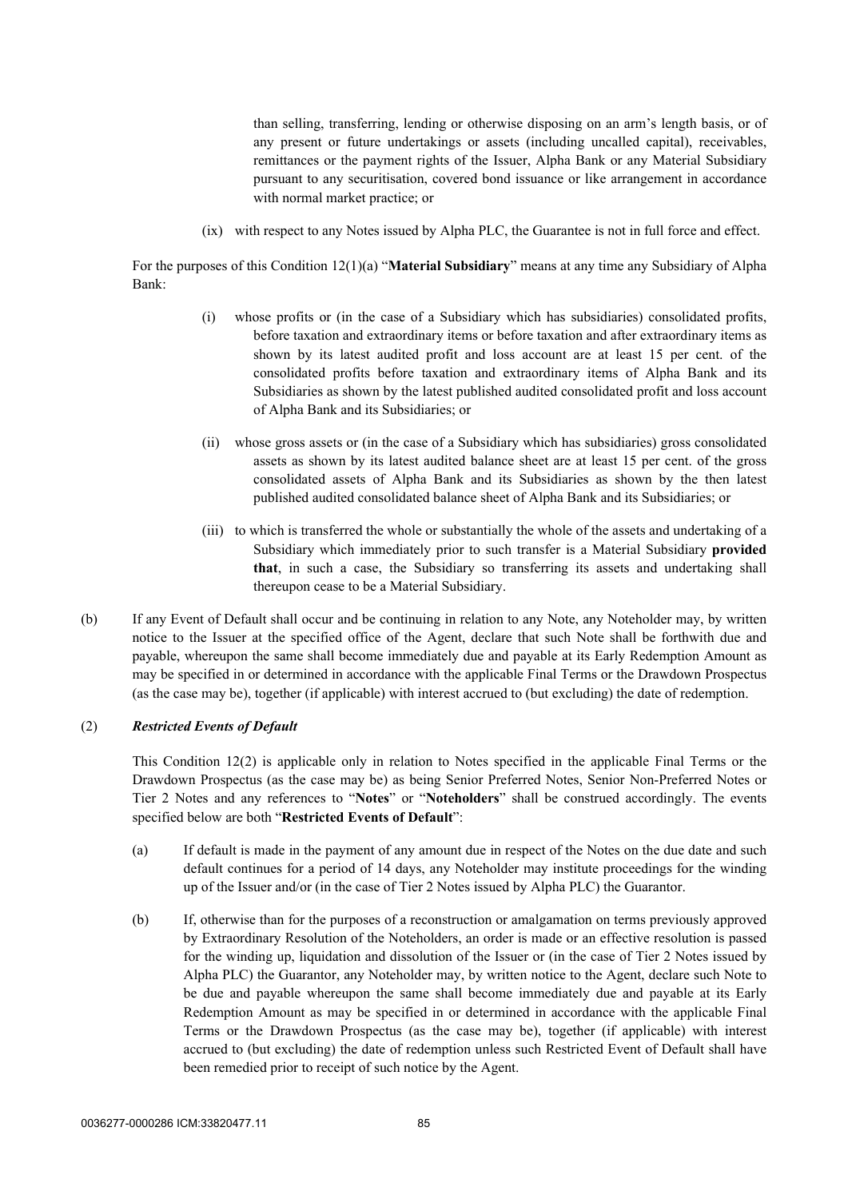than selling, transferring, lending or otherwise disposing on an arm's length basis, or of any present or future undertakings or assets (including uncalled capital), receivables, remittances or the payment rights of the Issuer, Alpha Bank or any Material Subsidiary pursuant to any securitisation, covered bond issuance or like arrangement in accordance with normal market practice; or

(ix) with respect to any Notes issued by Alpha PLC, the Guarantee is not in full force and effect.

For the purposes of this Condition 12(1)(a) "**Material Subsidiary**" means at any time any Subsidiary of Alpha Bank:

(i) whose profits or (in the case of a Subsidiary which has subsidiaries) consolidated profits, before taxation and extraordinary items or before taxation and after extraordinary items as shown by its latest audited profit and loss account are at least 15 per cent. of the consolidated profits before taxation and extraordinary items of Alpha Bank and its Subsidiaries as shown by the latest published audited consolidated profit and loss account of Alpha Bank and its Subsidiaries; or

(ii) whose gross assets or (in the case of a Subsidiary which has subsidiaries) gross consolidated assets as shown by its latest audited balance sheet are at least 15 per cent. of the gross consolidated assets of Alpha Bank and its Subsidiaries as shown by the then latest published audited consolidated balance sheet of Alpha Bank and its Subsidiaries; or

(iii) to which is transferred the whole or substantially the whole of the assets and undertaking of a Subsidiary which immediately prior to such transfer is a Material Subsidiary **provided that**, in such a case, the Subsidiary so transferring its assets and undertaking shall thereupon cease to be a Material Subsidiary.

(b) If any Event of Default shall occur and be continuing in relation to any Note, any Noteholder may, by written notice to the Issuer at the specified office of the Agent, declare that such Note shall be forthwith due and payable, whereupon the same shall become immediately due and payable at its Early Redemption Amount as may be specified in or determined in accordance with the applicable Final Terms or the Drawdown Prospectus (as the case may be), together (if applicable) with interest accrued to (but excluding) the date of redemption.

(2) ***Restricted Events of Default***

This Condition 12(2) is applicable only in relation to Notes specified in the applicable Final Terms or the Drawdown Prospectus (as the case may be) as being Senior Preferred Notes, Senior Non-Preferred Notes or Tier 2 Notes and any references to "**Notes**" or "**Noteholders**" shall be construed accordingly. The events specified below are both "**Restricted Events of Default**":

(a) If default is made in the payment of any amount due in respect of the Notes on the due date and such default continues for a period of 14 days, any Noteholder may institute proceedings for the winding up of the Issuer and/or (in the case of Tier 2 Notes issued by Alpha PLC) the Guarantor.

(b) If, otherwise than for the purposes of a reconstruction or amalgamation on terms previously approved by Extraordinary Resolution of the Noteholders, an order is made or an effective resolution is passed for the winding up, liquidation and dissolution of the Issuer or (in the case of Tier 2 Notes issued by Alpha PLC) the Guarantor, any Noteholder may, by written notice to the Agent, declare such Note to be due and payable whereupon the same shall become immediately due and payable at its Early Redemption Amount as may be specified in or determined in accordance with the applicable Final Terms or the Drawdown Prospectus (as the case may be), together (if applicable) with interest accrued to (but excluding) the date of redemption unless such Restricted Event of Default shall have been remedied prior to receipt of such notice by the Agent.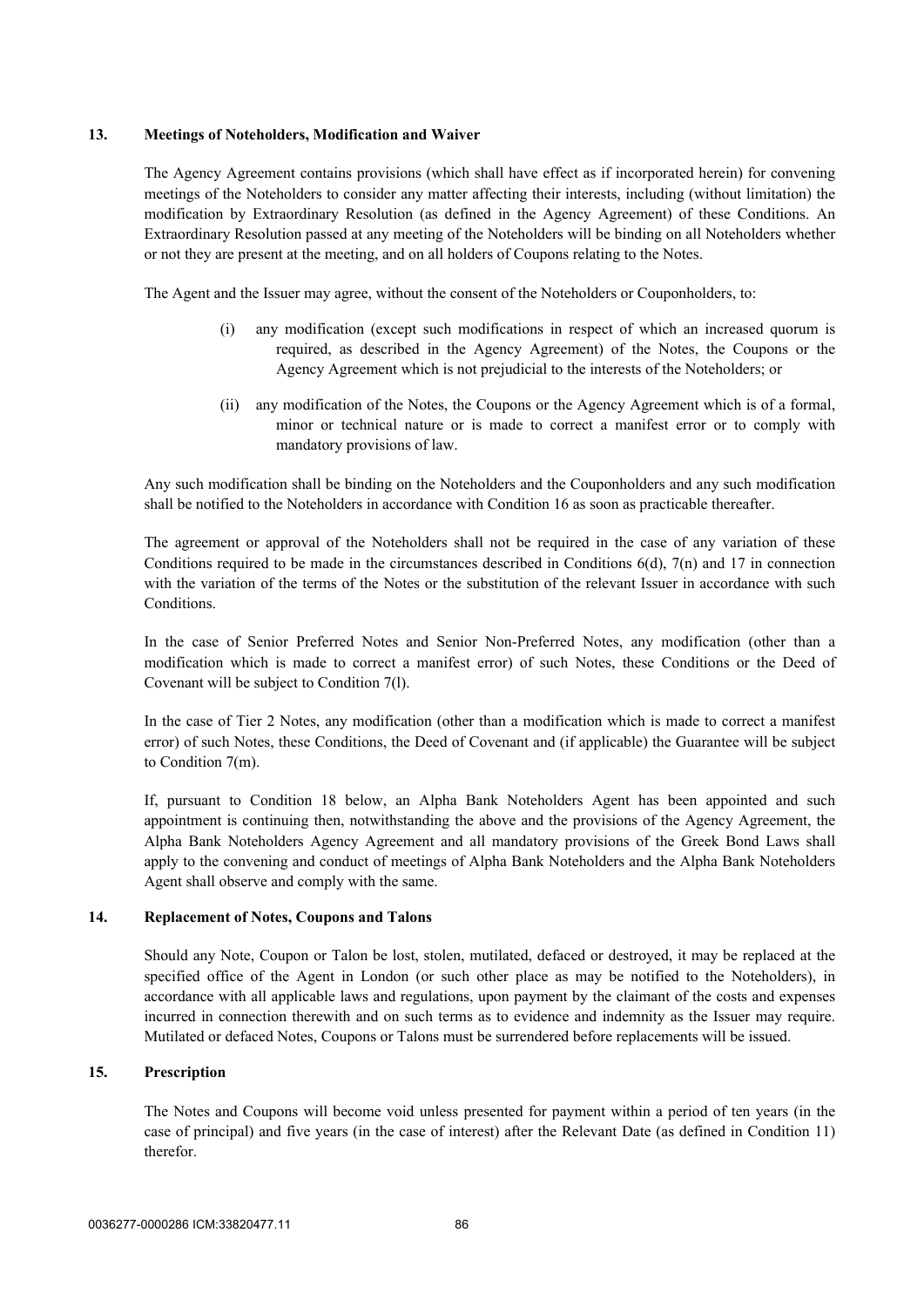## 13. Meetings of Noteholders, Modification and Waiver

The Agency Agreement contains provisions (which shall have effect as if incorporated herein) for convening meetings of the Noteholders to consider any matter affecting their interests, including (without limitation) the modification by Extraordinary Resolution (as defined in the Agency Agreement) of these Conditions. An Extraordinary Resolution passed at any meeting of the Noteholders will be binding on all Noteholders whether or not they are present at the meeting, and on all holders of Coupons relating to the Notes.

The Agent and the Issuer may agree, without the consent of the Noteholders or Couponholders, to:

(i) any modification (except such modifications in respect of which an increased quorum is required, as described in the Agency Agreement) of the Notes, the Coupons or the Agency Agreement which is not prejudicial to the interests of the Noteholders; or

(ii) any modification of the Notes, the Coupons or the Agency Agreement which is of a formal, minor or technical nature or is made to correct a manifest error or to comply with mandatory provisions of law.

Any such modification shall be binding on the Noteholders and the Couponholders and any such modification shall be notified to the Noteholders in accordance with Condition 16 as soon as practicable thereafter.

The agreement or approval of the Noteholders shall not be required in the case of any variation of these Conditions required to be made in the circumstances described in Conditions 6(d), 7(n) and 17 in connection with the variation of the terms of the Notes or the substitution of the relevant Issuer in accordance with such Conditions.

In the case of Senior Preferred Notes and Senior Non-Preferred Notes, any modification (other than a modification which is made to correct a manifest error) of such Notes, these Conditions or the Deed of Covenant will be subject to Condition 7(l).

In the case of Tier 2 Notes, any modification (other than a modification which is made to correct a manifest error) of such Notes, these Conditions, the Deed of Covenant and (if applicable) the Guarantee will be subject to Condition 7(m).

If, pursuant to Condition 18 below, an Alpha Bank Noteholders Agent has been appointed and such appointment is continuing then, notwithstanding the above and the provisions of the Agency Agreement, the Alpha Bank Noteholders Agency Agreement and all mandatory provisions of the Greek Bond Laws shall apply to the convening and conduct of meetings of Alpha Bank Noteholders and the Alpha Bank Noteholders Agent shall observe and comply with the same.

## 14. Replacement of Notes, Coupons and Talons

Should any Note, Coupon or Talon be lost, stolen, mutilated, defaced or destroyed, it may be replaced at the specified office of the Agent in London (or such other place as may be notified to the Noteholders), in accordance with all applicable laws and regulations, upon payment by the claimant of the costs and expenses incurred in connection therewith and on such terms as to evidence and indemnity as the Issuer may require. Mutilated or defaced Notes, Coupons or Talons must be surrendered before replacements will be issued.

## 15. Prescription

The Notes and Coupons will become void unless presented for payment within a period of ten years (in the case of principal) and five years (in the case of interest) after the Relevant Date (as defined in Condition 11) therefor.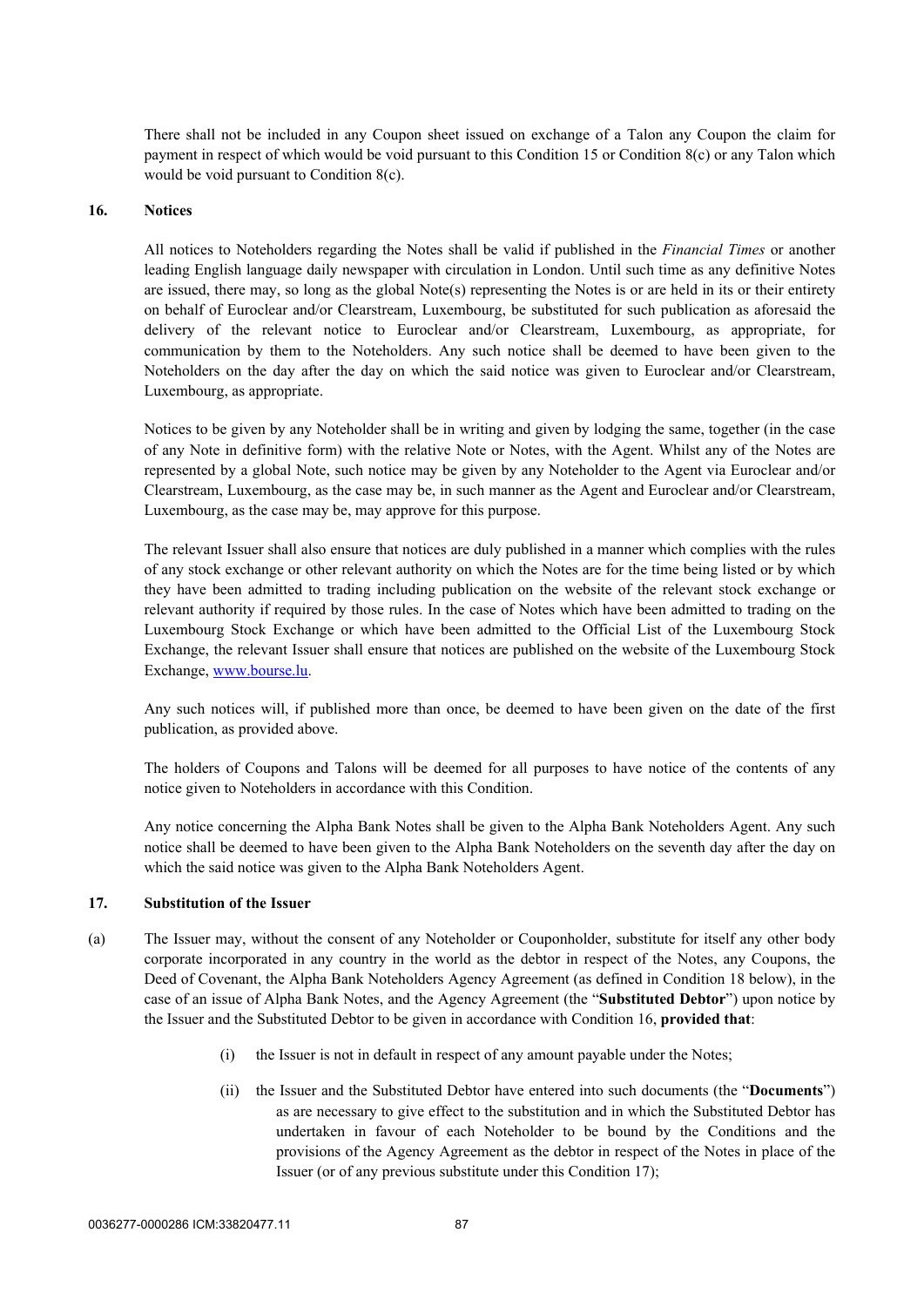There shall not be included in any Coupon sheet issued on exchange of a Talon any Coupon the claim for payment in respect of which would be void pursuant to this Condition 15 or Condition 8(c) or any Talon which would be void pursuant to Condition 8(c).

## 16. Notices

All notices to Noteholders regarding the Notes shall be valid if published in the *Financial Times* or another leading English language daily newspaper with circulation in London. Until such time as any definitive Notes are issued, there may, so long as the global Note(s) representing the Notes is or are held in its or their entirety on behalf of Euroclear and/or Clearstream, Luxembourg, be substituted for such publication as aforesaid the delivery of the relevant notice to Euroclear and/or Clearstream, Luxembourg, as appropriate, for communication by them to the Noteholders. Any such notice shall be deemed to have been given to the Noteholders on the day after the day on which the said notice was given to Euroclear and/or Clearstream, Luxembourg, as appropriate.

Notices to be given by any Noteholder shall be in writing and given by lodging the same, together (in the case of any Note in definitive form) with the relative Note or Notes, with the Agent. Whilst any of the Notes are represented by a global Note, such notice may be given by any Noteholder to the Agent via Euroclear and/or Clearstream, Luxembourg, as the case may be, in such manner as the Agent and Euroclear and/or Clearstream, Luxembourg, as the case may be, may approve for this purpose.

The relevant Issuer shall also ensure that notices are duly published in a manner which complies with the rules of any stock exchange or other relevant authority on which the Notes are for the time being listed or by which they have been admitted to trading including publication on the website of the relevant stock exchange or relevant authority if required by those rules. In the case of Notes which have been admitted to trading on the Luxembourg Stock Exchange or which have been admitted to the Official List of the Luxembourg Stock Exchange, the relevant Issuer shall ensure that notices are published on the website of the Luxembourg Stock Exchange, www.bourse.lu.

Any such notices will, if published more than once, be deemed to have been given on the date of the first publication, as provided above.

The holders of Coupons and Talons will be deemed for all purposes to have notice of the contents of any notice given to Noteholders in accordance with this Condition.

Any notice concerning the Alpha Bank Notes shall be given to the Alpha Bank Noteholders Agent. Any such notice shall be deemed to have been given to the Alpha Bank Noteholders on the seventh day after the day on which the said notice was given to the Alpha Bank Noteholders Agent.

## 17. Substitution of the Issuer

(a) The Issuer may, without the consent of any Noteholder or Couponholder, substitute for itself any other body corporate incorporated in any country in the world as the debtor in respect of the Notes, any Coupons, the Deed of Covenant, the Alpha Bank Noteholders Agency Agreement (as defined in Condition 18 below), in the case of an issue of Alpha Bank Notes, and the Agency Agreement (the "**Substituted Debtor**") upon notice by the Issuer and the Substituted Debtor to be given in accordance with Condition 16, **provided that**:

(i) the Issuer is not in default in respect of any amount payable under the Notes;

(ii) the Issuer and the Substituted Debtor have entered into such documents (the "**Documents**") as are necessary to give effect to the substitution and in which the Substituted Debtor has undertaken in favour of each Noteholder to be bound by the Conditions and the provisions of the Agency Agreement as the debtor in respect of the Notes in place of the Issuer (or of any previous substitute under this Condition 17);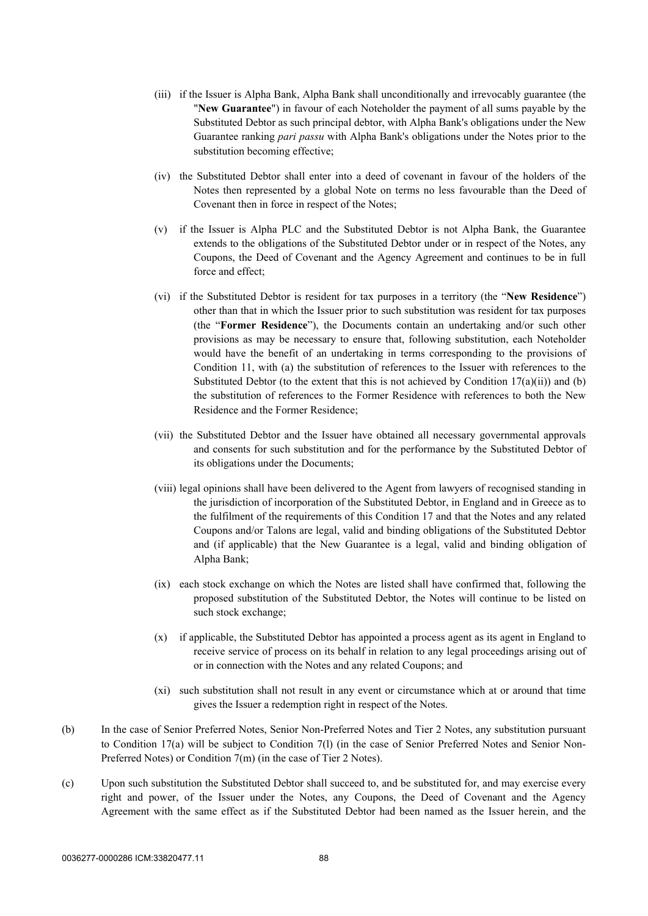(iii) if the Issuer is Alpha Bank, Alpha Bank shall unconditionally and irrevocably guarantee (the "**New Guarantee**") in favour of each Noteholder the payment of all sums payable by the Substituted Debtor as such principal debtor, with Alpha Bank's obligations under the New Guarantee ranking *pari passu* with Alpha Bank's obligations under the Notes prior to the substitution becoming effective;

(iv) the Substituted Debtor shall enter into a deed of covenant in favour of the holders of the Notes then represented by a global Note on terms no less favourable than the Deed of Covenant then in force in respect of the Notes;

(v) if the Issuer is Alpha PLC and the Substituted Debtor is not Alpha Bank, the Guarantee extends to the obligations of the Substituted Debtor under or in respect of the Notes, any Coupons, the Deed of Covenant and the Agency Agreement and continues to be in full force and effect;

(vi) if the Substituted Debtor is resident for tax purposes in a territory (the "**New Residence**") other than that in which the Issuer prior to such substitution was resident for tax purposes (the "**Former Residence**"), the Documents contain an undertaking and/or such other provisions as may be necessary to ensure that, following substitution, each Noteholder would have the benefit of an undertaking in terms corresponding to the provisions of Condition 11, with (a) the substitution of references to the Issuer with references to the Substituted Debtor (to the extent that this is not achieved by Condition 17(a)(ii)) and (b) the substitution of references to the Former Residence with references to both the New Residence and the Former Residence;

(vii) the Substituted Debtor and the Issuer have obtained all necessary governmental approvals and consents for such substitution and for the performance by the Substituted Debtor of its obligations under the Documents;

(viii) legal opinions shall have been delivered to the Agent from lawyers of recognised standing in the jurisdiction of incorporation of the Substituted Debtor, in England and in Greece as to the fulfilment of the requirements of this Condition 17 and that the Notes and any related Coupons and/or Talons are legal, valid and binding obligations of the Substituted Debtor and (if applicable) that the New Guarantee is a legal, valid and binding obligation of Alpha Bank;

(ix) each stock exchange on which the Notes are listed shall have confirmed that, following the proposed substitution of the Substituted Debtor, the Notes will continue to be listed on such stock exchange;

(x) if applicable, the Substituted Debtor has appointed a process agent as its agent in England to receive service of process on its behalf in relation to any legal proceedings arising out of or in connection with the Notes and any related Coupons; and

(xi) such substitution shall not result in any event or circumstance which at or around that time gives the Issuer a redemption right in respect of the Notes.

(b) In the case of Senior Preferred Notes, Senior Non-Preferred Notes and Tier 2 Notes, any substitution pursuant to Condition 17(a) will be subject to Condition 7(l) (in the case of Senior Preferred Notes and Senior Non-Preferred Notes) or Condition 7(m) (in the case of Tier 2 Notes).

(c) Upon such substitution the Substituted Debtor shall succeed to, and be substituted for, and may exercise every right and power, of the Issuer under the Notes, any Coupons, the Deed of Covenant and the Agency Agreement with the same effect as if the Substituted Debtor had been named as the Issuer herein, and the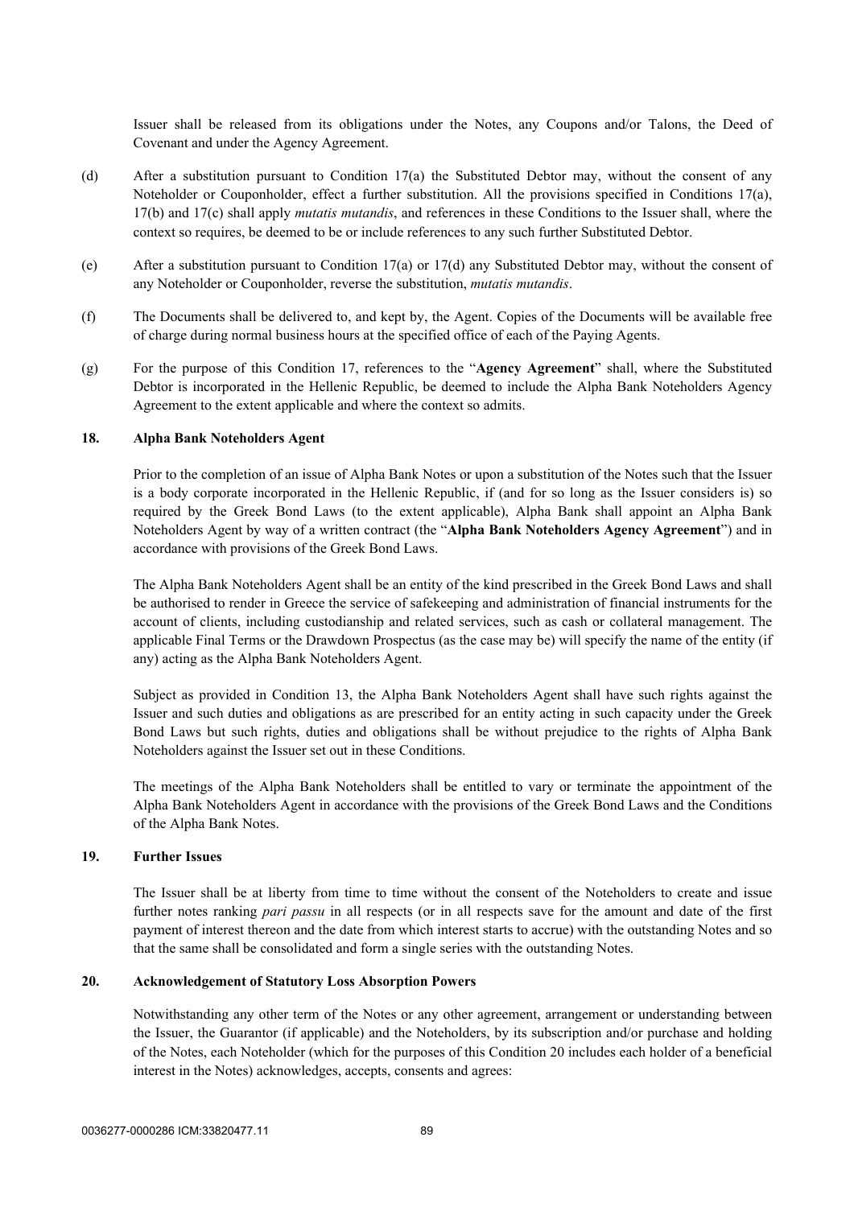Issuer shall be released from its obligations under the Notes, any Coupons and/or Talons, the Deed of Covenant and under the Agency Agreement.

(d) After a substitution pursuant to Condition 17(a) the Substituted Debtor may, without the consent of any Noteholder or Couponholder, effect a further substitution. All the provisions specified in Conditions 17(a), 17(b) and 17(c) shall apply *mutatis mutandis*, and references in these Conditions to the Issuer shall, where the context so requires, be deemed to be or include references to any such further Substituted Debtor.

(e) After a substitution pursuant to Condition 17(a) or 17(d) any Substituted Debtor may, without the consent of any Noteholder or Couponholder, reverse the substitution, *mutatis mutandis*.

(f) The Documents shall be delivered to, and kept by, the Agent. Copies of the Documents will be available free of charge during normal business hours at the specified office of each of the Paying Agents.

(g) For the purpose of this Condition 17, references to the "**Agency Agreement**" shall, where the Substituted Debtor is incorporated in the Hellenic Republic, be deemed to include the Alpha Bank Noteholders Agency Agreement to the extent applicable and where the context so admits.

## 18. Alpha Bank Noteholders Agent

Prior to the completion of an issue of Alpha Bank Notes or upon a substitution of the Notes such that the Issuer is a body corporate incorporated in the Hellenic Republic, if (and for so long as the Issuer considers is) so required by the Greek Bond Laws (to the extent applicable), Alpha Bank shall appoint an Alpha Bank Noteholders Agent by way of a written contract (the "**Alpha Bank Noteholders Agency Agreement**") and in accordance with provisions of the Greek Bond Laws.

The Alpha Bank Noteholders Agent shall be an entity of the kind prescribed in the Greek Bond Laws and shall be authorised to render in Greece the service of safekeeping and administration of financial instruments for the account of clients, including custodianship and related services, such as cash or collateral management. The applicable Final Terms or the Drawdown Prospectus (as the case may be) will specify the name of the entity (if any) acting as the Alpha Bank Noteholders Agent.

Subject as provided in Condition 13, the Alpha Bank Noteholders Agent shall have such rights against the Issuer and such duties and obligations as are prescribed for an entity acting in such capacity under the Greek Bond Laws but such rights, duties and obligations shall be without prejudice to the rights of Alpha Bank Noteholders against the Issuer set out in these Conditions.

The meetings of the Alpha Bank Noteholders shall be entitled to vary or terminate the appointment of the Alpha Bank Noteholders Agent in accordance with the provisions of the Greek Bond Laws and the Conditions of the Alpha Bank Notes.

## 19. Further Issues

The Issuer shall be at liberty from time to time without the consent of the Noteholders to create and issue further notes ranking *pari passu* in all respects (or in all respects save for the amount and date of the first payment of interest thereon and the date from which interest starts to accrue) with the outstanding Notes and so that the same shall be consolidated and form a single series with the outstanding Notes.

## 20. Acknowledgement of Statutory Loss Absorption Powers

Notwithstanding any other term of the Notes or any other agreement, arrangement or understanding between the Issuer, the Guarantor (if applicable) and the Noteholders, by its subscription and/or purchase and holding of the Notes, each Noteholder (which for the purposes of this Condition 20 includes each holder of a beneficial interest in the Notes) acknowledges, accepts, consents and agrees: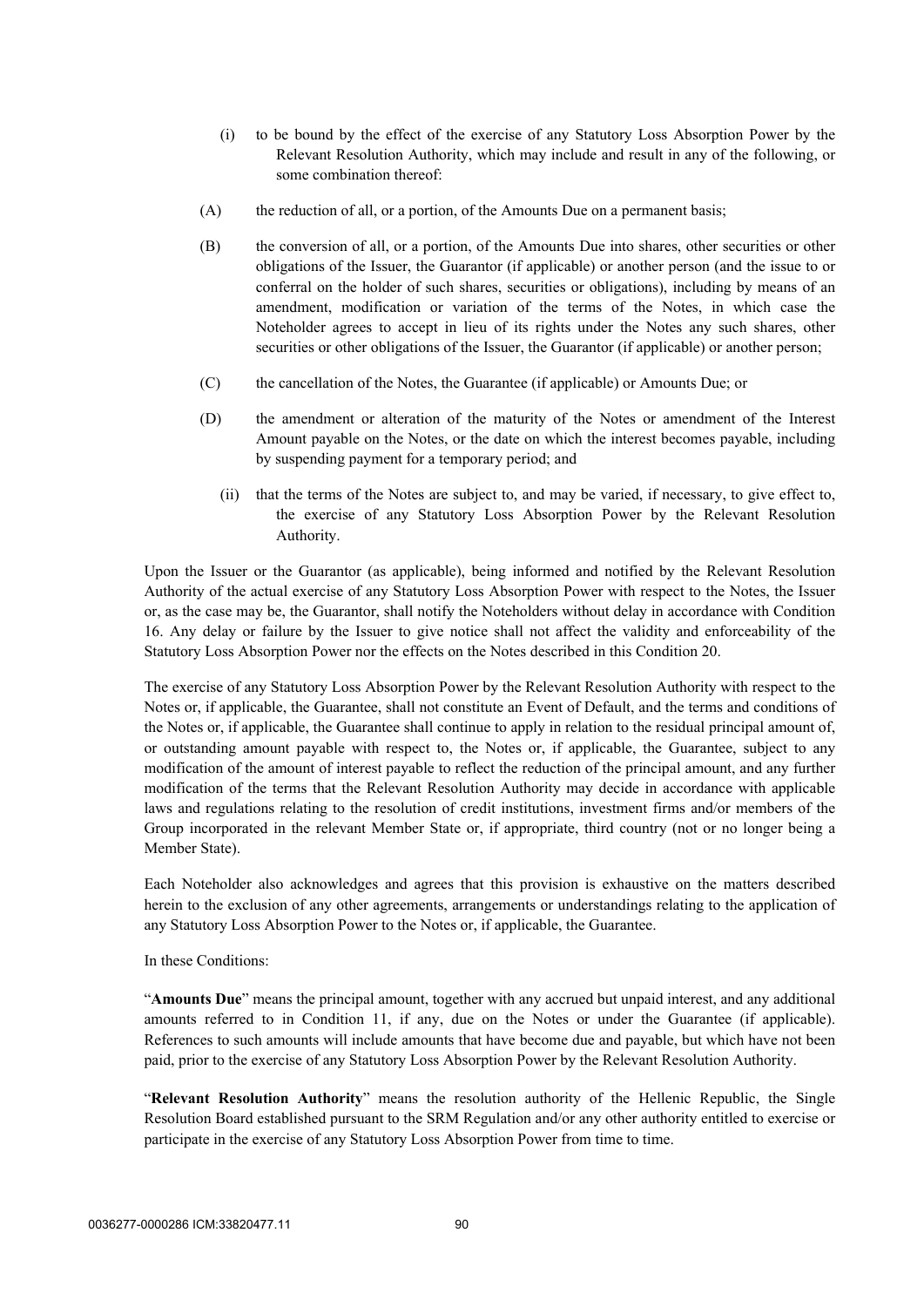(i) to be bound by the effect of the exercise of any Statutory Loss Absorption Power by the Relevant Resolution Authority, which may include and result in any of the following, or some combination thereof:

(A) the reduction of all, or a portion, of the Amounts Due on a permanent basis;

(B) the conversion of all, or a portion, of the Amounts Due into shares, other securities or other obligations of the Issuer, the Guarantor (if applicable) or another person (and the issue to or conferral on the holder of such shares, securities or obligations), including by means of an amendment, modification or variation of the terms of the Notes, in which case the Noteholder agrees to accept in lieu of its rights under the Notes any such shares, other securities or other obligations of the Issuer, the Guarantor (if applicable) or another person;

(C) the cancellation of the Notes, the Guarantee (if applicable) or Amounts Due; or

(D) the amendment or alteration of the maturity of the Notes or amendment of the Interest Amount payable on the Notes, or the date on which the interest becomes payable, including by suspending payment for a temporary period; and

(ii) that the terms of the Notes are subject to, and may be varied, if necessary, to give effect to, the exercise of any Statutory Loss Absorption Power by the Relevant Resolution Authority.

Upon the Issuer or the Guarantor (as applicable), being informed and notified by the Relevant Resolution Authority of the actual exercise of any Statutory Loss Absorption Power with respect to the Notes, the Issuer or, as the case may be, the Guarantor, shall notify the Noteholders without delay in accordance with Condition 16. Any delay or failure by the Issuer to give notice shall not affect the validity and enforceability of the Statutory Loss Absorption Power nor the effects on the Notes described in this Condition 20.

The exercise of any Statutory Loss Absorption Power by the Relevant Resolution Authority with respect to the Notes or, if applicable, the Guarantee, shall not constitute an Event of Default, and the terms and conditions of the Notes or, if applicable, the Guarantee shall continue to apply in relation to the residual principal amount of, or outstanding amount payable with respect to, the Notes or, if applicable, the Guarantee, subject to any modification of the amount of interest payable to reflect the reduction of the principal amount, and any further modification of the terms that the Relevant Resolution Authority may decide in accordance with applicable laws and regulations relating to the resolution of credit institutions, investment firms and/or members of the Group incorporated in the relevant Member State or, if appropriate, third country (not or no longer being a Member State).

Each Noteholder also acknowledges and agrees that this provision is exhaustive on the matters described herein to the exclusion of any other agreements, arrangements or understandings relating to the application of any Statutory Loss Absorption Power to the Notes or, if applicable, the Guarantee.

In these Conditions:

"**Amounts Due**" means the principal amount, together with any accrued but unpaid interest, and any additional amounts referred to in Condition 11, if any, due on the Notes or under the Guarantee (if applicable). References to such amounts will include amounts that have become due and payable, but which have not been paid, prior to the exercise of any Statutory Loss Absorption Power by the Relevant Resolution Authority.

"**Relevant Resolution Authority**" means the resolution authority of the Hellenic Republic, the Single Resolution Board established pursuant to the SRM Regulation and/or any other authority entitled to exercise or participate in the exercise of any Statutory Loss Absorption Power from time to time.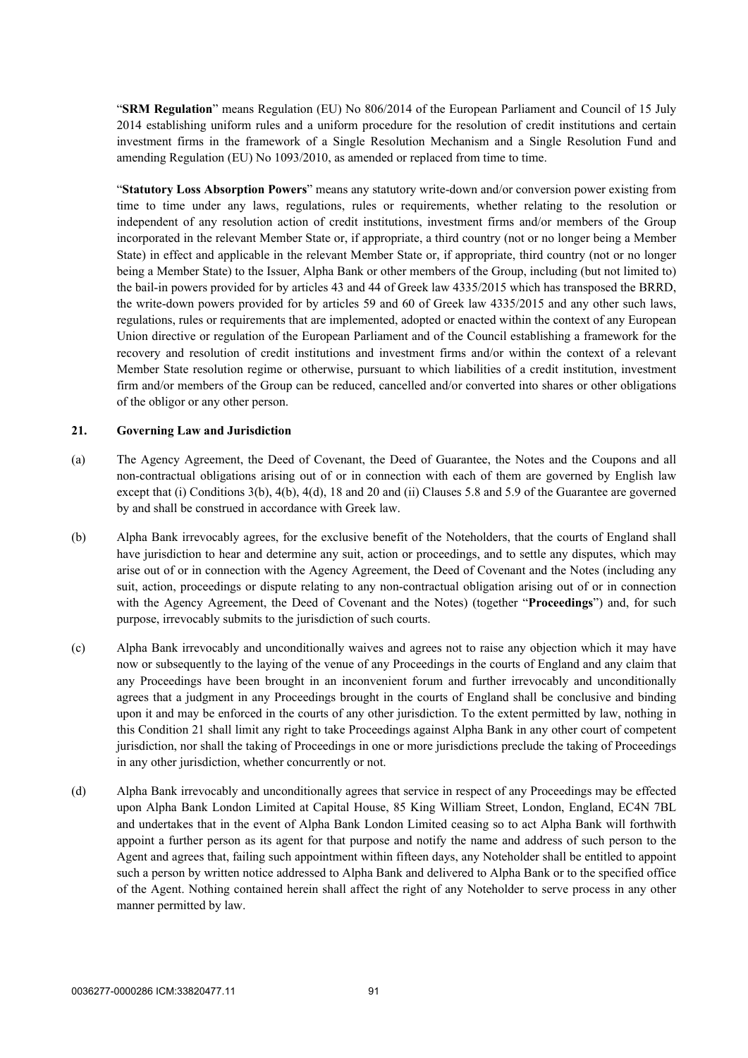"**SRM Regulation**" means Regulation (EU) No 806/2014 of the European Parliament and Council of 15 July 2014 establishing uniform rules and a uniform procedure for the resolution of credit institutions and certain investment firms in the framework of a Single Resolution Mechanism and a Single Resolution Fund and amending Regulation (EU) No 1093/2010, as amended or replaced from time to time.

"**Statutory Loss Absorption Powers**" means any statutory write-down and/or conversion power existing from time to time under any laws, regulations, rules or requirements, whether relating to the resolution or independent of any resolution action of credit institutions, investment firms and/or members of the Group incorporated in the relevant Member State or, if appropriate, a third country (not or no longer being a Member State) in effect and applicable in the relevant Member State or, if appropriate, third country (not or no longer being a Member State) to the Issuer, Alpha Bank or other members of the Group, including (but not limited to) the bail-in powers provided for by articles 43 and 44 of Greek law 4335/2015 which has transposed the BRRD, the write-down powers provided for by articles 59 and 60 of Greek law 4335/2015 and any other such laws, regulations, rules or requirements that are implemented, adopted or enacted within the context of any European Union directive or regulation of the European Parliament and of the Council establishing a framework for the recovery and resolution of credit institutions and investment firms and/or within the context of a relevant Member State resolution regime or otherwise, pursuant to which liabilities of a credit institution, investment firm and/or members of the Group can be reduced, cancelled and/or converted into shares or other obligations of the obligor or any other person.

## 21. Governing Law and Jurisdiction

(a) The Agency Agreement, the Deed of Covenant, the Deed of Guarantee, the Notes and the Coupons and all non-contractual obligations arising out of or in connection with each of them are governed by English law except that (i) Conditions 3(b), 4(b), 4(d), 18 and 20 and (ii) Clauses 5.8 and 5.9 of the Guarantee are governed by and shall be construed in accordance with Greek law.

(b) Alpha Bank irrevocably agrees, for the exclusive benefit of the Noteholders, that the courts of England shall have jurisdiction to hear and determine any suit, action or proceedings, and to settle any disputes, which may arise out of or in connection with the Agency Agreement, the Deed of Covenant and the Notes (including any suit, action, proceedings or dispute relating to any non-contractual obligation arising out of or in connection with the Agency Agreement, the Deed of Covenant and the Notes) (together "**Proceedings**") and, for such purpose, irrevocably submits to the jurisdiction of such courts.

(c) Alpha Bank irrevocably and unconditionally waives and agrees not to raise any objection which it may have now or subsequently to the laying of the venue of any Proceedings in the courts of England and any claim that any Proceedings have been brought in an inconvenient forum and further irrevocably and unconditionally agrees that a judgment in any Proceedings brought in the courts of England shall be conclusive and binding upon it and may be enforced in the courts of any other jurisdiction. To the extent permitted by law, nothing in this Condition 21 shall limit any right to take Proceedings against Alpha Bank in any other court of competent jurisdiction, nor shall the taking of Proceedings in one or more jurisdictions preclude the taking of Proceedings in any other jurisdiction, whether concurrently or not.

(d) Alpha Bank irrevocably and unconditionally agrees that service in respect of any Proceedings may be effected upon Alpha Bank London Limited at Capital House, 85 King William Street, London, England, EC4N 7BL and undertakes that in the event of Alpha Bank London Limited ceasing so to act Alpha Bank will forthwith appoint a further person as its agent for that purpose and notify the name and address of such person to the Agent and agrees that, failing such appointment within fifteen days, any Noteholder shall be entitled to appoint such a person by written notice addressed to Alpha Bank and delivered to Alpha Bank or to the specified office of the Agent. Nothing contained herein shall affect the right of any Noteholder to serve process in any other manner permitted by law.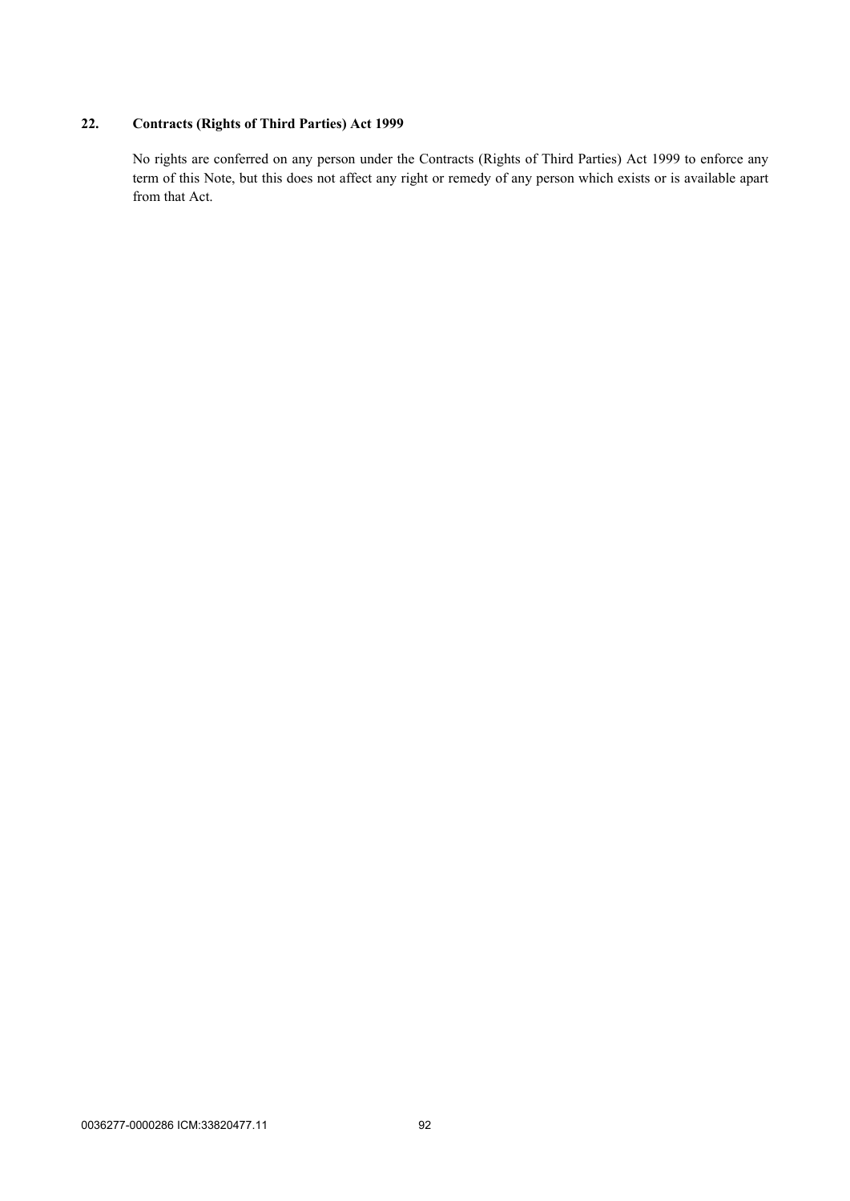## 22. Contracts (Rights of Third Parties) Act 1999

No rights are conferred on any person under the Contracts (Rights of Third Parties) Act 1999 to enforce any term of this Note, but this does not affect any right or remedy of any person which exists or is available apart from that Act.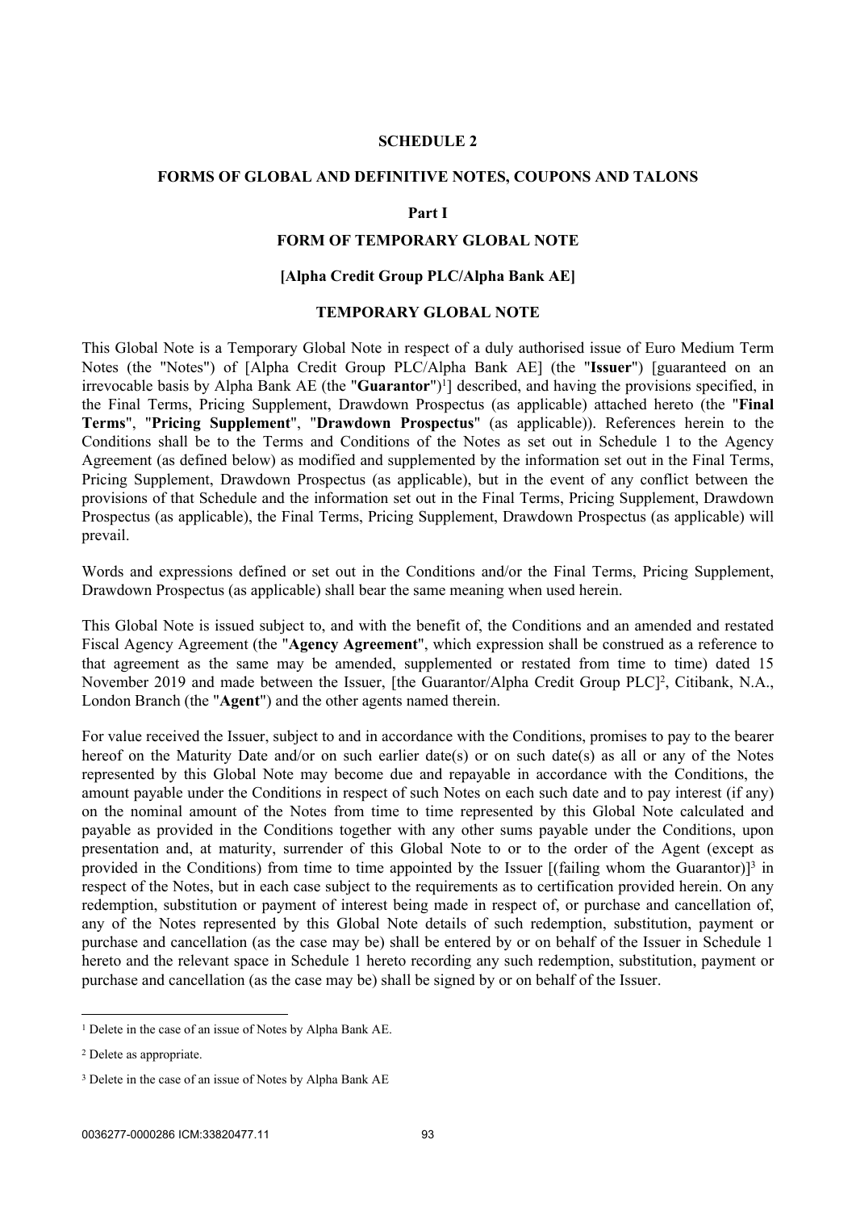# SCHEDULE 2

## FORMS OF GLOBAL AND DEFINITIVE NOTES, COUPONS AND TALONS

### Part I

### FORM OF TEMPORARY GLOBAL NOTE

**[Alpha Credit Group PLC/Alpha Bank AE]**

**TEMPORARY GLOBAL NOTE**

This Global Note is a Temporary Global Note in respect of a duly authorised issue of Euro Medium Term Notes (the "Notes") of [Alpha Credit Group PLC/Alpha Bank AE] (the "**Issuer**") [guaranteed on an irrevocable basis by Alpha Bank AE (the "**Guarantor**")[1]] described, and having the provisions specified, in the Final Terms, Pricing Supplement, Drawdown Prospectus (as applicable) attached hereto (the "**Final Terms**", "**Pricing Supplement**", "**Drawdown Prospectus**" (as applicable)). References herein to the Conditions shall be to the Terms and Conditions of the Notes as set out in Schedule 1 to the Agency Agreement (as defined below) as modified and supplemented by the information set out in the Final Terms, Pricing Supplement, Drawdown Prospectus (as applicable), but in the event of any conflict between the provisions of that Schedule and the information set out in the Final Terms, Pricing Supplement, Drawdown Prospectus (as applicable), the Final Terms, Pricing Supplement, Drawdown Prospectus (as applicable) will prevail.

Words and expressions defined or set out in the Conditions and/or the Final Terms, Pricing Supplement, Drawdown Prospectus (as applicable) shall bear the same meaning when used herein.

This Global Note is issued subject to, and with the benefit of, the Conditions and an amended and restated Fiscal Agency Agreement (the "**Agency Agreement**", which expression shall be construed as a reference to that agreement as the same may be amended, supplemented or restated from time to time) dated 15 November 2019 and made between the Issuer, [the Guarantor/Alpha Credit Group PLC][2], Citibank, N.A., London Branch (the "**Agent**") and the other agents named therein.

For value received the Issuer, subject to and in accordance with the Conditions, promises to pay to the bearer hereof on the Maturity Date and/or on such earlier date(s) or on such date(s) as all or any of the Notes represented by this Global Note may become due and repayable in accordance with the Conditions, the amount payable under the Conditions in respect of such Notes on each such date and to pay interest (if any) on the nominal amount of the Notes from time to time represented by this Global Note calculated and payable as provided in the Conditions together with any other sums payable under the Conditions, upon presentation and, at maturity, surrender of this Global Note to or to the order of the Agent (except as provided in the Conditions) from time to time appointed by the Issuer [(failing whom the Guarantor)][3] in respect of the Notes, but in each case subject to the requirements as to certification provided herein. On any redemption, substitution or payment of interest being made in respect of, or purchase and cancellation of, any of the Notes represented by this Global Note details of such redemption, substitution, payment or purchase and cancellation (as the case may be) shall be entered by or on behalf of the Issuer in Schedule 1 hereto and the relevant space in Schedule 1 hereto recording any such redemption, substitution, payment or purchase and cancellation (as the case may be) shall be signed by or on behalf of the Issuer.

---

[1] Delete in the case of an issue of Notes by Alpha Bank AE.

[2] Delete as appropriate.

[3] Delete in the case of an issue of Notes by Alpha Bank AE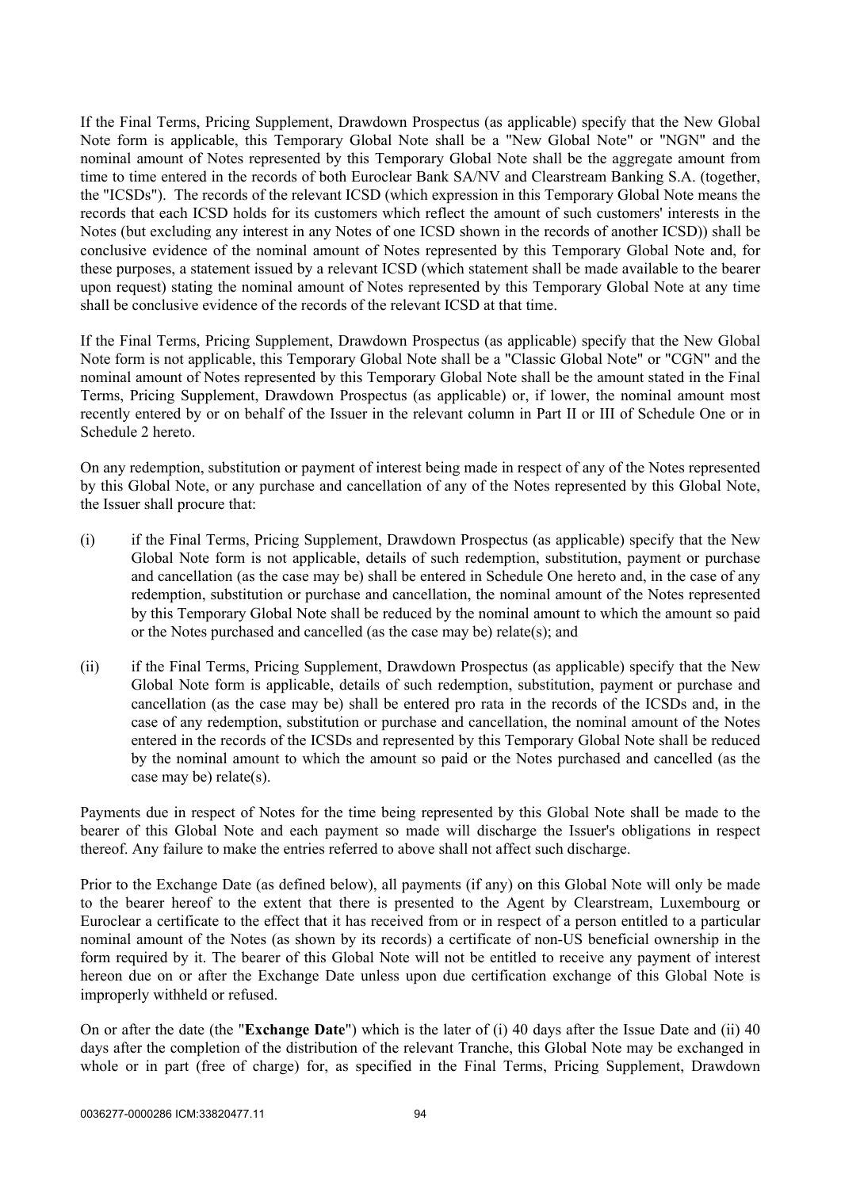If the Final Terms, Pricing Supplement, Drawdown Prospectus (as applicable) specify that the New Global Note form is applicable, this Temporary Global Note shall be a "New Global Note" or "NGN" and the nominal amount of Notes represented by this Temporary Global Note shall be the aggregate amount from time to time entered in the records of both Euroclear Bank SA/NV and Clearstream Banking S.A. (together, the "ICSDs"). The records of the relevant ICSD (which expression in this Temporary Global Note means the records that each ICSD holds for its customers which reflect the amount of such customers' interests in the Notes (but excluding any interest in any Notes of one ICSD shown in the records of another ICSD)) shall be conclusive evidence of the nominal amount of Notes represented by this Temporary Global Note and, for these purposes, a statement issued by a relevant ICSD (which statement shall be made available to the bearer upon request) stating the nominal amount of Notes represented by this Temporary Global Note at any time shall be conclusive evidence of the records of the relevant ICSD at that time.

If the Final Terms, Pricing Supplement, Drawdown Prospectus (as applicable) specify that the New Global Note form is not applicable, this Temporary Global Note shall be a "Classic Global Note" or "CGN" and the nominal amount of Notes represented by this Temporary Global Note shall be the amount stated in the Final Terms, Pricing Supplement, Drawdown Prospectus (as applicable) or, if lower, the nominal amount most recently entered by or on behalf of the Issuer in the relevant column in Part II or III of Schedule One or in Schedule 2 hereto.

On any redemption, substitution or payment of interest being made in respect of any of the Notes represented by this Global Note, or any purchase and cancellation of any of the Notes represented by this Global Note, the Issuer shall procure that:

(i) if the Final Terms, Pricing Supplement, Drawdown Prospectus (as applicable) specify that the New Global Note form is not applicable, details of such redemption, substitution, payment or purchase and cancellation (as the case may be) shall be entered in Schedule One hereto and, in the case of any redemption, substitution or purchase and cancellation, the nominal amount of the Notes represented by this Temporary Global Note shall be reduced by the nominal amount to which the amount so paid or the Notes purchased and cancelled (as the case may be) relate(s); and

(ii) if the Final Terms, Pricing Supplement, Drawdown Prospectus (as applicable) specify that the New Global Note form is applicable, details of such redemption, substitution, payment or purchase and cancellation (as the case may be) shall be entered pro rata in the records of the ICSDs and, in the case of any redemption, substitution or purchase and cancellation, the nominal amount of the Notes entered in the records of the ICSDs and represented by this Temporary Global Note shall be reduced by the nominal amount to which the amount so paid or the Notes purchased and cancelled (as the case may be) relate(s).

Payments due in respect of Notes for the time being represented by this Global Note shall be made to the bearer of this Global Note and each payment so made will discharge the Issuer's obligations in respect thereof. Any failure to make the entries referred to above shall not affect such discharge.

Prior to the Exchange Date (as defined below), all payments (if any) on this Global Note will only be made to the bearer hereof to the extent that there is presented to the Agent by Clearstream, Luxembourg or Euroclear a certificate to the effect that it has received from or in respect of a person entitled to a particular nominal amount of the Notes (as shown by its records) a certificate of non-US beneficial ownership in the form required by it. The bearer of this Global Note will not be entitled to receive any payment of interest hereon due on or after the Exchange Date unless upon due certification exchange of this Global Note is improperly withheld or refused.

On or after the date (the "**Exchange Date**") which is the later of (i) 40 days after the Issue Date and (ii) 40 days after the completion of the distribution of the relevant Tranche, this Global Note may be exchanged in whole or in part (free of charge) for, as specified in the Final Terms, Pricing Supplement, Drawdown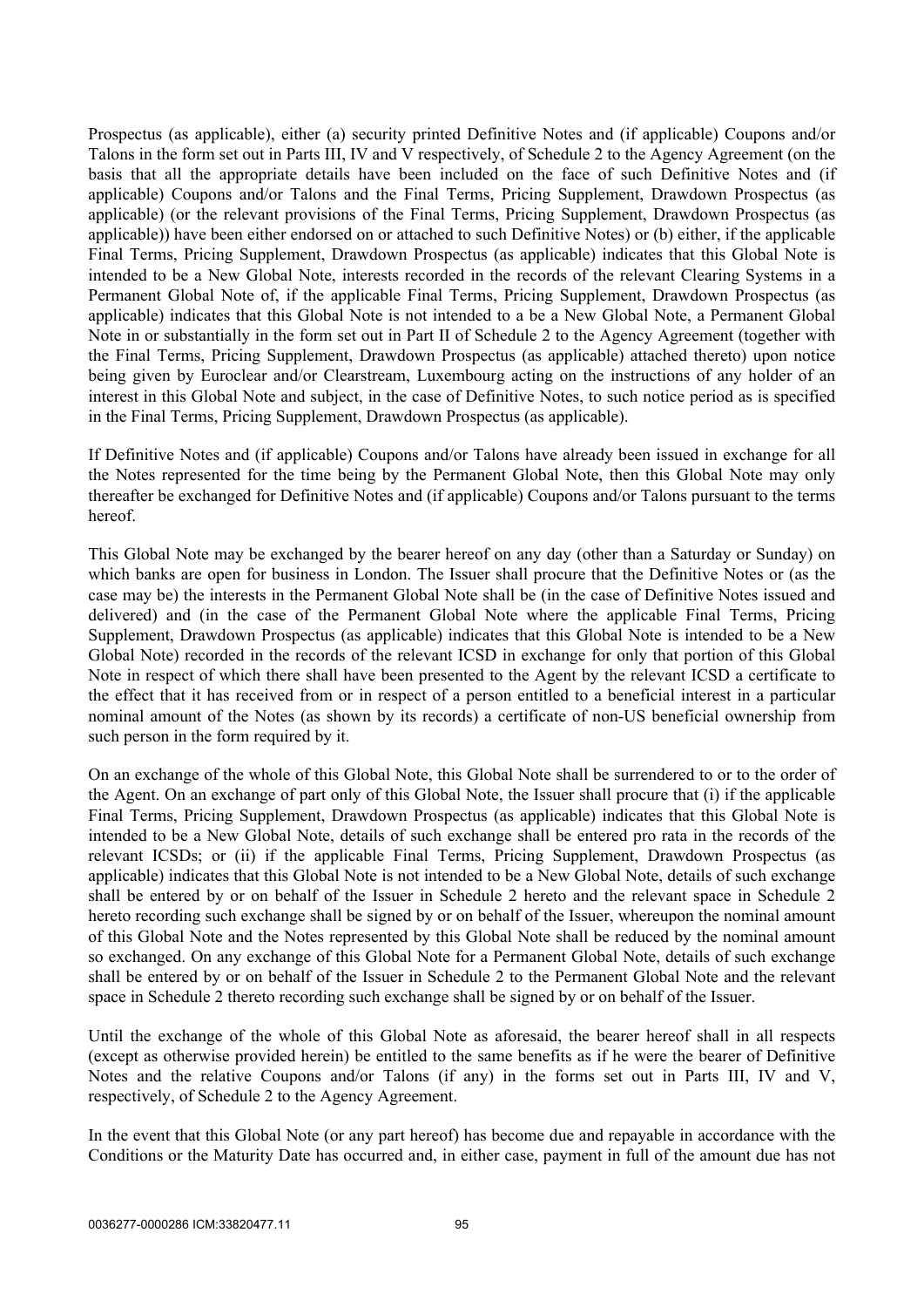Prospectus (as applicable), either (a) security printed Definitive Notes and (if applicable) Coupons and/or Talons in the form set out in Parts III, IV and V respectively, of Schedule 2 to the Agency Agreement (on the basis that all the appropriate details have been included on the face of such Definitive Notes and (if applicable) Coupons and/or Talons and the Final Terms, Pricing Supplement, Drawdown Prospectus (as applicable) (or the relevant provisions of the Final Terms, Pricing Supplement, Drawdown Prospectus (as applicable)) have been either endorsed on or attached to such Definitive Notes) or (b) either, if the applicable Final Terms, Pricing Supplement, Drawdown Prospectus (as applicable) indicates that this Global Note is intended to be a New Global Note, interests recorded in the records of the relevant Clearing Systems in a Permanent Global Note of, if the applicable Final Terms, Pricing Supplement, Drawdown Prospectus (as applicable) indicates that this Global Note is not intended to a be a New Global Note, a Permanent Global Note in or substantially in the form set out in Part II of Schedule 2 to the Agency Agreement (together with the Final Terms, Pricing Supplement, Drawdown Prospectus (as applicable) attached thereto) upon notice being given by Euroclear and/or Clearstream, Luxembourg acting on the instructions of any holder of an interest in this Global Note and subject, in the case of Definitive Notes, to such notice period as is specified in the Final Terms, Pricing Supplement, Drawdown Prospectus (as applicable).

If Definitive Notes and (if applicable) Coupons and/or Talons have already been issued in exchange for all the Notes represented for the time being by the Permanent Global Note, then this Global Note may only thereafter be exchanged for Definitive Notes and (if applicable) Coupons and/or Talons pursuant to the terms hereof.

This Global Note may be exchanged by the bearer hereof on any day (other than a Saturday or Sunday) on which banks are open for business in London. The Issuer shall procure that the Definitive Notes or (as the case may be) the interests in the Permanent Global Note shall be (in the case of Definitive Notes issued and delivered) and (in the case of the Permanent Global Note where the applicable Final Terms, Pricing Supplement, Drawdown Prospectus (as applicable) indicates that this Global Note is intended to be a New Global Note) recorded in the records of the relevant ICSD in exchange for only that portion of this Global Note in respect of which there shall have been presented to the Agent by the relevant ICSD a certificate to the effect that it has received from or in respect of a person entitled to a beneficial interest in a particular nominal amount of the Notes (as shown by its records) a certificate of non-US beneficial ownership from such person in the form required by it.

On an exchange of the whole of this Global Note, this Global Note shall be surrendered to or to the order of the Agent. On an exchange of part only of this Global Note, the Issuer shall procure that (i) if the applicable Final Terms, Pricing Supplement, Drawdown Prospectus (as applicable) indicates that this Global Note is intended to be a New Global Note, details of such exchange shall be entered pro rata in the records of the relevant ICSDs; or (ii) if the applicable Final Terms, Pricing Supplement, Drawdown Prospectus (as applicable) indicates that this Global Note is not intended to be a New Global Note, details of such exchange shall be entered by or on behalf of the Issuer in Schedule 2 hereto and the relevant space in Schedule 2 hereto recording such exchange shall be signed by or on behalf of the Issuer, whereupon the nominal amount of this Global Note and the Notes represented by this Global Note shall be reduced by the nominal amount so exchanged. On any exchange of this Global Note for a Permanent Global Note, details of such exchange shall be entered by or on behalf of the Issuer in Schedule 2 to the Permanent Global Note and the relevant space in Schedule 2 thereto recording such exchange shall be signed by or on behalf of the Issuer.

Until the exchange of the whole of this Global Note as aforesaid, the bearer hereof shall in all respects (except as otherwise provided herein) be entitled to the same benefits as if he were the bearer of Definitive Notes and the relative Coupons and/or Talons (if any) in the forms set out in Parts III, IV and V, respectively, of Schedule 2 to the Agency Agreement.

In the event that this Global Note (or any part hereof) has become due and repayable in accordance with the Conditions or the Maturity Date has occurred and, in either case, payment in full of the amount due has not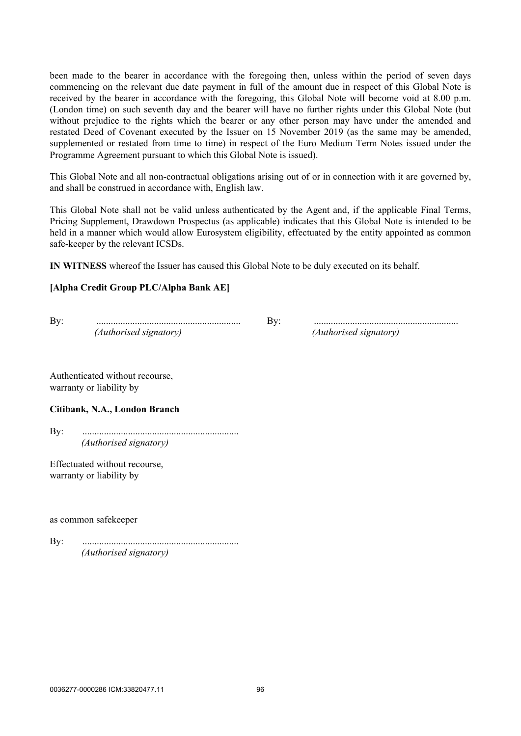been made to the bearer in accordance with the foregoing then, unless within the period of seven days commencing on the relevant due date payment in full of the amount due in respect of this Global Note is received by the bearer in accordance with the foregoing, this Global Note will become void at 8.00 p.m. (London time) on such seventh day and the bearer will have no further rights under this Global Note (but without prejudice to the rights which the bearer or any other person may have under the amended and restated Deed of Covenant executed by the Issuer on 15 November 2019 (as the same may be amended, supplemented or restated from time to time) in respect of the Euro Medium Term Notes issued under the Programme Agreement pursuant to which this Global Note is issued).

This Global Note and all non-contractual obligations arising out of or in connection with it are governed by, and shall be construed in accordance with, English law.

This Global Note shall not be valid unless authenticated by the Agent and, if the applicable Final Terms, Pricing Supplement, Drawdown Prospectus (as applicable) indicates that this Global Note is intended to be held in a manner which would allow Eurosystem eligibility, effectuated by the entity appointed as common safe-keeper by the relevant ICSDs.

**IN WITNESS** whereof the Issuer has caused this Global Note to be duly executed on its behalf.

**[Alpha Credit Group PLC/Alpha Bank AE]**

By: ............................................................ By: ............................................................
*(Authorised signatory)* *(Authorised signatory)*

Authenticated without recourse,
warranty or liability by

**Citibank, N.A., London Branch**

By: ................................................................
*(Authorised signatory)*

Effectuated without recourse,
warranty or liability by

as common safekeeper

By: ................................................................
*(Authorised signatory)*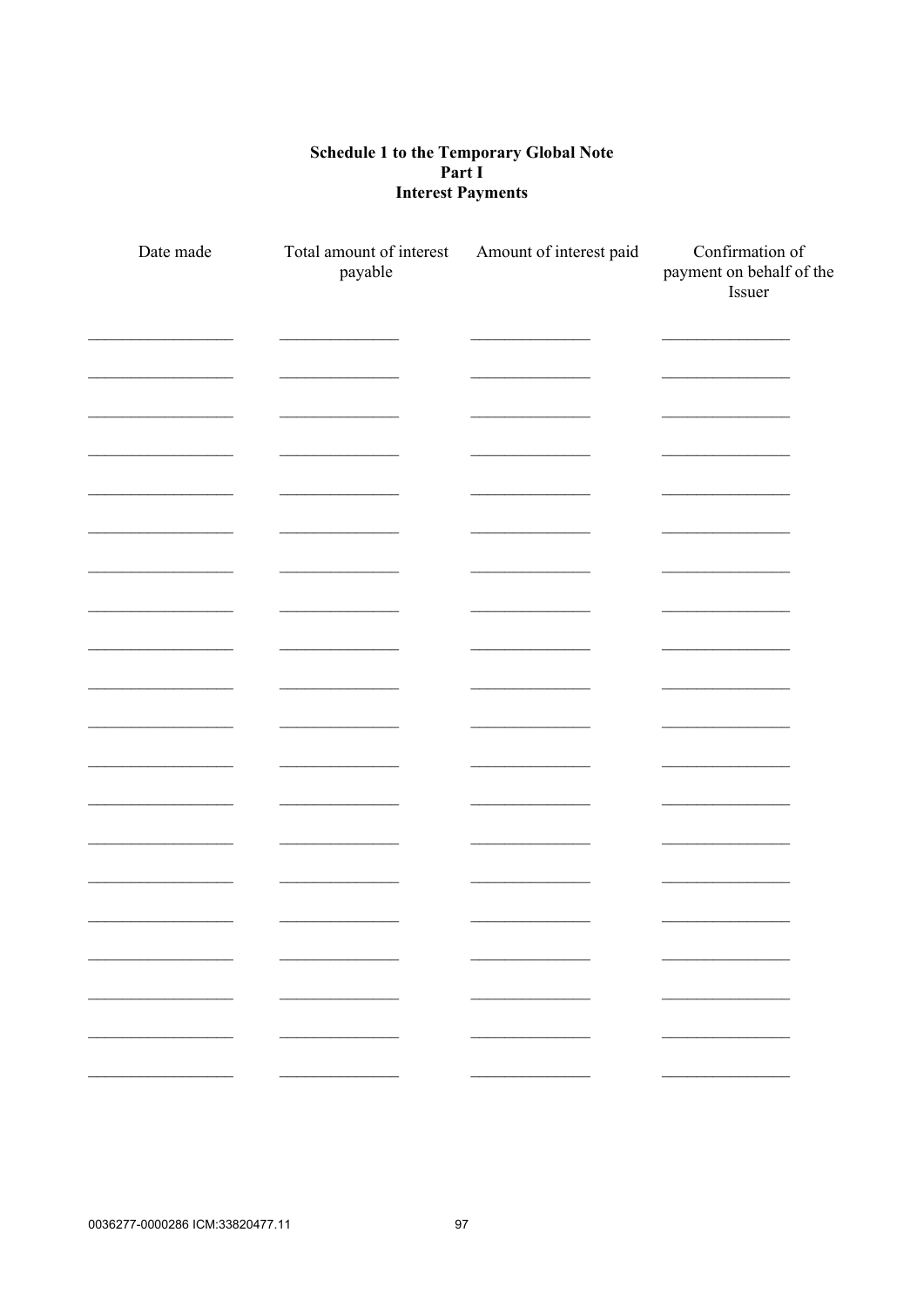**Schedule 1 to the Temporary Global Note**
**Part I**
**Interest Payments**

| Date made | Total amount of interest payable | Amount of interest paid | Confirmation of payment on behalf of the Issuer |
|---|---|---|---|
| | | | |
| | | | |
| | | | |
| | | | |
| | | | |
| | | | |
| | | | |
| | | | |
| | | | |
| | | | |
| | | | |
| | | | |
| | | | |
| | | | |
| | | | |
| | | | |
| | | | |
| | | | |
| | | | |
| | | | |

0036277-0000286 ICM:33820477.11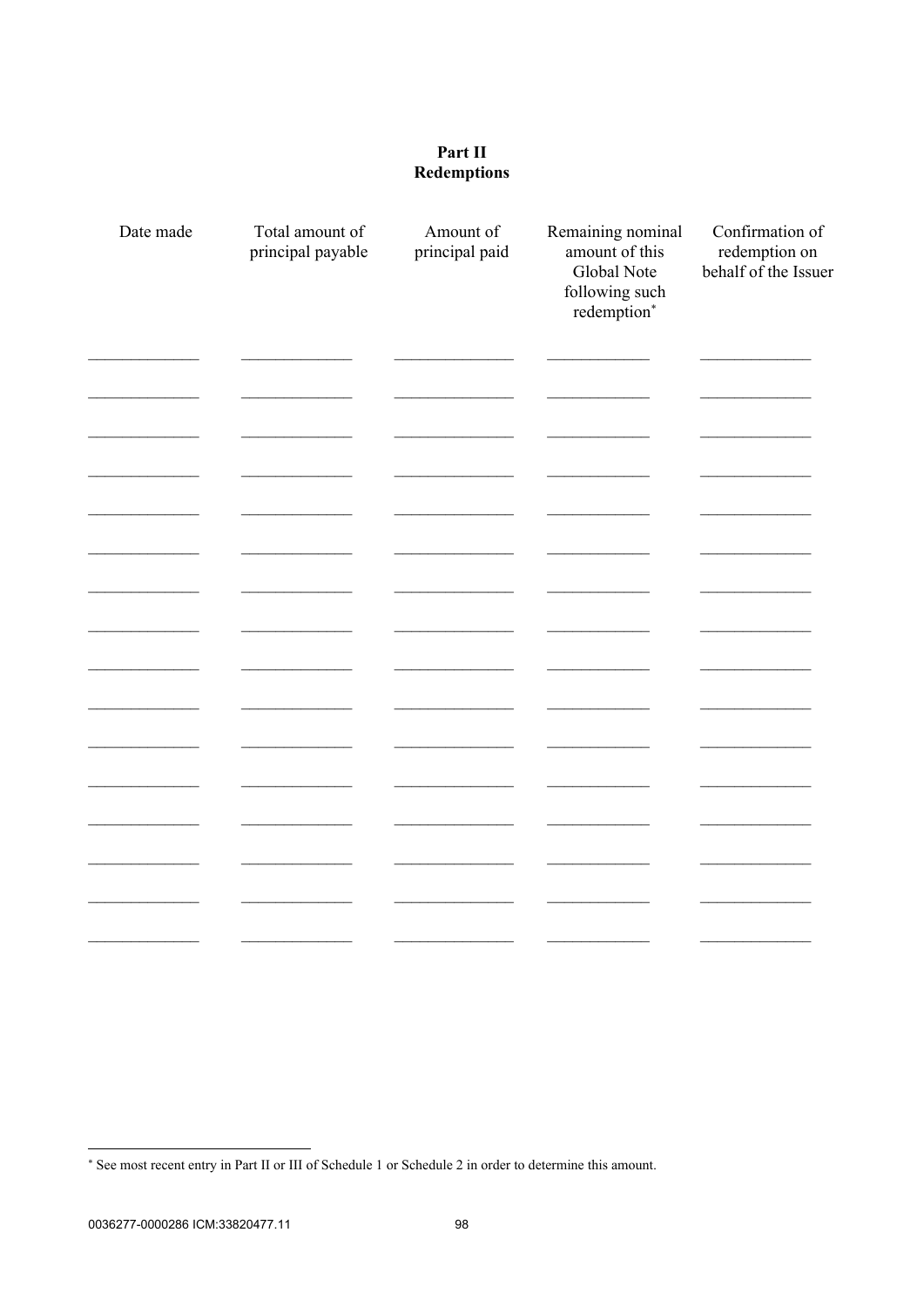# Part II
## Redemptions

| Date made | Total amount of principal payable | Amount of principal paid | Remaining nominal amount of this Global Note following such redemption* | Confirmation of redemption on behalf of the Issuer |
|---|---|---|---|---|
| | | | | |
| | | | | |
| | | | | |
| | | | | |
| | | | | |
| | | | | |
| | | | | |
| | | | | |
| | | | | |
| | | | | |
| | | | | |
| | | | | |
| | | | | |
| | | | | |
| | | | | |
| | | | | |

* See most recent entry in Part II or III of Schedule 1 or Schedule 2 in order to determine this amount.

0036277-0000286 ICM:33820477.11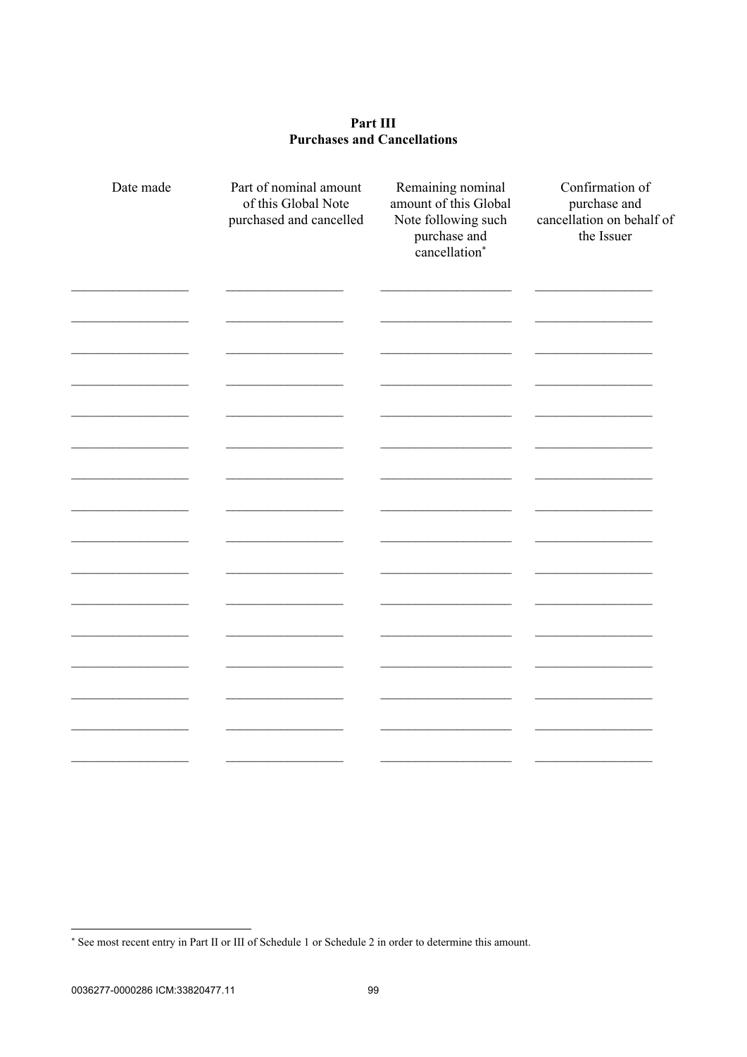## Part III
## Purchases and Cancellations

| Date made | Part of nominal amount of this Global Note purchased and cancelled | Remaining nominal amount of this Global Note following such purchase and cancellation* | Confirmation of purchase and cancellation on behalf of the Issuer |
|---|---|---|---|
| | | | |
| | | | |
| | | | |
| | | | |
| | | | |
| | | | |
| | | | |
| | | | |
| | | | |
| | | | |
| | | | |
| | | | |
| | | | |
| | | | |
| | | | |
| | | | |

* See most recent entry in Part II or III of Schedule 1 or Schedule 2 in order to determine this amount.

0036277-0000286 ICM:33820477.11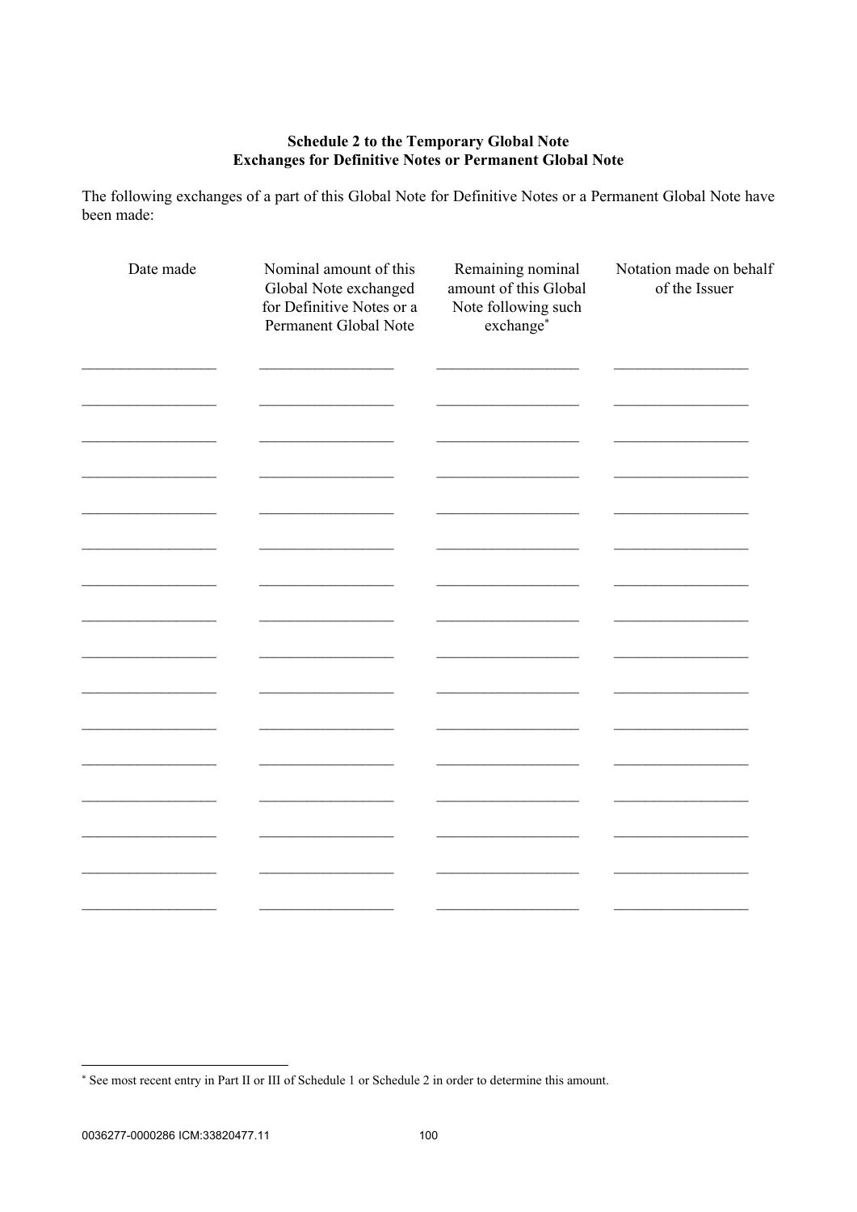**Schedule 2 to the Temporary Global Note**
**Exchanges for Definitive Notes or Permanent Global Note**

The following exchanges of a part of this Global Note for Definitive Notes or a Permanent Global Note have been made:

| Date made | Nominal amount of this Global Note exchanged for Definitive Notes or a Permanent Global Note | Remaining nominal amount of this Global Note following such exchange* | Notation made on behalf of the Issuer |
|---|---|---|---|
| ___________________ | ___________________ | ___________________ | ___________________ |
| ___________________ | ___________________ | ___________________ | ___________________ |
| ___________________ | ___________________ | ___________________ | ___________________ |
| ___________________ | ___________________ | ___________________ | ___________________ |
| ___________________ | ___________________ | ___________________ | ___________________ |
| ___________________ | ___________________ | ___________________ | ___________________ |
| ___________________ | ___________________ | ___________________ | ___________________ |
| ___________________ | ___________________ | ___________________ | ___________________ |
| ___________________ | ___________________ | ___________________ | ___________________ |
| ___________________ | ___________________ | ___________________ | ___________________ |
| ___________________ | ___________________ | ___________________ | ___________________ |
| ___________________ | ___________________ | ___________________ | ___________________ |
| ___________________ | ___________________ | ___________________ | ___________________ |
| ___________________ | ___________________ | ___________________ | ___________________ |
| ___________________ | ___________________ | ___________________ | ___________________ |
| ___________________ | ___________________ | ___________________ | ___________________ |

* See most recent entry in Part II or III of Schedule 1 or Schedule 2 in order to determine this amount.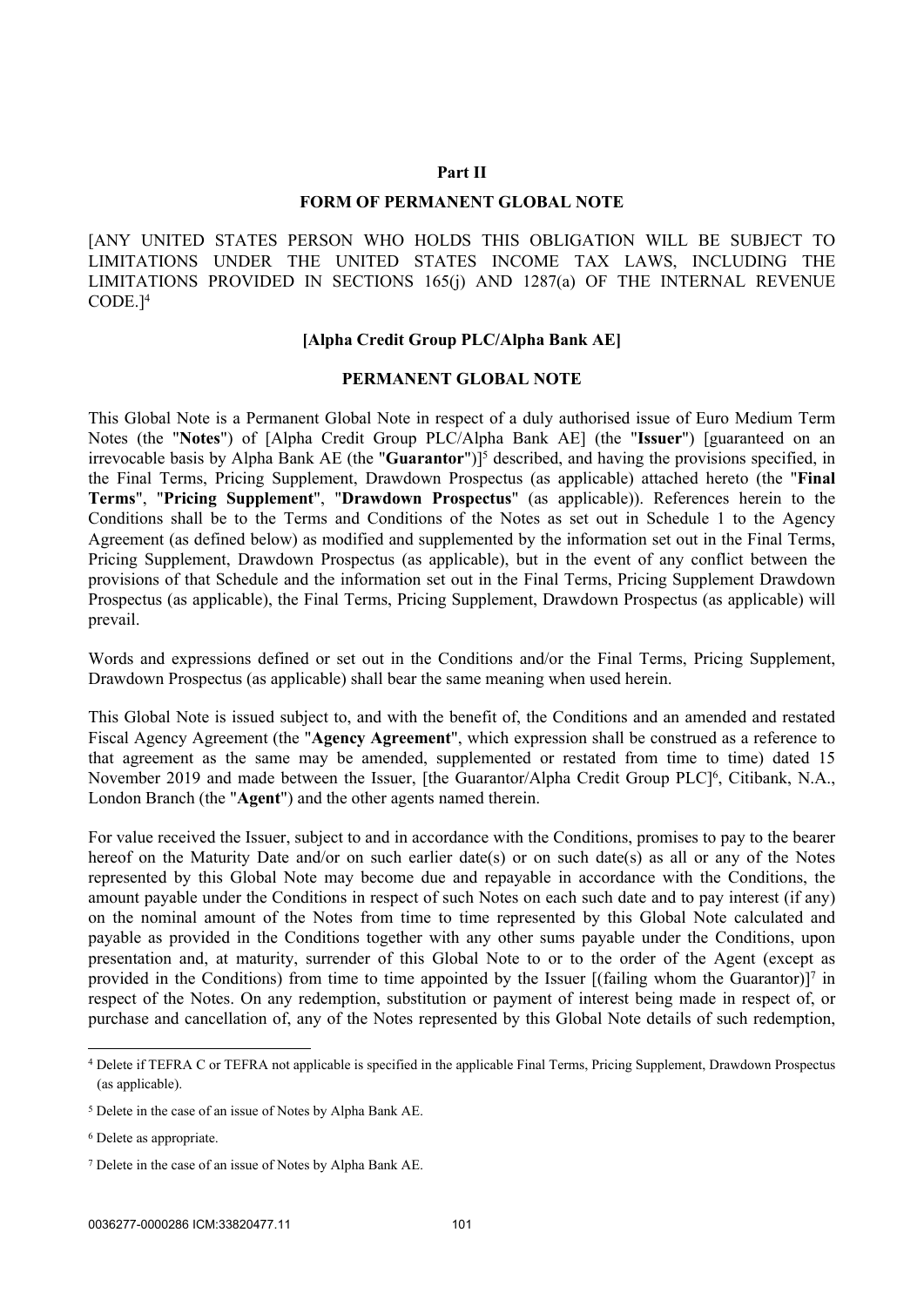## Part II

## FORM OF PERMANENT GLOBAL NOTE

[ANY UNITED STATES PERSON WHO HOLDS THIS OBLIGATION WILL BE SUBJECT TO LIMITATIONS UNDER THE UNITED STATES INCOME TAX LAWS, INCLUDING THE LIMITATIONS PROVIDED IN SECTIONS 165(j) AND 1287(a) OF THE INTERNAL REVENUE CODE.][4]

**[Alpha Credit Group PLC/Alpha Bank AE]**

**PERMANENT GLOBAL NOTE**

This Global Note is a Permanent Global Note in respect of a duly authorised issue of Euro Medium Term Notes (the "**Notes**") of [Alpha Credit Group PLC/Alpha Bank AE] (the "**Issuer**") [guaranteed on an irrevocable basis by Alpha Bank AE (the "**Guarantor**")][5] described, and having the provisions specified, in the Final Terms, Pricing Supplement, Drawdown Prospectus (as applicable) attached hereto (the "**Final Terms**", "**Pricing Supplement**", "**Drawdown Prospectus**" (as applicable)). References herein to the Conditions shall be to the Terms and Conditions of the Notes as set out in Schedule 1 to the Agency Agreement (as defined below) as modified and supplemented by the information set out in the Final Terms, Pricing Supplement, Drawdown Prospectus (as applicable), but in the event of any conflict between the provisions of that Schedule and the information set out in the Final Terms, Pricing Supplement Drawdown Prospectus (as applicable), the Final Terms, Pricing Supplement, Drawdown Prospectus (as applicable) will prevail.

Words and expressions defined or set out in the Conditions and/or the Final Terms, Pricing Supplement, Drawdown Prospectus (as applicable) shall bear the same meaning when used herein.

This Global Note is issued subject to, and with the benefit of, the Conditions and an amended and restated Fiscal Agency Agreement (the "**Agency Agreement**", which expression shall be construed as a reference to that agreement as the same may be amended, supplemented or restated from time to time) dated 15 November 2019 and made between the Issuer, [the Guarantor/Alpha Credit Group PLC][6], Citibank, N.A., London Branch (the "**Agent**") and the other agents named therein.

For value received the Issuer, subject to and in accordance with the Conditions, promises to pay to the bearer hereof on the Maturity Date and/or on such earlier date(s) or on such date(s) as all or any of the Notes represented by this Global Note may become due and repayable in accordance with the Conditions, the amount payable under the Conditions in respect of such Notes on each such date and to pay interest (if any) on the nominal amount of the Notes from time to time represented by this Global Note calculated and payable as provided in the Conditions together with any other sums payable under the Conditions, upon presentation and, at maturity, surrender of this Global Note to or to the order of the Agent (except as provided in the Conditions) from time to time appointed by the Issuer [(failing whom the Guarantor)][7] in respect of the Notes. On any redemption, substitution or payment of interest being made in respect of, or purchase and cancellation of, any of the Notes represented by this Global Note details of such redemption,

---

[4] Delete if TEFRA C or TEFRA not applicable is specified in the applicable Final Terms, Pricing Supplement, Drawdown Prospectus (as applicable).

[5] Delete in the case of an issue of Notes by Alpha Bank AE.

[6] Delete as appropriate.

[7] Delete in the case of an issue of Notes by Alpha Bank AE.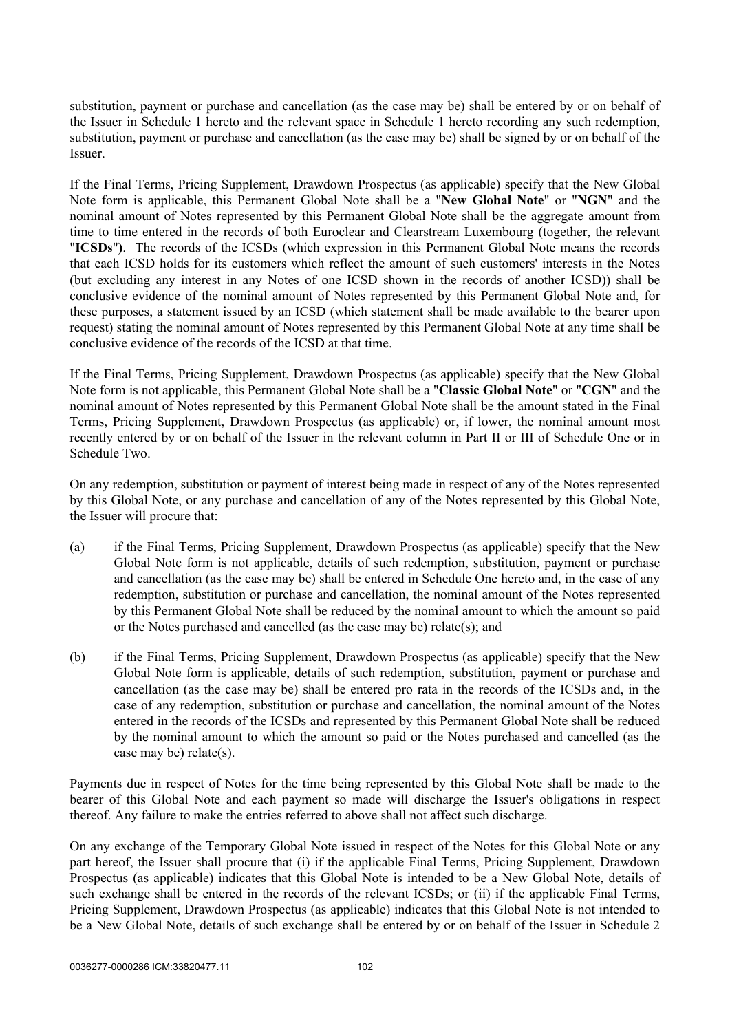substitution, payment or purchase and cancellation (as the case may be) shall be entered by or on behalf of the Issuer in Schedule 1 hereto and the relevant space in Schedule 1 hereto recording any such redemption, substitution, payment or purchase and cancellation (as the case may be) shall be signed by or on behalf of the Issuer.

If the Final Terms, Pricing Supplement, Drawdown Prospectus (as applicable) specify that the New Global Note form is applicable, this Permanent Global Note shall be a "**New Global Note**" or "**NGN**" and the nominal amount of Notes represented by this Permanent Global Note shall be the aggregate amount from time to time entered in the records of both Euroclear and Clearstream Luxembourg (together, the relevant "**ICSDs**"**)**. The records of the ICSDs (which expression in this Permanent Global Note means the records that each ICSD holds for its customers which reflect the amount of such customers' interests in the Notes (but excluding any interest in any Notes of one ICSD shown in the records of another ICSD)) shall be conclusive evidence of the nominal amount of Notes represented by this Permanent Global Note and, for these purposes, a statement issued by an ICSD (which statement shall be made available to the bearer upon request) stating the nominal amount of Notes represented by this Permanent Global Note at any time shall be conclusive evidence of the records of the ICSD at that time.

If the Final Terms, Pricing Supplement, Drawdown Prospectus (as applicable) specify that the New Global Note form is not applicable, this Permanent Global Note shall be a "**Classic Global Note**" or "**CGN**" and the nominal amount of Notes represented by this Permanent Global Note shall be the amount stated in the Final Terms, Pricing Supplement, Drawdown Prospectus (as applicable) or, if lower, the nominal amount most recently entered by or on behalf of the Issuer in the relevant column in Part II or III of Schedule One or in Schedule Two.

On any redemption, substitution or payment of interest being made in respect of any of the Notes represented by this Global Note, or any purchase and cancellation of any of the Notes represented by this Global Note, the Issuer will procure that:

(a) if the Final Terms, Pricing Supplement, Drawdown Prospectus (as applicable) specify that the New Global Note form is not applicable, details of such redemption, substitution, payment or purchase and cancellation (as the case may be) shall be entered in Schedule One hereto and, in the case of any redemption, substitution or purchase and cancellation, the nominal amount of the Notes represented by this Permanent Global Note shall be reduced by the nominal amount to which the amount so paid or the Notes purchased and cancelled (as the case may be) relate(s); and

(b) if the Final Terms, Pricing Supplement, Drawdown Prospectus (as applicable) specify that the New Global Note form is applicable, details of such redemption, substitution, payment or purchase and cancellation (as the case may be) shall be entered pro rata in the records of the ICSDs and, in the case of any redemption, substitution or purchase and cancellation, the nominal amount of the Notes entered in the records of the ICSDs and represented by this Permanent Global Note shall be reduced by the nominal amount to which the amount so paid or the Notes purchased and cancelled (as the case may be) relate(s).

Payments due in respect of Notes for the time being represented by this Global Note shall be made to the bearer of this Global Note and each payment so made will discharge the Issuer's obligations in respect thereof. Any failure to make the entries referred to above shall not affect such discharge.

On any exchange of the Temporary Global Note issued in respect of the Notes for this Global Note or any part hereof, the Issuer shall procure that (i) if the applicable Final Terms, Pricing Supplement, Drawdown Prospectus (as applicable) indicates that this Global Note is intended to be a New Global Note, details of such exchange shall be entered in the records of the relevant ICSDs; or (ii) if the applicable Final Terms, Pricing Supplement, Drawdown Prospectus (as applicable) indicates that this Global Note is not intended to be a New Global Note, details of such exchange shall be entered by or on behalf of the Issuer in Schedule 2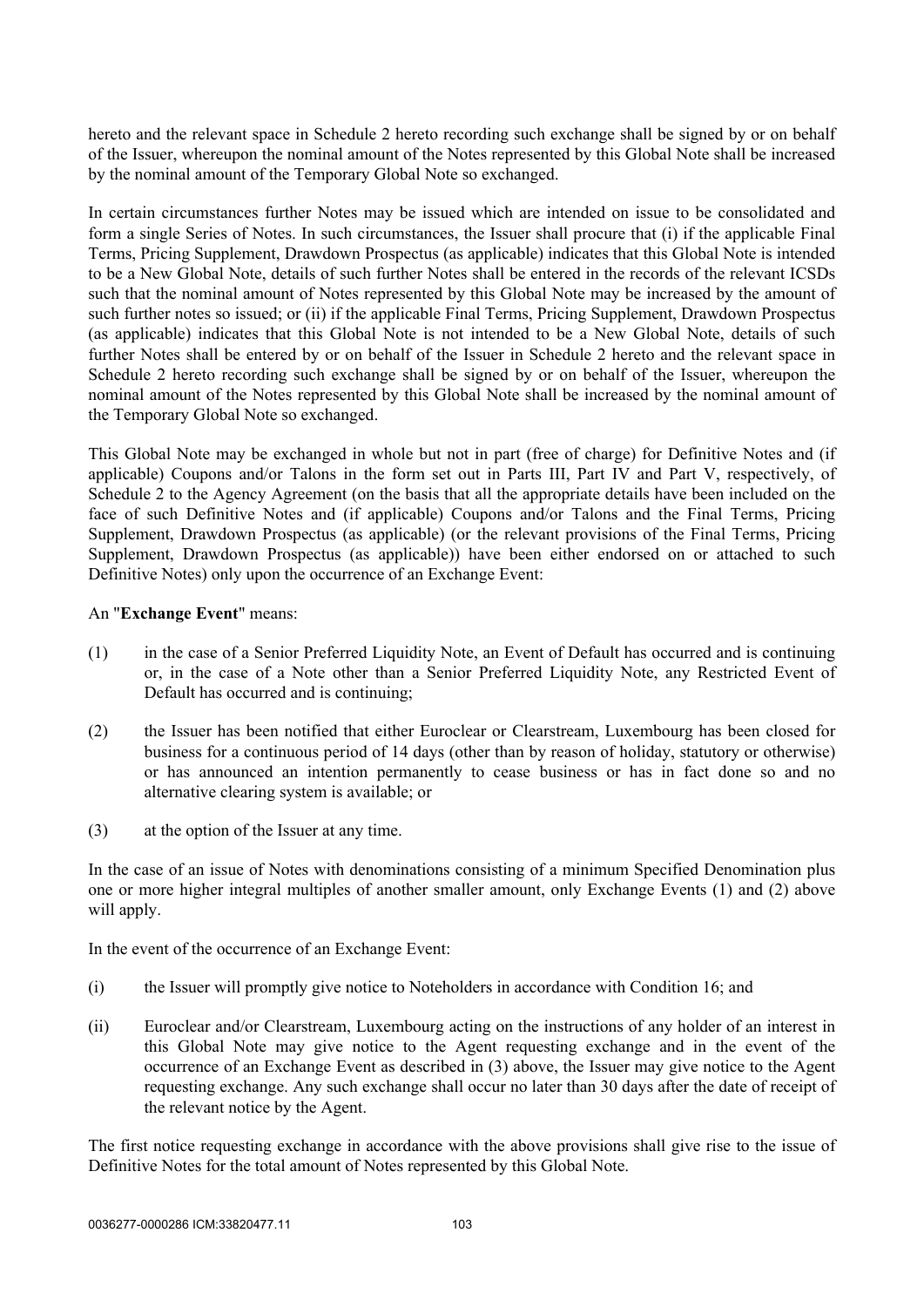hereto and the relevant space in Schedule 2 hereto recording such exchange shall be signed by or on behalf of the Issuer, whereupon the nominal amount of the Notes represented by this Global Note shall be increased by the nominal amount of the Temporary Global Note so exchanged.

In certain circumstances further Notes may be issued which are intended on issue to be consolidated and form a single Series of Notes. In such circumstances, the Issuer shall procure that (i) if the applicable Final Terms, Pricing Supplement, Drawdown Prospectus (as applicable) indicates that this Global Note is intended to be a New Global Note, details of such further Notes shall be entered in the records of the relevant ICSDs such that the nominal amount of Notes represented by this Global Note may be increased by the amount of such further notes so issued; or (ii) if the applicable Final Terms, Pricing Supplement, Drawdown Prospectus (as applicable) indicates that this Global Note is not intended to be a New Global Note, details of such further Notes shall be entered by or on behalf of the Issuer in Schedule 2 hereto and the relevant space in Schedule 2 hereto recording such exchange shall be signed by or on behalf of the Issuer, whereupon the nominal amount of the Notes represented by this Global Note shall be increased by the nominal amount of the Temporary Global Note so exchanged.

This Global Note may be exchanged in whole but not in part (free of charge) for Definitive Notes and (if applicable) Coupons and/or Talons in the form set out in Parts III, Part IV and Part V, respectively, of Schedule 2 to the Agency Agreement (on the basis that all the appropriate details have been included on the face of such Definitive Notes and (if applicable) Coupons and/or Talons and the Final Terms, Pricing Supplement, Drawdown Prospectus (as applicable) (or the relevant provisions of the Final Terms, Pricing Supplement, Drawdown Prospectus (as applicable)) have been either endorsed on or attached to such Definitive Notes) only upon the occurrence of an Exchange Event:

An "**Exchange Event**" means:

(1) in the case of a Senior Preferred Liquidity Note, an Event of Default has occurred and is continuing or, in the case of a Note other than a Senior Preferred Liquidity Note, any Restricted Event of Default has occurred and is continuing;

(2) the Issuer has been notified that either Euroclear or Clearstream, Luxembourg has been closed for business for a continuous period of 14 days (other than by reason of holiday, statutory or otherwise) or has announced an intention permanently to cease business or has in fact done so and no alternative clearing system is available; or

(3) at the option of the Issuer at any time.

In the case of an issue of Notes with denominations consisting of a minimum Specified Denomination plus one or more higher integral multiples of another smaller amount, only Exchange Events (1) and (2) above will apply.

In the event of the occurrence of an Exchange Event:

(i) the Issuer will promptly give notice to Noteholders in accordance with Condition 16; and

(ii) Euroclear and/or Clearstream, Luxembourg acting on the instructions of any holder of an interest in this Global Note may give notice to the Agent requesting exchange and in the event of the occurrence of an Exchange Event as described in (3) above, the Issuer may give notice to the Agent requesting exchange. Any such exchange shall occur no later than 30 days after the date of receipt of the relevant notice by the Agent.

The first notice requesting exchange in accordance with the above provisions shall give rise to the issue of Definitive Notes for the total amount of Notes represented by this Global Note.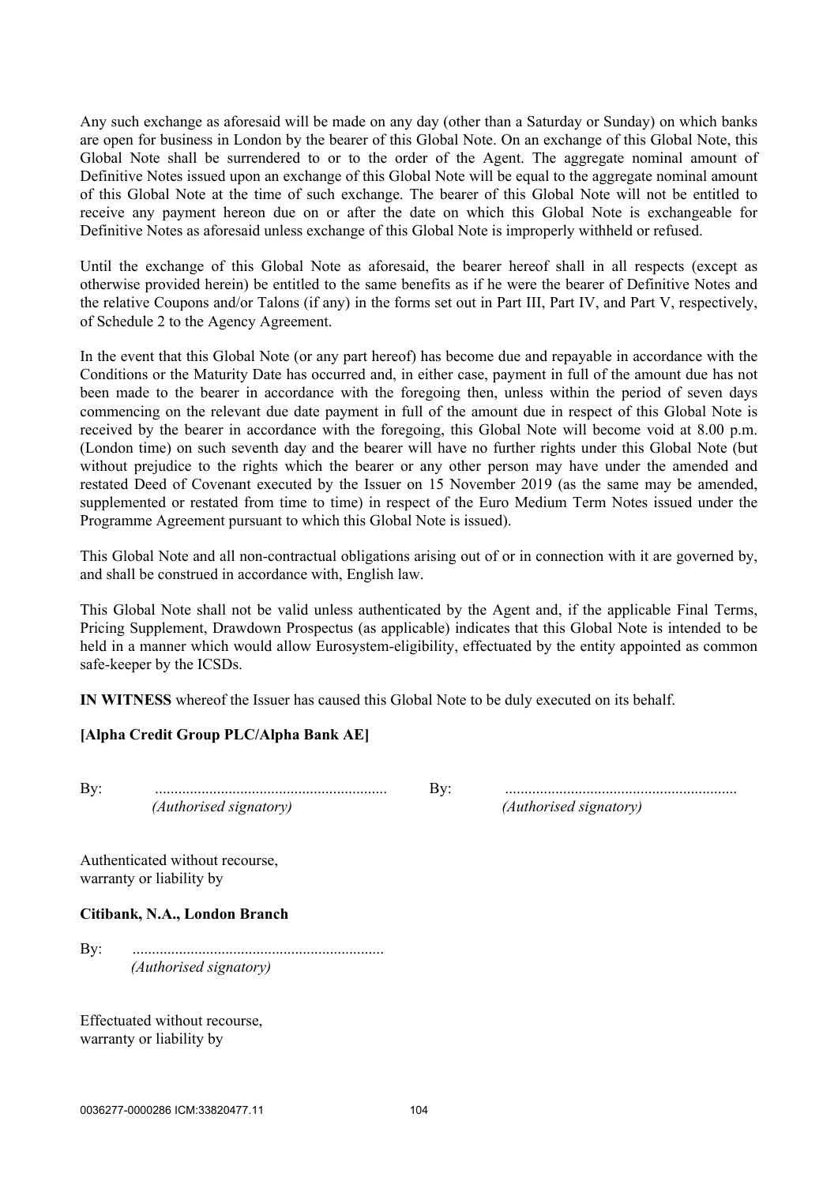Any such exchange as aforesaid will be made on any day (other than a Saturday or Sunday) on which banks are open for business in London by the bearer of this Global Note. On an exchange of this Global Note, this Global Note shall be surrendered to or to the order of the Agent. The aggregate nominal amount of Definitive Notes issued upon an exchange of this Global Note will be equal to the aggregate nominal amount of this Global Note at the time of such exchange. The bearer of this Global Note will not be entitled to receive any payment hereon due on or after the date on which this Global Note is exchangeable for Definitive Notes as aforesaid unless exchange of this Global Note is improperly withheld or refused.

Until the exchange of this Global Note as aforesaid, the bearer hereof shall in all respects (except as otherwise provided herein) be entitled to the same benefits as if he were the bearer of Definitive Notes and the relative Coupons and/or Talons (if any) in the forms set out in Part III, Part IV, and Part V, respectively, of Schedule 2 to the Agency Agreement.

In the event that this Global Note (or any part hereof) has become due and repayable in accordance with the Conditions or the Maturity Date has occurred and, in either case, payment in full of the amount due has not been made to the bearer in accordance with the foregoing then, unless within the period of seven days commencing on the relevant due date payment in full of the amount due in respect of this Global Note is received by the bearer in accordance with the foregoing, this Global Note will become void at 8.00 p.m. (London time) on such seventh day and the bearer will have no further rights under this Global Note (but without prejudice to the rights which the bearer or any other person may have under the amended and restated Deed of Covenant executed by the Issuer on 15 November 2019 (as the same may be amended, supplemented or restated from time to time) in respect of the Euro Medium Term Notes issued under the Programme Agreement pursuant to which this Global Note is issued).

This Global Note and all non-contractual obligations arising out of or in connection with it are governed by, and shall be construed in accordance with, English law.

This Global Note shall not be valid unless authenticated by the Agent and, if the applicable Final Terms, Pricing Supplement, Drawdown Prospectus (as applicable) indicates that this Global Note is intended to be held in a manner which would allow Eurosystem-eligibility, effectuated by the entity appointed as common safe-keeper by the ICSDs.

**IN WITNESS** whereof the Issuer has caused this Global Note to be duly executed on its behalf.

**[Alpha Credit Group PLC/Alpha Bank AE]**

By: ............................................................ 
*(Authorised signatory)*

By: ............................................................ 
*(Authorised signatory)*

Authenticated without recourse,
warranty or liability by

**Citibank, N.A., London Branch**

By: ................................................................ 
*(Authorised signatory)*

Effectuated without recourse,
warranty or liability by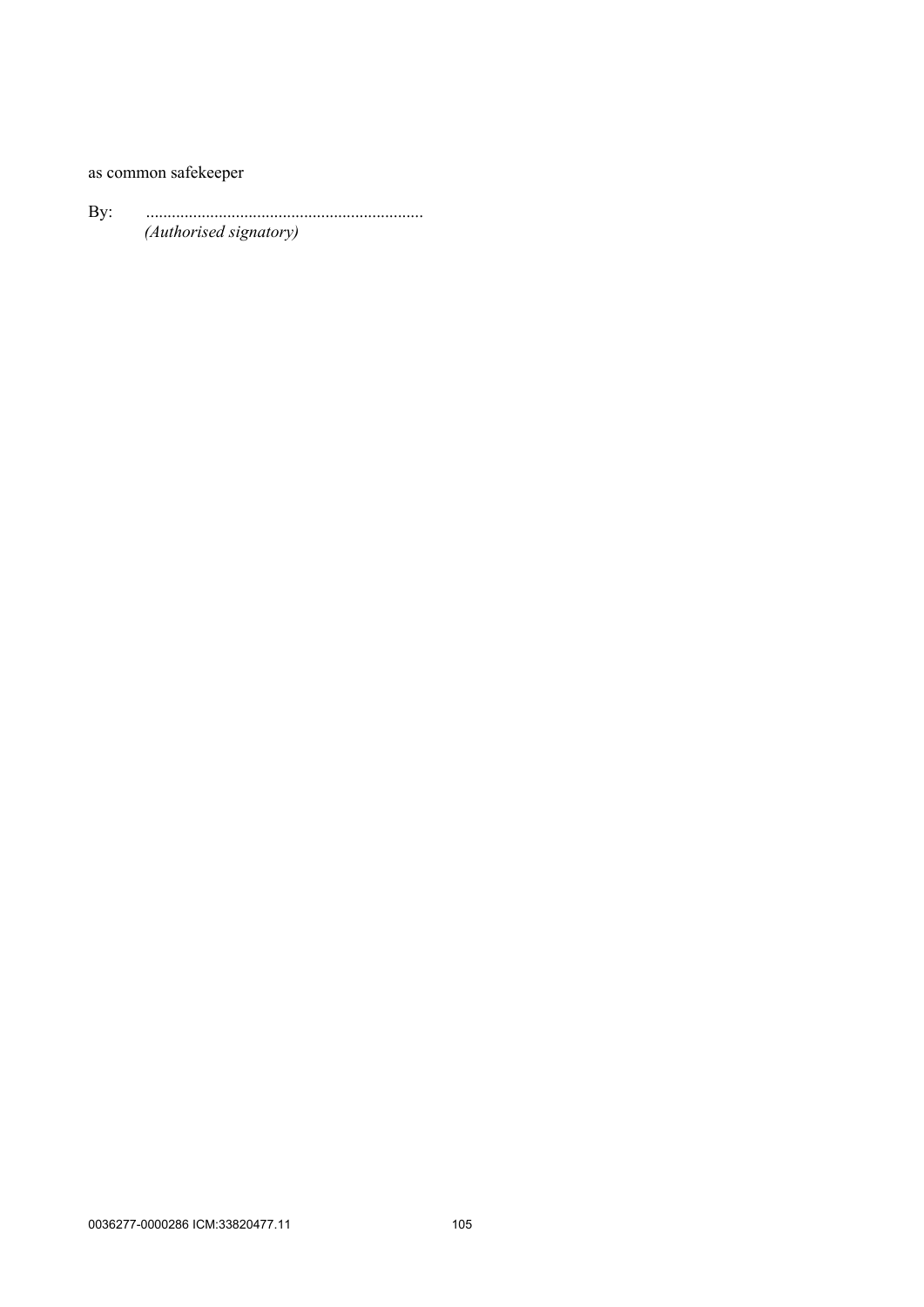as common safekeeper

By: .................................................................
*(Authorised signatory)*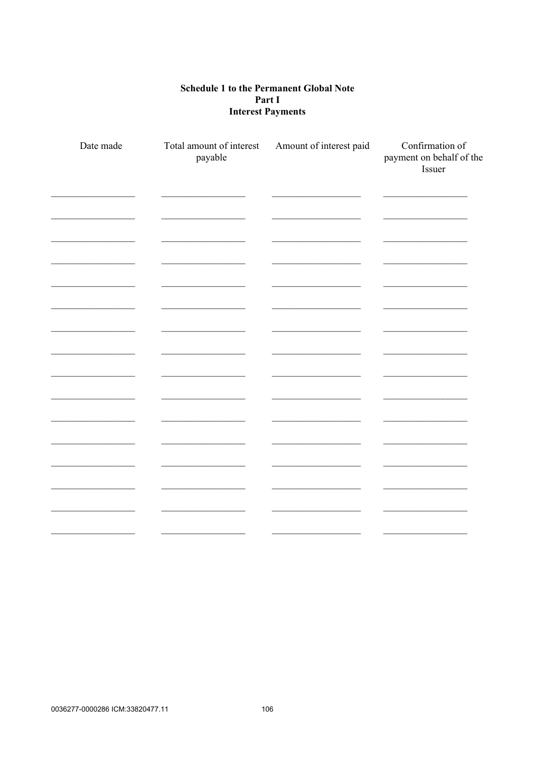**Schedule 1 to the Permanent Global Note**
**Part I**
**Interest Payments**

| Date made | Total amount of interest payable | Amount of interest paid | Confirmation of payment on behalf of the Issuer |
|---|---|---|---|
| | | | |
| | | | |
| | | | |
| | | | |
| | | | |
| | | | |
| | | | |
| | | | |
| | | | |
| | | | |
| | | | |
| | | | |
| | | | |
| | | | |
| | | | |
| | | | |

0036277-0000286 ICM:33820477.11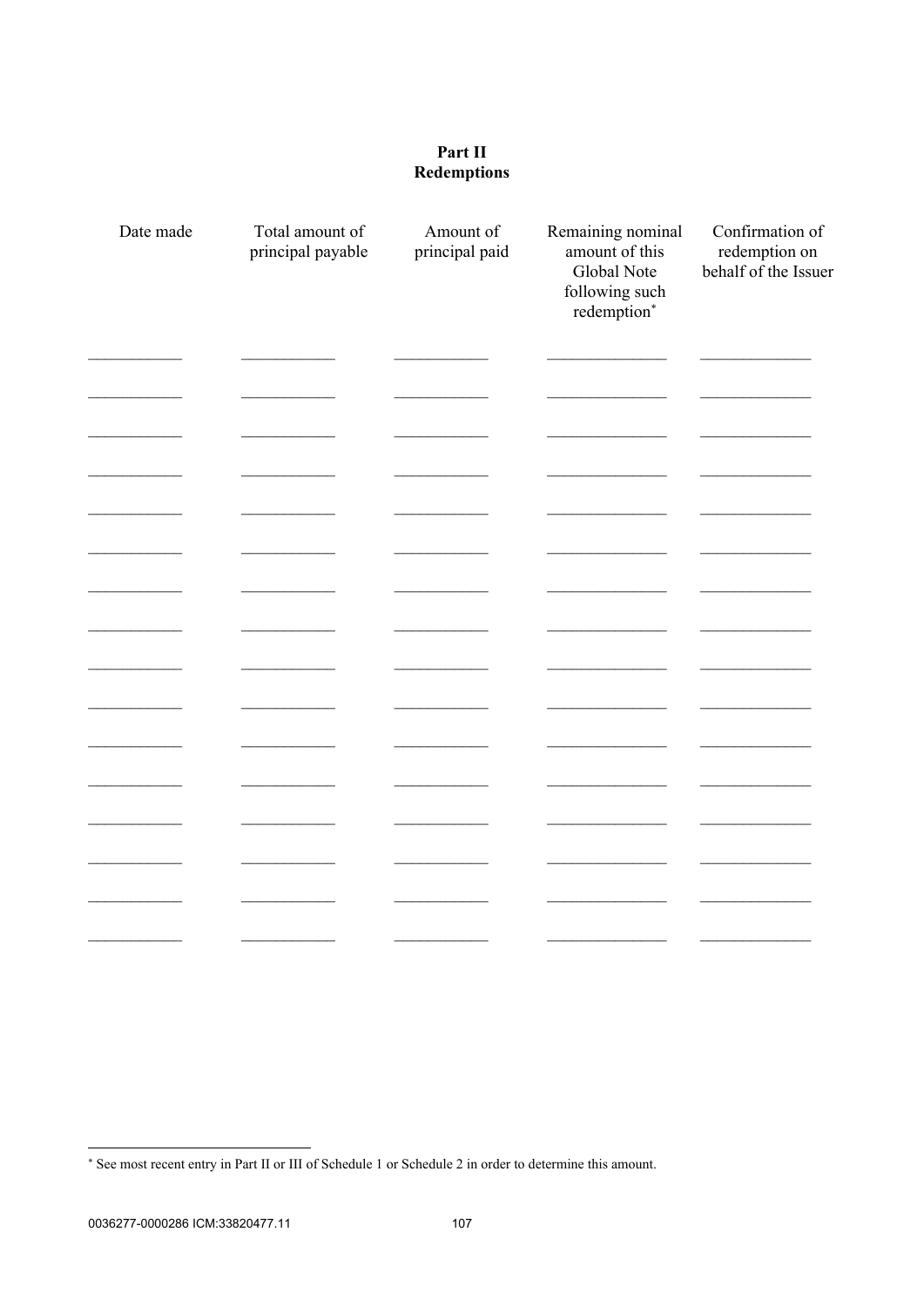## Part II
## Redemptions

| Date made | Total amount of principal payable | Amount of principal paid | Remaining nominal amount of this Global Note following such redemption* | Confirmation of redemption on behalf of the Issuer |
|---|---|---|---|---|
| ___________ | ___________ | ___________ | ______________ | _____________ |
| ___________ | ___________ | ___________ | ______________ | _____________ |
| ___________ | ___________ | ___________ | ______________ | _____________ |
| ___________ | ___________ | ___________ | ______________ | _____________ |
| ___________ | ___________ | ___________ | ______________ | _____________ |
| ___________ | ___________ | ___________ | ______________ | _____________ |
| ___________ | ___________ | ___________ | ______________ | _____________ |
| ___________ | ___________ | ___________ | ______________ | _____________ |
| ___________ | ___________ | ___________ | ______________ | _____________ |
| ___________ | ___________ | ___________ | ______________ | _____________ |
| ___________ | ___________ | ___________ | ______________ | _____________ |
| ___________ | ___________ | ___________ | ______________ | _____________ |
| ___________ | ___________ | ___________ | ______________ | _____________ |
| ___________ | ___________ | ___________ | ______________ | _____________ |
| ___________ | ___________ | ___________ | ______________ | _____________ |
| ___________ | ___________ | ___________ | ______________ | _____________ |

* See most recent entry in Part II or III of Schedule 1 or Schedule 2 in order to determine this amount.

0036277-0000286 ICM:33820477.11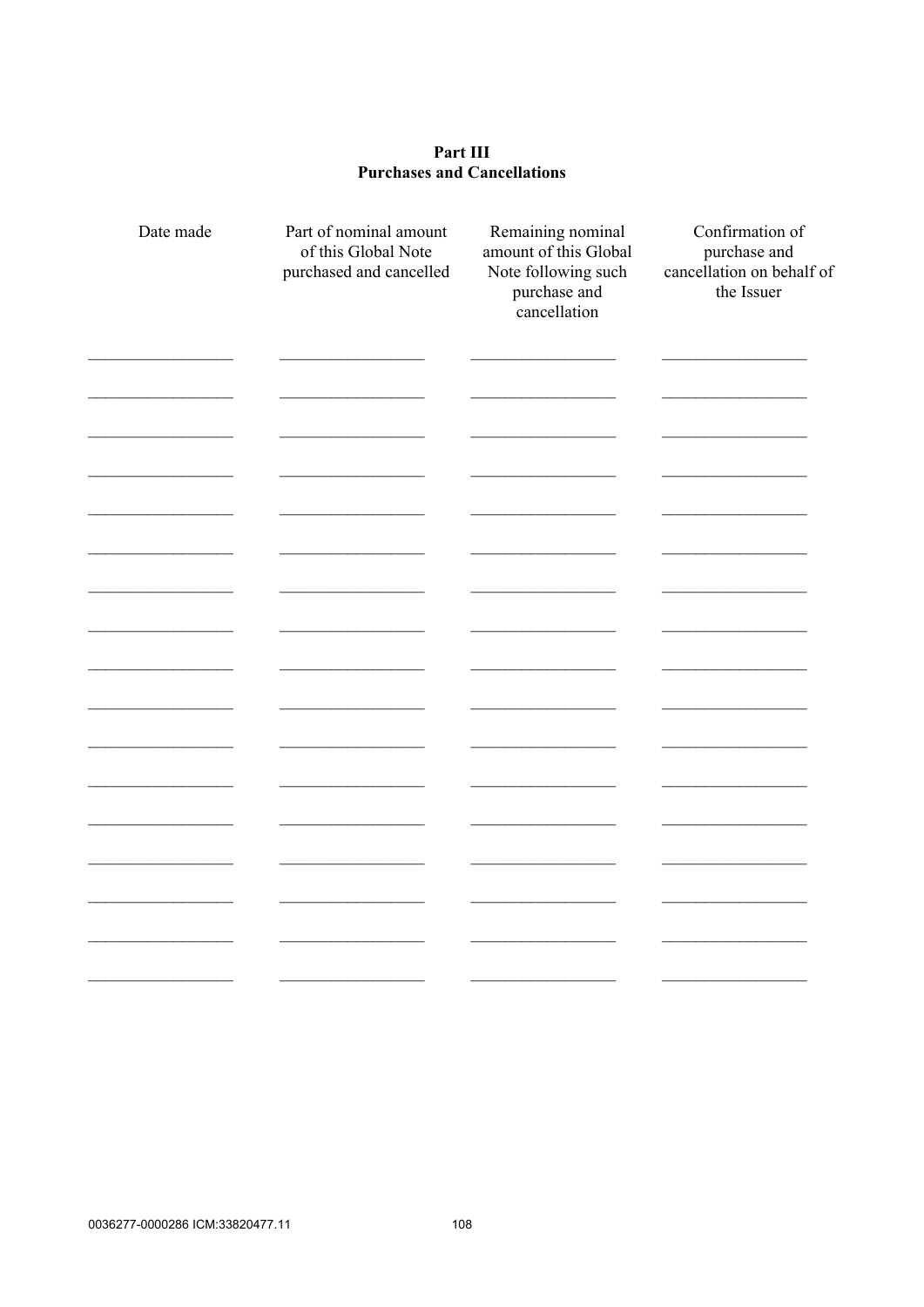**Part III**
**Purchases and Cancellations**

| Date made | Part of nominal amount of this Global Note purchased and cancelled | Remaining nominal amount of this Global Note following such purchase and cancellation | Confirmation of purchase and cancellation on behalf of the Issuer |
|---|---|---|---|
| ________________ | ________________ | ________________ | ________________ |
| ________________ | ________________ | ________________ | ________________ |
| ________________ | ________________ | ________________ | ________________ |
| ________________ | ________________ | ________________ | ________________ |
| ________________ | ________________ | ________________ | ________________ |
| ________________ | ________________ | ________________ | ________________ |
| ________________ | ________________ | ________________ | ________________ |
| ________________ | ________________ | ________________ | ________________ |
| ________________ | ________________ | ________________ | ________________ |
| ________________ | ________________ | ________________ | ________________ |
| ________________ | ________________ | ________________ | ________________ |
| ________________ | ________________ | ________________ | ________________ |
| ________________ | ________________ | ________________ | ________________ |
| ________________ | ________________ | ________________ | ________________ |
| ________________ | ________________ | ________________ | ________________ |
| ________________ | ________________ | ________________ | ________________ |
| ________________ | ________________ | ________________ | ________________ |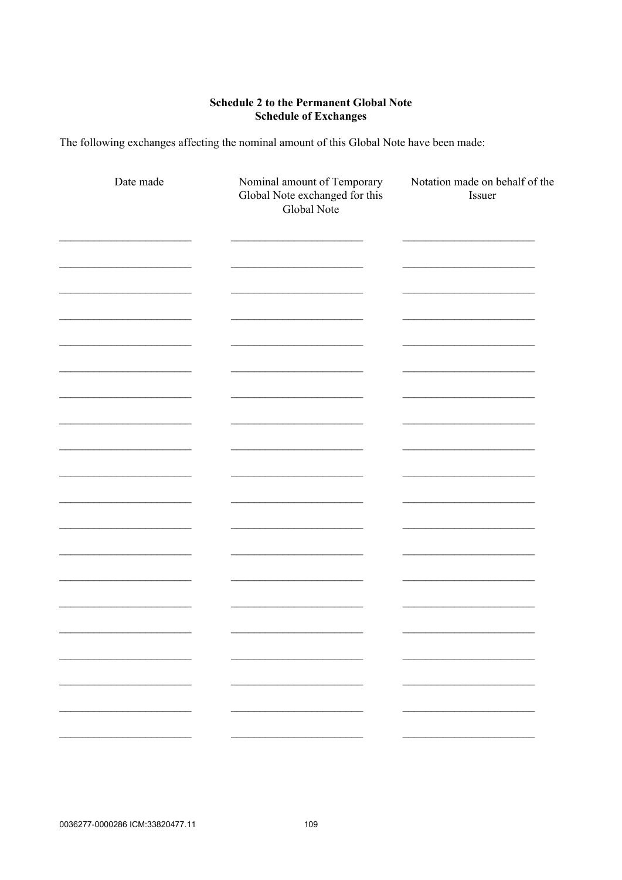**Schedule 2 to the Permanent Global Note**
**Schedule of Exchanges**

The following exchanges affecting the nominal amount of this Global Note have been made:

| Date made | Nominal amount of Temporary Global Note exchanged for this Global Note | Notation made on behalf of the Issuer |
|---|---|---|
| | | |
| | | |
| | | |
| | | |
| | | |
| | | |
| | | |
| | | |
| | | |
| | | |
| | | |
| | | |
| | | |
| | | |
| | | |
| | | |
| | | |
| | | |
| | | |
| | | |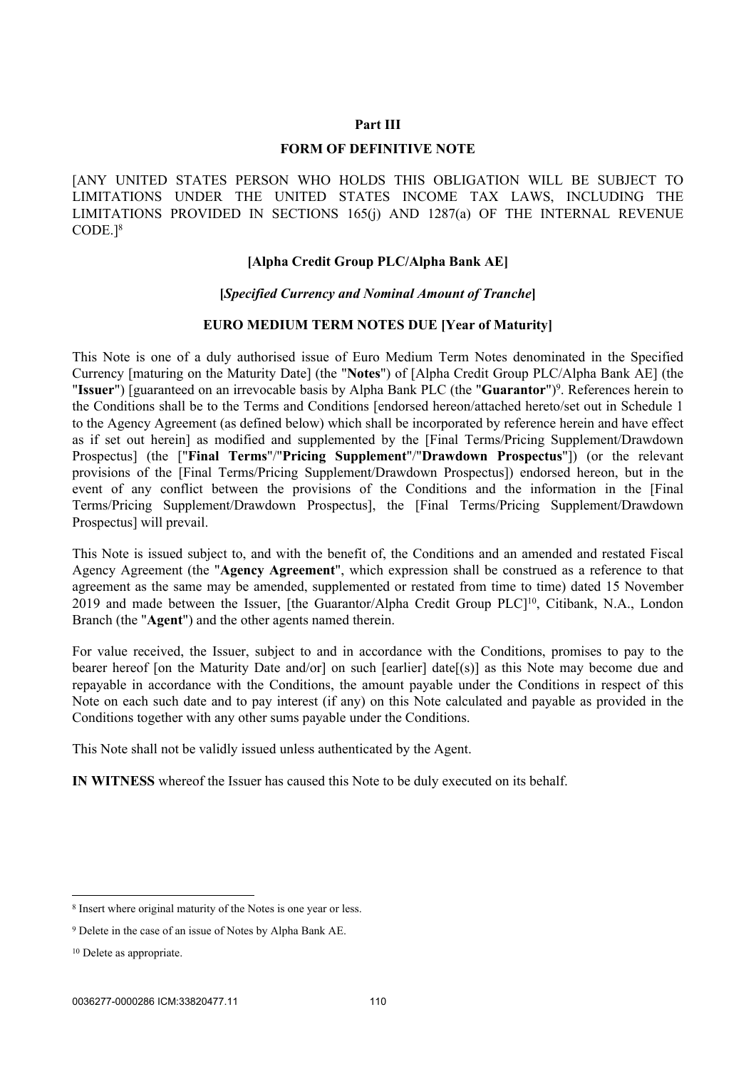## Part III

## FORM OF DEFINITIVE NOTE

[ANY UNITED STATES PERSON WHO HOLDS THIS OBLIGATION WILL BE SUBJECT TO LIMITATIONS UNDER THE UNITED STATES INCOME TAX LAWS, INCLUDING THE LIMITATIONS PROVIDED IN SECTIONS 165(j) AND 1287(a) OF THE INTERNAL REVENUE CODE.][8]

**[Alpha Credit Group PLC/Alpha Bank AE]**

**[*Specified Currency and Nominal Amount of Tranche*]**

**EURO MEDIUM TERM NOTES DUE [Year of Maturity]**

This Note is one of a duly authorised issue of Euro Medium Term Notes denominated in the Specified Currency [maturing on the Maturity Date] (the "**Notes**") of [Alpha Credit Group PLC/Alpha Bank AE] (the "**Issuer**") [guaranteed on an irrevocable basis by Alpha Bank PLC (the "**Guarantor**")[9]. References herein to the Conditions shall be to the Terms and Conditions [endorsed hereon/attached hereto/set out in Schedule 1 to the Agency Agreement (as defined below) which shall be incorporated by reference herein and have effect as if set out herein] as modified and supplemented by the [Final Terms/Pricing Supplement/Drawdown Prospectus] (the ["**Final Terms**"/"**Pricing Supplement**"/"**Drawdown Prospectus**"]) (or the relevant provisions of the [Final Terms/Pricing Supplement/Drawdown Prospectus]) endorsed hereon, but in the event of any conflict between the provisions of the Conditions and the information in the [Final Terms/Pricing Supplement/Drawdown Prospectus], the [Final Terms/Pricing Supplement/Drawdown Prospectus] will prevail.

This Note is issued subject to, and with the benefit of, the Conditions and an amended and restated Fiscal Agency Agreement (the "**Agency Agreement**", which expression shall be construed as a reference to that agreement as the same may be amended, supplemented or restated from time to time) dated 15 November 2019 and made between the Issuer, [the Guarantor/Alpha Credit Group PLC][10], Citibank, N.A., London Branch (the "**Agent**") and the other agents named therein.

For value received, the Issuer, subject to and in accordance with the Conditions, promises to pay to the bearer hereof [on the Maturity Date and/or] on such [earlier] date[(s)] as this Note may become due and repayable in accordance with the Conditions, the amount payable under the Conditions in respect of this Note on each such date and to pay interest (if any) on this Note calculated and payable as provided in the Conditions together with any other sums payable under the Conditions.

This Note shall not be validly issued unless authenticated by the Agent.

**IN WITNESS** whereof the Issuer has caused this Note to be duly executed on its behalf.

---

[8] Insert where original maturity of the Notes is one year or less.

[9] Delete in the case of an issue of Notes by Alpha Bank AE.

[10] Delete as appropriate.

0036277-0000286 ICM:33820477.11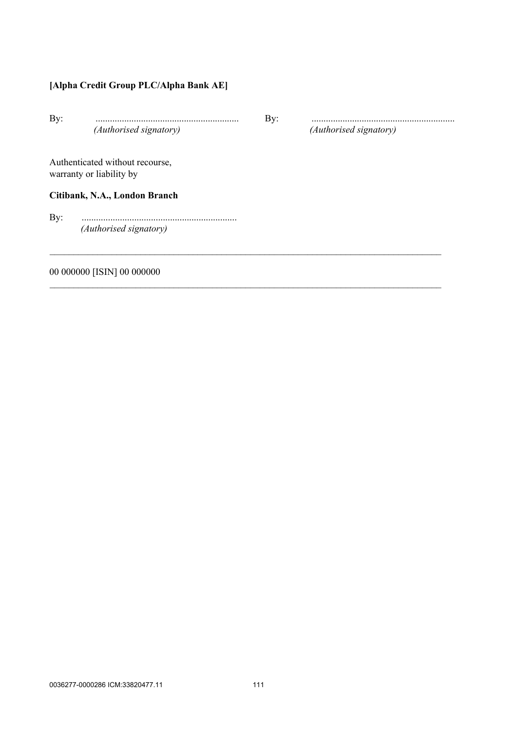**[Alpha Credit Group PLC/Alpha Bank AE]**

By: ............................................................ (*Authorised signatory*)

By: ............................................................ (*Authorised signatory*)

Authenticated without recourse,
warranty or liability by

**Citibank, N.A., London Branch**

By: ................................................................ (*Authorised signatory*)

---

00 000000 [ISIN] 00 000000

---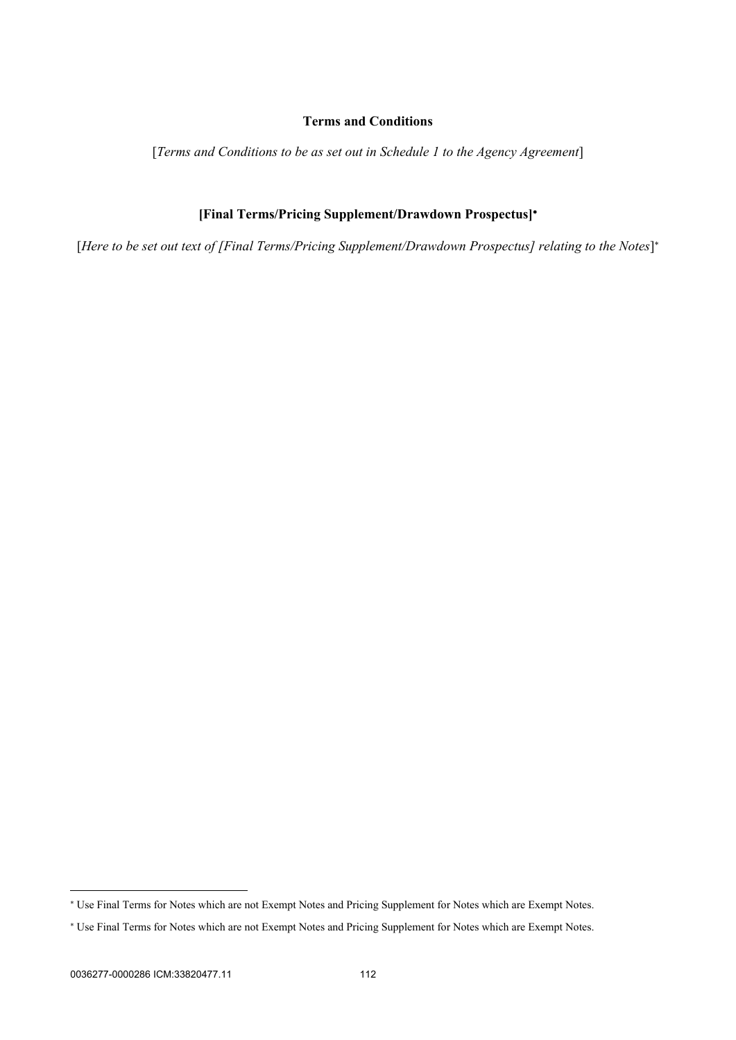**Terms and Conditions**

[*Terms and Conditions to be as set out in Schedule 1 to the Agency Agreement*]

**[Final Terms/Pricing Supplement/Drawdown Prospectus]***

[*Here to be set out text of [Final Terms/Pricing Supplement/Drawdown Prospectus] relating to the Notes*]*

---

* Use Final Terms for Notes which are not Exempt Notes and Pricing Supplement for Notes which are Exempt Notes.

* Use Final Terms for Notes which are not Exempt Notes and Pricing Supplement for Notes which are Exempt Notes.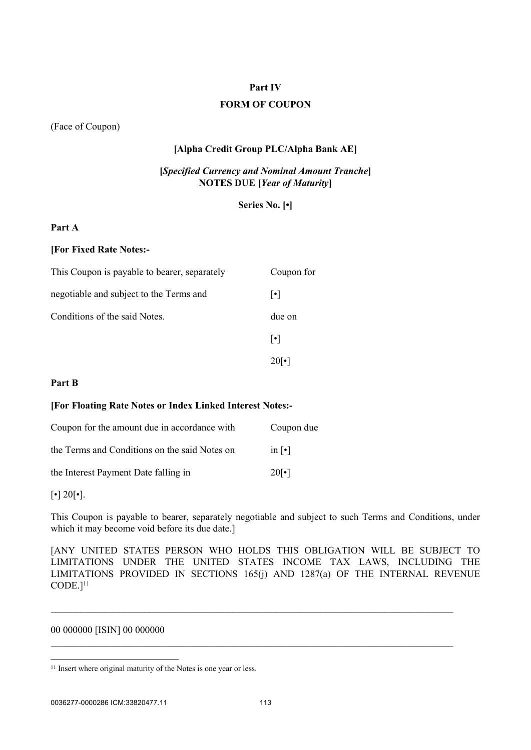# Part IV
## FORM OF COUPON

(Face of Coupon)

**[Alpha Credit Group PLC/Alpha Bank AE]**

**[*Specified Currency and Nominal Amount Tranche*]**
**NOTES DUE [*Year of Maturity*]**

**Series No. [•]**

**Part A**

**[For Fixed Rate Notes:-**

| | |
|---|---|
| This Coupon is payable to bearer, separately | Coupon for |
| negotiable and subject to the Terms and | [•] |
| Conditions of the said Notes. | due on |
| | [•] |
| | 20[•] |

**Part B**

**[For Floating Rate Notes or Index Linked Interest Notes:-**

| | |
|---|---|
| Coupon for the amount due in accordance with | Coupon due |
| the Terms and Conditions on the said Notes on | in [•] |
| the Interest Payment Date falling in | 20[•] |

[•] 20[•].

This Coupon is payable to bearer, separately negotiable and subject to such Terms and Conditions, under which it may become void before its due date.]

[ANY UNITED STATES PERSON WHO HOLDS THIS OBLIGATION WILL BE SUBJECT TO LIMITATIONS UNDER THE UNITED STATES INCOME TAX LAWS, INCLUDING THE LIMITATIONS PROVIDED IN SECTIONS 165(j) AND 1287(a) OF THE INTERNAL REVENUE CODE.][11]

---

00 000000 [ISIN] 00 000000

---

[11] Insert where original maturity of the Notes is one year or less.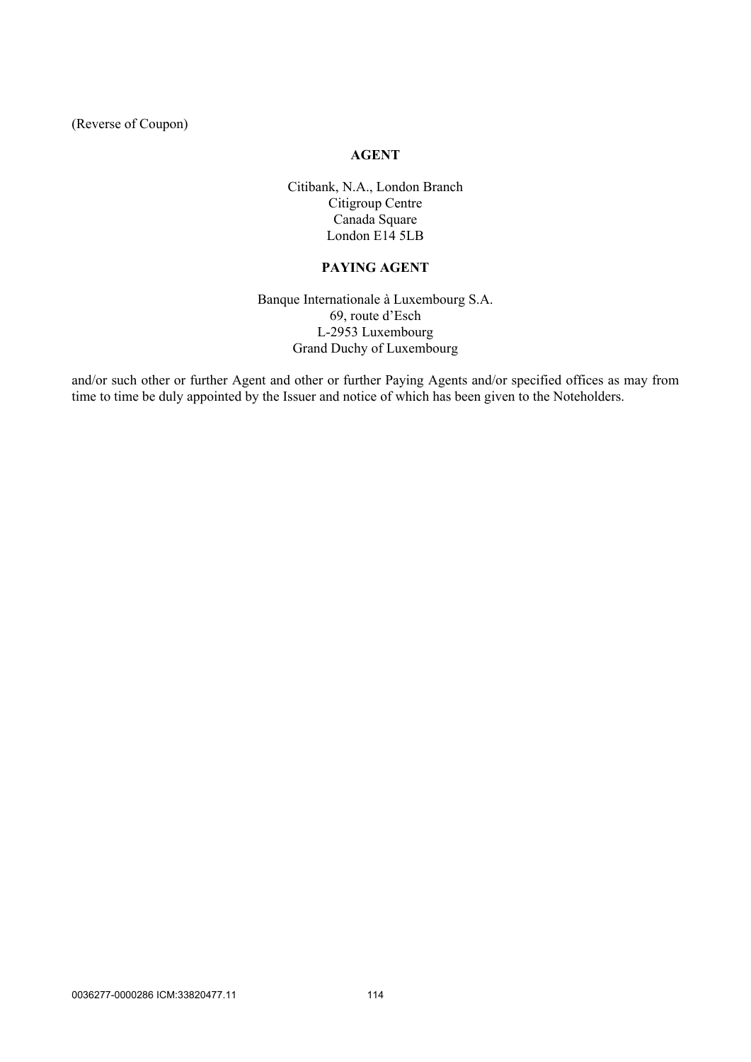(Reverse of Coupon)

**AGENT**

Citibank, N.A., London Branch
Citigroup Centre
Canada Square
London E14 5LB

**PAYING AGENT**

Banque Internationale à Luxembourg S.A.
69, route d'Esch
L-2953 Luxembourg
Grand Duchy of Luxembourg

and/or such other or further Agent and other or further Paying Agents and/or specified offices as may from time to time be duly appointed by the Issuer and notice of which has been given to the Noteholders.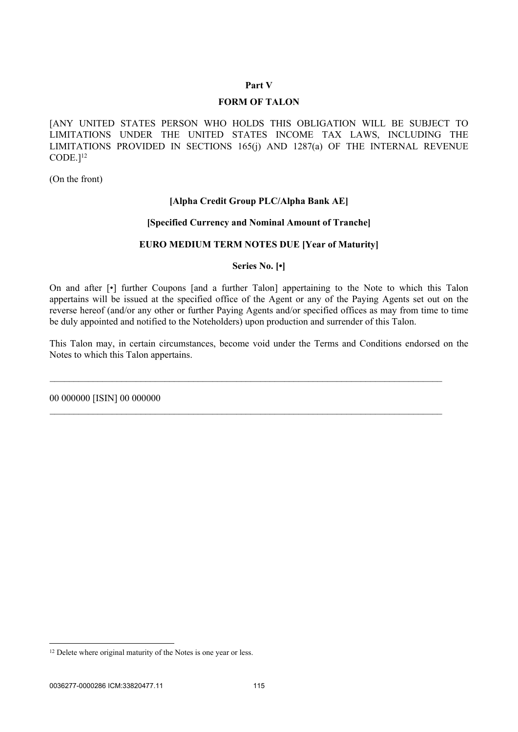## Part V

## FORM OF TALON

[ANY UNITED STATES PERSON WHO HOLDS THIS OBLIGATION WILL BE SUBJECT TO LIMITATIONS UNDER THE UNITED STATES INCOME TAX LAWS, INCLUDING THE LIMITATIONS PROVIDED IN SECTIONS 165(j) AND 1287(a) OF THE INTERNAL REVENUE CODE.][12]

(On the front)

**[Alpha Credit Group PLC/Alpha Bank AE]**

**[Specified Currency and Nominal Amount of Tranche]**

**EURO MEDIUM TERM NOTES DUE [Year of Maturity]**

**Series No. [•]**

On and after [•] further Coupons [and a further Talon] appertaining to the Note to which this Talon appertains will be issued at the specified office of the Agent or any of the Paying Agents set out on the reverse hereof (and/or any other or further Paying Agents and/or specified offices as may from time to time be duly appointed and notified to the Noteholders) upon production and surrender of this Talon.

This Talon may, in certain circumstances, become void under the Terms and Conditions endorsed on the Notes to which this Talon appertains.

---

00 000000 [ISIN] 00 000000

---

[12] Delete where original maturity of the Notes is one year or less.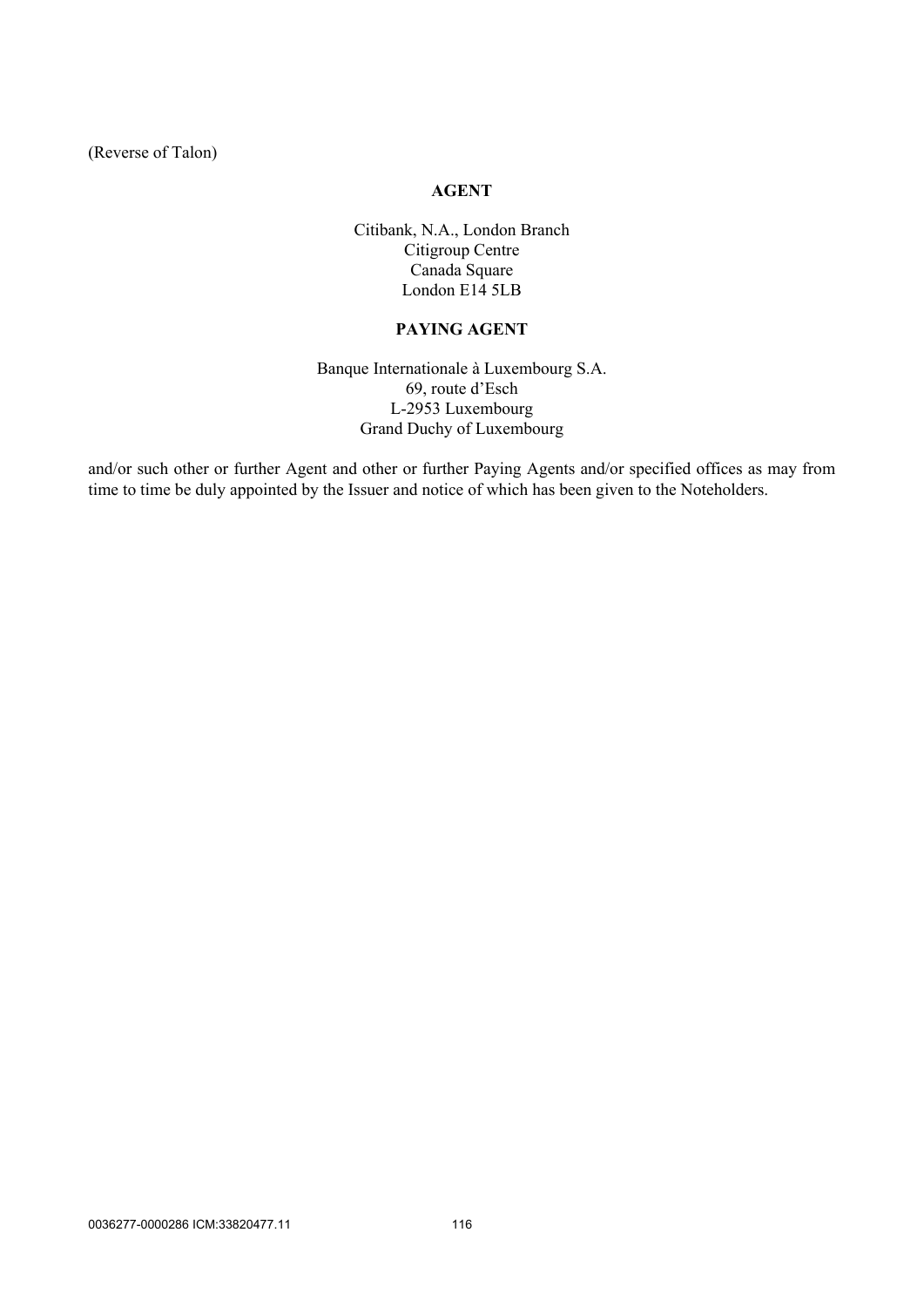(Reverse of Talon)

**AGENT**

Citibank, N.A., London Branch
Citigroup Centre
Canada Square
London E14 5LB

**PAYING AGENT**

Banque Internationale à Luxembourg S.A.
69, route d'Esch
L-2953 Luxembourg
Grand Duchy of Luxembourg

and/or such other or further Agent and other or further Paying Agents and/or specified offices as may from time to time be duly appointed by the Issuer and notice of which has been given to the Noteholders.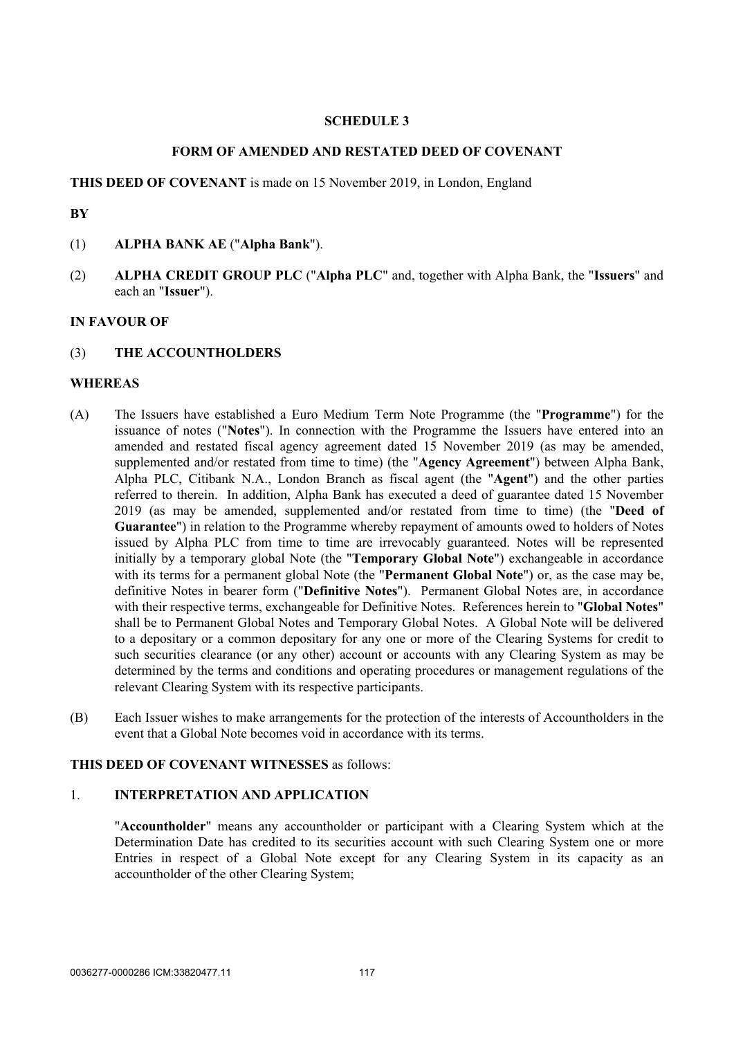## SCHEDULE 3

## FORM OF AMENDED AND RESTATED DEED OF COVENANT

**THIS DEED OF COVENANT** is made on 15 November 2019, in London, England

**BY**

(1) **ALPHA BANK AE** ("**Alpha Bank**").

(2) **ALPHA CREDIT GROUP PLC** ("**Alpha PLC**" and, together with Alpha Bank, the "**Issuers**" and each an "**Issuer**").

**IN FAVOUR OF**

(3) **THE ACCOUNTHOLDERS**

**WHEREAS**

(A) The Issuers have established a Euro Medium Term Note Programme (the "**Programme**") for the issuance of notes ("**Notes**"). In connection with the Programme the Issuers have entered into an amended and restated fiscal agency agreement dated 15 November 2019 (as may be amended, supplemented and/or restated from time to time) (the "**Agency Agreement**") between Alpha Bank, Alpha PLC, Citibank N.A., London Branch as fiscal agent (the "**Agent**") and the other parties referred to therein. In addition, Alpha Bank has executed a deed of guarantee dated 15 November 2019 (as may be amended, supplemented and/or restated from time to time) (the "**Deed of Guarantee**") in relation to the Programme whereby repayment of amounts owed to holders of Notes issued by Alpha PLC from time to time are irrevocably guaranteed. Notes will be represented initially by a temporary global Note (the "**Temporary Global Note**") exchangeable in accordance with its terms for a permanent global Note (the "**Permanent Global Note**") or, as the case may be, definitive Notes in bearer form ("**Definitive Notes**"). Permanent Global Notes are, in accordance with their respective terms, exchangeable for Definitive Notes. References herein to "**Global Notes**" shall be to Permanent Global Notes and Temporary Global Notes. A Global Note will be delivered to a depositary or a common depositary for any one or more of the Clearing Systems for credit to such securities clearance (or any other) account or accounts with any Clearing System as may be determined by the terms and conditions and operating procedures or management regulations of the relevant Clearing System with its respective participants.

(B) Each Issuer wishes to make arrangements for the protection of the interests of Accountholders in the event that a Global Note becomes void in accordance with its terms.

**THIS DEED OF COVENANT WITNESSES** as follows:

1. **INTERPRETATION AND APPLICATION**

"**Accountholder**" means any accountholder or participant with a Clearing System which at the Determination Date has credited to its securities account with such Clearing System one or more Entries in respect of a Global Note except for any Clearing System in its capacity as an accountholder of the other Clearing System;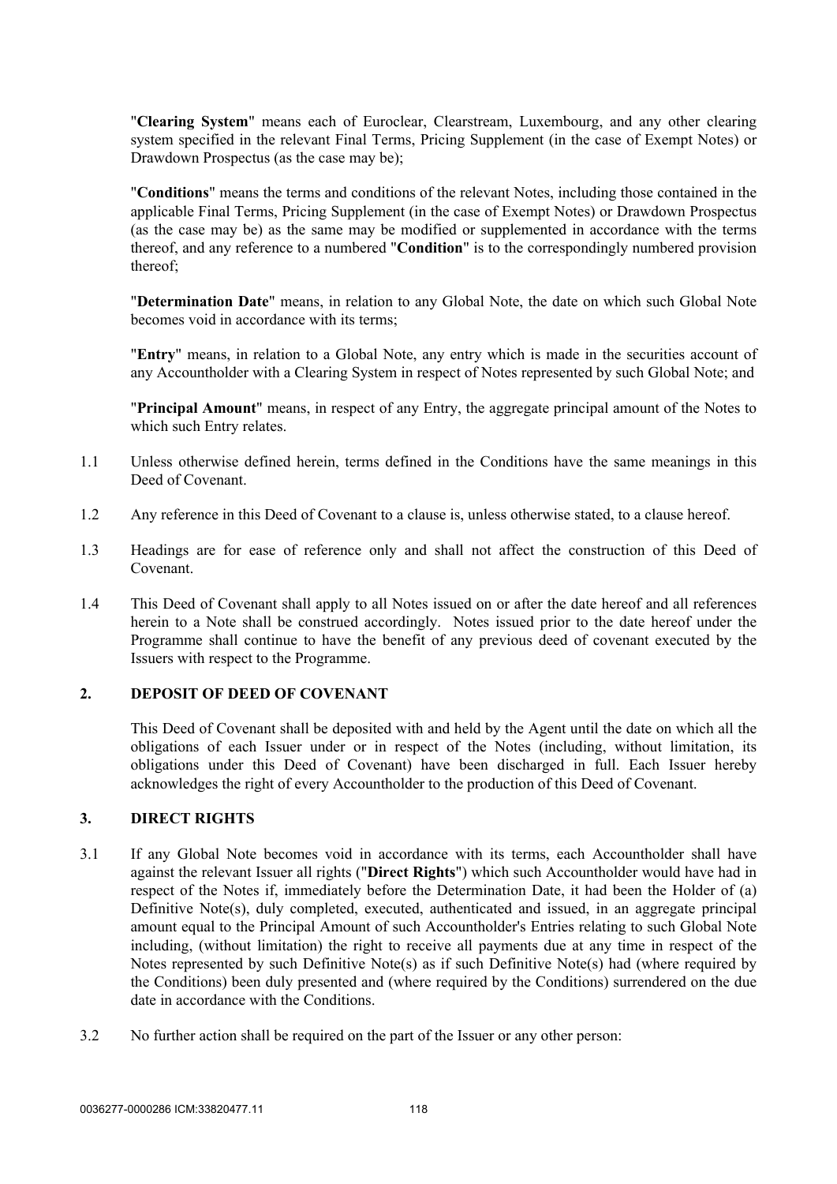"**Clearing System**" means each of Euroclear, Clearstream, Luxembourg, and any other clearing system specified in the relevant Final Terms, Pricing Supplement (in the case of Exempt Notes) or Drawdown Prospectus (as the case may be);

"**Conditions**" means the terms and conditions of the relevant Notes, including those contained in the applicable Final Terms, Pricing Supplement (in the case of Exempt Notes) or Drawdown Prospectus (as the case may be) as the same may be modified or supplemented in accordance with the terms thereof, and any reference to a numbered "**Condition**" is to the correspondingly numbered provision thereof;

"**Determination Date**" means, in relation to any Global Note, the date on which such Global Note becomes void in accordance with its terms;

"**Entry**" means, in relation to a Global Note, any entry which is made in the securities account of any Accountholder with a Clearing System in respect of Notes represented by such Global Note; and

"**Principal Amount**" means, in respect of any Entry, the aggregate principal amount of the Notes to which such Entry relates.

1.1 Unless otherwise defined herein, terms defined in the Conditions have the same meanings in this Deed of Covenant.

1.2 Any reference in this Deed of Covenant to a clause is, unless otherwise stated, to a clause hereof.

1.3 Headings are for ease of reference only and shall not affect the construction of this Deed of Covenant.

1.4 This Deed of Covenant shall apply to all Notes issued on or after the date hereof and all references herein to a Note shall be construed accordingly. Notes issued prior to the date hereof under the Programme shall continue to have the benefit of any previous deed of covenant executed by the Issuers with respect to the Programme.

## 2. DEPOSIT OF DEED OF COVENANT

This Deed of Covenant shall be deposited with and held by the Agent until the date on which all the obligations of each Issuer under or in respect of the Notes (including, without limitation, its obligations under this Deed of Covenant) have been discharged in full. Each Issuer hereby acknowledges the right of every Accountholder to the production of this Deed of Covenant.

## 3. DIRECT RIGHTS

3.1 If any Global Note becomes void in accordance with its terms, each Accountholder shall have against the relevant Issuer all rights ("**Direct Rights**") which such Accountholder would have had in respect of the Notes if, immediately before the Determination Date, it had been the Holder of (a) Definitive Note(s), duly completed, executed, authenticated and issued, in an aggregate principal amount equal to the Principal Amount of such Accountholder's Entries relating to such Global Note including, (without limitation) the right to receive all payments due at any time in respect of the Notes represented by such Definitive Note(s) as if such Definitive Note(s) had (where required by the Conditions) been duly presented and (where required by the Conditions) surrendered on the due date in accordance with the Conditions.

3.2 No further action shall be required on the part of the Issuer or any other person: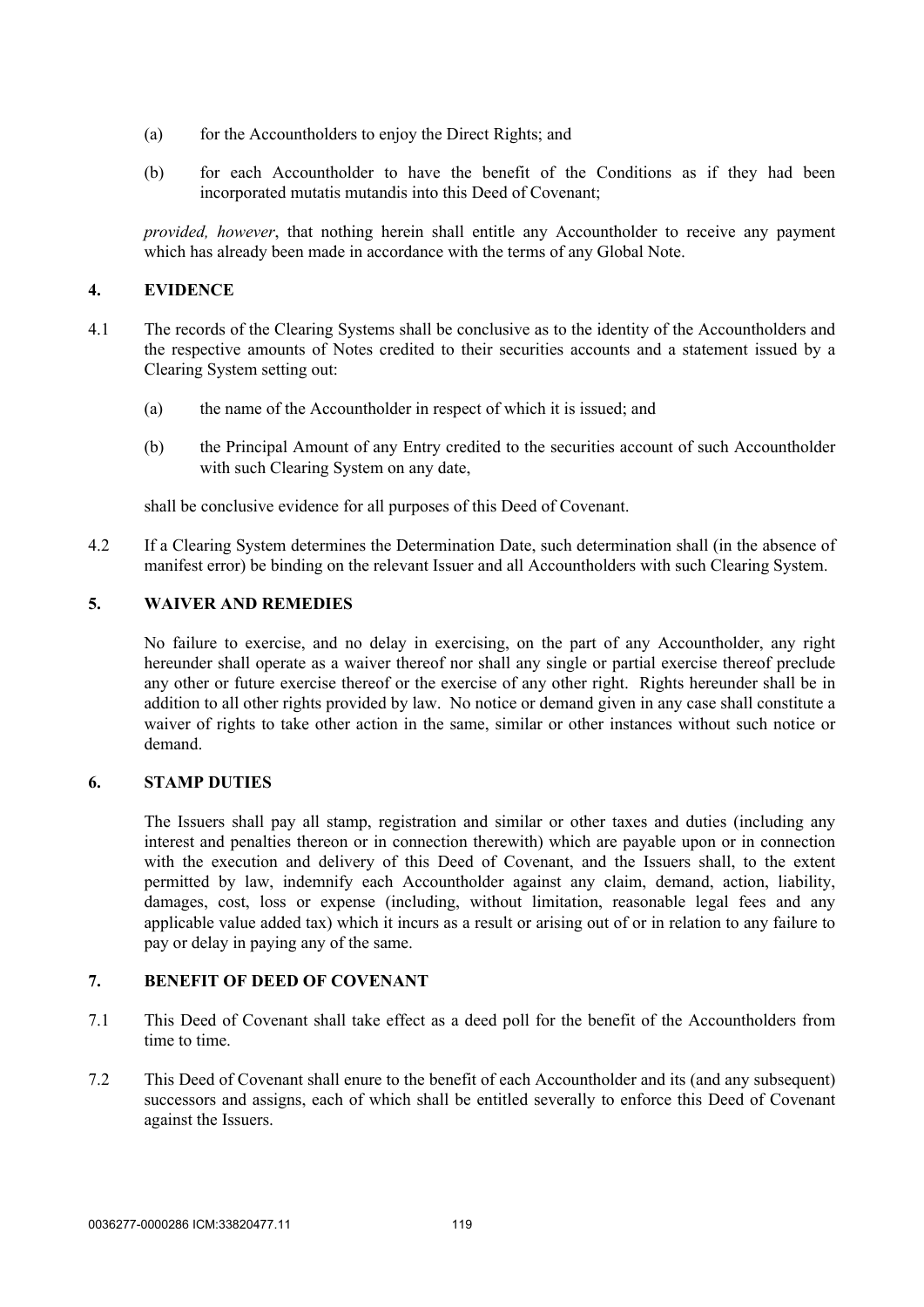(a) for the Accountholders to enjoy the Direct Rights; and

(b) for each Accountholder to have the benefit of the Conditions as if they had been incorporated mutatis mutandis into this Deed of Covenant;

*provided, however*, that nothing herein shall entitle any Accountholder to receive any payment which has already been made in accordance with the terms of any Global Note.

## 4. EVIDENCE

4.1 The records of the Clearing Systems shall be conclusive as to the identity of the Accountholders and the respective amounts of Notes credited to their securities accounts and a statement issued by a Clearing System setting out:

(a) the name of the Accountholder in respect of which it is issued; and

(b) the Principal Amount of any Entry credited to the securities account of such Accountholder with such Clearing System on any date,

shall be conclusive evidence for all purposes of this Deed of Covenant.

4.2 If a Clearing System determines the Determination Date, such determination shall (in the absence of manifest error) be binding on the relevant Issuer and all Accountholders with such Clearing System.

## 5. WAIVER AND REMEDIES

No failure to exercise, and no delay in exercising, on the part of any Accountholder, any right hereunder shall operate as a waiver thereof nor shall any single or partial exercise thereof preclude any other or future exercise thereof or the exercise of any other right. Rights hereunder shall be in addition to all other rights provided by law. No notice or demand given in any case shall constitute a waiver of rights to take other action in the same, similar or other instances without such notice or demand.

## 6. STAMP DUTIES

The Issuers shall pay all stamp, registration and similar or other taxes and duties (including any interest and penalties thereon or in connection therewith) which are payable upon or in connection with the execution and delivery of this Deed of Covenant, and the Issuers shall, to the extent permitted by law, indemnify each Accountholder against any claim, demand, action, liability, damages, cost, loss or expense (including, without limitation, reasonable legal fees and any applicable value added tax) which it incurs as a result or arising out of or in relation to any failure to pay or delay in paying any of the same.

## 7. BENEFIT OF DEED OF COVENANT

7.1 This Deed of Covenant shall take effect as a deed poll for the benefit of the Accountholders from time to time.

7.2 This Deed of Covenant shall enure to the benefit of each Accountholder and its (and any subsequent) successors and assigns, each of which shall be entitled severally to enforce this Deed of Covenant against the Issuers.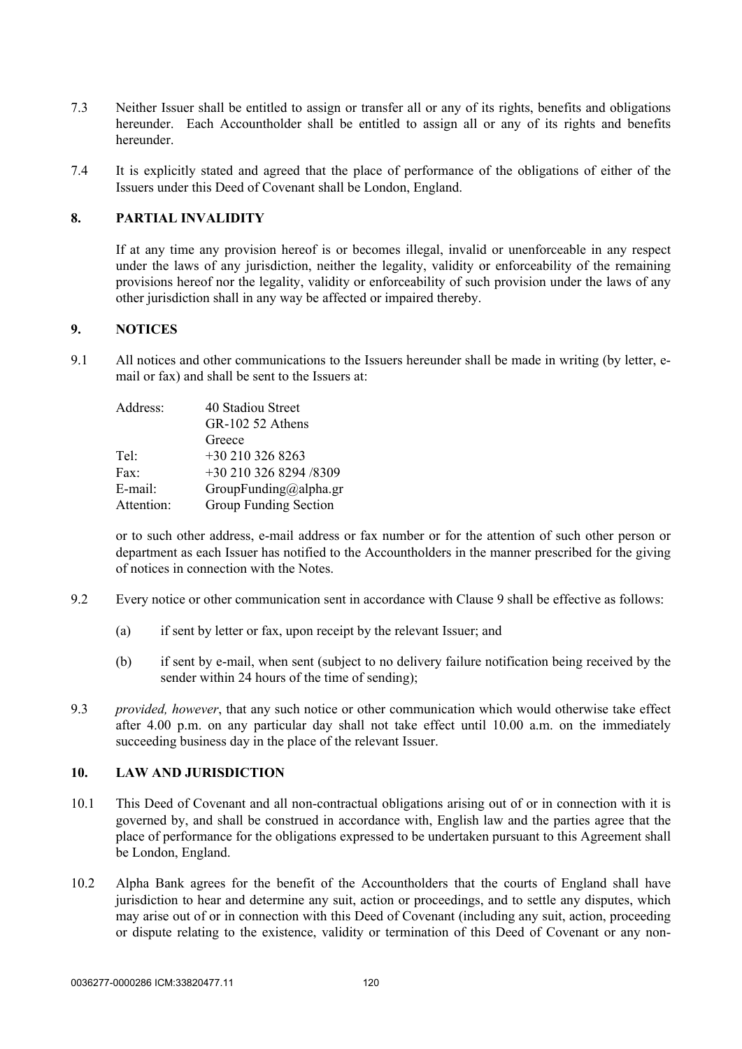7.3 Neither Issuer shall be entitled to assign or transfer all or any of its rights, benefits and obligations hereunder. Each Accountholder shall be entitled to assign all or any of its rights and benefits hereunder.

7.4 It is explicitly stated and agreed that the place of performance of the obligations of either of the Issuers under this Deed of Covenant shall be London, England.

## 8. PARTIAL INVALIDITY

If at any time any provision hereof is or becomes illegal, invalid or unenforceable in any respect under the laws of any jurisdiction, neither the legality, validity or enforceability of the remaining provisions hereof nor the legality, validity or enforceability of such provision under the laws of any other jurisdiction shall in any way be affected or impaired thereby.

## 9. NOTICES

9.1 All notices and other communications to the Issuers hereunder shall be made in writing (by letter, e-mail or fax) and shall be sent to the Issuers at:

| | |
|---|---|
| Address: | 40 Stadiou Street<br>GR-102 52 Athens<br>Greece |
| Tel: | +30 210 326 8263 |
| Fax: | +30 210 326 8294 /8309 |
| E-mail: | GroupFunding@alpha.gr |
| Attention: | Group Funding Section |

or to such other address, e-mail address or fax number or for the attention of such other person or department as each Issuer has notified to the Accountholders in the manner prescribed for the giving of notices in connection with the Notes.

9.2 Every notice or other communication sent in accordance with Clause 9 shall be effective as follows:

(a) if sent by letter or fax, upon receipt by the relevant Issuer; and

(b) if sent by e-mail, when sent (subject to no delivery failure notification being received by the sender within 24 hours of the time of sending);

9.3 *provided, however*, that any such notice or other communication which would otherwise take effect after 4.00 p.m. on any particular day shall not take effect until 10.00 a.m. on the immediately succeeding business day in the place of the relevant Issuer.

## 10. LAW AND JURISDICTION

10.1 This Deed of Covenant and all non-contractual obligations arising out of or in connection with it is governed by, and shall be construed in accordance with, English law and the parties agree that the place of performance for the obligations expressed to be undertaken pursuant to this Agreement shall be London, England.

10.2 Alpha Bank agrees for the benefit of the Accountholders that the courts of England shall have jurisdiction to hear and determine any suit, action or proceedings, and to settle any disputes, which may arise out of or in connection with this Deed of Covenant (including any suit, action, proceeding or dispute relating to the existence, validity or termination of this Deed of Covenant or any non-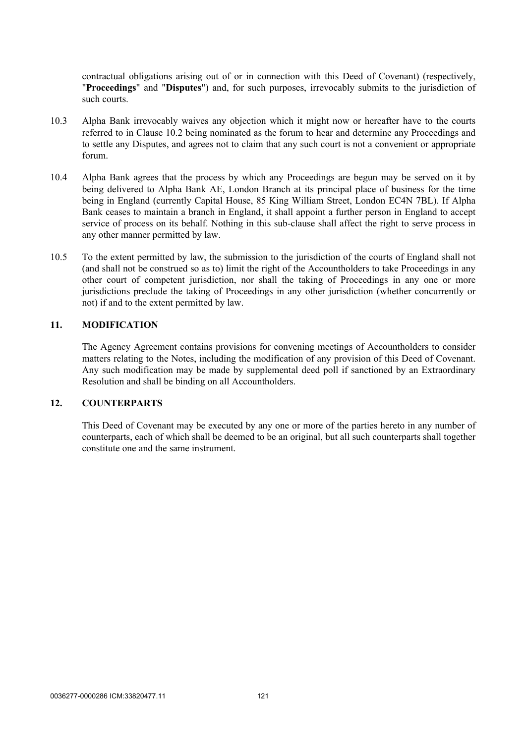contractual obligations arising out of or in connection with this Deed of Covenant) (respectively, "**Proceedings**" and "**Disputes**") and, for such purposes, irrevocably submits to the jurisdiction of such courts.

10.3 Alpha Bank irrevocably waives any objection which it might now or hereafter have to the courts referred to in Clause 10.2 being nominated as the forum to hear and determine any Proceedings and to settle any Disputes, and agrees not to claim that any such court is not a convenient or appropriate forum.

10.4 Alpha Bank agrees that the process by which any Proceedings are begun may be served on it by being delivered to Alpha Bank AE, London Branch at its principal place of business for the time being in England (currently Capital House, 85 King William Street, London EC4N 7BL). If Alpha Bank ceases to maintain a branch in England, it shall appoint a further person in England to accept service of process on its behalf. Nothing in this sub-clause shall affect the right to serve process in any other manner permitted by law.

10.5 To the extent permitted by law, the submission to the jurisdiction of the courts of England shall not (and shall not be construed so as to) limit the right of the Accountholders to take Proceedings in any other court of competent jurisdiction, nor shall the taking of Proceedings in any one or more jurisdictions preclude the taking of Proceedings in any other jurisdiction (whether concurrently or not) if and to the extent permitted by law.

## 11. MODIFICATION

The Agency Agreement contains provisions for convening meetings of Accountholders to consider matters relating to the Notes, including the modification of any provision of this Deed of Covenant. Any such modification may be made by supplemental deed poll if sanctioned by an Extraordinary Resolution and shall be binding on all Accountholders.

## 12. COUNTERPARTS

This Deed of Covenant may be executed by any one or more of the parties hereto in any number of counterparts, each of which shall be deemed to be an original, but all such counterparts shall together constitute one and the same instrument.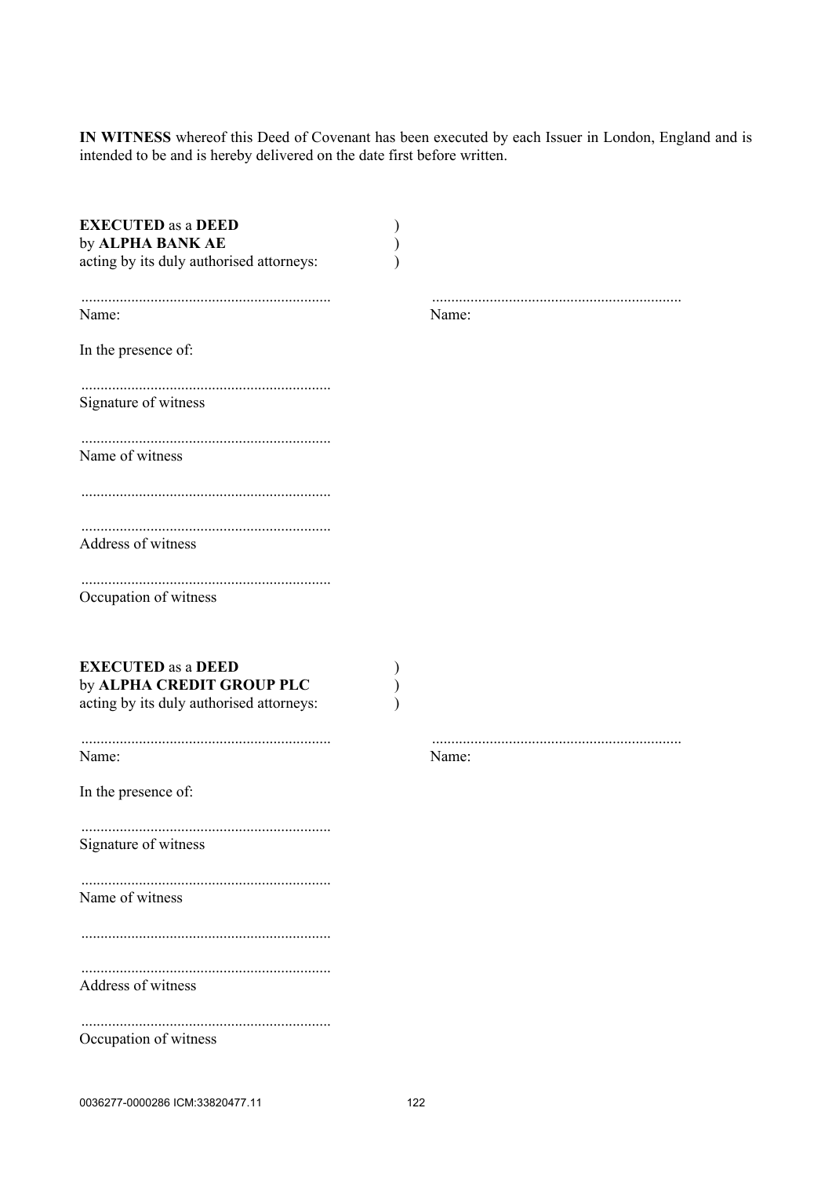**IN WITNESS** whereof this Deed of Covenant has been executed by each Issuer in London, England and is intended to be and is hereby delivered on the date first before written.

**EXECUTED** as a **DEED** )
by **ALPHA BANK AE** )
acting by its duly authorised attorneys: )

................................................................ ................................................................
Name: Name:

In the presence of:

................................................................
Signature of witness

................................................................
Name of witness

................................................................

................................................................
Address of witness

................................................................
Occupation of witness

**EXECUTED** as a **DEED** )
by **ALPHA CREDIT GROUP PLC** )
acting by its duly authorised attorneys: )

................................................................ ................................................................
Name: Name:

In the presence of:

................................................................
Signature of witness

................................................................
Name of witness

................................................................

................................................................
Address of witness

................................................................
Occupation of witness

0036277-0000286 ICM:33820477.11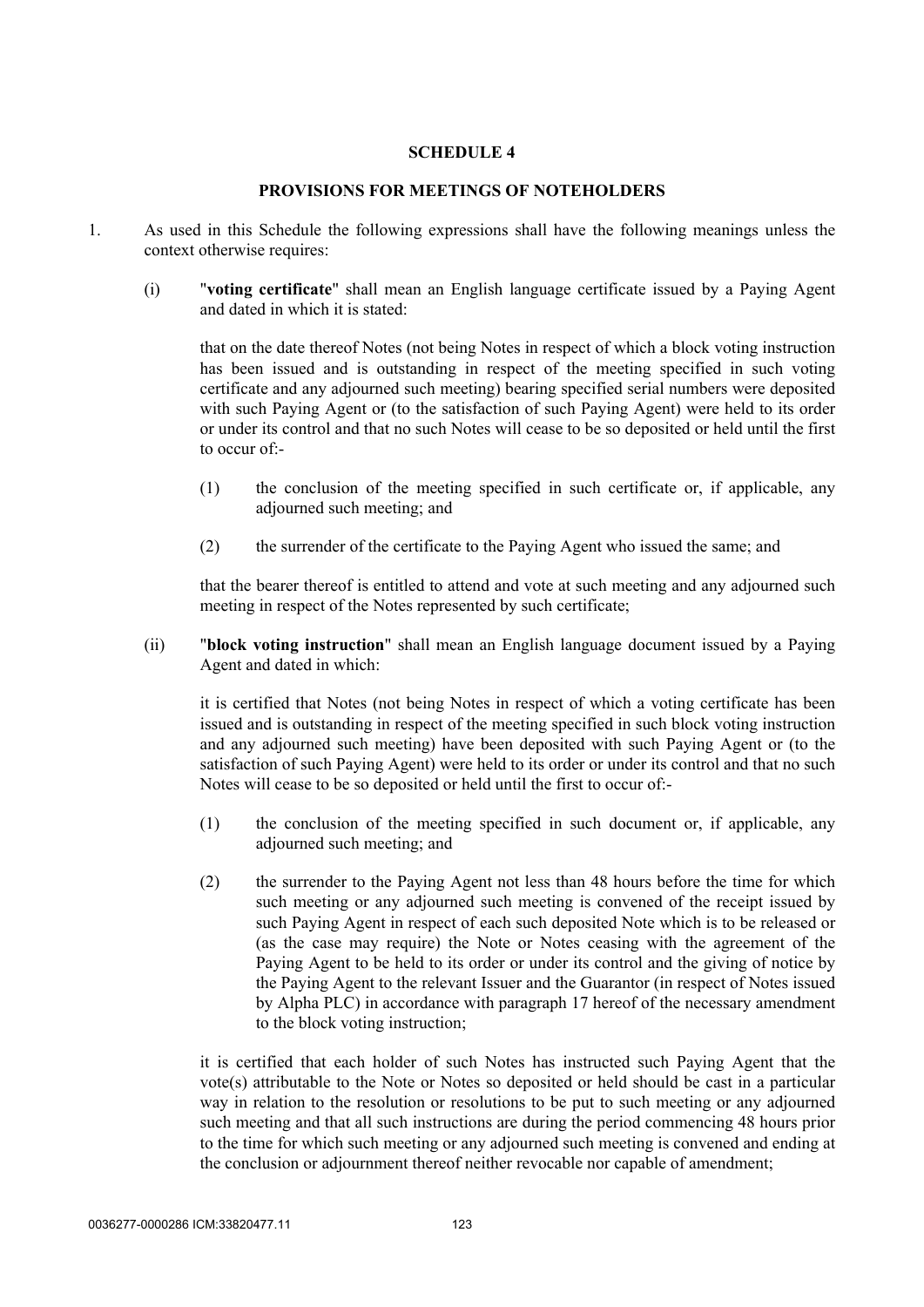## SCHEDULE 4

## PROVISIONS FOR MEETINGS OF NOTEHOLDERS

1. As used in this Schedule the following expressions shall have the following meanings unless the context otherwise requires:

   (i) "**voting certificate**" shall mean an English language certificate issued by a Paying Agent and dated in which it is stated:

   that on the date thereof Notes (not being Notes in respect of which a block voting instruction has been issued and is outstanding in respect of the meeting specified in such voting certificate and any adjourned such meeting) bearing specified serial numbers were deposited with such Paying Agent or (to the satisfaction of such Paying Agent) were held to its order or under its control and that no such Notes will cease to be so deposited or held until the first to occur of:-

   (1) the conclusion of the meeting specified in such certificate or, if applicable, any adjourned such meeting; and

   (2) the surrender of the certificate to the Paying Agent who issued the same; and

   that the bearer thereof is entitled to attend and vote at such meeting and any adjourned such meeting in respect of the Notes represented by such certificate;

   (ii) "**block voting instruction**" shall mean an English language document issued by a Paying Agent and dated in which:

   it is certified that Notes (not being Notes in respect of which a voting certificate has been issued and is outstanding in respect of the meeting specified in such block voting instruction and any adjourned such meeting) have been deposited with such Paying Agent or (to the satisfaction of such Paying Agent) were held to its order or under its control and that no such Notes will cease to be so deposited or held until the first to occur of:-

   (1) the conclusion of the meeting specified in such document or, if applicable, any adjourned such meeting; and

   (2) the surrender to the Paying Agent not less than 48 hours before the time for which such meeting or any adjourned such meeting is convened of the receipt issued by such Paying Agent in respect of each such deposited Note which is to be released or (as the case may require) the Note or Notes ceasing with the agreement of the Paying Agent to be held to its order or under its control and the giving of notice by the Paying Agent to the relevant Issuer and the Guarantor (in respect of Notes issued by Alpha PLC) in accordance with paragraph 17 hereof of the necessary amendment to the block voting instruction;

   it is certified that each holder of such Notes has instructed such Paying Agent that the vote(s) attributable to the Note or Notes so deposited or held should be cast in a particular way in relation to the resolution or resolutions to be put to such meeting or any adjourned such meeting and that all such instructions are during the period commencing 48 hours prior to the time for which such meeting or any adjourned such meeting is convened and ending at the conclusion or adjournment thereof neither revocable nor capable of amendment;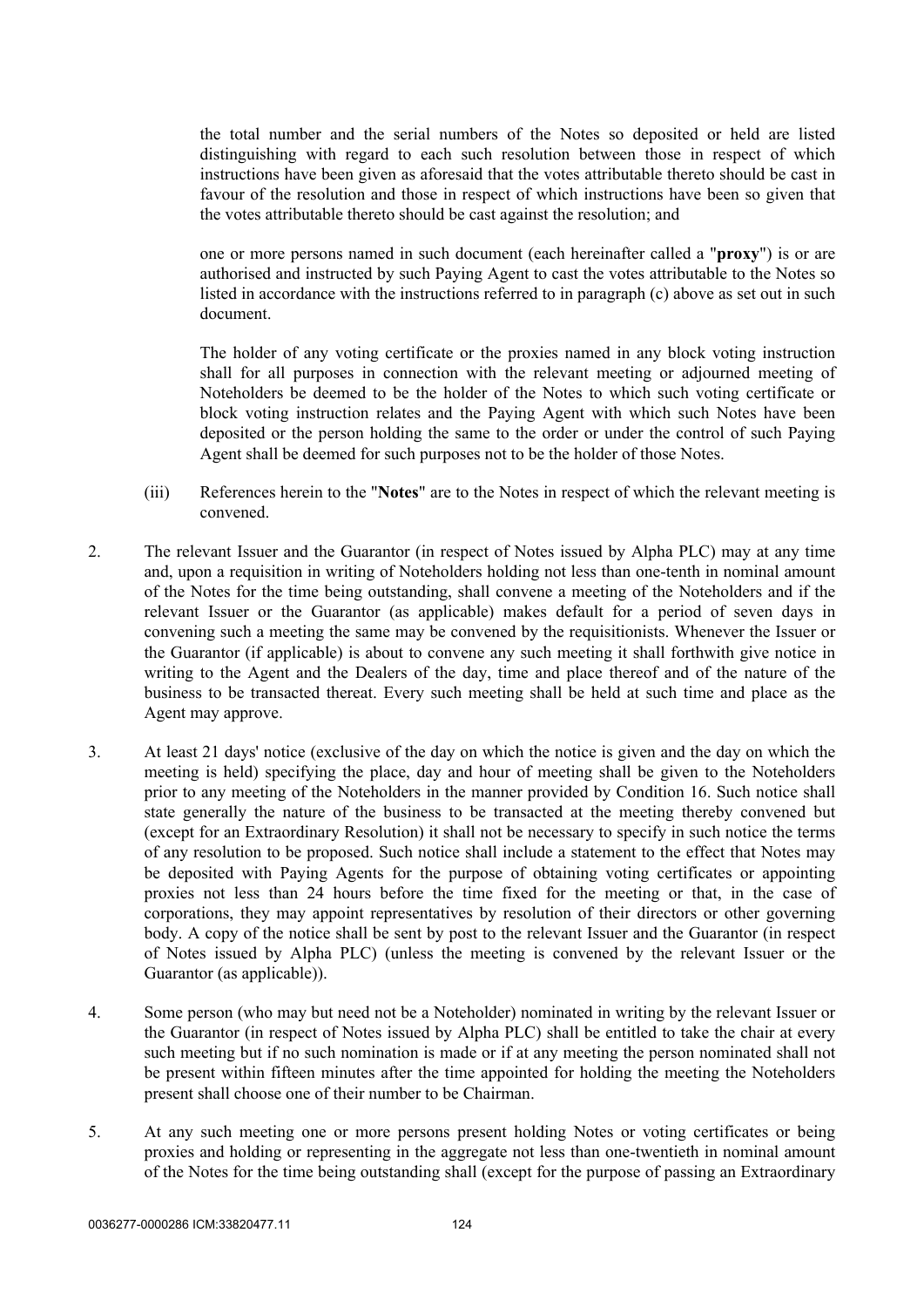the total number and the serial numbers of the Notes so deposited or held are listed distinguishing with regard to each such resolution between those in respect of which instructions have been given as aforesaid that the votes attributable thereto should be cast in favour of the resolution and those in respect of which instructions have been so given that the votes attributable thereto should be cast against the resolution; and

one or more persons named in such document (each hereinafter called a "**proxy**") is or are authorised and instructed by such Paying Agent to cast the votes attributable to the Notes so listed in accordance with the instructions referred to in paragraph (c) above as set out in such document.

The holder of any voting certificate or the proxies named in any block voting instruction shall for all purposes in connection with the relevant meeting or adjourned meeting of Noteholders be deemed to be the holder of the Notes to which such voting certificate or block voting instruction relates and the Paying Agent with which such Notes have been deposited or the person holding the same to the order or under the control of such Paying Agent shall be deemed for such purposes not to be the holder of those Notes.

(iii) References herein to the "**Notes**" are to the Notes in respect of which the relevant meeting is convened.

2. The relevant Issuer and the Guarantor (in respect of Notes issued by Alpha PLC) may at any time and, upon a requisition in writing of Noteholders holding not less than one-tenth in nominal amount of the Notes for the time being outstanding, shall convene a meeting of the Noteholders and if the relevant Issuer or the Guarantor (as applicable) makes default for a period of seven days in convening such a meeting the same may be convened by the requisitionists. Whenever the Issuer or the Guarantor (if applicable) is about to convene any such meeting it shall forthwith give notice in writing to the Agent and the Dealers of the day, time and place thereof and of the nature of the business to be transacted thereat. Every such meeting shall be held at such time and place as the Agent may approve.

3. At least 21 days' notice (exclusive of the day on which the notice is given and the day on which the meeting is held) specifying the place, day and hour of meeting shall be given to the Noteholders prior to any meeting of the Noteholders in the manner provided by Condition 16. Such notice shall state generally the nature of the business to be transacted at the meeting thereby convened but (except for an Extraordinary Resolution) it shall not be necessary to specify in such notice the terms of any resolution to be proposed. Such notice shall include a statement to the effect that Notes may be deposited with Paying Agents for the purpose of obtaining voting certificates or appointing proxies not less than 24 hours before the time fixed for the meeting or that, in the case of corporations, they may appoint representatives by resolution of their directors or other governing body. A copy of the notice shall be sent by post to the relevant Issuer and the Guarantor (in respect of Notes issued by Alpha PLC) (unless the meeting is convened by the relevant Issuer or the Guarantor (as applicable)).

4. Some person (who may but need not be a Noteholder) nominated in writing by the relevant Issuer or the Guarantor (in respect of Notes issued by Alpha PLC) shall be entitled to take the chair at every such meeting but if no such nomination is made or if at any meeting the person nominated shall not be present within fifteen minutes after the time appointed for holding the meeting the Noteholders present shall choose one of their number to be Chairman.

5. At any such meeting one or more persons present holding Notes or voting certificates or being proxies and holding or representing in the aggregate not less than one-twentieth in nominal amount of the Notes for the time being outstanding shall (except for the purpose of passing an Extraordinary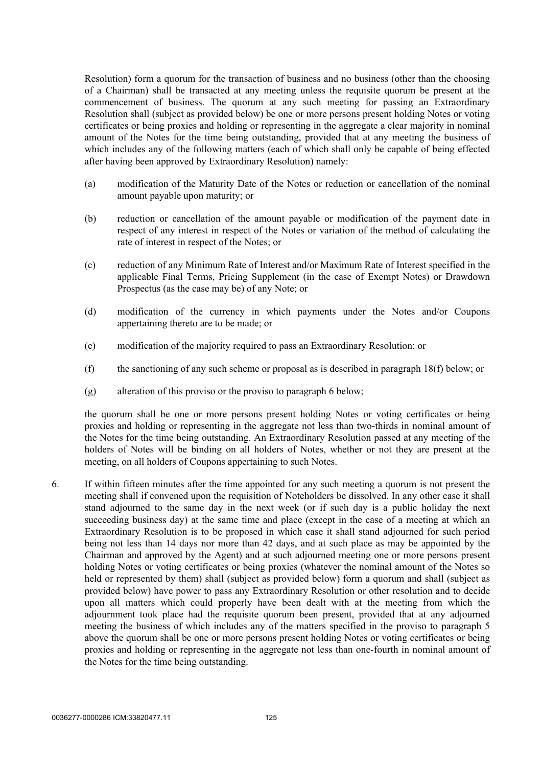Resolution) form a quorum for the transaction of business and no business (other than the choosing of a Chairman) shall be transacted at any meeting unless the requisite quorum be present at the commencement of business. The quorum at any such meeting for passing an Extraordinary Resolution shall (subject as provided below) be one or more persons present holding Notes or voting certificates or being proxies and holding or representing in the aggregate a clear majority in nominal amount of the Notes for the time being outstanding, provided that at any meeting the business of which includes any of the following matters (each of which shall only be capable of being effected after having been approved by Extraordinary Resolution) namely:

(a) modification of the Maturity Date of the Notes or reduction or cancellation of the nominal amount payable upon maturity; or

(b) reduction or cancellation of the amount payable or modification of the payment date in respect of any interest in respect of the Notes or variation of the method of calculating the rate of interest in respect of the Notes; or

(c) reduction of any Minimum Rate of Interest and/or Maximum Rate of Interest specified in the applicable Final Terms, Pricing Supplement (in the case of Exempt Notes) or Drawdown Prospectus (as the case may be) of any Note; or

(d) modification of the currency in which payments under the Notes and/or Coupons appertaining thereto are to be made; or

(e) modification of the majority required to pass an Extraordinary Resolution; or

(f) the sanctioning of any such scheme or proposal as is described in paragraph 18(f) below; or

(g) alteration of this proviso or the proviso to paragraph 6 below;

the quorum shall be one or more persons present holding Notes or voting certificates or being proxies and holding or representing in the aggregate not less than two-thirds in nominal amount of the Notes for the time being outstanding. An Extraordinary Resolution passed at any meeting of the holders of Notes will be binding on all holders of Notes, whether or not they are present at the meeting, on all holders of Coupons appertaining to such Notes.

6. If within fifteen minutes after the time appointed for any such meeting a quorum is not present the meeting shall if convened upon the requisition of Noteholders be dissolved. In any other case it shall stand adjourned to the same day in the next week (or if such day is a public holiday the next succeeding business day) at the same time and place (except in the case of a meeting at which an Extraordinary Resolution is to be proposed in which case it shall stand adjourned for such period being not less than 14 days nor more than 42 days, and at such place as may be appointed by the Chairman and approved by the Agent) and at such adjourned meeting one or more persons present holding Notes or voting certificates or being proxies (whatever the nominal amount of the Notes so held or represented by them) shall (subject as provided below) form a quorum and shall (subject as provided below) have power to pass any Extraordinary Resolution or other resolution and to decide upon all matters which could properly have been dealt with at the meeting from which the adjournment took place had the requisite quorum been present, provided that at any adjourned meeting the business of which includes any of the matters specified in the proviso to paragraph 5 above the quorum shall be one or more persons present holding Notes or voting certificates or being proxies and holding or representing in the aggregate not less than one-fourth in nominal amount of the Notes for the time being outstanding.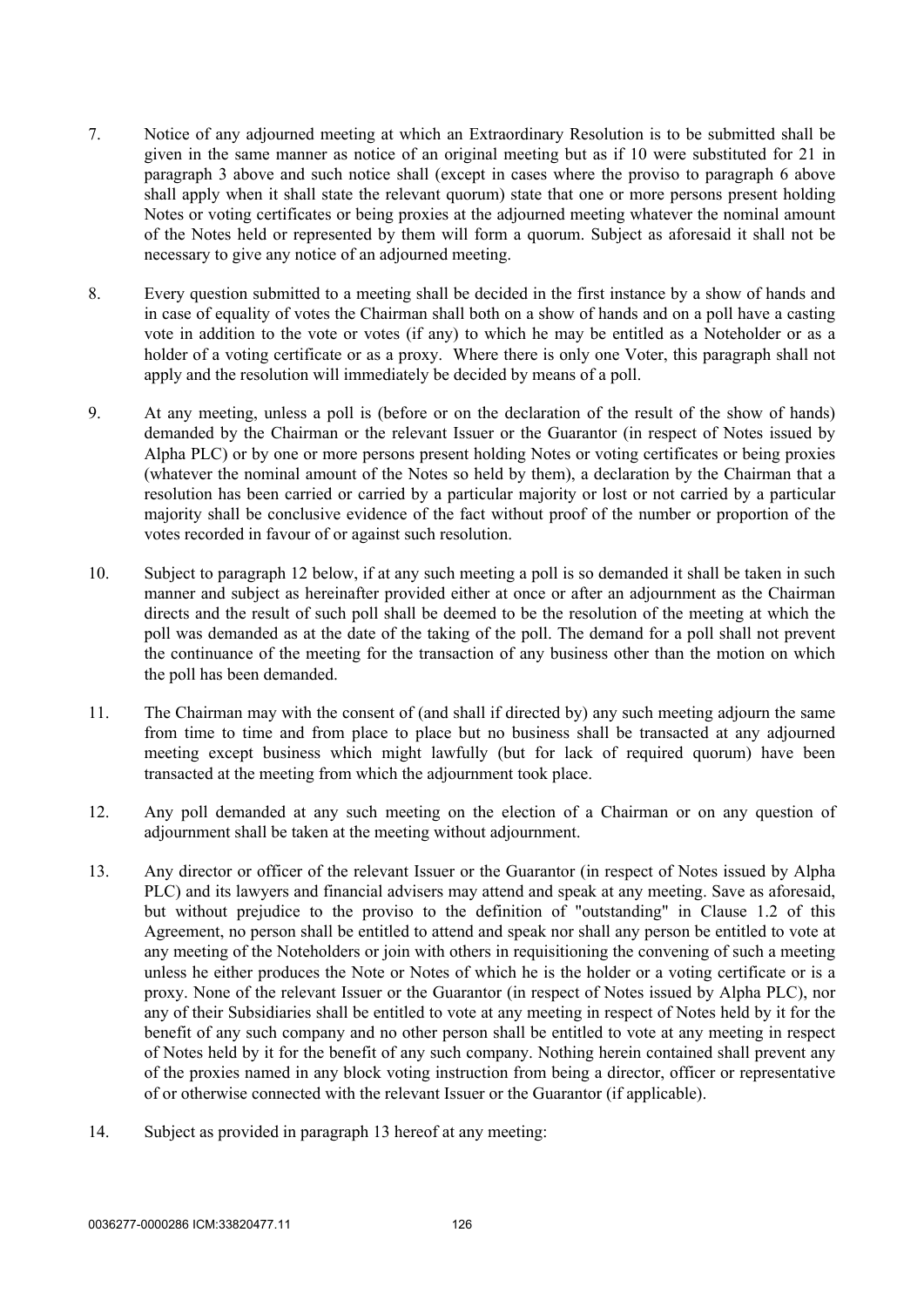7. Notice of any adjourned meeting at which an Extraordinary Resolution is to be submitted shall be given in the same manner as notice of an original meeting but as if 10 were substituted for 21 in paragraph 3 above and such notice shall (except in cases where the proviso to paragraph 6 above shall apply when it shall state the relevant quorum) state that one or more persons present holding Notes or voting certificates or being proxies at the adjourned meeting whatever the nominal amount of the Notes held or represented by them will form a quorum. Subject as aforesaid it shall not be necessary to give any notice of an adjourned meeting.

8. Every question submitted to a meeting shall be decided in the first instance by a show of hands and in case of equality of votes the Chairman shall both on a show of hands and on a poll have a casting vote in addition to the vote or votes (if any) to which he may be entitled as a Noteholder or as a holder of a voting certificate or as a proxy. Where there is only one Voter, this paragraph shall not apply and the resolution will immediately be decided by means of a poll.

9. At any meeting, unless a poll is (before or on the declaration of the result of the show of hands) demanded by the Chairman or the relevant Issuer or the Guarantor (in respect of Notes issued by Alpha PLC) or by one or more persons present holding Notes or voting certificates or being proxies (whatever the nominal amount of the Notes so held by them), a declaration by the Chairman that a resolution has been carried or carried by a particular majority or lost or not carried by a particular majority shall be conclusive evidence of the fact without proof of the number or proportion of the votes recorded in favour of or against such resolution.

10. Subject to paragraph 12 below, if at any such meeting a poll is so demanded it shall be taken in such manner and subject as hereinafter provided either at once or after an adjournment as the Chairman directs and the result of such poll shall be deemed to be the resolution of the meeting at which the poll was demanded as at the date of the taking of the poll. The demand for a poll shall not prevent the continuance of the meeting for the transaction of any business other than the motion on which the poll has been demanded.

11. The Chairman may with the consent of (and shall if directed by) any such meeting adjourn the same from time to time and from place to place but no business shall be transacted at any adjourned meeting except business which might lawfully (but for lack of required quorum) have been transacted at the meeting from which the adjournment took place.

12. Any poll demanded at any such meeting on the election of a Chairman or on any question of adjournment shall be taken at the meeting without adjournment.

13. Any director or officer of the relevant Issuer or the Guarantor (in respect of Notes issued by Alpha PLC) and its lawyers and financial advisers may attend and speak at any meeting. Save as aforesaid, but without prejudice to the proviso to the definition of "outstanding" in Clause 1.2 of this Agreement, no person shall be entitled to attend and speak nor shall any person be entitled to vote at any meeting of the Noteholders or join with others in requisitioning the convening of such a meeting unless he either produces the Note or Notes of which he is the holder or a voting certificate or is a proxy. None of the relevant Issuer or the Guarantor (in respect of Notes issued by Alpha PLC), nor any of their Subsidiaries shall be entitled to vote at any meeting in respect of Notes held by it for the benefit of any such company and no other person shall be entitled to vote at any meeting in respect of Notes held by it for the benefit of any such company. Nothing herein contained shall prevent any of the proxies named in any block voting instruction from being a director, officer or representative of or otherwise connected with the relevant Issuer or the Guarantor (if applicable).

14. Subject as provided in paragraph 13 hereof at any meeting: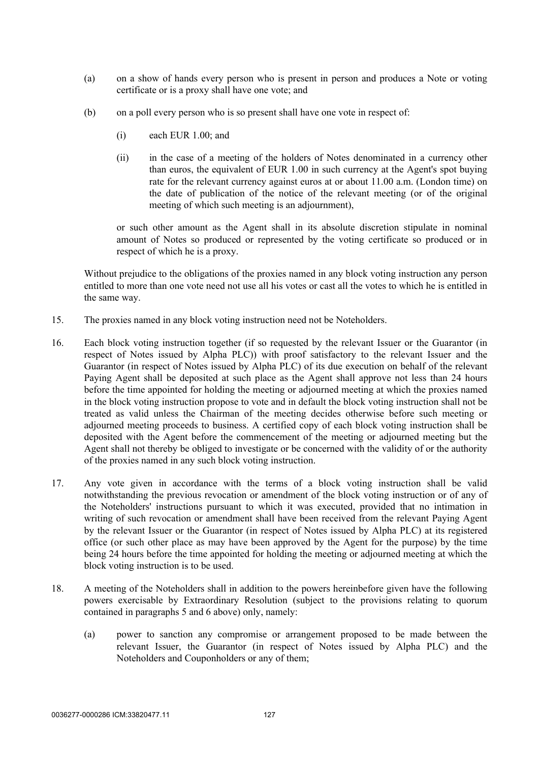(a) on a show of hands every person who is present in person and produces a Note or voting certificate or is a proxy shall have one vote; and

(b) on a poll every person who is so present shall have one vote in respect of:

   (i) each EUR 1.00; and

   (ii) in the case of a meeting of the holders of Notes denominated in a currency other than euros, the equivalent of EUR 1.00 in such currency at the Agent's spot buying rate for the relevant currency against euros at or about 11.00 a.m. (London time) on the date of publication of the notice of the relevant meeting (or of the original meeting of which such meeting is an adjournment),

   or such other amount as the Agent shall in its absolute discretion stipulate in nominal amount of Notes so produced or represented by the voting certificate so produced or in respect of which he is a proxy.

Without prejudice to the obligations of the proxies named in any block voting instruction any person entitled to more than one vote need not use all his votes or cast all the votes to which he is entitled in the same way.

15. The proxies named in any block voting instruction need not be Noteholders.

16. Each block voting instruction together (if so requested by the relevant Issuer or the Guarantor (in respect of Notes issued by Alpha PLC)) with proof satisfactory to the relevant Issuer and the Guarantor (in respect of Notes issued by Alpha PLC) of its due execution on behalf of the relevant Paying Agent shall be deposited at such place as the Agent shall approve not less than 24 hours before the time appointed for holding the meeting or adjourned meeting at which the proxies named in the block voting instruction propose to vote and in default the block voting instruction shall not be treated as valid unless the Chairman of the meeting decides otherwise before such meeting or adjourned meeting proceeds to business. A certified copy of each block voting instruction shall be deposited with the Agent before the commencement of the meeting or adjourned meeting but the Agent shall not thereby be obliged to investigate or be concerned with the validity of or the authority of the proxies named in any such block voting instruction.

17. Any vote given in accordance with the terms of a block voting instruction shall be valid notwithstanding the previous revocation or amendment of the block voting instruction or of any of the Noteholders' instructions pursuant to which it was executed, provided that no intimation in writing of such revocation or amendment shall have been received from the relevant Paying Agent by the relevant Issuer or the Guarantor (in respect of Notes issued by Alpha PLC) at its registered office (or such other place as may have been approved by the Agent for the purpose) by the time being 24 hours before the time appointed for holding the meeting or adjourned meeting at which the block voting instruction is to be used.

18. A meeting of the Noteholders shall in addition to the powers hereinbefore given have the following powers exercisable by Extraordinary Resolution (subject to the provisions relating to quorum contained in paragraphs 5 and 6 above) only, namely:

   (a) power to sanction any compromise or arrangement proposed to be made between the relevant Issuer, the Guarantor (in respect of Notes issued by Alpha PLC) and the Noteholders and Couponholders or any of them;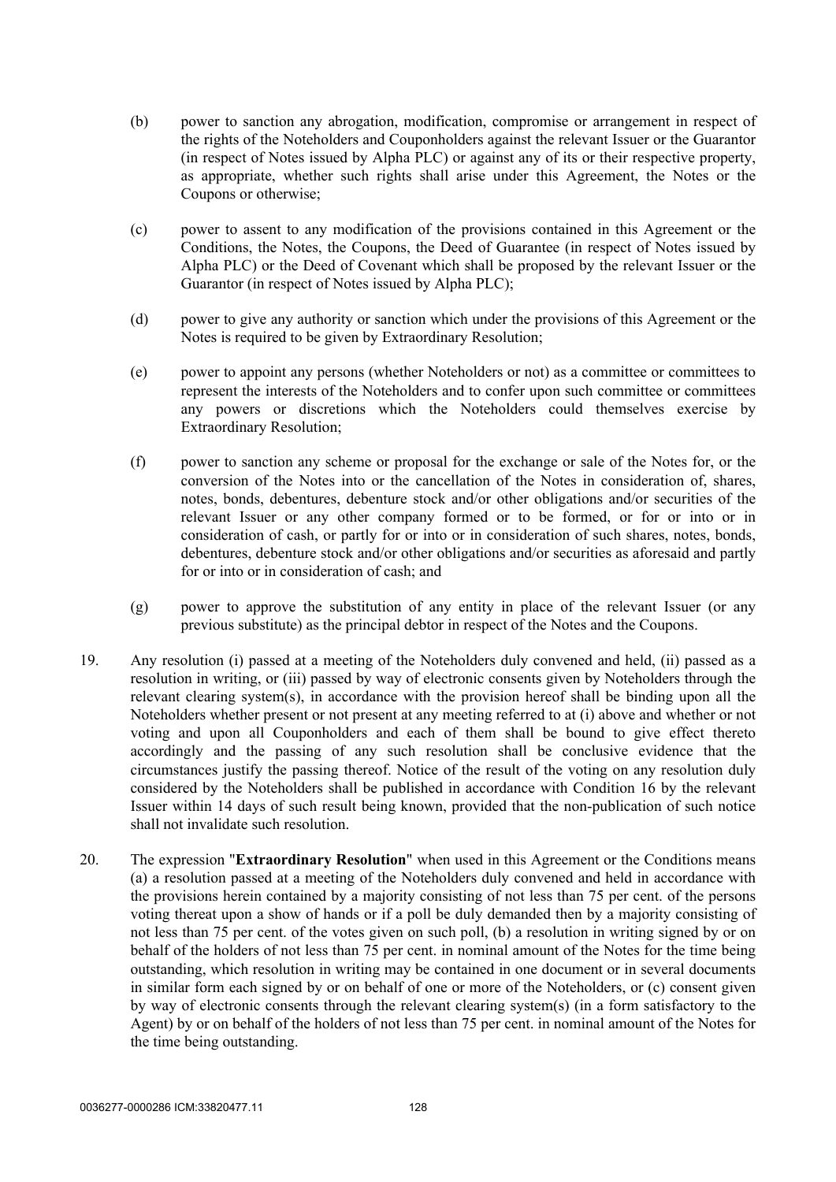(b) power to sanction any abrogation, modification, compromise or arrangement in respect of the rights of the Noteholders and Couponholders against the relevant Issuer or the Guarantor (in respect of Notes issued by Alpha PLC) or against any of its or their respective property, as appropriate, whether such rights shall arise under this Agreement, the Notes or the Coupons or otherwise;

(c) power to assent to any modification of the provisions contained in this Agreement or the Conditions, the Notes, the Coupons, the Deed of Guarantee (in respect of Notes issued by Alpha PLC) or the Deed of Covenant which shall be proposed by the relevant Issuer or the Guarantor (in respect of Notes issued by Alpha PLC);

(d) power to give any authority or sanction which under the provisions of this Agreement or the Notes is required to be given by Extraordinary Resolution;

(e) power to appoint any persons (whether Noteholders or not) as a committee or committees to represent the interests of the Noteholders and to confer upon such committee or committees any powers or discretions which the Noteholders could themselves exercise by Extraordinary Resolution;

(f) power to sanction any scheme or proposal for the exchange or sale of the Notes for, or the conversion of the Notes into or the cancellation of the Notes in consideration of, shares, notes, bonds, debentures, debenture stock and/or other obligations and/or securities of the relevant Issuer or any other company formed or to be formed, or for or into or in consideration of cash, or partly for or into or in consideration of such shares, notes, bonds, debentures, debenture stock and/or other obligations and/or securities as aforesaid and partly for or into or in consideration of cash; and

(g) power to approve the substitution of any entity in place of the relevant Issuer (or any previous substitute) as the principal debtor in respect of the Notes and the Coupons.

19. Any resolution (i) passed at a meeting of the Noteholders duly convened and held, (ii) passed as a resolution in writing, or (iii) passed by way of electronic consents given by Noteholders through the relevant clearing system(s), in accordance with the provision hereof shall be binding upon all the Noteholders whether present or not present at any meeting referred to at (i) above and whether or not voting and upon all Couponholders and each of them shall be bound to give effect thereto accordingly and the passing of any such resolution shall be conclusive evidence that the circumstances justify the passing thereof. Notice of the result of the voting on any resolution duly considered by the Noteholders shall be published in accordance with Condition 16 by the relevant Issuer within 14 days of such result being known, provided that the non-publication of such notice shall not invalidate such resolution.

20. The expression "**Extraordinary Resolution**" when used in this Agreement or the Conditions means (a) a resolution passed at a meeting of the Noteholders duly convened and held in accordance with the provisions herein contained by a majority consisting of not less than 75 per cent. of the persons voting thereat upon a show of hands or if a poll be duly demanded then by a majority consisting of not less than 75 per cent. of the votes given on such poll, (b) a resolution in writing signed by or on behalf of the holders of not less than 75 per cent. in nominal amount of the Notes for the time being outstanding, which resolution in writing may be contained in one document or in several documents in similar form each signed by or on behalf of one or more of the Noteholders, or (c) consent given by way of electronic consents through the relevant clearing system(s) (in a form satisfactory to the Agent) by or on behalf of the holders of not less than 75 per cent. in nominal amount of the Notes for the time being outstanding.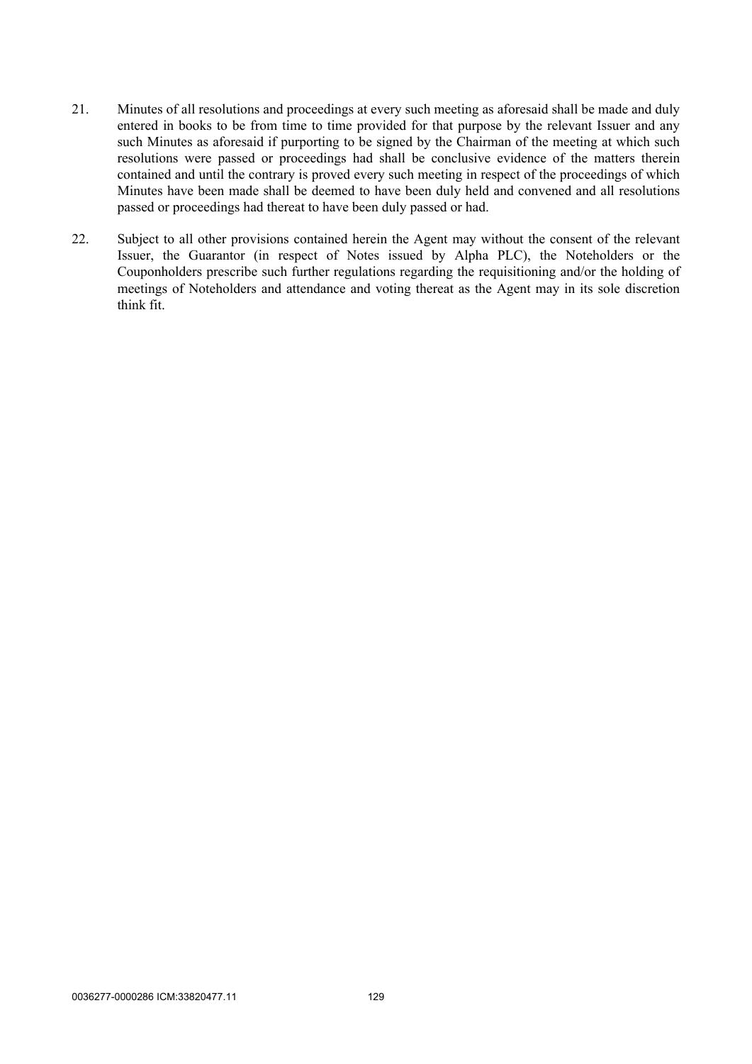21. Minutes of all resolutions and proceedings at every such meeting as aforesaid shall be made and duly entered in books to be from time to time provided for that purpose by the relevant Issuer and any such Minutes as aforesaid if purporting to be signed by the Chairman of the meeting at which such resolutions were passed or proceedings had shall be conclusive evidence of the matters therein contained and until the contrary is proved every such meeting in respect of the proceedings of which Minutes have been made shall be deemed to have been duly held and convened and all resolutions passed or proceedings had thereat to have been duly passed or had.

22. Subject to all other provisions contained herein the Agent may without the consent of the relevant Issuer, the Guarantor (in respect of Notes issued by Alpha PLC), the Noteholders or the Couponholders prescribe such further regulations regarding the requisitioning and/or the holding of meetings of Noteholders and attendance and voting thereat as the Agent may in its sole discretion think fit.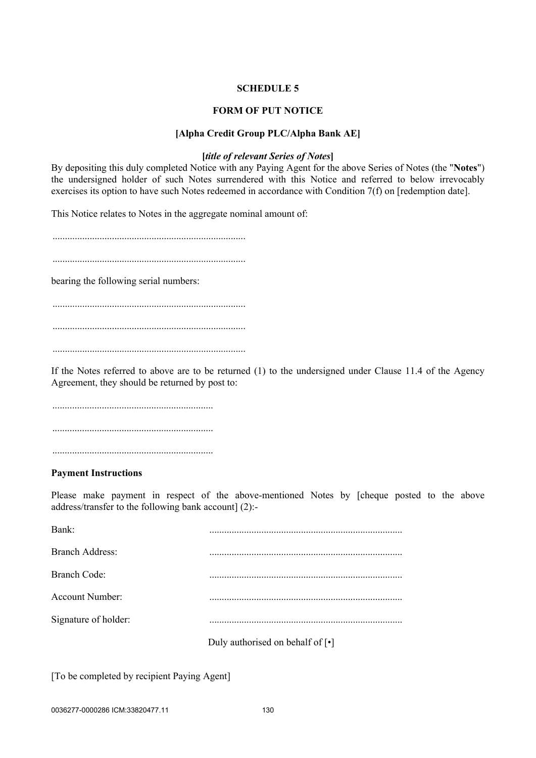**SCHEDULE 5**

**FORM OF PUT NOTICE**

**[Alpha Credit Group PLC/Alpha Bank AE]**

**[*title of relevant Series of Notes*]**

By depositing this duly completed Notice with any Paying Agent for the above Series of Notes (the "**Notes**") the undersigned holder of such Notes surrendered with this Notice and referred to below irrevocably exercises its option to have such Notes redeemed in accordance with Condition 7(f) on [redemption date].

This Notice relates to Notes in the aggregate nominal amount of:

..............................................................................

..............................................................................

bearing the following serial numbers:

..............................................................................

..............................................................................

..............................................................................

If the Notes referred to above are to be returned (1) to the undersigned under Clause 11.4 of the Agency Agreement, they should be returned by post to:

.................................................................

.................................................................

.................................................................

**Payment Instructions**

Please make payment in respect of the above-mentioned Notes by [cheque posted to the above address/transfer to the following bank account] (2):-

Bank: ..............................................................................

Branch Address: ..............................................................................

Branch Code: ..............................................................................

Account Number: ..............................................................................

Signature of holder: ..............................................................................

Duly authorised on behalf of [•]

[To be completed by recipient Paying Agent]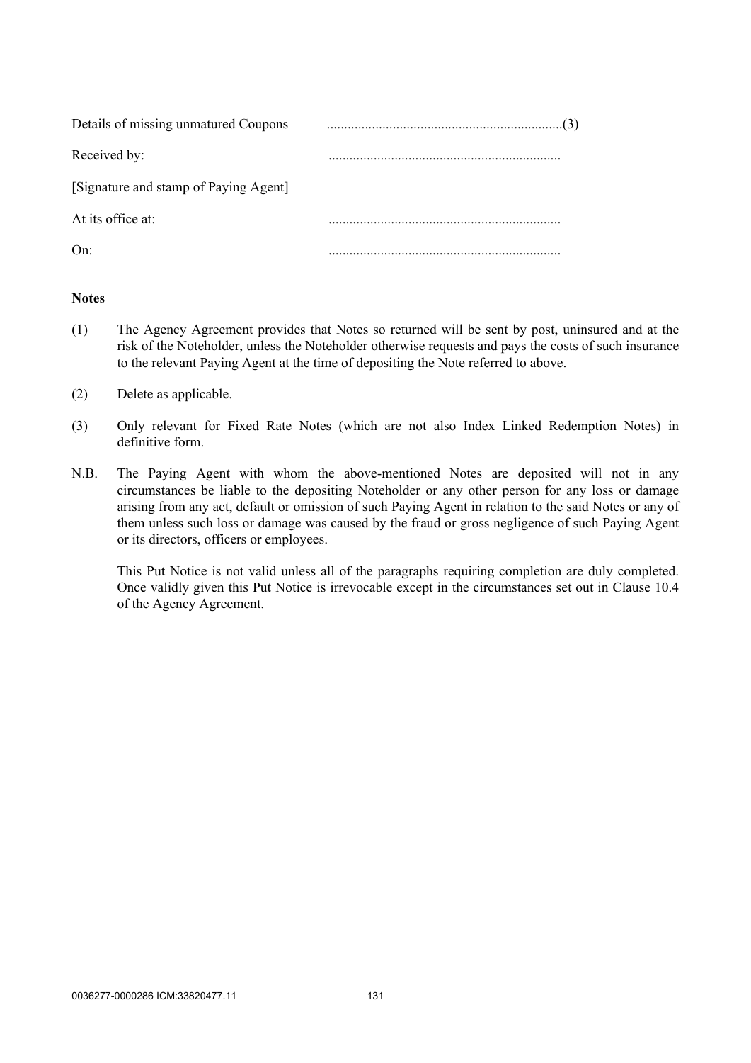Details of missing unmatured Coupons ....................................................................(3)

Received by: ...................................................................

[Signature and stamp of Paying Agent]

At its office at: ...................................................................

On: ...................................................................

**Notes**

(1) The Agency Agreement provides that Notes so returned will be sent by post, uninsured and at the risk of the Noteholder, unless the Noteholder otherwise requests and pays the costs of such insurance to the relevant Paying Agent at the time of depositing the Note referred to above.

(2) Delete as applicable.

(3) Only relevant for Fixed Rate Notes (which are not also Index Linked Redemption Notes) in definitive form.

N.B. The Paying Agent with whom the above-mentioned Notes are deposited will not in any circumstances be liable to the depositing Noteholder or any other person for any loss or damage arising from any act, default or omission of such Paying Agent in relation to the said Notes or any of them unless such loss or damage was caused by the fraud or gross negligence of such Paying Agent or its directors, officers or employees.

This Put Notice is not valid unless all of the paragraphs requiring completion are duly completed. Once validly given this Put Notice is irrevocable except in the circumstances set out in Clause 10.4 of the Agency Agreement.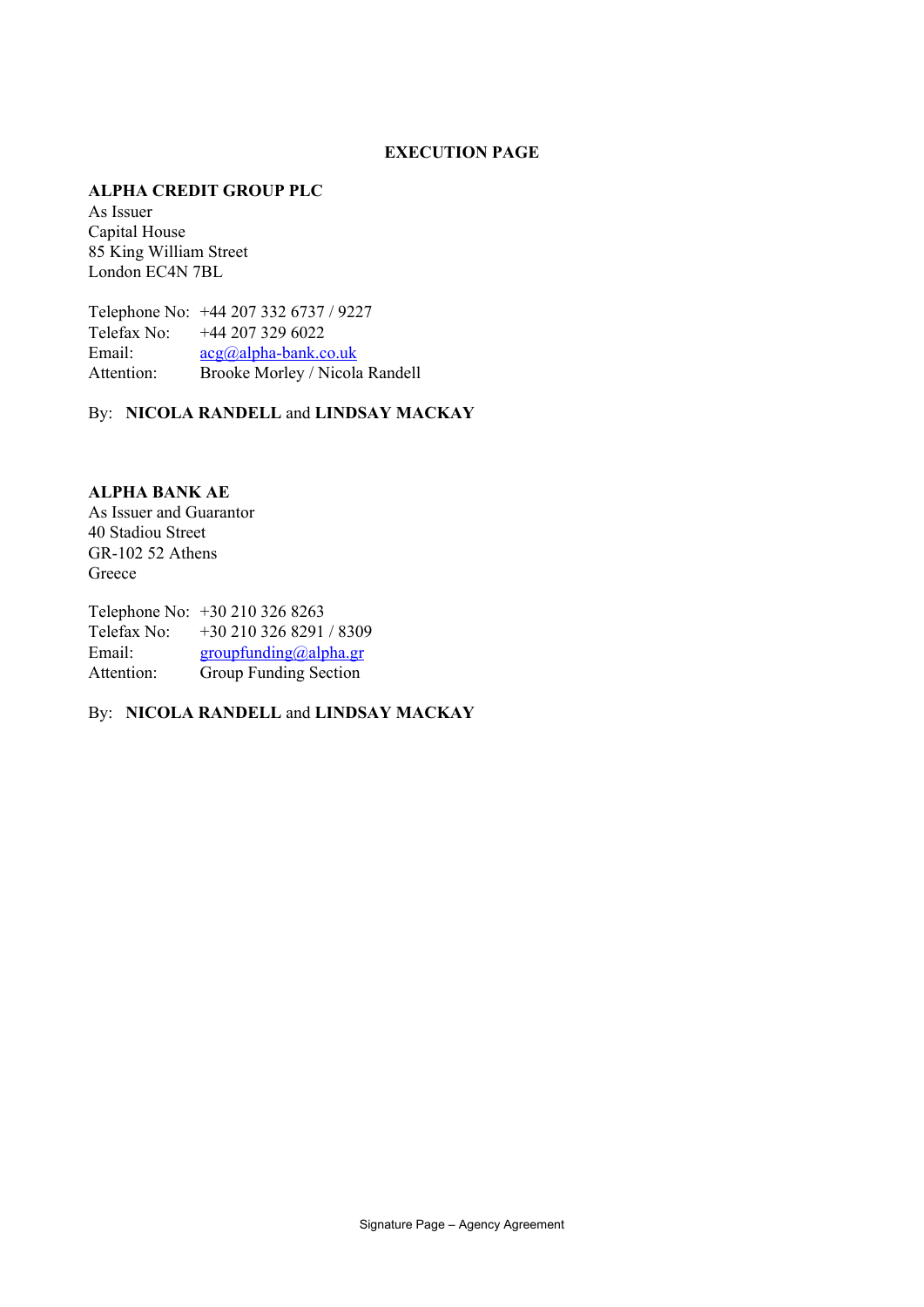**EXECUTION PAGE**

**ALPHA CREDIT GROUP PLC**
As Issuer
Capital House
85 King William Street
London EC4N 7BL

Telephone No: +44 207 332 6737 / 9227
Telefax No: +44 207 329 6022
Email: acg@alpha-bank.co.uk
Attention: Brooke Morley / Nicola Randell

By: **NICOLA RANDELL** and **LINDSAY MACKAY**

**ALPHA BANK AE**
As Issuer and Guarantor
40 Stadiou Street
GR-102 52 Athens
Greece

Telephone No: +30 210 326 8263
Telefax No: +30 210 326 8291 / 8309
Email: groupfunding@alpha.gr
Attention: Group Funding Section

By: **NICOLA RANDELL** and **LINDSAY MACKAY**

Signature Page – Agency Agreement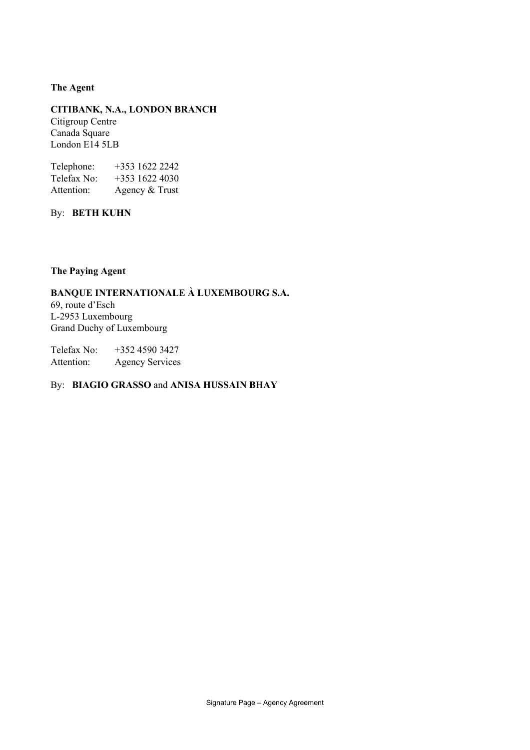**The Agent**

**CITIBANK, N.A., LONDON BRANCH**
Citigroup Centre
Canada Square
London E14 5LB

Telephone: +353 1622 2242
Telefax No: +353 1622 4030
Attention: Agency & Trust

By: **BETH KUHN**

**The Paying Agent**

**BANQUE INTERNATIONALE À LUXEMBOURG S.A.**
69, route d'Esch
L-2953 Luxembourg
Grand Duchy of Luxembourg

Telefax No: +352 4590 3427
Attention: Agency Services

By: **BIAGIO GRASSO** and **ANISA HUSSAIN BHAY**

Signature Page – Agency Agreement